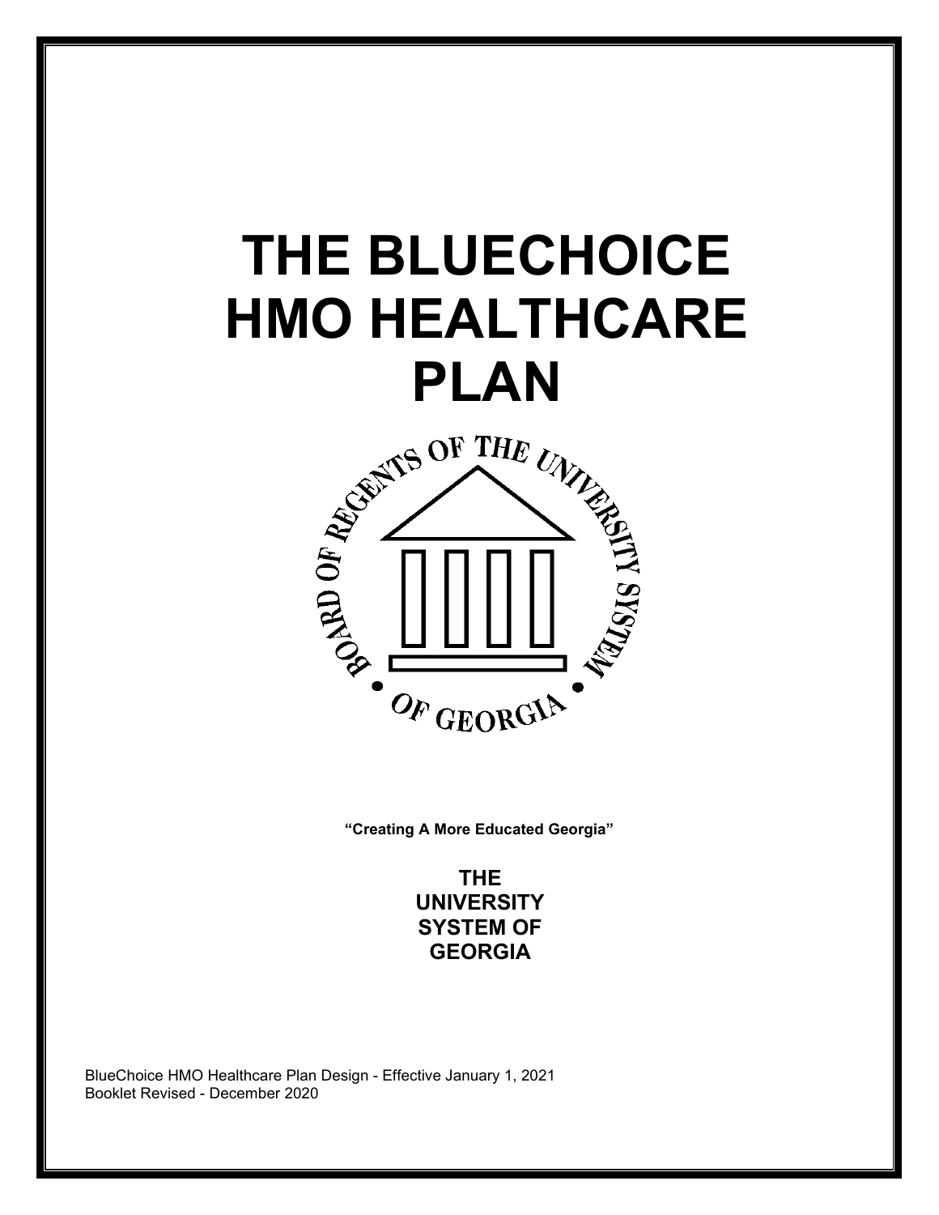# THE BLUECHOICE HMO HEALTHCARE PLAN

**"Creating A More Educated Georgia"**

**THE UNIVERSITY SYSTEM OF GEORGIA**

BlueChoice HMO Healthcare Plan Design - Effective January 1, 2021
Booklet Revised - December 2020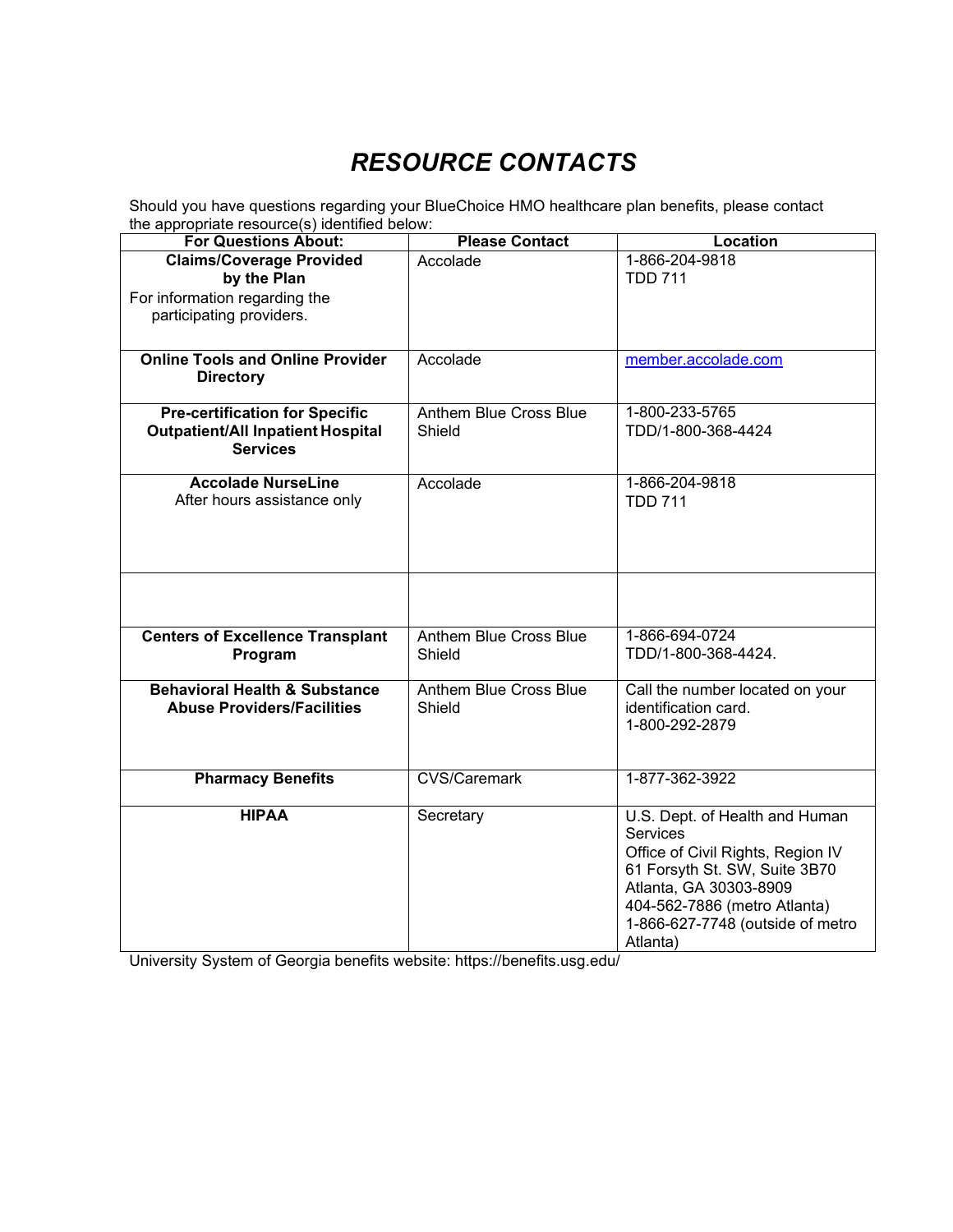# *RESOURCE CONTACTS*

Should you have questions regarding your BlueChoice HMO healthcare plan benefits, please contact the appropriate resource(s) identified below:

| For Questions About: | Please Contact | Location |
|---|---|---|
| **Claims/Coverage Provided by the Plan**<br>For information regarding the participating providers. | Accolade | 1-866-204-9818<br>TDD 711 |
| **Online Tools and Online Provider Directory** | Accolade | member.accolade.com |
| **Pre-certification for Specific Outpatient/All Inpatient Hospital Services** | Anthem Blue Cross Blue Shield | 1-800-233-5765<br>TDD/1-800-368-4424 |
| **Accolade NurseLine**<br>After hours assistance only | Accolade | 1-866-204-9818<br>TDD 711 |
| | | |
| **Centers of Excellence Transplant Program** | Anthem Blue Cross Blue Shield | 1-866-694-0724<br>TDD/1-800-368-4424. |
| **Behavioral Health & Substance Abuse Providers/Facilities** | Anthem Blue Cross Blue Shield | Call the number located on your identification card.<br>1-800-292-2879 |
| **Pharmacy Benefits** | CVS/Caremark | 1-877-362-3922 |
| **HIPAA** | Secretary | U.S. Dept. of Health and Human Services<br>Office of Civil Rights, Region IV<br>61 Forsyth St. SW, Suite 3B70<br>Atlanta, GA 30303-8909<br>404-562-7886 (metro Atlanta)<br>1-866-627-7748 (outside of metro Atlanta) |

University System of Georgia benefits website: https://benefits.usg.edu/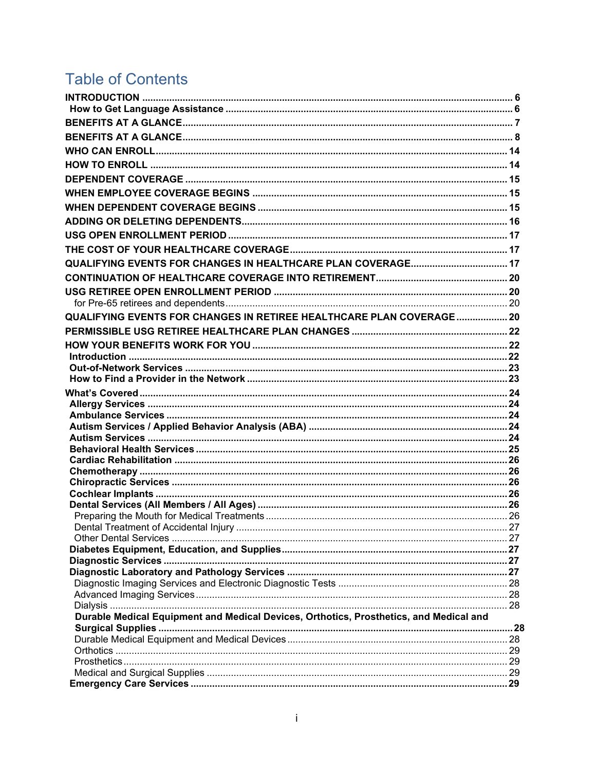# Table of Contents

**INTRODUCTION** ........................................................................................................................ 6
- **How to Get Language Assistance** ......................................................................................... 6

**BENEFITS AT A GLANCE** ........................................................................................................ 7

**BENEFITS AT A GLANCE** ........................................................................................................ 8

**WHO CAN ENROLL** ................................................................................................................. 14

**HOW TO ENROLL** ................................................................................................................... 14

**DEPENDENT COVERAGE** ...................................................................................................... 15

**WHEN EMPLOYEE COVERAGE BEGINS** .............................................................................. 15

**WHEN DEPENDENT COVERAGE BEGINS** ............................................................................ 15

**ADDING OR DELETING DEPENDENTS** .................................................................................. 16

**USG OPEN ENROLLMENT PERIOD** ....................................................................................... 17

**THE COST OF YOUR HEALTHCARE COVERAGE** ................................................................ 17

**QUALIFYING EVENTS FOR CHANGES IN HEALTHCARE PLAN COVERAGE** ..................... 17

**CONTINUATION OF HEALTHCARE COVERAGE INTO RETIREMENT** .................................. 20

**USG RETIREE OPEN ENROLLMENT PERIOD** ....................................................................... 20
- for Pre-65 retirees and dependents ......................................................................................... 20

**QUALIFYING EVENTS FOR CHANGES IN RETIREE HEALTHCARE PLAN COVERAGE** ...... 20

**PERMISSIBLE USG RETIREE HEALTHCARE PLAN CHANGES** ........................................... 22

**HOW YOUR BENEFITS WORK FOR YOU** .............................................................................. 22
- **Introduction** ............................................................................................................................ 22
- **Out-of-Network Services** ....................................................................................................... 23
- **How to Find a Provider in the Network** ................................................................................. 23

**What's Covered** ........................................................................................................................ 24
- **Allergy Services** ..................................................................................................................... 24
- **Ambulance Services** .............................................................................................................. 24
- **Autism Services / Applied Behavior Analysis (ABA)** ............................................................. 24
- **Autism Services** ..................................................................................................................... 24
- **Behavioral Health Services** ................................................................................................... 25
- **Cardiac Rehabilitation** ........................................................................................................... 26
- **Chemotherapy** ....................................................................................................................... 26
- **Chiropractic Services** ............................................................................................................ 26
- **Cochlear Implants** ................................................................................................................. 26
- **Dental Services (All Members / All Ages)** ............................................................................. 26
  - Preparing the Mouth for Medical Treatments ......................................................................... 26
  - Dental Treatment of Accidental Injury .................................................................................... 27
  - Other Dental Services ............................................................................................................ 27
- **Diabetes Equipment, Education, and Supplies** ..................................................................... 27
- **Diagnostic Services** ............................................................................................................... 27
- **Diagnostic Laboratory and Pathology Services** ..................................................................... 27
  - Diagnostic Imaging Services and Electronic Diagnostic Tests ............................................... 28
  - Advanced Imaging Services ................................................................................................... 28
  - Dialysis ................................................................................................................................... 28
  - **Durable Medical Equipment and Medical Devices, Orthotics, Prosthetics, and Medical and Surgical Supplies** ........................................................................................................... 28
  - Durable Medical Equipment and Medical Devices .................................................................. 28
  - Orthotics ................................................................................................................................. 29
  - Prosthetics .............................................................................................................................. 29
  - Medical and Surgical Supplies ............................................................................................... 29
- **Emergency Care Services** .................................................................................................... 29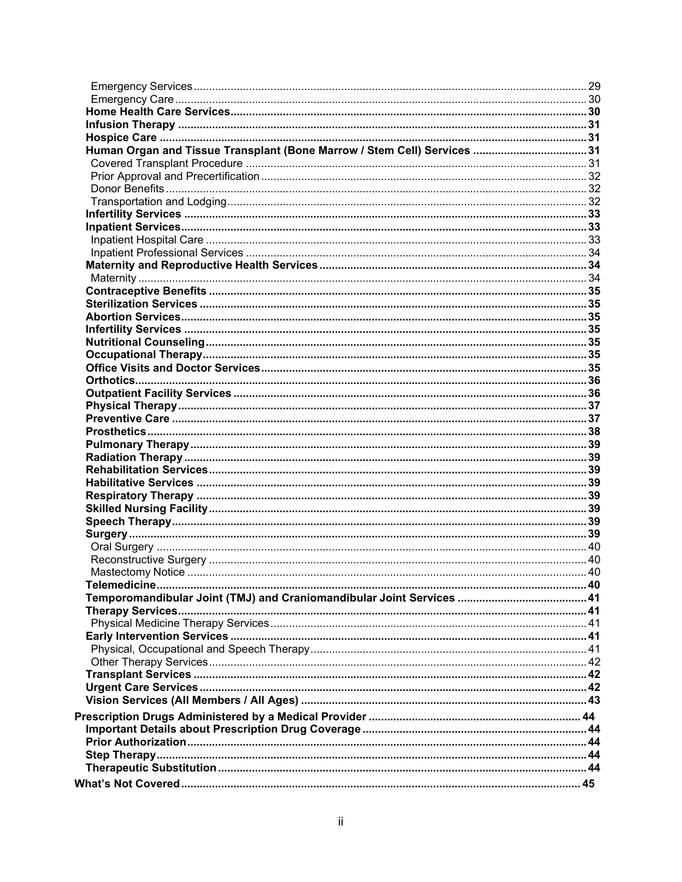Emergency Services ........ 29
Emergency Care ........ 30
**Home Health Care Services** ........ 30
**Infusion Therapy** ........ 31
**Hospice Care** ........ 31
**Human Organ and Tissue Transplant (Bone Marrow / Stem Cell) Services** ........ 31
Covered Transplant Procedure ........ 31
Prior Approval and Precertification ........ 32
Donor Benefits ........ 32
Transportation and Lodging ........ 32
**Infertility Services** ........ 33
**Inpatient Services** ........ 33
Inpatient Hospital Care ........ 33
Inpatient Professional Services ........ 34
**Maternity and Reproductive Health Services** ........ 34
Maternity ........ 34
**Contraceptive Benefits** ........ 35
**Sterilization Services** ........ 35
**Abortion Services** ........ 35
**Infertility Services** ........ 35
**Nutritional Counseling** ........ 35
**Occupational Therapy** ........ 35
**Office Visits and Doctor Services** ........ 35
**Orthotics** ........ 36
**Outpatient Facility Services** ........ 36
**Physical Therapy** ........ 37
**Preventive Care** ........ 37
**Prosthetics** ........ 38
**Pulmonary Therapy** ........ 39
**Radiation Therapy** ........ 39
**Rehabilitation Services** ........ 39
**Habilitative Services** ........ 39
**Respiratory Therapy** ........ 39
**Skilled Nursing Facility** ........ 39
**Speech Therapy** ........ 39
**Surgery** ........ 39
Oral Surgery ........ 40
Reconstructive Surgery ........ 40
Mastectomy Notice ........ 40
**Telemedicine** ........ 40
**Temporomandibular Joint (TMJ) and Craniomandibular Joint Services** ........ 41
**Therapy Services** ........ 41
Physical Medicine Therapy Services ........ 41
**Early Intervention Services** ........ 41
Physical, Occupational and Speech Therapy ........ 41
Other Therapy Services ........ 42
**Transplant Services** ........ 42
**Urgent Care Services** ........ 42
**Vision Services (All Members / All Ages)** ........ 43

**Prescription Drugs Administered by a Medical Provider** ........ 44
**Important Details about Prescription Drug Coverage** ........ 44
**Prior Authorization** ........ 44
**Step Therapy** ........ 44
**Therapeutic Substitution** ........ 44

**What's Not Covered** ........ 45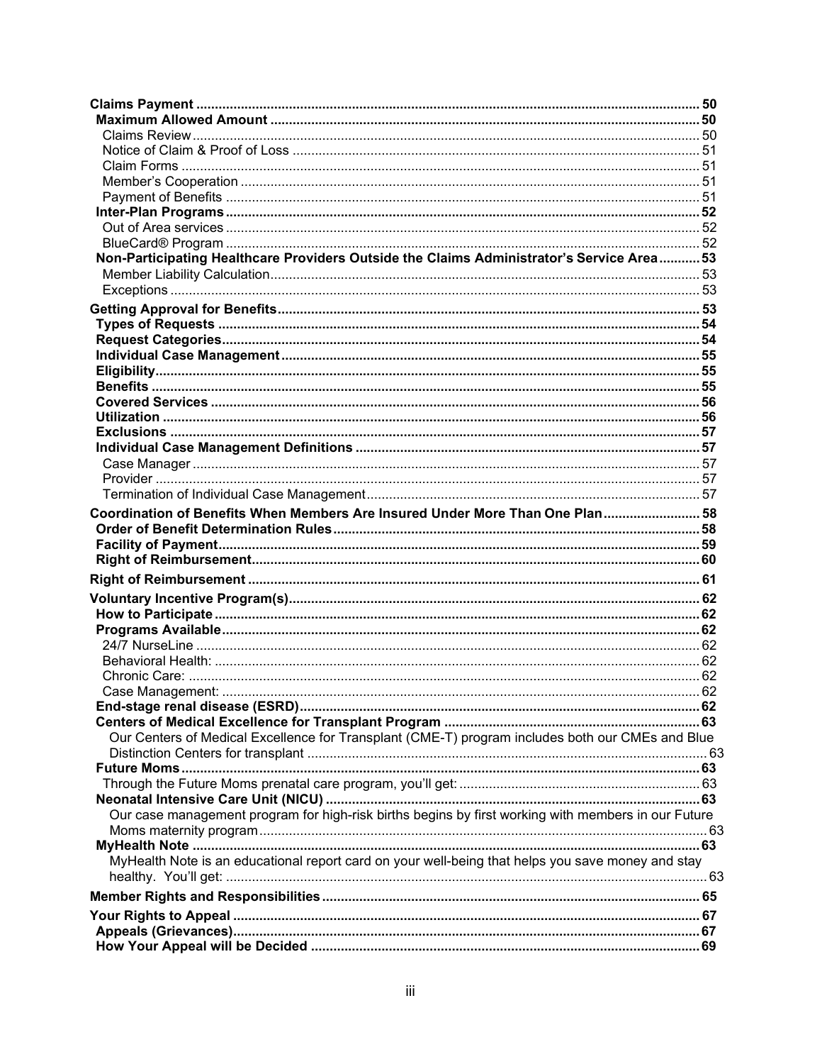**Claims Payment** ..... 50
- **Maximum Allowed Amount** ..... 50
  - Claims Review ..... 50
  - Notice of Claim & Proof of Loss ..... 51
  - Claim Forms ..... 51
  - Member's Cooperation ..... 51
  - Payment of Benefits ..... 51
- **Inter-Plan Programs** ..... 52
  - Out of Area services ..... 52
  - BlueCard® Program ..... 52
- **Non-Participating Healthcare Providers Outside the Claims Administrator's Service Area** ..... 53
  - Member Liability Calculation ..... 53
  - Exceptions ..... 53

**Getting Approval for Benefits** ..... 53
- **Types of Requests** ..... 54
- **Request Categories** ..... 54
- **Individual Case Management** ..... 55
- **Eligibility** ..... 55
- **Benefits** ..... 55
- **Covered Services** ..... 56
- **Utilization** ..... 56
- **Exclusions** ..... 57
- **Individual Case Management Definitions** ..... 57
  - Case Manager ..... 57
  - Provider ..... 57
  - Termination of Individual Case Management ..... 57

**Coordination of Benefits When Members Are Insured Under More Than One Plan** ..... 58
- **Order of Benefit Determination Rules** ..... 58
- **Facility of Payment** ..... 59
- **Right of Reimbursement** ..... 60

**Right of Reimbursement** ..... 61

**Voluntary Incentive Program(s)** ..... 62
- **How to Participate** ..... 62
- **Programs Available** ..... 62
  - 24/7 NurseLine ..... 62
  - Behavioral Health: ..... 62
  - Chronic Care: ..... 62
  - Case Management: ..... 62
- **End-stage renal disease (ESRD)** ..... 62
- **Centers of Medical Excellence for Transplant Program** ..... 63
  - Our Centers of Medical Excellence for Transplant (CME-T) program includes both our CMEs and Blue Distinction Centers for transplant ..... 63
- **Future Moms** ..... 63
  - Through the Future Moms prenatal care program, you'll get: ..... 63
- **Neonatal Intensive Care Unit (NICU)** ..... 63
  - Our case management program for high-risk births begins by first working with members in our Future Moms maternity program ..... 63
- **MyHealth Note** ..... 63
  - MyHealth Note is an educational report card on your well-being that helps you save money and stay healthy. You'll get: ..... 63

**Member Rights and Responsibilities** ..... 65

**Your Rights to Appeal** ..... 67
- **Appeals (Grievances)** ..... 67
- **How Your Appeal will be Decided** ..... 69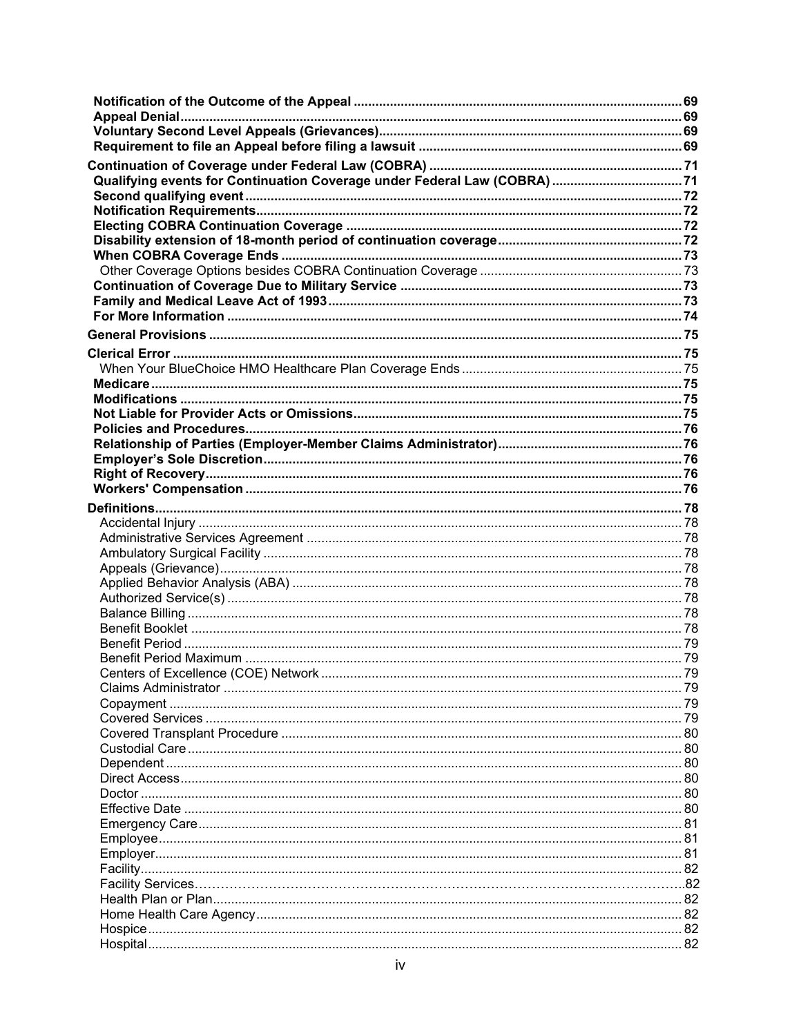**Notification of the Outcome of the Appeal** ........ 69
**Appeal Denial** ........ 69
**Voluntary Second Level Appeals (Grievances)** ........ 69
**Requirement to file an Appeal before filing a lawsuit** ........ 69

**Continuation of Coverage under Federal Law (COBRA)** ........ 71
**Qualifying events for Continuation Coverage under Federal Law (COBRA)** ........ 71
**Second qualifying event** ........ 72
**Notification Requirements** ........ 72
**Electing COBRA Continuation Coverage** ........ 72
**Disability extension of 18-month period of continuation coverage** ........ 72
**When COBRA Coverage Ends** ........ 73
Other Coverage Options besides COBRA Continuation Coverage ........ 73
**Continuation of Coverage Due to Military Service** ........ 73
**Family and Medical Leave Act of 1993** ........ 73
**For More Information** ........ 74

**General Provisions** ........ 75

**Clerical Error** ........ 75
When Your BlueChoice HMO Healthcare Plan Coverage Ends ........ 75
**Medicare** ........ 75
**Modifications** ........ 75
**Not Liable for Provider Acts or Omissions** ........ 75
**Policies and Procedures** ........ 76
**Relationship of Parties (Employer-Member Claims Administrator)** ........ 76
**Employer's Sole Discretion** ........ 76
**Right of Recovery** ........ 76
**Workers' Compensation** ........ 76

**Definitions** ........ 78
Accidental Injury ........ 78
Administrative Services Agreement ........ 78
Ambulatory Surgical Facility ........ 78
Appeals (Grievance) ........ 78
Applied Behavior Analysis (ABA) ........ 78
Authorized Service(s) ........ 78
Balance Billing ........ 78
Benefit Booklet ........ 78
Benefit Period ........ 79
Benefit Period Maximum ........ 79
Centers of Excellence (COE) Network ........ 79
Claims Administrator ........ 79
Copayment ........ 79
Covered Services ........ 79
Covered Transplant Procedure ........ 80
Custodial Care ........ 80
Dependent ........ 80
Direct Access ........ 80
Doctor ........ 80
Effective Date ........ 80
Emergency Care ........ 81
Employee ........ 81
Employer ........ 81
Facility ........ 82
Facility Services ........ 82
Health Plan or Plan ........ 82
Home Health Care Agency ........ 82
Hospice ........ 82
Hospital ........ 82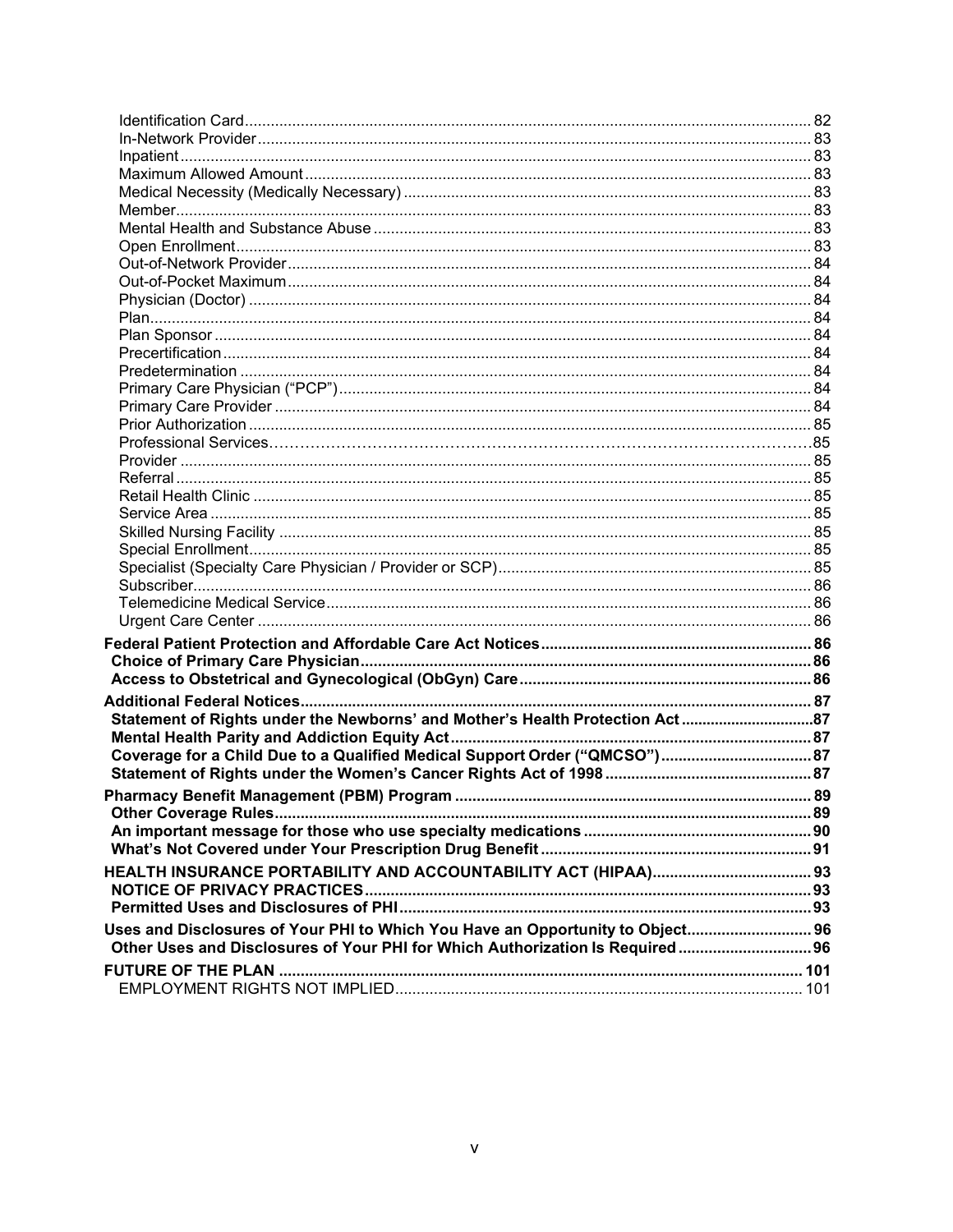Identification Card ... 82
In-Network Provider ... 83
Inpatient ... 83
Maximum Allowed Amount ... 83
Medical Necessity (Medically Necessary) ... 83
Member ... 83
Mental Health and Substance Abuse ... 83
Open Enrollment ... 83
Out-of-Network Provider ... 84
Out-of-Pocket Maximum ... 84
Physician (Doctor) ... 84
Plan ... 84
Plan Sponsor ... 84
Precertification ... 84
Predetermination ... 84
Primary Care Physician ("PCP") ... 84
Primary Care Provider ... 84
Prior Authorization ... 85
Professional Services ... 85
Provider ... 85
Referral ... 85
Retail Health Clinic ... 85
Service Area ... 85
Skilled Nursing Facility ... 85
Special Enrollment ... 85
Specialist (Specialty Care Physician / Provider or SCP) ... 85
Subscriber ... 86
Telemedicine Medical Service ... 86
Urgent Care Center ... 86

**Federal Patient Protection and Affordable Care Act Notices ... 86**
**Choice of Primary Care Physician ... 86**
**Access to Obstetrical and Gynecological (ObGyn) Care ... 86**

**Additional Federal Notices ... 87**
**Statement of Rights under the Newborns' and Mother's Health Protection Act ... 87**
**Mental Health Parity and Addiction Equity Act ... 87**
**Coverage for a Child Due to a Qualified Medical Support Order ("QMCSO") ... 87**
**Statement of Rights under the Women's Cancer Rights Act of 1998 ... 87**

**Pharmacy Benefit Management (PBM) Program ... 89**
**Other Coverage Rules ... 89**
**An important message for those who use specialty medications ... 90**
**What's Not Covered under Your Prescription Drug Benefit ... 91**

**HEALTH INSURANCE PORTABILITY AND ACCOUNTABILITY ACT (HIPAA) ... 93**
**NOTICE OF PRIVACY PRACTICES ... 93**
**Permitted Uses and Disclosures of PHI ... 93**

**Uses and Disclosures of Your PHI to Which You Have an Opportunity to Object ... 96**
**Other Uses and Disclosures of Your PHI for Which Authorization Is Required ... 96**

**FUTURE OF THE PLAN ... 101**
EMPLOYMENT RIGHTS NOT IMPLIED ... 101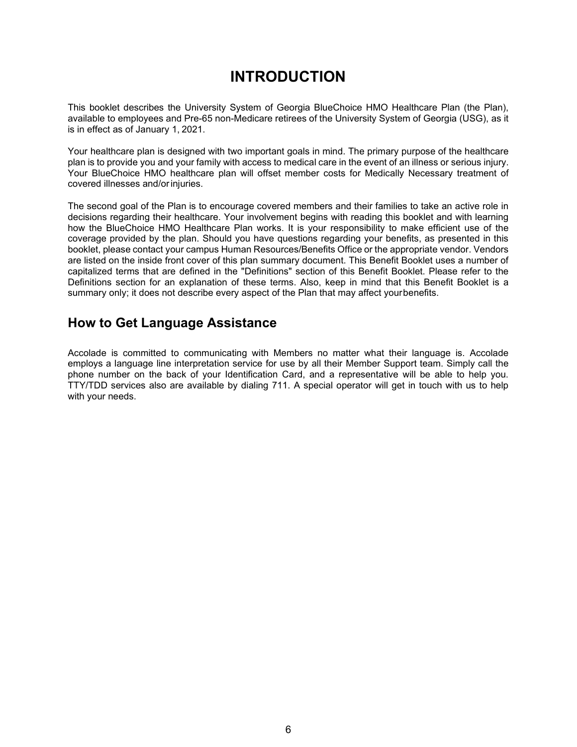# INTRODUCTION

This booklet describes the University System of Georgia BlueChoice HMO Healthcare Plan (the Plan), available to employees and Pre-65 non-Medicare retirees of the University System of Georgia (USG), as it is in effect as of January 1, 2021.

Your healthcare plan is designed with two important goals in mind. The primary purpose of the healthcare plan is to provide you and your family with access to medical care in the event of an illness or serious injury. Your BlueChoice HMO healthcare plan will offset member costs for Medically Necessary treatment of covered illnesses and/or injuries.

The second goal of the Plan is to encourage covered members and their families to take an active role in decisions regarding their healthcare. Your involvement begins with reading this booklet and with learning how the BlueChoice HMO Healthcare Plan works. It is your responsibility to make efficient use of the coverage provided by the plan. Should you have questions regarding your benefits, as presented in this booklet, please contact your campus Human Resources/Benefits Office or the appropriate vendor. Vendors are listed on the inside front cover of this plan summary document. This Benefit Booklet uses a number of capitalized terms that are defined in the "Definitions" section of this Benefit Booklet. Please refer to the Definitions section for an explanation of these terms. Also, keep in mind that this Benefit Booklet is a summary only; it does not describe every aspect of the Plan that may affect your benefits.

## How to Get Language Assistance

Accolade is committed to communicating with Members no matter what their language is. Accolade employs a language line interpretation service for use by all their Member Support team. Simply call the phone number on the back of your Identification Card, and a representative will be able to help you. TTY/TDD services also are available by dialing 711. A special operator will get in touch with us to help with your needs.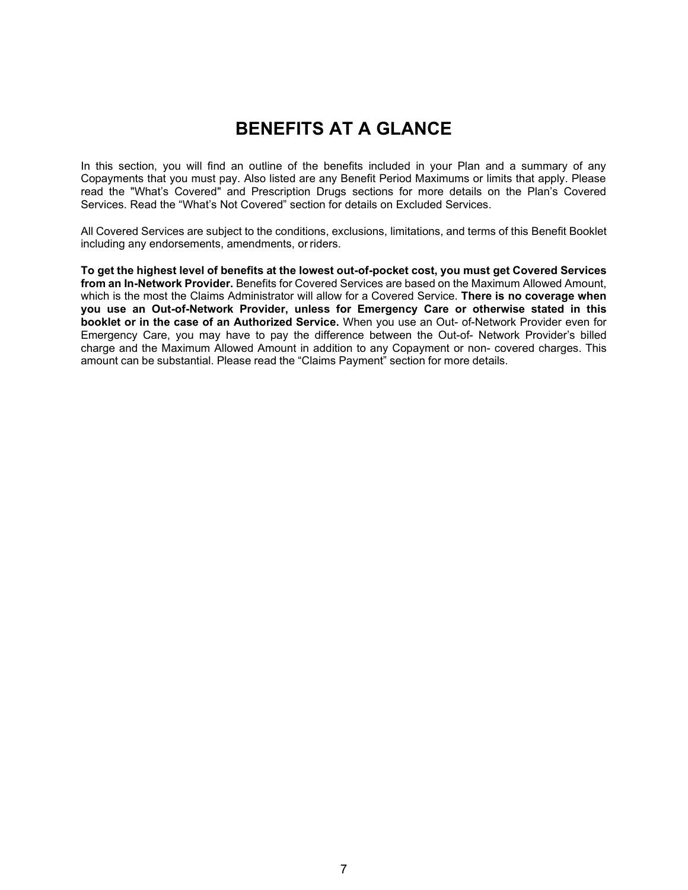# BENEFITS AT A GLANCE

In this section, you will find an outline of the benefits included in your Plan and a summary of any Copayments that you must pay. Also listed are any Benefit Period Maximums or limits that apply. Please read the "What's Covered" and Prescription Drugs sections for more details on the Plan's Covered Services. Read the "What's Not Covered" section for details on Excluded Services.

All Covered Services are subject to the conditions, exclusions, limitations, and terms of this Benefit Booklet including any endorsements, amendments, or riders.

**To get the highest level of benefits at the lowest out-of-pocket cost, you must get Covered Services from an In-Network Provider.** Benefits for Covered Services are based on the Maximum Allowed Amount, which is the most the Claims Administrator will allow for a Covered Service. **There is no coverage when you use an Out-of-Network Provider, unless for Emergency Care or otherwise stated in this booklet or in the case of an Authorized Service.** When you use an Out- of-Network Provider even for Emergency Care, you may have to pay the difference between the Out-of- Network Provider's billed charge and the Maximum Allowed Amount in addition to any Copayment or non- covered charges. This amount can be substantial. Please read the "Claims Payment" section for more details.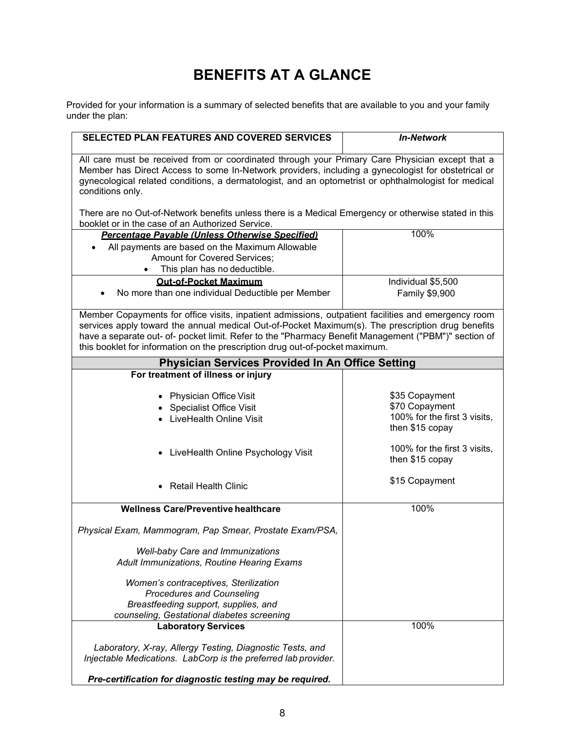# BENEFITS AT A GLANCE

Provided for your information is a summary of selected benefits that are available to you and your family under the plan:

| SELECTED PLAN FEATURES AND COVERED SERVICES | *In-Network* |
|---|---|
| All care must be received from or coordinated through your Primary Care Physician except that a Member has Direct Access to some In-Network providers, including a gynecologist for obstetrical or gynecological related conditions, a dermatologist, and an optometrist or ophthalmologist for medical conditions only.<br><br>There are no Out-of-Network benefits unless there is a Medical Emergency or otherwise stated in this booklet or in the case of an Authorized Service. | |
| ***Percentage Payable (Unless Otherwise Specified)***<br>• All payments are based on the Maximum Allowable Amount for Covered Services;<br>• This plan has no deductible. | 100% |
| **Out-of-Pocket Maximum**<br>• No more than one individual Deductible per Member | Individual $5,500<br>Family $9,900 |
| Member Copayments for office visits, inpatient admissions, outpatient facilities and emergency room services apply toward the annual medical Out-of-Pocket Maximum(s). The prescription drug benefits have a separate out- of- pocket limit. Refer to the "Pharmacy Benefit Management ("PBM")" section of this booklet for information on the prescription drug out-of-pocket maximum. | |
| **Physician Services Provided In An Office Setting** | |
| **For treatment of illness or injury** | |
| • Physician Office Visit | $35 Copayment |
| • Specialist Office Visit | $70 Copayment |
| • LiveHealth Online Visit | 100% for the first 3 visits, then $15 copay |
| • LiveHealth Online Psychology Visit | 100% for the first 3 visits, then $15 copay |
| • Retail Health Clinic | $15 Copayment |
| **Wellness Care/Preventive healthcare**<br><br>*Physical Exam, Mammogram, Pap Smear, Prostate Exam/PSA,*<br><br>*Well-baby Care and Immunizations*<br>*Adult Immunizations, Routine Hearing Exams*<br><br>*Women's contraceptives, Sterilization Procedures and Counseling*<br>*Breastfeeding support, supplies, and counseling, Gestational diabetes screening* | 100% |
| **Laboratory Services**<br><br>*Laboratory, X-ray, Allergy Testing, Diagnostic Tests, and Injectable Medications. LabCorp is the preferred lab provider.*<br><br>***Pre-certification for diagnostic testing may be required.*** | 100% |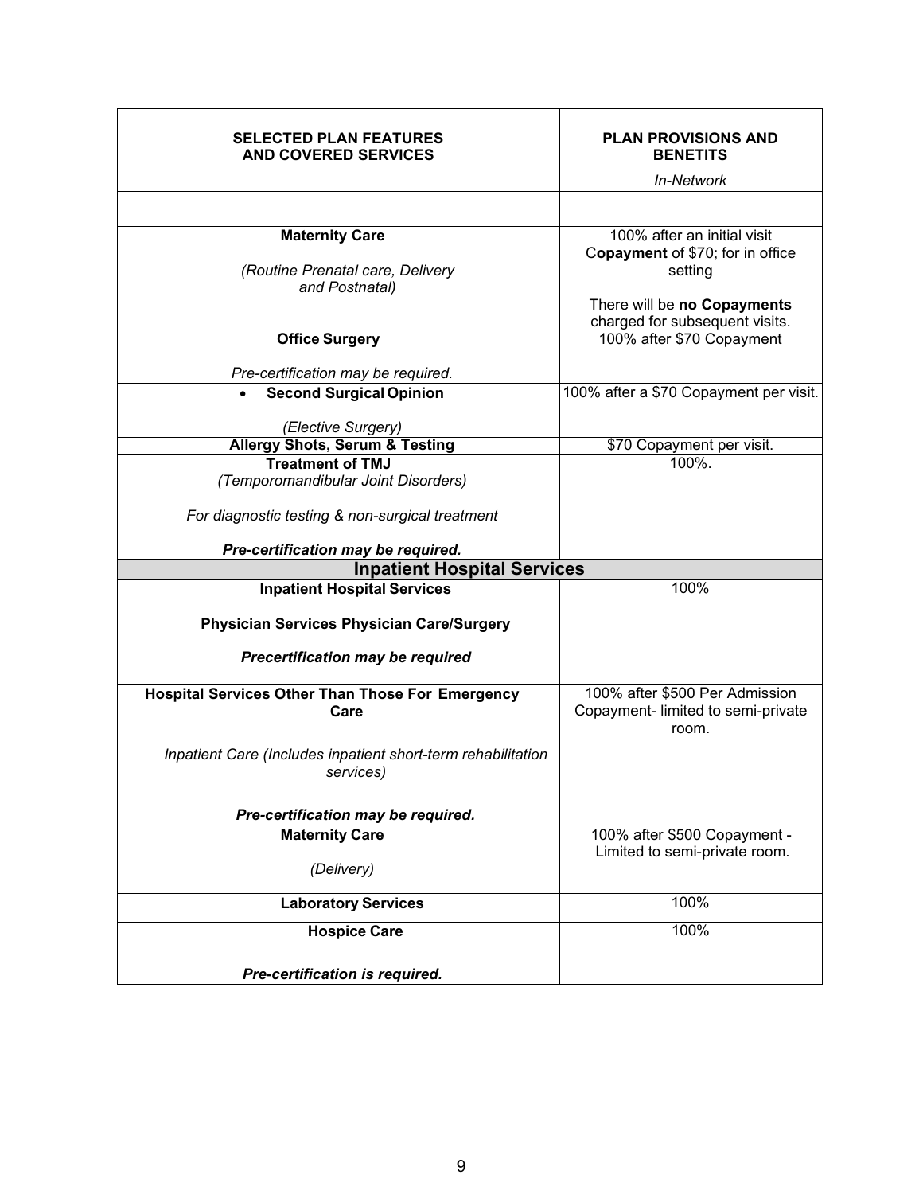| **SELECTED PLAN FEATURES AND COVERED SERVICES** | **PLAN PROVISIONS AND BENETITS** *In-Network* |
|---|---|
| | |
| **Maternity Care** *(Routine Prenatal care, Delivery and Postnatal)* | 100% after an initial visit C**opayment** of $70; for in office setting There will be **no Copayments** charged for subsequent visits. |
| **Office Surgery** *Pre-certification may be required.* | 100% after $70 Copayment |
| • **Second Surgical Opinion** *(Elective Surgery)* | 100% after a $70 Copayment per visit. |
| **Allergy Shots, Serum & Testing** | $70 Copayment per visit. |
| **Treatment of TMJ** *(Temporomandibular Joint Disorders)* *For diagnostic testing & non-surgical treatment* ***Pre-certification may be required.*** | 100%. |
| **Inpatient Hospital Services** | |
| **Inpatient Hospital Services** **Physician Services Physician Care/Surgery** ***Precertification may be required*** | 100% |
| **Hospital Services Other Than Those For Emergency Care** *Inpatient Care (Includes inpatient short-term rehabilitation services)* ***Pre-certification may be required.*** | 100% after $500 Per Admission Copayment- limited to semi-private room. |
| **Maternity Care** *(Delivery)* | 100% after $500 Copayment - Limited to semi-private room. |
| **Laboratory Services** | 100% |
| **Hospice Care** ***Pre-certification is required.*** | 100% |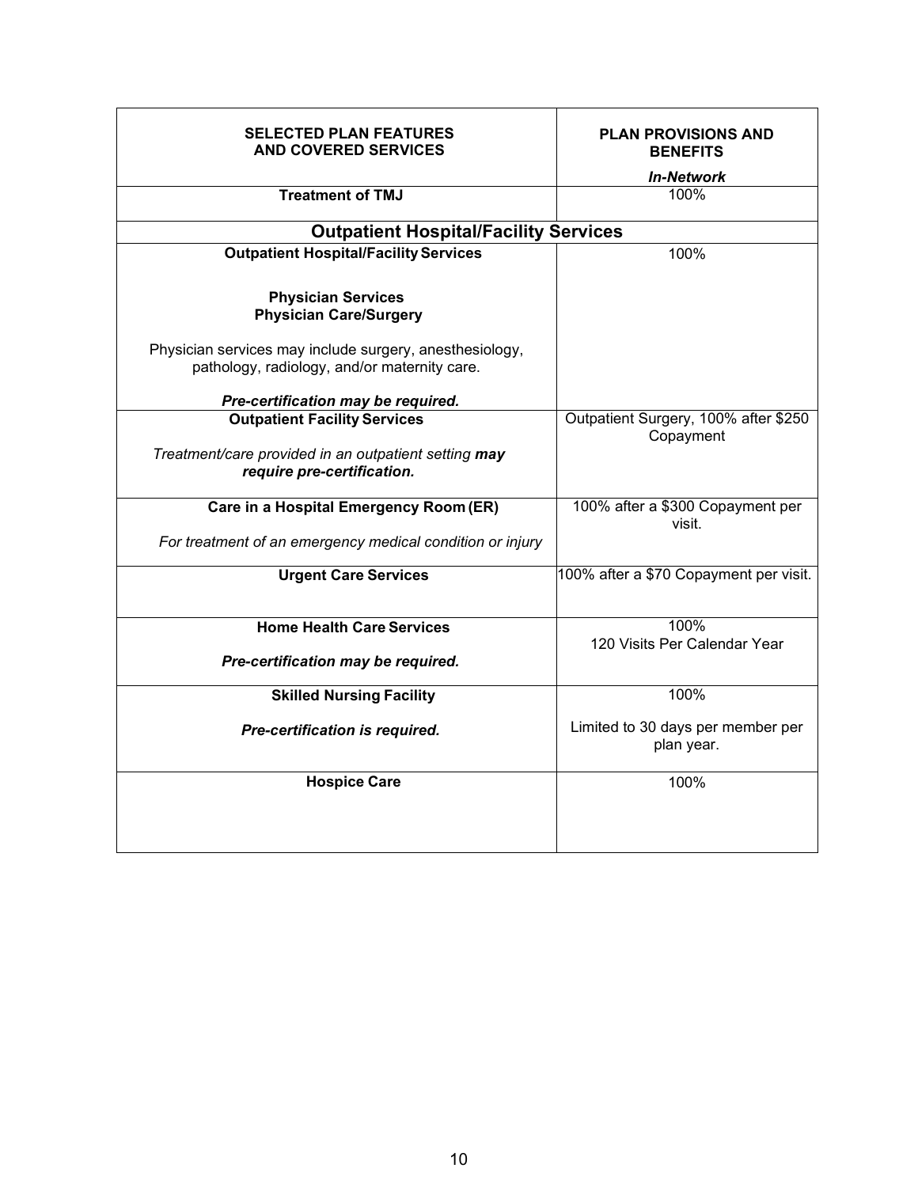| **SELECTED PLAN FEATURES AND COVERED SERVICES** | **PLAN PROVISIONS AND BENEFITS** <br><br> ***In-Network*** |
|---|---|
| **Treatment of TMJ** | 100% |
| **Outpatient Hospital/Facility Services** | |
| **Outpatient Hospital/Facility Services** <br><br> **Physician Services** <br> **Physician Care/Surgery** <br><br> Physician services may include surgery, anesthesiology, pathology, radiology, and/or maternity care. <br><br> ***Pre-certification may be required.*** | 100% |
| **Outpatient Facility Services** <br><br> *Treatment/care provided in an outpatient setting* ***may require pre-certification.*** | Outpatient Surgery, 100% after $250 Copayment |
| **Care in a Hospital Emergency Room (ER)** <br><br> *For treatment of an emergency medical condition or injury* | 100% after a $300 Copayment per visit. |
| **Urgent Care Services** | 100% after a $70 Copayment per visit. |
| **Home Health Care Services** <br><br> ***Pre-certification may be required.*** | 100% <br> 120 Visits Per Calendar Year |
| **Skilled Nursing Facility** <br><br> ***Pre-certification is required.*** | 100% <br><br> Limited to 30 days per member per plan year. |
| **Hospice Care** | 100% |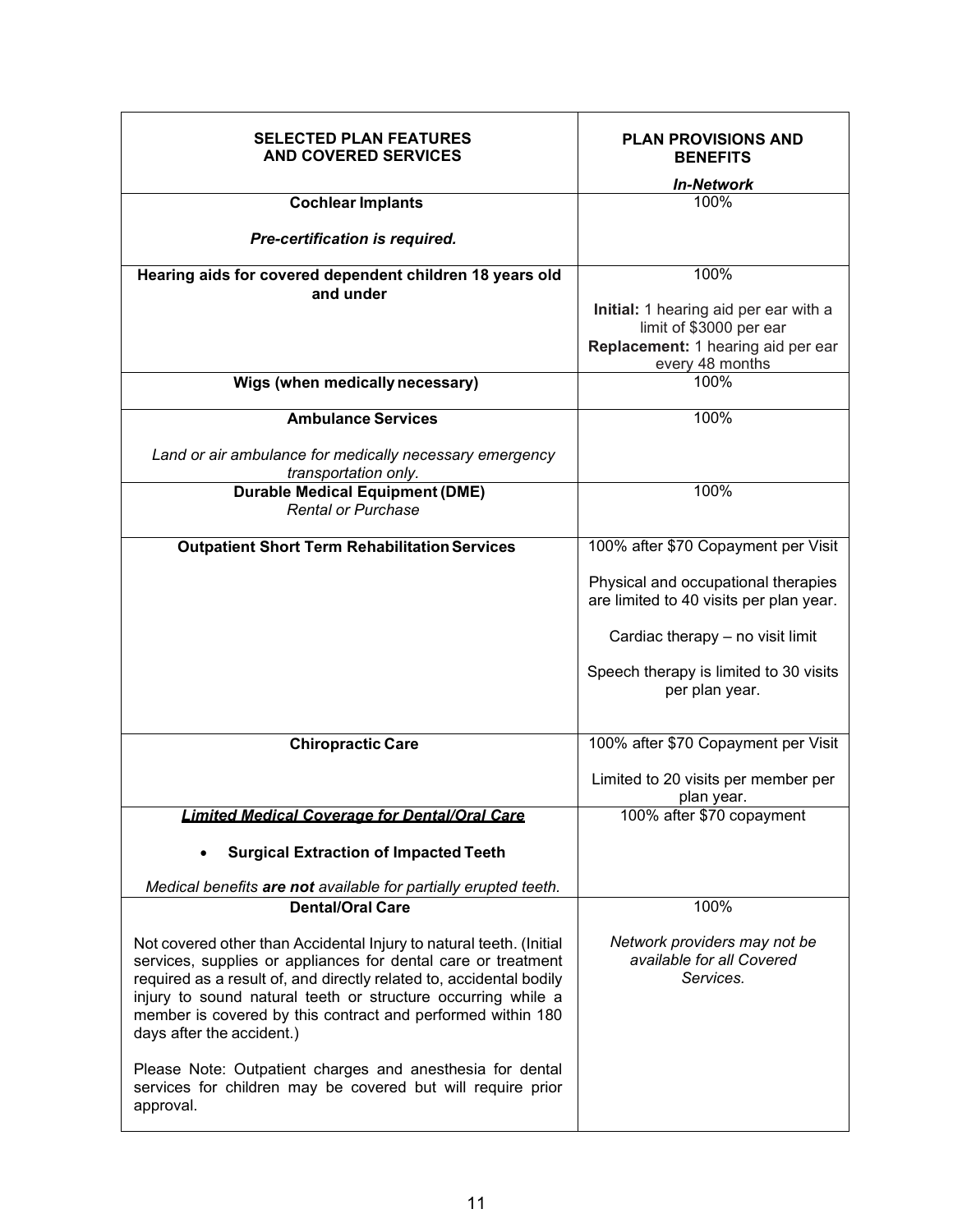| **SELECTED PLAN FEATURES AND COVERED SERVICES** | **PLAN PROVISIONS AND BENEFITS** *In-Network* |
|---|---|
| **Cochlear Implants** ***Pre-certification is required.*** | 100% |
| **Hearing aids for covered dependent children 18 years old and under** | 100% **Initial:** 1 hearing aid per ear with a limit of $3000 per ear **Replacement:** 1 hearing aid per ear every 48 months |
| **Wigs (when medically necessary)** | 100% |
| **Ambulance Services** *Land or air ambulance for medically necessary emergency transportation only.* | 100% |
| **Durable Medical Equipment (DME)** *Rental or Purchase* | 100% |
| **Outpatient Short Term Rehabilitation Services** | 100% after $70 Copayment per Visit Physical and occupational therapies are limited to 40 visits per plan year. Cardiac therapy – no visit limit Speech therapy is limited to 30 visits per plan year. |
| **Chiropractic Care** | 100% after $70 Copayment per Visit Limited to 20 visits per member per plan year. |
| ***Limited Medical Coverage for Dental/Oral Care*** • **Surgical Extraction of Impacted Teeth** *Medical benefits **are not** available for partially erupted teeth.* | 100% after $70 copayment |
| **Dental/Oral Care** Not covered other than Accidental Injury to natural teeth. (Initial services, supplies or appliances for dental care or treatment required as a result of, and directly related to, accidental bodily injury to sound natural teeth or structure occurring while a member is covered by this contract and performed within 180 days after the accident.) Please Note: Outpatient charges and anesthesia for dental services for children may be covered but will require prior approval. | 100% *Network providers may not be available for all Covered Services.* |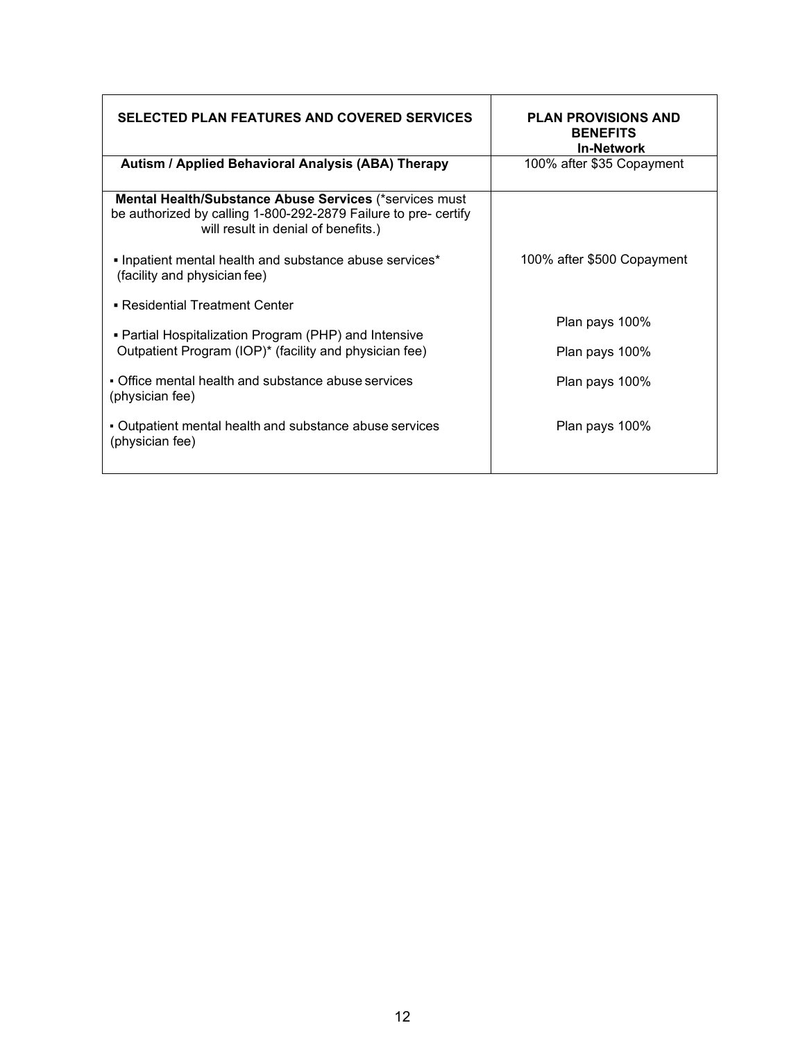| SELECTED PLAN FEATURES AND COVERED SERVICES | PLAN PROVISIONS AND BENEFITS In-Network |
|---|---|
| **Autism / Applied Behavioral Analysis (ABA) Therapy** | 100% after $35 Copayment |
| **Mental Health/Substance Abuse Services** (*services must be authorized by calling 1-800-292-2879 Failure to pre- certify will result in denial of benefits.) | |
| ▪ Inpatient mental health and substance abuse services* (facility and physician fee) | 100% after $500 Copayment |
| ▪ Residential Treatment Center | Plan pays 100% |
| ▪ Partial Hospitalization Program (PHP) and Intensive Outpatient Program (IOP)* (facility and physician fee) | Plan pays 100% |
| ▪ Office mental health and substance abuse services (physician fee) | Plan pays 100% |
| ▪ Outpatient mental health and substance abuse services (physician fee) | Plan pays 100% |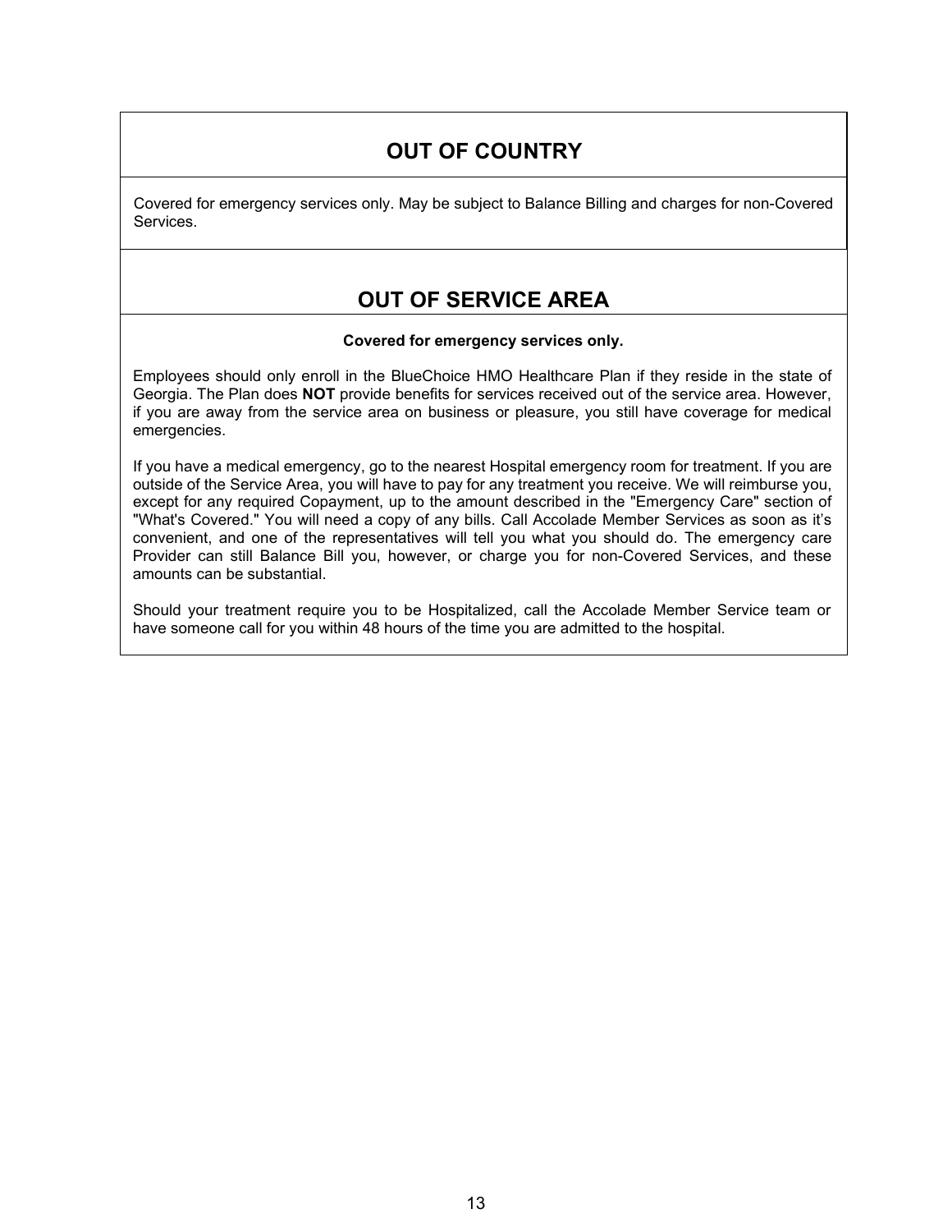## OUT OF COUNTRY

Covered for emergency services only. May be subject to Balance Billing and charges for non-Covered Services.

## OUT OF SERVICE AREA

**Covered for emergency services only.**

Employees should only enroll in the BlueChoice HMO Healthcare Plan if they reside in the state of Georgia. The Plan does **NOT** provide benefits for services received out of the service area. However, if you are away from the service area on business or pleasure, you still have coverage for medical emergencies.

If you have a medical emergency, go to the nearest Hospital emergency room for treatment. If you are outside of the Service Area, you will have to pay for any treatment you receive. We will reimburse you, except for any required Copayment, up to the amount described in the "Emergency Care" section of "What's Covered." You will need a copy of any bills. Call Accolade Member Services as soon as it's convenient, and one of the representatives will tell you what you should do. The emergency care Provider can still Balance Bill you, however, or charge you for non-Covered Services, and these amounts can be substantial.

Should your treatment require you to be Hospitalized, call the Accolade Member Service team or have someone call for you within 48 hours of the time you are admitted to the hospital.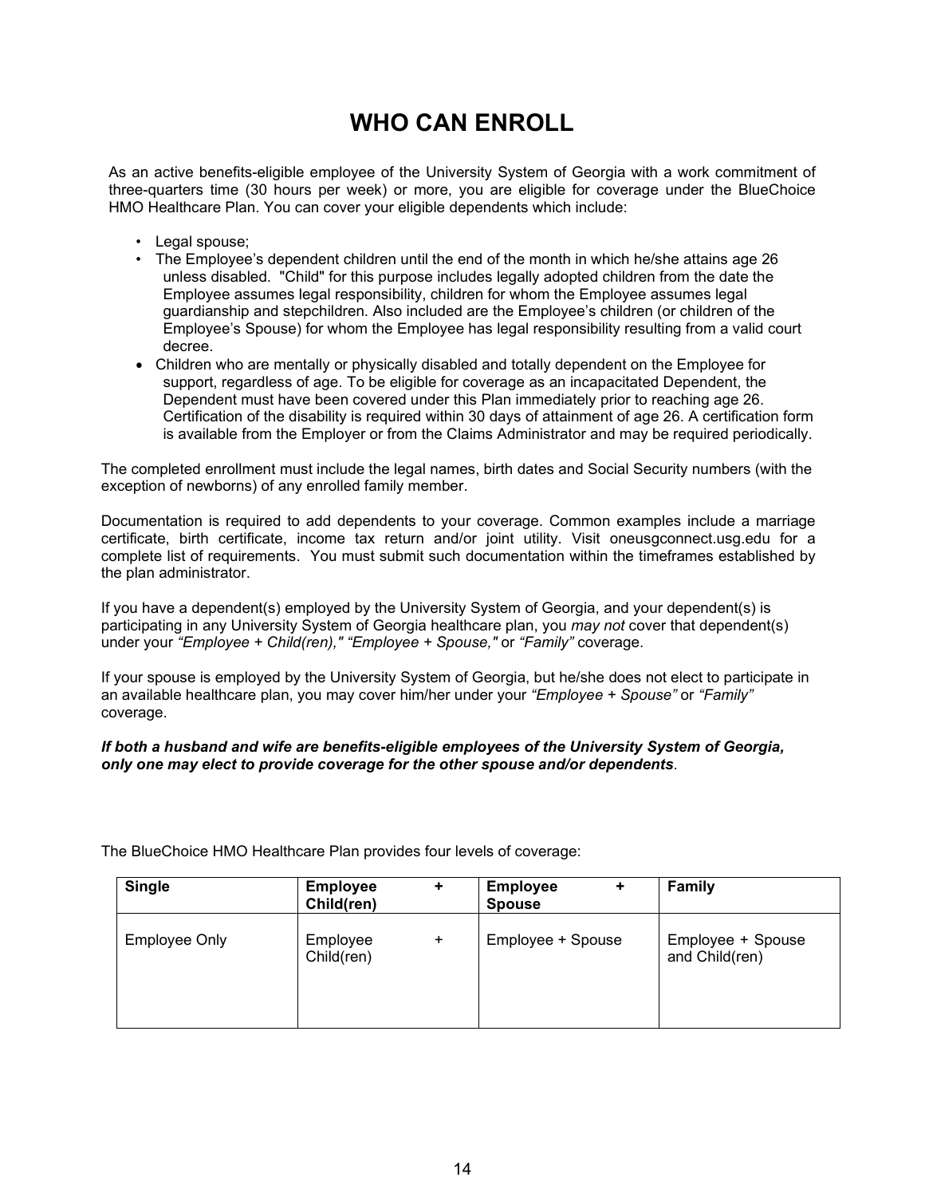# WHO CAN ENROLL

As an active benefits-eligible employee of the University System of Georgia with a work commitment of three-quarters time (30 hours per week) or more, you are eligible for coverage under the BlueChoice HMO Healthcare Plan. You can cover your eligible dependents which include:

- Legal spouse;
- The Employee's dependent children until the end of the month in which he/she attains age 26 unless disabled. "Child" for this purpose includes legally adopted children from the date the Employee assumes legal responsibility, children for whom the Employee assumes legal guardianship and stepchildren. Also included are the Employee's children (or children of the Employee's Spouse) for whom the Employee has legal responsibility resulting from a valid court decree.
- Children who are mentally or physically disabled and totally dependent on the Employee for support, regardless of age. To be eligible for coverage as an incapacitated Dependent, the Dependent must have been covered under this Plan immediately prior to reaching age 26. Certification of the disability is required within 30 days of attainment of age 26. A certification form is available from the Employer or from the Claims Administrator and may be required periodically.

The completed enrollment must include the legal names, birth dates and Social Security numbers (with the exception of newborns) of any enrolled family member.

Documentation is required to add dependents to your coverage. Common examples include a marriage certificate, birth certificate, income tax return and/or joint utility. Visit oneusgconnect.usg.edu for a complete list of requirements. You must submit such documentation within the timeframes established by the plan administrator.

If you have a dependent(s) employed by the University System of Georgia, and your dependent(s) is participating in any University System of Georgia healthcare plan, you *may not* cover that dependent(s) under your *"Employee + Child(ren)," "Employee + Spouse,"* or *"Family"* coverage.

If your spouse is employed by the University System of Georgia, but he/she does not elect to participate in an available healthcare plan, you may cover him/her under your *"Employee + Spouse"* or *"Family"* coverage.

***If both a husband and wife are benefits-eligible employees of the University System of Georgia, only one may elect to provide coverage for the other spouse and/or dependents***.

The BlueChoice HMO Healthcare Plan provides four levels of coverage:

| Single | Employee + Child(ren) | Employee + Spouse | Family |
|---|---|---|---|
| Employee Only | Employee + Child(ren) | Employee + Spouse | Employee + Spouse and Child(ren) |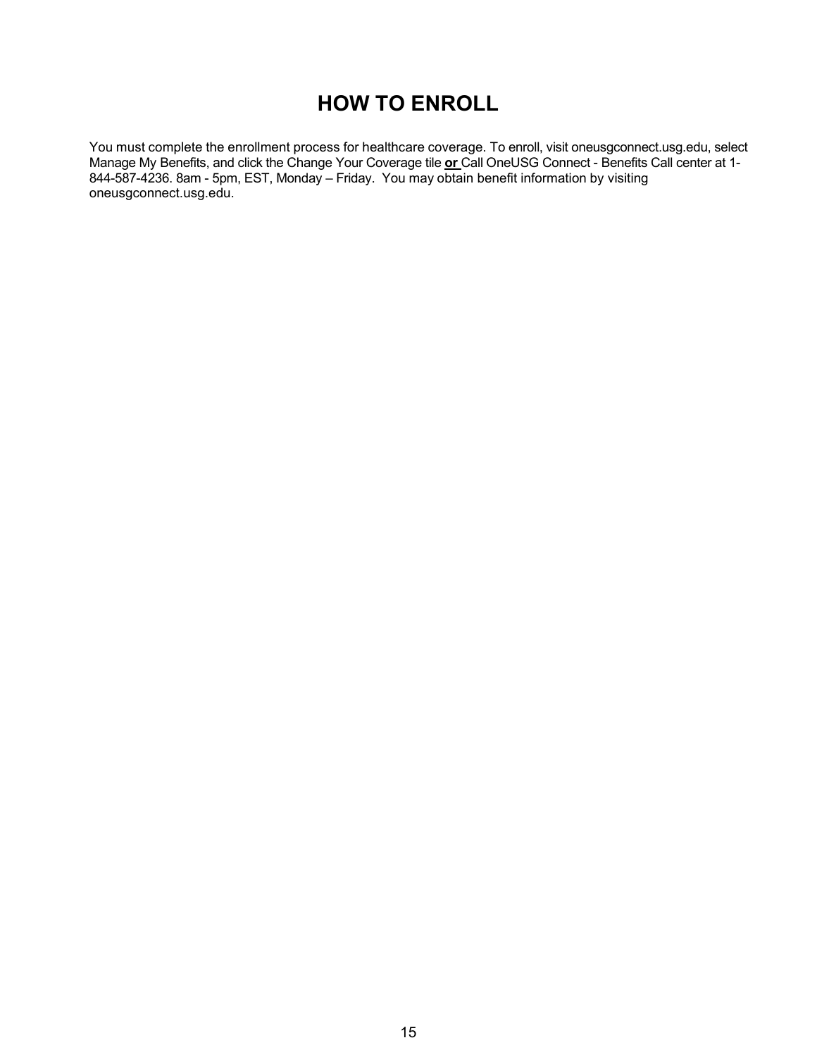# HOW TO ENROLL

You must complete the enrollment process for healthcare coverage. To enroll, visit oneusgconnect.usg.edu, select Manage My Benefits, and click the Change Your Coverage tile **or** Call OneUSG Connect - Benefits Call center at 1-844-587-4236. 8am - 5pm, EST, Monday – Friday. You may obtain benefit information by visiting oneusgconnect.usg.edu.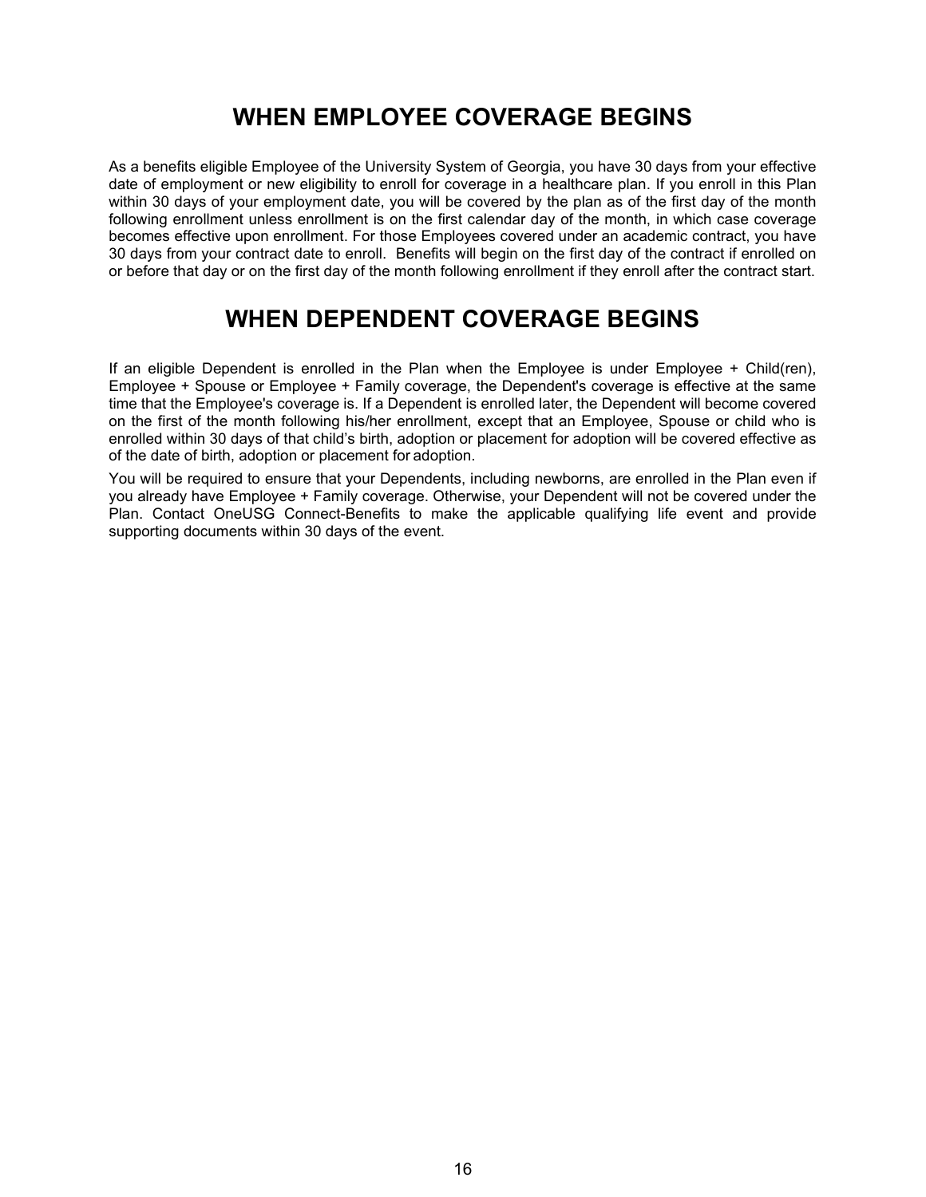# WHEN EMPLOYEE COVERAGE BEGINS

As a benefits eligible Employee of the University System of Georgia, you have 30 days from your effective date of employment or new eligibility to enroll for coverage in a healthcare plan. If you enroll in this Plan within 30 days of your employment date, you will be covered by the plan as of the first day of the month following enrollment unless enrollment is on the first calendar day of the month, in which case coverage becomes effective upon enrollment. For those Employees covered under an academic contract, you have 30 days from your contract date to enroll. Benefits will begin on the first day of the contract if enrolled on or before that day or on the first day of the month following enrollment if they enroll after the contract start.

# WHEN DEPENDENT COVERAGE BEGINS

If an eligible Dependent is enrolled in the Plan when the Employee is under Employee + Child(ren), Employee + Spouse or Employee + Family coverage, the Dependent's coverage is effective at the same time that the Employee's coverage is. If a Dependent is enrolled later, the Dependent will become covered on the first of the month following his/her enrollment, except that an Employee, Spouse or child who is enrolled within 30 days of that child's birth, adoption or placement for adoption will be covered effective as of the date of birth, adoption or placement for adoption.

You will be required to ensure that your Dependents, including newborns, are enrolled in the Plan even if you already have Employee + Family coverage. Otherwise, your Dependent will not be covered under the Plan. Contact OneUSG Connect-Benefits to make the applicable qualifying life event and provide supporting documents within 30 days of the event.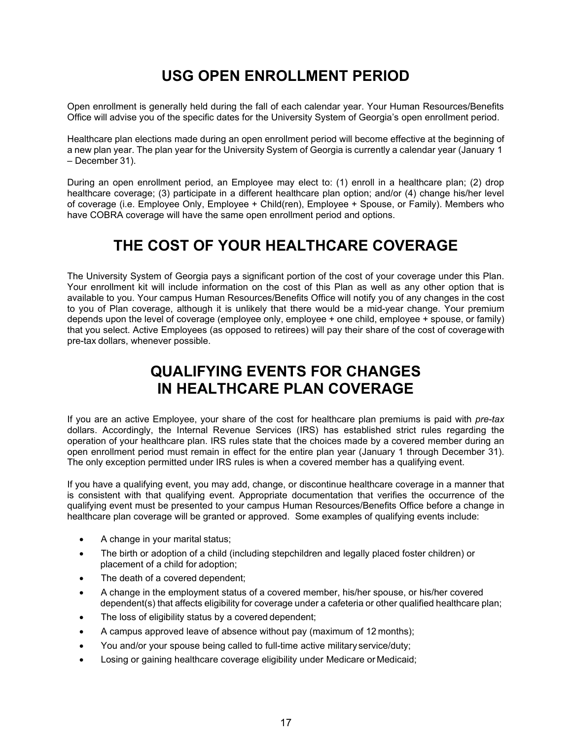# USG OPEN ENROLLMENT PERIOD

Open enrollment is generally held during the fall of each calendar year. Your Human Resources/Benefits Office will advise you of the specific dates for the University System of Georgia's open enrollment period.

Healthcare plan elections made during an open enrollment period will become effective at the beginning of a new plan year. The plan year for the University System of Georgia is currently a calendar year (January 1 – December 31).

During an open enrollment period, an Employee may elect to: (1) enroll in a healthcare plan; (2) drop healthcare coverage; (3) participate in a different healthcare plan option; and/or (4) change his/her level of coverage (i.e. Employee Only, Employee + Child(ren), Employee + Spouse, or Family). Members who have COBRA coverage will have the same open enrollment period and options.

# THE COST OF YOUR HEALTHCARE COVERAGE

The University System of Georgia pays a significant portion of the cost of your coverage under this Plan. Your enrollment kit will include information on the cost of this Plan as well as any other option that is available to you. Your campus Human Resources/Benefits Office will notify you of any changes in the cost to you of Plan coverage, although it is unlikely that there would be a mid-year change. Your premium depends upon the level of coverage (employee only, employee + one child, employee + spouse, or family) that you select. Active Employees (as opposed to retirees) will pay their share of the cost of coverage with pre-tax dollars, whenever possible.

# QUALIFYING EVENTS FOR CHANGES IN HEALTHCARE PLAN COVERAGE

If you are an active Employee, your share of the cost for healthcare plan premiums is paid with *pre-tax* dollars. Accordingly, the Internal Revenue Services (IRS) has established strict rules regarding the operation of your healthcare plan. IRS rules state that the choices made by a covered member during an open enrollment period must remain in effect for the entire plan year (January 1 through December 31). The only exception permitted under IRS rules is when a covered member has a qualifying event.

If you have a qualifying event, you may add, change, or discontinue healthcare coverage in a manner that is consistent with that qualifying event. Appropriate documentation that verifies the occurrence of the qualifying event must be presented to your campus Human Resources/Benefits Office before a change in healthcare plan coverage will be granted or approved. Some examples of qualifying events include:

- A change in your marital status;
- The birth or adoption of a child (including stepchildren and legally placed foster children) or placement of a child for adoption;
- The death of a covered dependent;
- A change in the employment status of a covered member, his/her spouse, or his/her covered dependent(s) that affects eligibility for coverage under a cafeteria or other qualified healthcare plan;
- The loss of eligibility status by a covered dependent;
- A campus approved leave of absence without pay (maximum of 12 months);
- You and/or your spouse being called to full-time active military service/duty;
- Losing or gaining healthcare coverage eligibility under Medicare or Medicaid;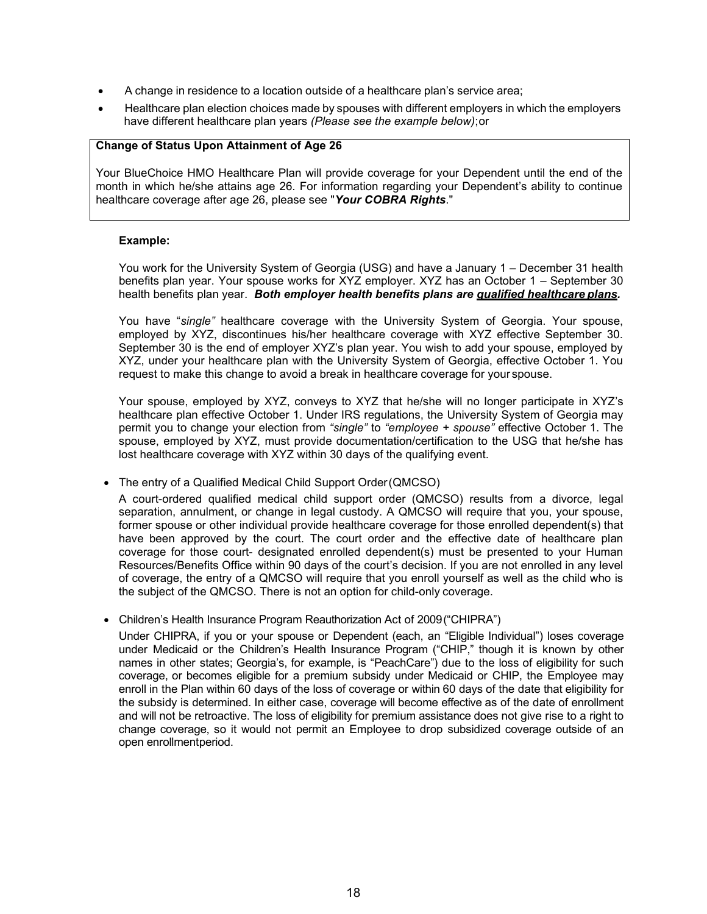- A change in residence to a location outside of a healthcare plan's service area;
- Healthcare plan election choices made by spouses with different employers in which the employers have different healthcare plan years *(Please see the example below)*; or

**Change of Status Upon Attainment of Age 26**

Your BlueChoice HMO Healthcare Plan will provide coverage for your Dependent until the end of the month in which he/she attains age 26. For information regarding your Dependent's ability to continue healthcare coverage after age 26, please see "***Your COBRA Rights***."

**Example:**

You work for the University System of Georgia (USG) and have a January 1 – December 31 health benefits plan year. Your spouse works for XYZ employer. XYZ has an October 1 – September 30 health benefits plan year. ***Both employer health benefits plans are qualified healthcare plans.***

You have "*single"* healthcare coverage with the University System of Georgia. Your spouse, employed by XYZ, discontinues his/her healthcare coverage with XYZ effective September 30. September 30 is the end of employer XYZ's plan year. You wish to add your spouse, employed by XYZ, under your healthcare plan with the University System of Georgia, effective October 1. You request to make this change to avoid a break in healthcare coverage for your spouse.

Your spouse, employed by XYZ, conveys to XYZ that he/she will no longer participate in XYZ's healthcare plan effective October 1. Under IRS regulations, the University System of Georgia may permit you to change your election from *"single"* to *"employee + spouse"* effective October 1. The spouse, employed by XYZ, must provide documentation/certification to the USG that he/she has lost healthcare coverage with XYZ within 30 days of the qualifying event.

- The entry of a Qualified Medical Child Support Order (QMCSO)

  A court-ordered qualified medical child support order (QMCSO) results from a divorce, legal separation, annulment, or change in legal custody. A QMCSO will require that you, your spouse, former spouse or other individual provide healthcare coverage for those enrolled dependent(s) that have been approved by the court. The court order and the effective date of healthcare plan coverage for those court- designated enrolled dependent(s) must be presented to your Human Resources/Benefits Office within 90 days of the court's decision. If you are not enrolled in any level of coverage, the entry of a QMCSO will require that you enroll yourself as well as the child who is the subject of the QMCSO. There is not an option for child-only coverage.

- Children's Health Insurance Program Reauthorization Act of 2009 ("CHIPRA")

  Under CHIPRA, if you or your spouse or Dependent (each, an "Eligible Individual") loses coverage under Medicaid or the Children's Health Insurance Program ("CHIP," though it is known by other names in other states; Georgia's, for example, is "PeachCare") due to the loss of eligibility for such coverage, or becomes eligible for a premium subsidy under Medicaid or CHIP, the Employee may enroll in the Plan within 60 days of the loss of coverage or within 60 days of the date that eligibility for the subsidy is determined. In either case, coverage will become effective as of the date of enrollment and will not be retroactive. The loss of eligibility for premium assistance does not give rise to a right to change coverage, so it would not permit an Employee to drop subsidized coverage outside of an open enrollment period.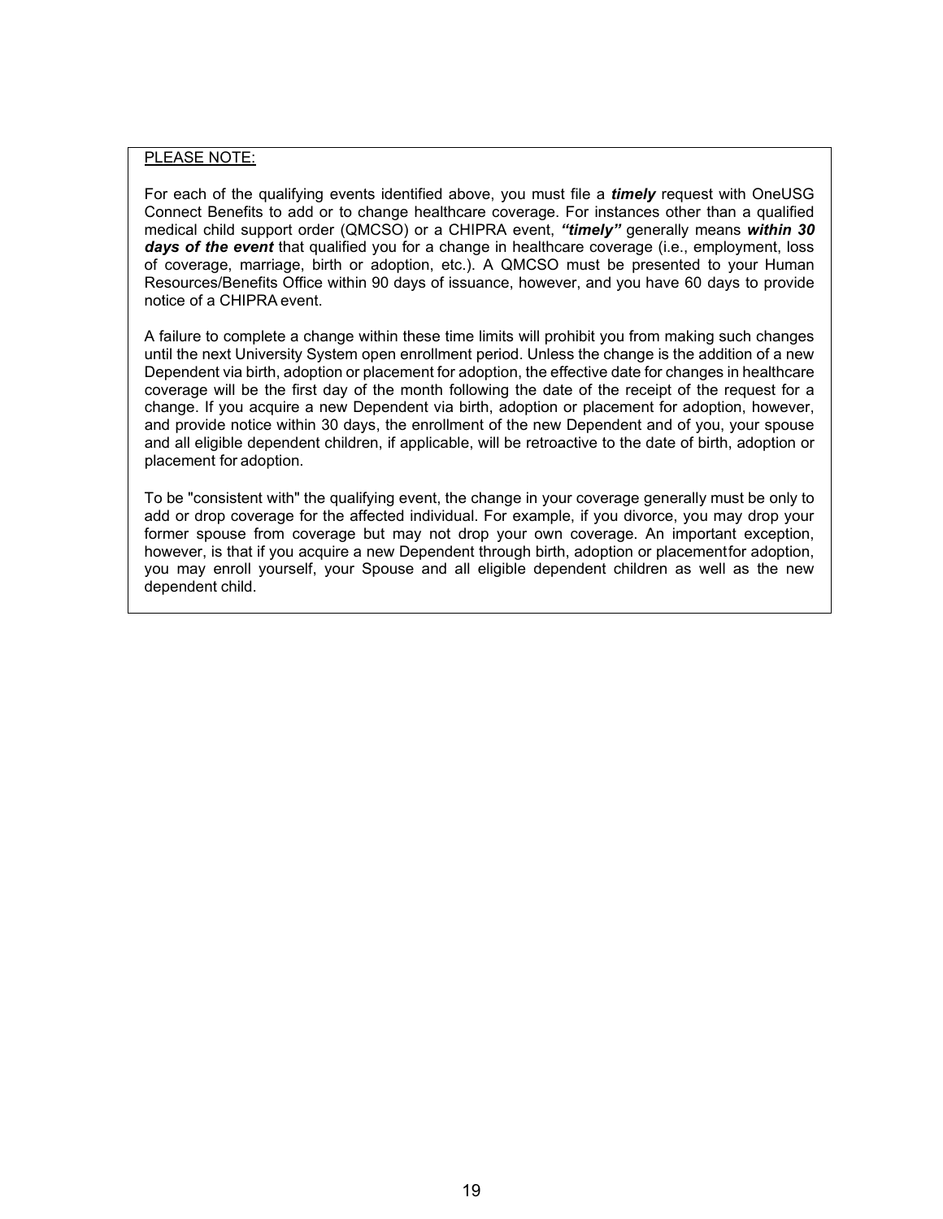PLEASE NOTE:

For each of the qualifying events identified above, you must file a ***timely*** request with OneUSG Connect Benefits to add or to change healthcare coverage. For instances other than a qualified medical child support order (QMCSO) or a CHIPRA event, ***"timely"*** generally means ***within 30 days of the event*** that qualified you for a change in healthcare coverage (i.e., employment, loss of coverage, marriage, birth or adoption, etc.). A QMCSO must be presented to your Human Resources/Benefits Office within 90 days of issuance, however, and you have 60 days to provide notice of a CHIPRA event.

A failure to complete a change within these time limits will prohibit you from making such changes until the next University System open enrollment period. Unless the change is the addition of a new Dependent via birth, adoption or placement for adoption, the effective date for changes in healthcare coverage will be the first day of the month following the date of the receipt of the request for a change. If you acquire a new Dependent via birth, adoption or placement for adoption, however, and provide notice within 30 days, the enrollment of the new Dependent and of you, your spouse and all eligible dependent children, if applicable, will be retroactive to the date of birth, adoption or placement for adoption.

To be "consistent with" the qualifying event, the change in your coverage generally must be only to add or drop coverage for the affected individual. For example, if you divorce, you may drop your former spouse from coverage but may not drop your own coverage. An important exception, however, is that if you acquire a new Dependent through birth, adoption or placement for adoption, you may enroll yourself, your Spouse and all eligible dependent children as well as the new dependent child.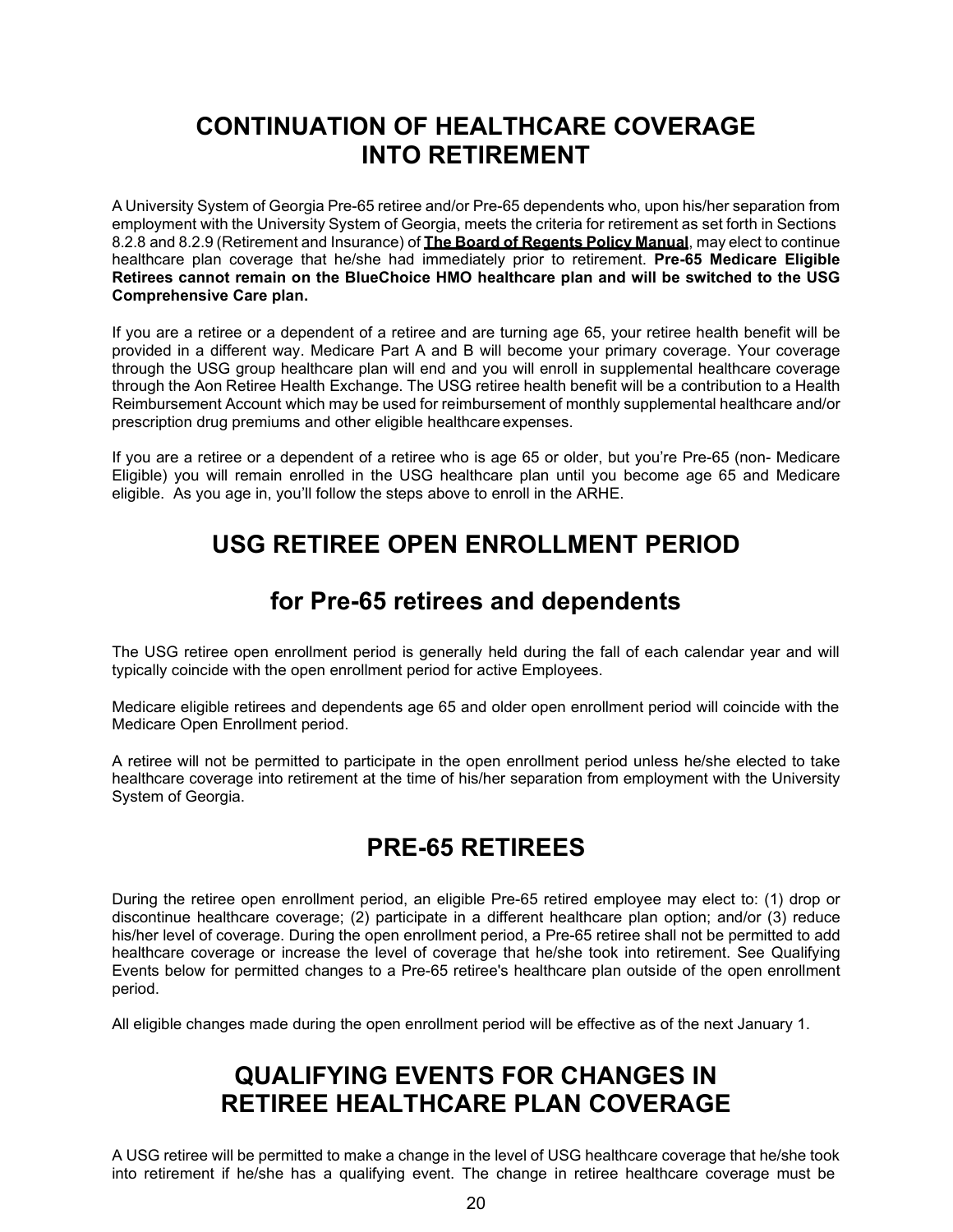# CONTINUATION OF HEALTHCARE COVERAGE INTO RETIREMENT

A University System of Georgia Pre-65 retiree and/or Pre-65 dependents who, upon his/her separation from employment with the University System of Georgia, meets the criteria for retirement as set forth in Sections 8.2.8 and 8.2.9 (Retirement and Insurance) of **The Board of Regents Policy Manual**, may elect to continue healthcare plan coverage that he/she had immediately prior to retirement. **Pre-65 Medicare Eligible Retirees cannot remain on the BlueChoice HMO healthcare plan and will be switched to the USG Comprehensive Care plan.**

If you are a retiree or a dependent of a retiree and are turning age 65, your retiree health benefit will be provided in a different way. Medicare Part A and B will become your primary coverage. Your coverage through the USG group healthcare plan will end and you will enroll in supplemental healthcare coverage through the Aon Retiree Health Exchange. The USG retiree health benefit will be a contribution to a Health Reimbursement Account which may be used for reimbursement of monthly supplemental healthcare and/or prescription drug premiums and other eligible healthcare expenses.

If you are a retiree or a dependent of a retiree who is age 65 or older, but you're Pre-65 (non- Medicare Eligible) you will remain enrolled in the USG healthcare plan until you become age 65 and Medicare eligible. As you age in, you'll follow the steps above to enroll in the ARHE.

# USG RETIREE OPEN ENROLLMENT PERIOD

## for Pre-65 retirees and dependents

The USG retiree open enrollment period is generally held during the fall of each calendar year and will typically coincide with the open enrollment period for active Employees.

Medicare eligible retirees and dependents age 65 and older open enrollment period will coincide with the Medicare Open Enrollment period.

A retiree will not be permitted to participate in the open enrollment period unless he/she elected to take healthcare coverage into retirement at the time of his/her separation from employment with the University System of Georgia.

# PRE-65 RETIREES

During the retiree open enrollment period, an eligible Pre-65 retired employee may elect to: (1) drop or discontinue healthcare coverage; (2) participate in a different healthcare plan option; and/or (3) reduce his/her level of coverage. During the open enrollment period, a Pre-65 retiree shall not be permitted to add healthcare coverage or increase the level of coverage that he/she took into retirement. See Qualifying Events below for permitted changes to a Pre-65 retiree's healthcare plan outside of the open enrollment period.

All eligible changes made during the open enrollment period will be effective as of the next January 1.

# QUALIFYING EVENTS FOR CHANGES IN RETIREE HEALTHCARE PLAN COVERAGE

A USG retiree will be permitted to make a change in the level of USG healthcare coverage that he/she took into retirement if he/she has a qualifying event. The change in retiree healthcare coverage must be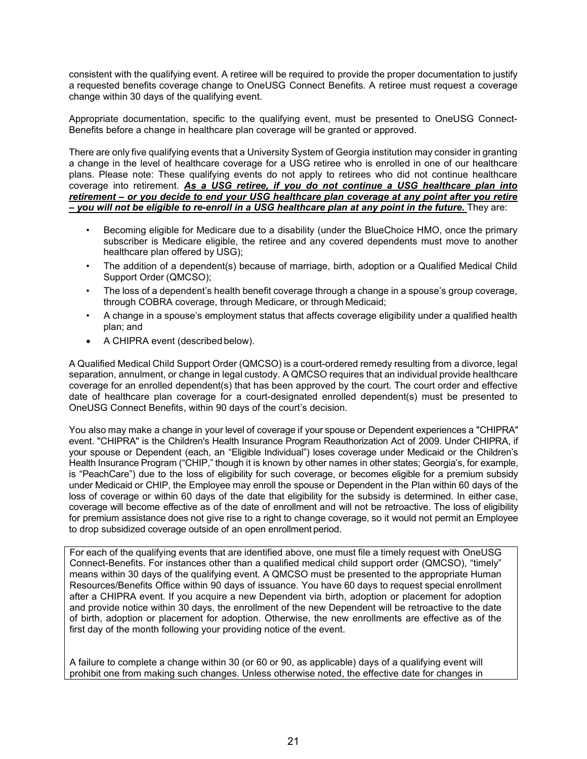consistent with the qualifying event. A retiree will be required to provide the proper documentation to justify a requested benefits coverage change to OneUSG Connect Benefits. A retiree must request a coverage change within 30 days of the qualifying event.

Appropriate documentation, specific to the qualifying event, must be presented to OneUSG Connect-Benefits before a change in healthcare plan coverage will be granted or approved.

There are only five qualifying events that a University System of Georgia institution may consider in granting a change in the level of healthcare coverage for a USG retiree who is enrolled in one of our healthcare plans. Please note: These qualifying events do not apply to retirees who did not continue healthcare coverage into retirement. ***As a USG retiree, if you do not continue a USG healthcare plan into retirement – or you decide to end your USG healthcare plan coverage at any point after you retire – you will not be eligible to re-enroll in a USG healthcare plan at any point in the future.*** They are:

- Becoming eligible for Medicare due to a disability (under the BlueChoice HMO, once the primary subscriber is Medicare eligible, the retiree and any covered dependents must move to another healthcare plan offered by USG);
- The addition of a dependent(s) because of marriage, birth, adoption or a Qualified Medical Child Support Order (QMCSO);
- The loss of a dependent's health benefit coverage through a change in a spouse's group coverage, through COBRA coverage, through Medicare, or through Medicaid;
- A change in a spouse's employment status that affects coverage eligibility under a qualified health plan; and
- A CHIPRA event (described below).

A Qualified Medical Child Support Order (QMCSO) is a court-ordered remedy resulting from a divorce, legal separation, annulment, or change in legal custody. A QMCSO requires that an individual provide healthcare coverage for an enrolled dependent(s) that has been approved by the court. The court order and effective date of healthcare plan coverage for a court-designated enrolled dependent(s) must be presented to OneUSG Connect Benefits, within 90 days of the court's decision.

You also may make a change in your level of coverage if your spouse or Dependent experiences a "CHIPRA" event. "CHIPRA" is the Children's Health Insurance Program Reauthorization Act of 2009. Under CHIPRA, if your spouse or Dependent (each, an "Eligible Individual") loses coverage under Medicaid or the Children's Health Insurance Program ("CHIP," though it is known by other names in other states; Georgia's, for example, is "PeachCare") due to the loss of eligibility for such coverage, or becomes eligible for a premium subsidy under Medicaid or CHIP, the Employee may enroll the spouse or Dependent in the Plan within 60 days of the loss of coverage or within 60 days of the date that eligibility for the subsidy is determined. In either case, coverage will become effective as of the date of enrollment and will not be retroactive. The loss of eligibility for premium assistance does not give rise to a right to change coverage, so it would not permit an Employee to drop subsidized coverage outside of an open enrollment period.

For each of the qualifying events that are identified above, one must file a timely request with OneUSG Connect-Benefits. For instances other than a qualified medical child support order (QMCSO), "timely" means within 30 days of the qualifying event. A QMCSO must be presented to the appropriate Human Resources/Benefits Office within 90 days of issuance. You have 60 days to request special enrollment after a CHIPRA event. If you acquire a new Dependent via birth, adoption or placement for adoption and provide notice within 30 days, the enrollment of the new Dependent will be retroactive to the date of birth, adoption or placement for adoption. Otherwise, the new enrollments are effective as of the first day of the month following your providing notice of the event.

A failure to complete a change within 30 (or 60 or 90, as applicable) days of a qualifying event will prohibit one from making such changes. Unless otherwise noted, the effective date for changes in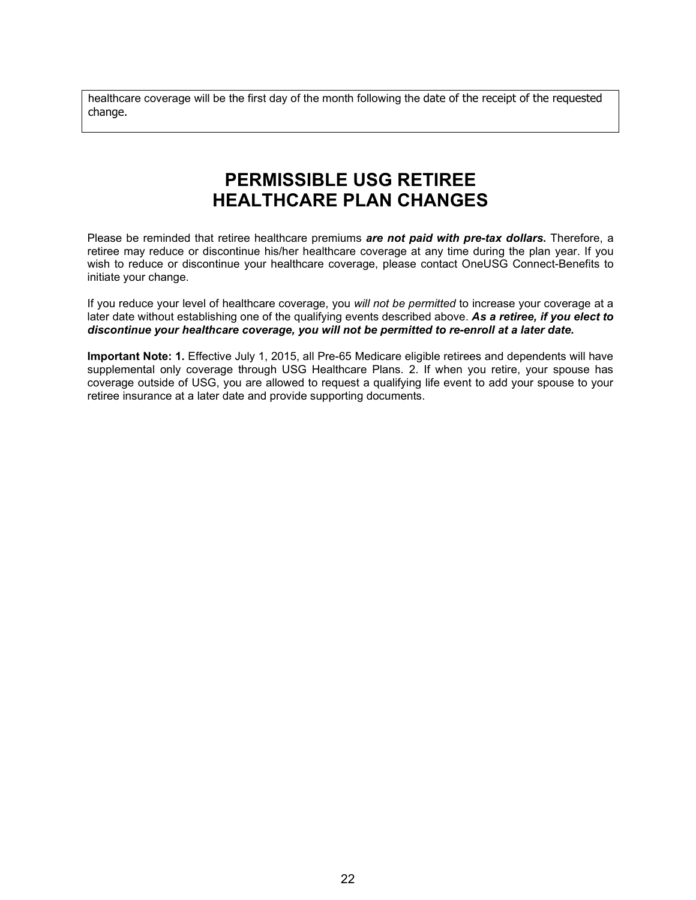healthcare coverage will be the first day of the month following the date of the receipt of the requested change.

# PERMISSIBLE USG RETIREE HEALTHCARE PLAN CHANGES

Please be reminded that retiree healthcare premiums ***are not paid with pre-tax dollars.*** Therefore, a retiree may reduce or discontinue his/her healthcare coverage at any time during the plan year. If you wish to reduce or discontinue your healthcare coverage, please contact OneUSG Connect-Benefits to initiate your change.

If you reduce your level of healthcare coverage, you *will not be permitted* to increase your coverage at a later date without establishing one of the qualifying events described above. ***As a retiree, if you elect to discontinue your healthcare coverage, you will not be permitted to re-enroll at a later date.***

**Important Note: 1.** Effective July 1, 2015, all Pre-65 Medicare eligible retirees and dependents will have supplemental only coverage through USG Healthcare Plans. 2. If when you retire, your spouse has coverage outside of USG, you are allowed to request a qualifying life event to add your spouse to your retiree insurance at a later date and provide supporting documents.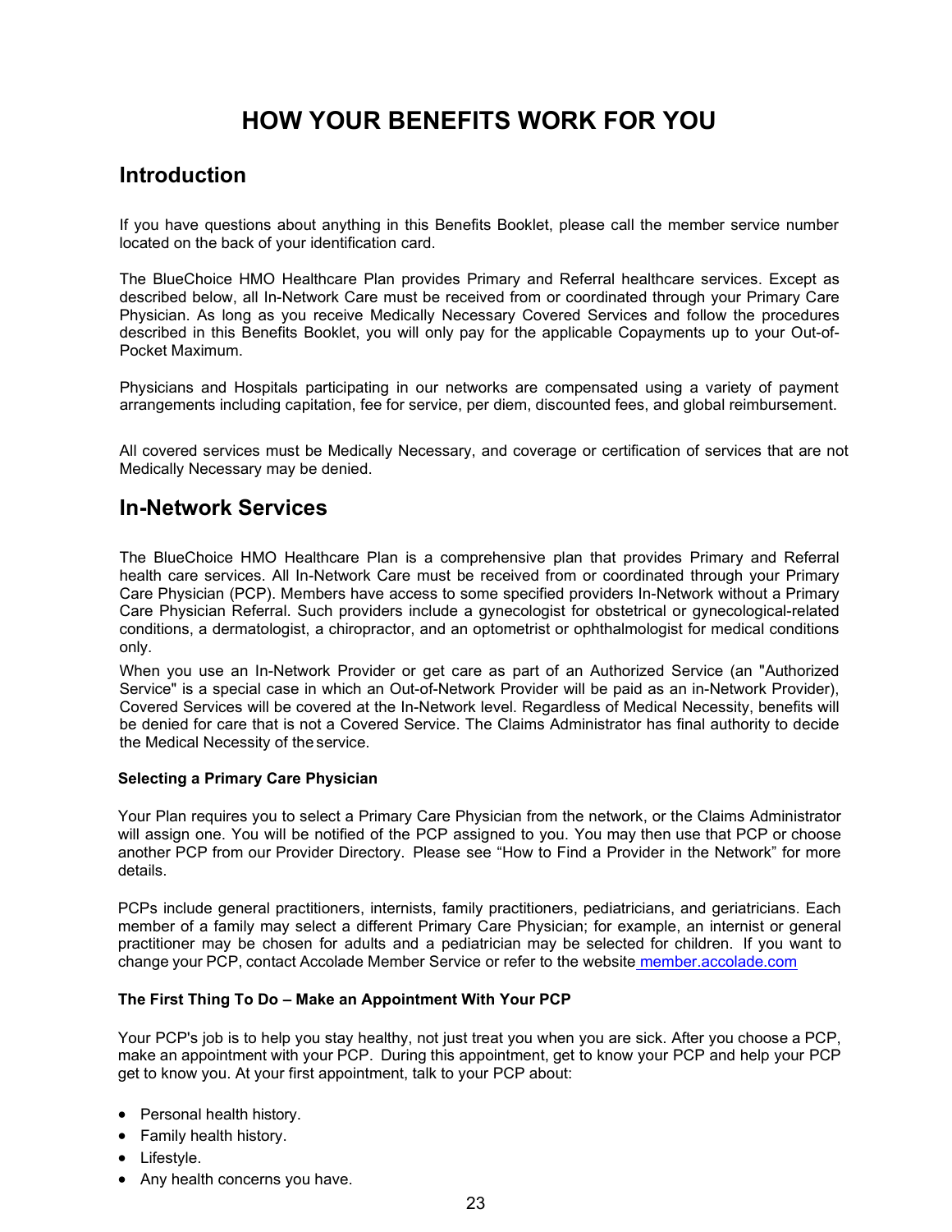# HOW YOUR BENEFITS WORK FOR YOU

## Introduction

If you have questions about anything in this Benefits Booklet, please call the member service number located on the back of your identification card.

The BlueChoice HMO Healthcare Plan provides Primary and Referral healthcare services. Except as described below, all In-Network Care must be received from or coordinated through your Primary Care Physician. As long as you receive Medically Necessary Covered Services and follow the procedures described in this Benefits Booklet, you will only pay for the applicable Copayments up to your Out-of-Pocket Maximum.

Physicians and Hospitals participating in our networks are compensated using a variety of payment arrangements including capitation, fee for service, per diem, discounted fees, and global reimbursement.

All covered services must be Medically Necessary, and coverage or certification of services that are not Medically Necessary may be denied.

## In-Network Services

The BlueChoice HMO Healthcare Plan is a comprehensive plan that provides Primary and Referral health care services. All In-Network Care must be received from or coordinated through your Primary Care Physician (PCP). Members have access to some specified providers In-Network without a Primary Care Physician Referral. Such providers include a gynecologist for obstetrical or gynecological-related conditions, a dermatologist, a chiropractor, and an optometrist or ophthalmologist for medical conditions only.

When you use an In-Network Provider or get care as part of an Authorized Service (an "Authorized Service" is a special case in which an Out-of-Network Provider will be paid as an in-Network Provider), Covered Services will be covered at the In-Network level. Regardless of Medical Necessity, benefits will be denied for care that is not a Covered Service. The Claims Administrator has final authority to decide the Medical Necessity of the service.

**Selecting a Primary Care Physician**

Your Plan requires you to select a Primary Care Physician from the network, or the Claims Administrator will assign one. You will be notified of the PCP assigned to you. You may then use that PCP or choose another PCP from our Provider Directory. Please see "How to Find a Provider in the Network" for more details.

PCPs include general practitioners, internists, family practitioners, pediatricians, and geriatricians. Each member of a family may select a different Primary Care Physician; for example, an internist or general practitioner may be chosen for adults and a pediatrician may be selected for children. If you want to change your PCP, contact Accolade Member Service or refer to the website member.accolade.com

**The First Thing To Do – Make an Appointment With Your PCP**

Your PCP's job is to help you stay healthy, not just treat you when you are sick. After you choose a PCP, make an appointment with your PCP. During this appointment, get to know your PCP and help your PCP get to know you. At your first appointment, talk to your PCP about:

- Personal health history.
- Family health history.
- Lifestyle.
- Any health concerns you have.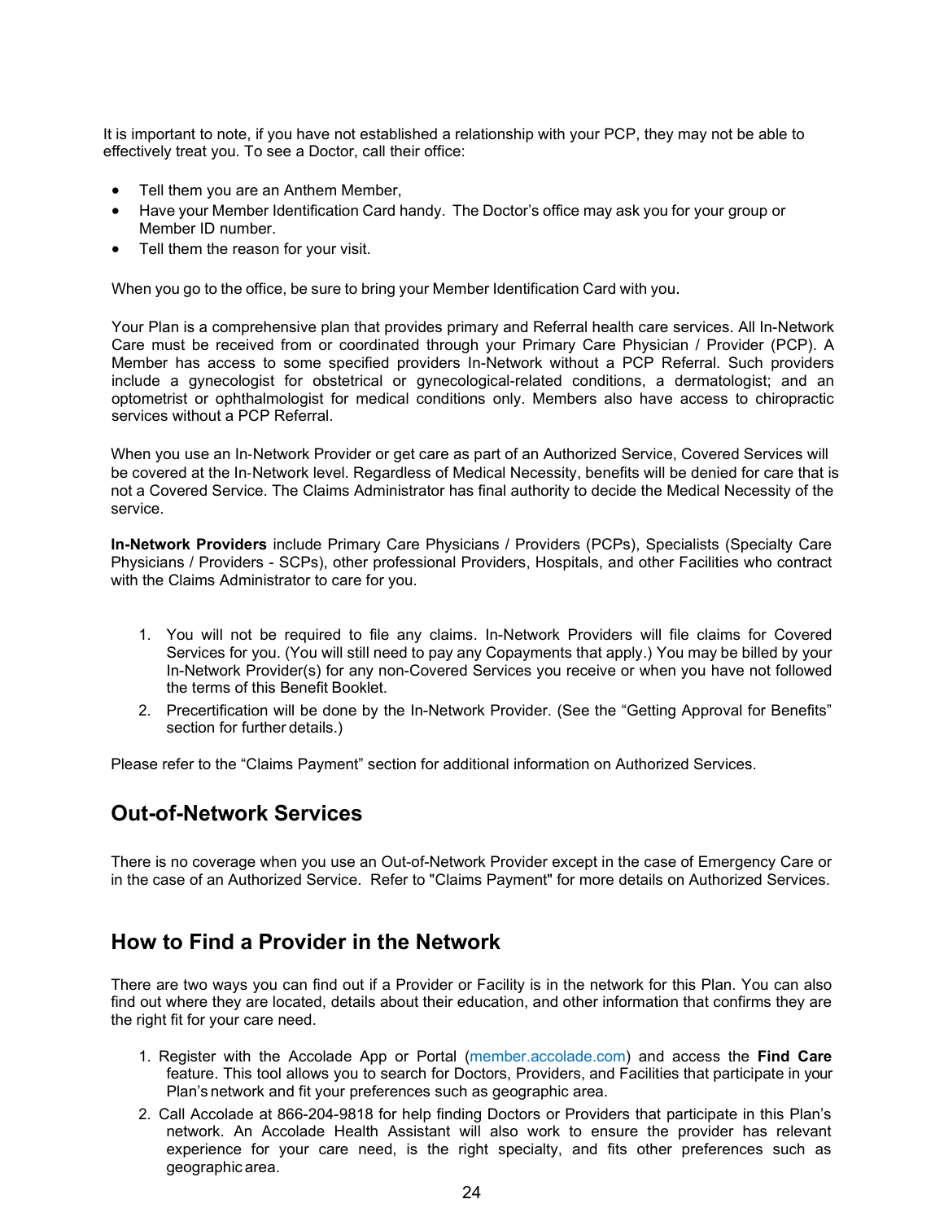It is important to note, if you have not established a relationship with your PCP, they may not be able to effectively treat you. To see a Doctor, call their office:

- Tell them you are an Anthem Member,
- Have your Member Identification Card handy. The Doctor's office may ask you for your group or Member ID number.
- Tell them the reason for your visit.

When you go to the office, be sure to bring your Member Identification Card with you.

Your Plan is a comprehensive plan that provides primary and Referral health care services. All In-Network Care must be received from or coordinated through your Primary Care Physician / Provider (PCP). A Member has access to some specified providers In-Network without a PCP Referral. Such providers include a gynecologist for obstetrical or gynecological-related conditions, a dermatologist; and an optometrist or ophthalmologist for medical conditions only. Members also have access to chiropractic services without a PCP Referral.

When you use an In-Network Provider or get care as part of an Authorized Service, Covered Services will be covered at the In-Network level. Regardless of Medical Necessity, benefits will be denied for care that is not a Covered Service. The Claims Administrator has final authority to decide the Medical Necessity of the service.

**In-Network Providers** include Primary Care Physicians / Providers (PCPs), Specialists (Specialty Care Physicians / Providers - SCPs), other professional Providers, Hospitals, and other Facilities who contract with the Claims Administrator to care for you.

1. You will not be required to file any claims. In-Network Providers will file claims for Covered Services for you. (You will still need to pay any Copayments that apply.) You may be billed by your In-Network Provider(s) for any non-Covered Services you receive or when you have not followed the terms of this Benefit Booklet.
2. Precertification will be done by the In-Network Provider. (See the "Getting Approval for Benefits" section for further details.)

Please refer to the "Claims Payment" section for additional information on Authorized Services.

## Out-of-Network Services

There is no coverage when you use an Out-of-Network Provider except in the case of Emergency Care or in the case of an Authorized Service. Refer to "Claims Payment" for more details on Authorized Services.

## How to Find a Provider in the Network

There are two ways you can find out if a Provider or Facility is in the network for this Plan. You can also find out where they are located, details about their education, and other information that confirms they are the right fit for your care need.

1. Register with the Accolade App or Portal (member.accolade.com) and access the **Find Care** feature. This tool allows you to search for Doctors, Providers, and Facilities that participate in your Plan's network and fit your preferences such as geographic area.
2. Call Accolade at 866-204-9818 for help finding Doctors or Providers that participate in this Plan's network. An Accolade Health Assistant will also work to ensure the provider has relevant experience for your care need, is the right specialty, and fits other preferences such as geographic area.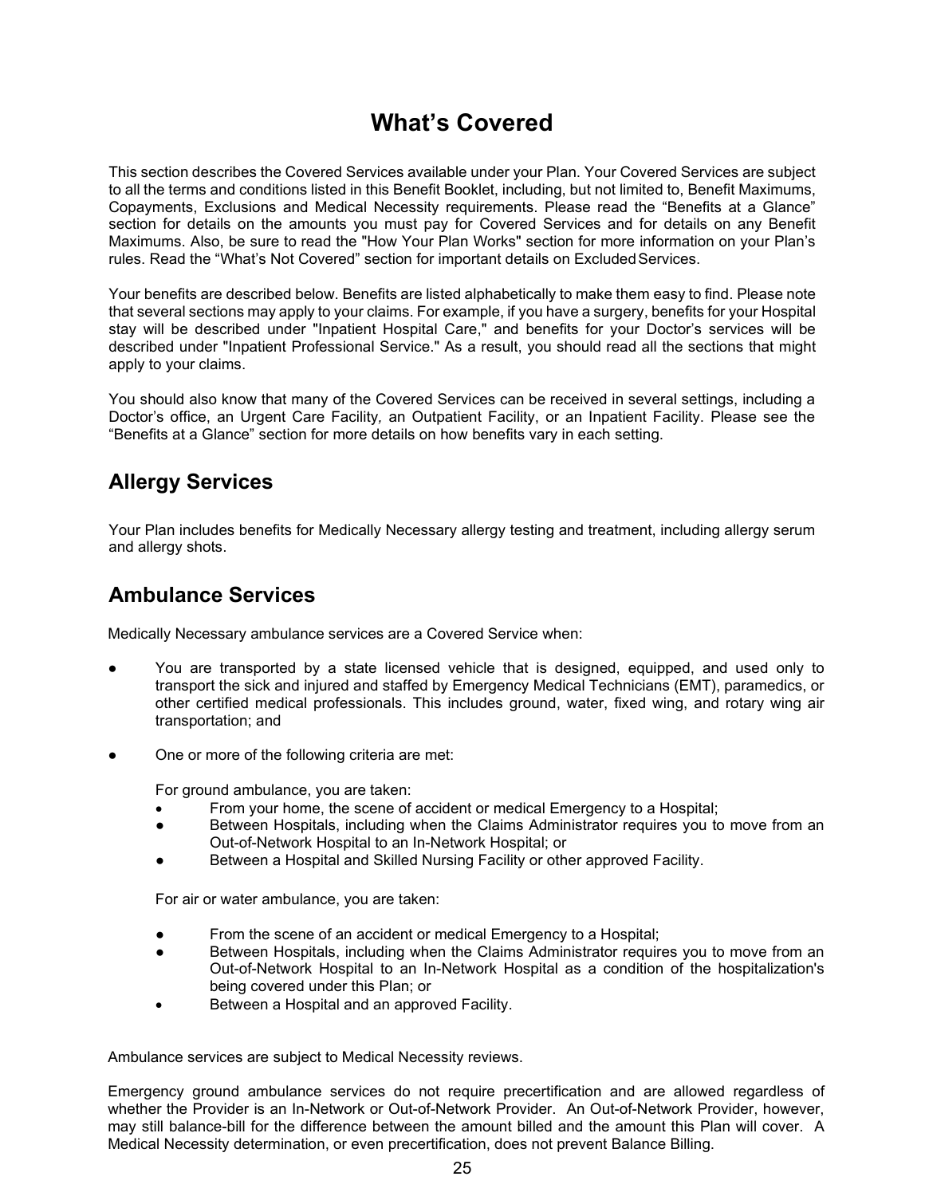# What's Covered

This section describes the Covered Services available under your Plan. Your Covered Services are subject to all the terms and conditions listed in this Benefit Booklet, including, but not limited to, Benefit Maximums, Copayments, Exclusions and Medical Necessity requirements. Please read the "Benefits at a Glance" section for details on the amounts you must pay for Covered Services and for details on any Benefit Maximums. Also, be sure to read the "How Your Plan Works" section for more information on your Plan's rules. Read the "What's Not Covered" section for important details on Excluded Services.

Your benefits are described below. Benefits are listed alphabetically to make them easy to find. Please note that several sections may apply to your claims. For example, if you have a surgery, benefits for your Hospital stay will be described under "Inpatient Hospital Care," and benefits for your Doctor's services will be described under "Inpatient Professional Service." As a result, you should read all the sections that might apply to your claims.

You should also know that many of the Covered Services can be received in several settings, including a Doctor's office, an Urgent Care Facility, an Outpatient Facility, or an Inpatient Facility. Please see the "Benefits at a Glance" section for more details on how benefits vary in each setting.

## Allergy Services

Your Plan includes benefits for Medically Necessary allergy testing and treatment, including allergy serum and allergy shots.

## Ambulance Services

Medically Necessary ambulance services are a Covered Service when:

- You are transported by a state licensed vehicle that is designed, equipped, and used only to transport the sick and injured and staffed by Emergency Medical Technicians (EMT), paramedics, or other certified medical professionals. This includes ground, water, fixed wing, and rotary wing air transportation; and
- One or more of the following criteria are met:

  For ground ambulance, you are taken:

  - From your home, the scene of accident or medical Emergency to a Hospital;
  - Between Hospitals, including when the Claims Administrator requires you to move from an Out-of-Network Hospital to an In-Network Hospital; or
  - Between a Hospital and Skilled Nursing Facility or other approved Facility.

  For air or water ambulance, you are taken:

  - From the scene of an accident or medical Emergency to a Hospital;
  - Between Hospitals, including when the Claims Administrator requires you to move from an Out-of-Network Hospital to an In-Network Hospital as a condition of the hospitalization's being covered under this Plan; or
  - Between a Hospital and an approved Facility.

Ambulance services are subject to Medical Necessity reviews.

Emergency ground ambulance services do not require precertification and are allowed regardless of whether the Provider is an In-Network or Out-of-Network Provider. An Out-of-Network Provider, however, may still balance-bill for the difference between the amount billed and the amount this Plan will cover. A Medical Necessity determination, or even precertification, does not prevent Balance Billing.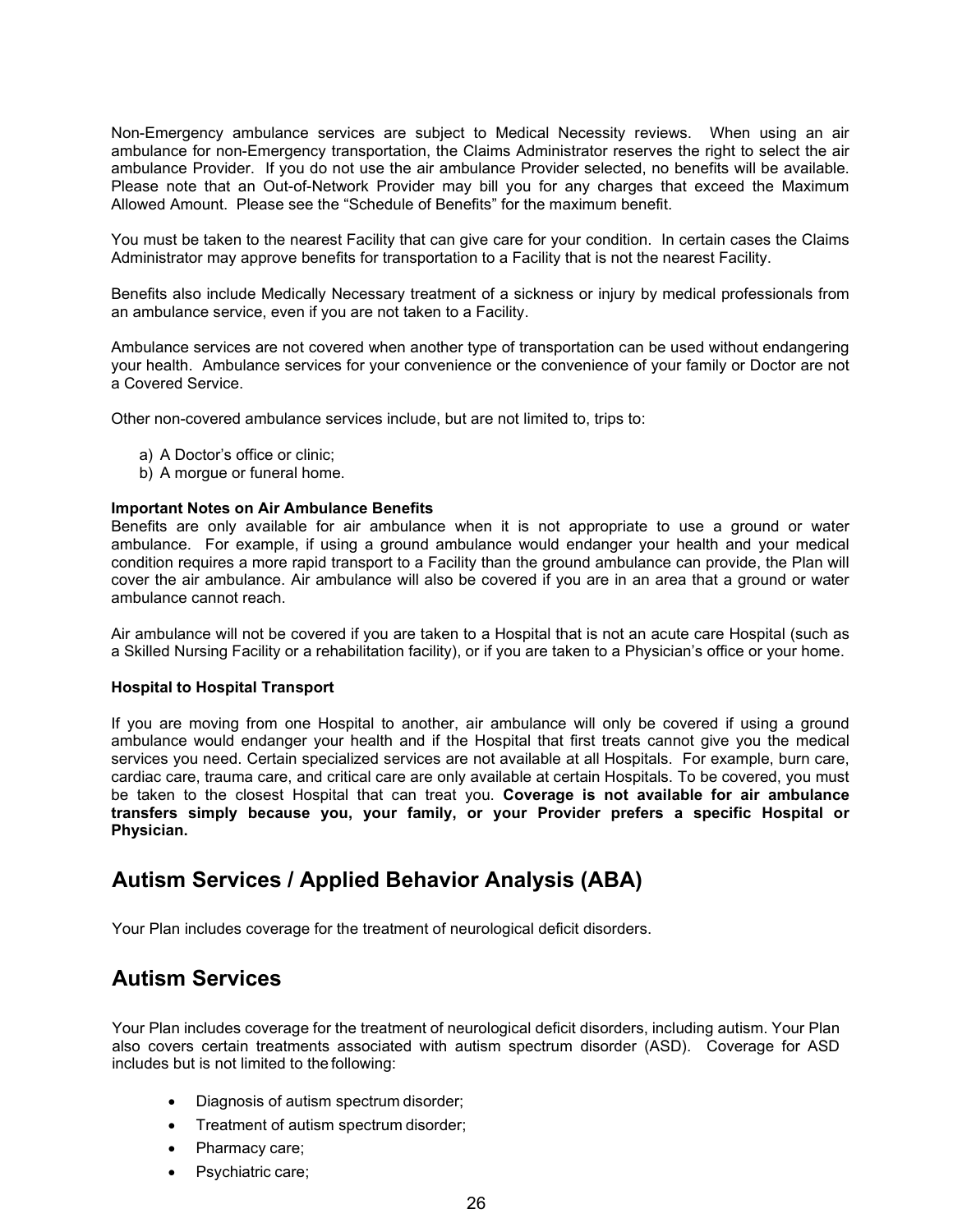Non-Emergency ambulance services are subject to Medical Necessity reviews. When using an air ambulance for non-Emergency transportation, the Claims Administrator reserves the right to select the air ambulance Provider. If you do not use the air ambulance Provider selected, no benefits will be available. Please note that an Out-of-Network Provider may bill you for any charges that exceed the Maximum Allowed Amount. Please see the "Schedule of Benefits" for the maximum benefit.

You must be taken to the nearest Facility that can give care for your condition. In certain cases the Claims Administrator may approve benefits for transportation to a Facility that is not the nearest Facility.

Benefits also include Medically Necessary treatment of a sickness or injury by medical professionals from an ambulance service, even if you are not taken to a Facility.

Ambulance services are not covered when another type of transportation can be used without endangering your health. Ambulance services for your convenience or the convenience of your family or Doctor are not a Covered Service.

Other non-covered ambulance services include, but are not limited to, trips to:

a) A Doctor's office or clinic;
b) A morgue or funeral home.

**Important Notes on Air Ambulance Benefits**

Benefits are only available for air ambulance when it is not appropriate to use a ground or water ambulance. For example, if using a ground ambulance would endanger your health and your medical condition requires a more rapid transport to a Facility than the ground ambulance can provide, the Plan will cover the air ambulance. Air ambulance will also be covered if you are in an area that a ground or water ambulance cannot reach.

Air ambulance will not be covered if you are taken to a Hospital that is not an acute care Hospital (such as a Skilled Nursing Facility or a rehabilitation facility), or if you are taken to a Physician's office or your home.

**Hospital to Hospital Transport**

If you are moving from one Hospital to another, air ambulance will only be covered if using a ground ambulance would endanger your health and if the Hospital that first treats cannot give you the medical services you need. Certain specialized services are not available at all Hospitals. For example, burn care, cardiac care, trauma care, and critical care are only available at certain Hospitals. To be covered, you must be taken to the closest Hospital that can treat you. **Coverage is not available for air ambulance transfers simply because you, your family, or your Provider prefers a specific Hospital or Physician.**

## Autism Services / Applied Behavior Analysis (ABA)

Your Plan includes coverage for the treatment of neurological deficit disorders.

## Autism Services

Your Plan includes coverage for the treatment of neurological deficit disorders, including autism. Your Plan also covers certain treatments associated with autism spectrum disorder (ASD). Coverage for ASD includes but is not limited to the following:

- Diagnosis of autism spectrum disorder;
- Treatment of autism spectrum disorder;
- Pharmacy care;
- Psychiatric care;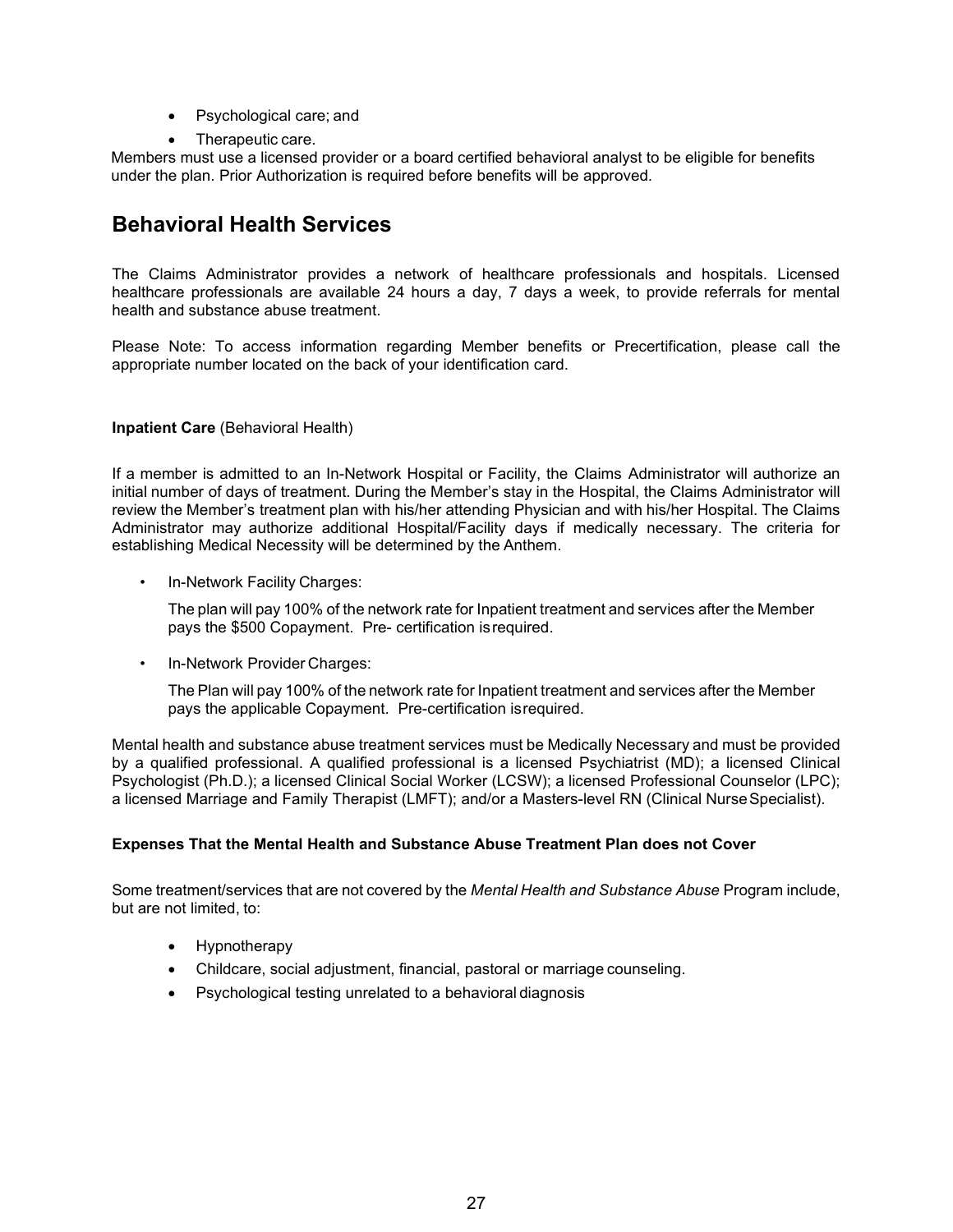- Psychological care; and
- Therapeutic care.

Members must use a licensed provider or a board certified behavioral analyst to be eligible for benefits under the plan. Prior Authorization is required before benefits will be approved.

## Behavioral Health Services

The Claims Administrator provides a network of healthcare professionals and hospitals. Licensed healthcare professionals are available 24 hours a day, 7 days a week, to provide referrals for mental health and substance abuse treatment.

Please Note: To access information regarding Member benefits or Precertification, please call the appropriate number located on the back of your identification card.

**Inpatient Care** (Behavioral Health)

If a member is admitted to an In-Network Hospital or Facility, the Claims Administrator will authorize an initial number of days of treatment. During the Member's stay in the Hospital, the Claims Administrator will review the Member's treatment plan with his/her attending Physician and with his/her Hospital. The Claims Administrator may authorize additional Hospital/Facility days if medically necessary. The criteria for establishing Medical Necessity will be determined by the Anthem.

- In-Network Facility Charges:

  The plan will pay 100% of the network rate for Inpatient treatment and services after the Member pays the $500 Copayment. Pre- certification is required.

- In-Network Provider Charges:

  The Plan will pay 100% of the network rate for Inpatient treatment and services after the Member pays the applicable Copayment. Pre-certification is required.

Mental health and substance abuse treatment services must be Medically Necessary and must be provided by a qualified professional. A qualified professional is a licensed Psychiatrist (MD); a licensed Clinical Psychologist (Ph.D.); a licensed Clinical Social Worker (LCSW); a licensed Professional Counselor (LPC); a licensed Marriage and Family Therapist (LMFT); and/or a Masters-level RN (Clinical Nurse Specialist).

**Expenses That the Mental Health and Substance Abuse Treatment Plan does not Cover**

Some treatment/services that are not covered by the *Mental Health and Substance Abuse* Program include, but are not limited, to:

- Hypnotherapy
- Childcare, social adjustment, financial, pastoral or marriage counseling.
- Psychological testing unrelated to a behavioral diagnosis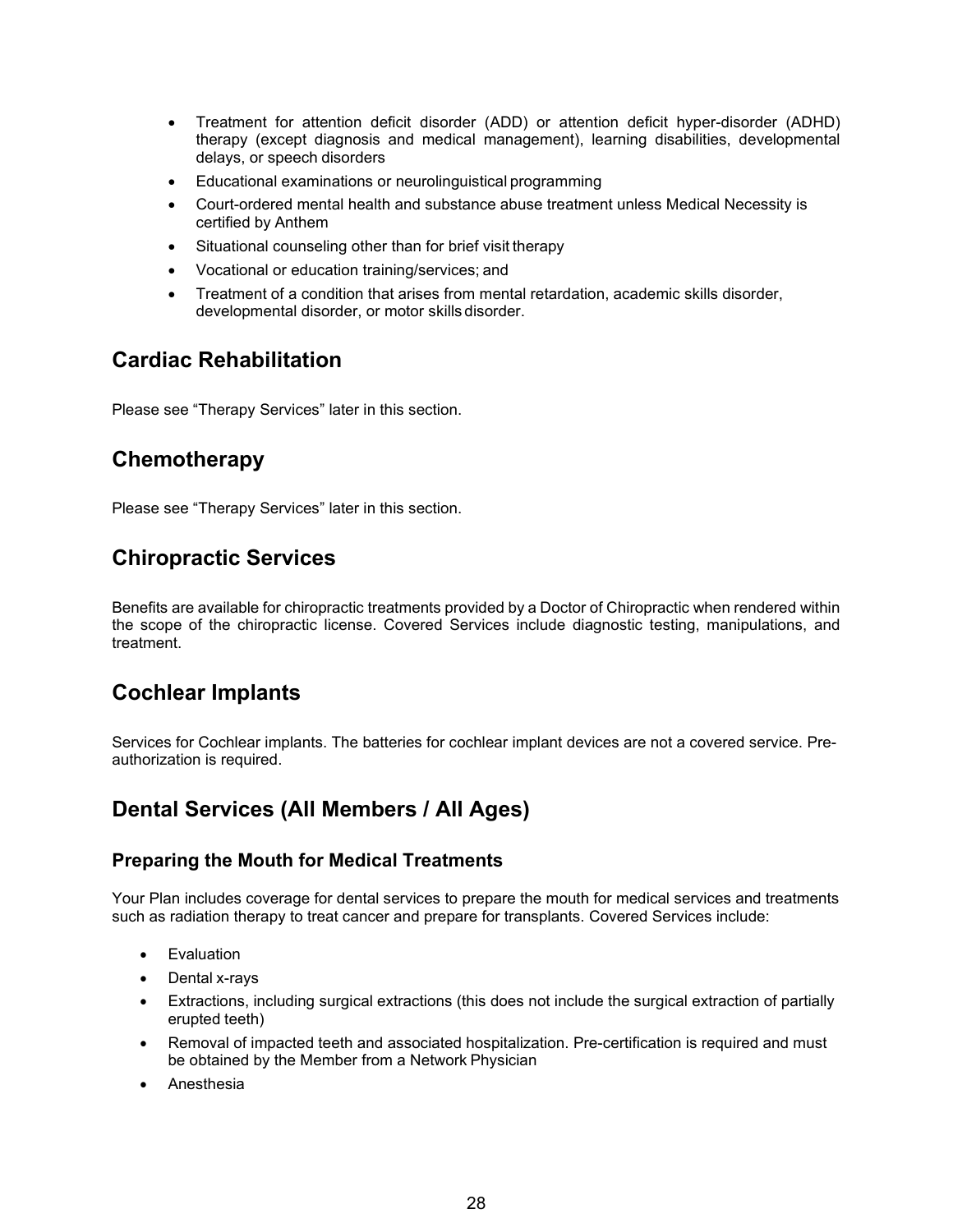- Treatment for attention deficit disorder (ADD) or attention deficit hyper-disorder (ADHD) therapy (except diagnosis and medical management), learning disabilities, developmental delays, or speech disorders
- Educational examinations or neurolinguistical programming
- Court-ordered mental health and substance abuse treatment unless Medical Necessity is certified by Anthem
- Situational counseling other than for brief visit therapy
- Vocational or education training/services; and
- Treatment of a condition that arises from mental retardation, academic skills disorder, developmental disorder, or motor skills disorder.

## Cardiac Rehabilitation

Please see “Therapy Services” later in this section.

## Chemotherapy

Please see “Therapy Services” later in this section.

## Chiropractic Services

Benefits are available for chiropractic treatments provided by a Doctor of Chiropractic when rendered within the scope of the chiropractic license. Covered Services include diagnostic testing, manipulations, and treatment.

## Cochlear Implants

Services for Cochlear implants. The batteries for cochlear implant devices are not a covered service. Pre-authorization is required.

## Dental Services (All Members / All Ages)

### Preparing the Mouth for Medical Treatments

Your Plan includes coverage for dental services to prepare the mouth for medical services and treatments such as radiation therapy to treat cancer and prepare for transplants. Covered Services include:

- Evaluation
- Dental x-rays
- Extractions, including surgical extractions (this does not include the surgical extraction of partially erupted teeth)
- Removal of impacted teeth and associated hospitalization. Pre-certification is required and must be obtained by the Member from a Network Physician
- Anesthesia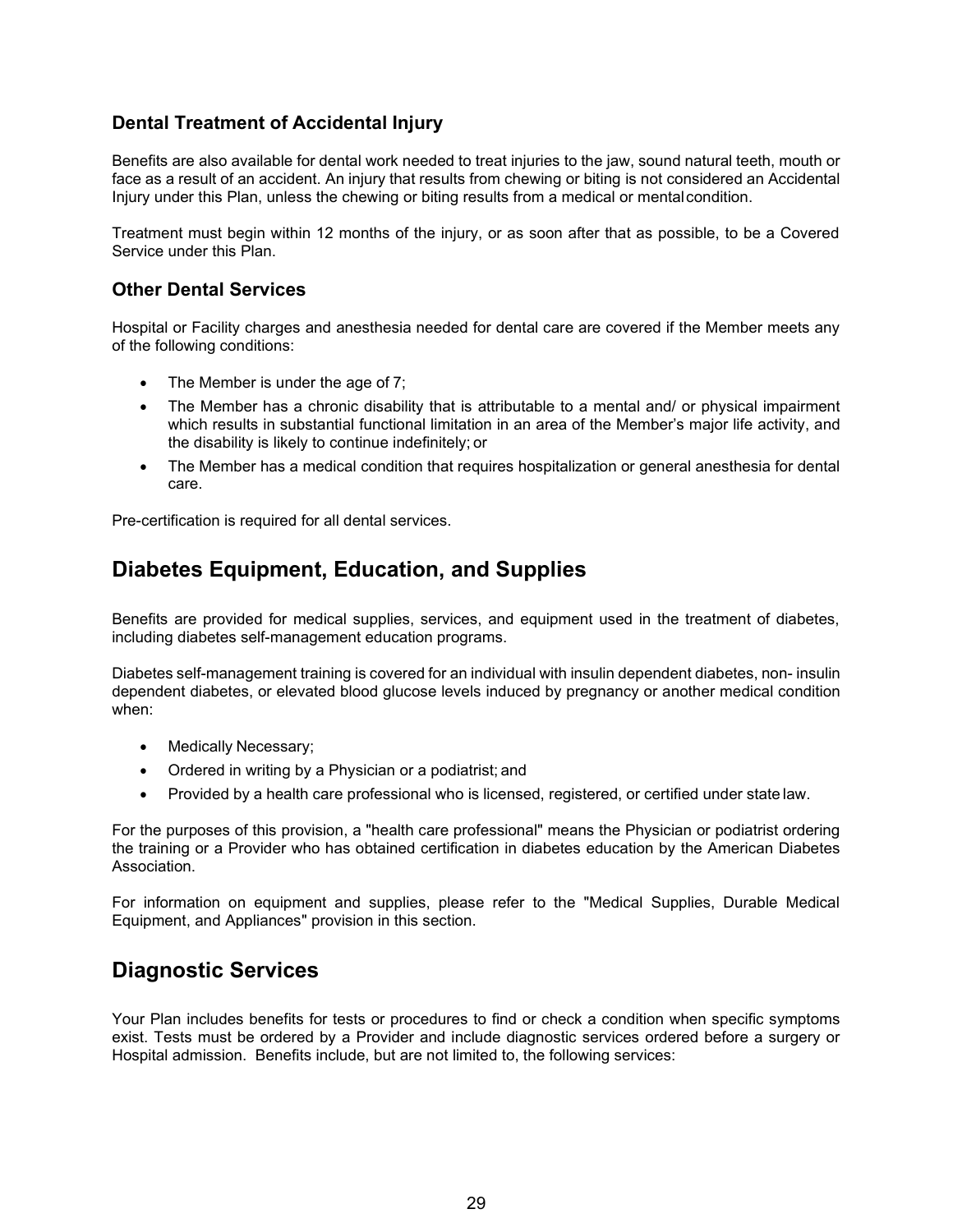### Dental Treatment of Accidental Injury

Benefits are also available for dental work needed to treat injuries to the jaw, sound natural teeth, mouth or face as a result of an accident. An injury that results from chewing or biting is not considered an Accidental Injury under this Plan, unless the chewing or biting results from a medical or mental condition.

Treatment must begin within 12 months of the injury, or as soon after that as possible, to be a Covered Service under this Plan.

### Other Dental Services

Hospital or Facility charges and anesthesia needed for dental care are covered if the Member meets any of the following conditions:

- The Member is under the age of 7;
- The Member has a chronic disability that is attributable to a mental and/ or physical impairment which results in substantial functional limitation in an area of the Member's major life activity, and the disability is likely to continue indefinitely; or
- The Member has a medical condition that requires hospitalization or general anesthesia for dental care.

Pre-certification is required for all dental services.

## Diabetes Equipment, Education, and Supplies

Benefits are provided for medical supplies, services, and equipment used in the treatment of diabetes, including diabetes self-management education programs.

Diabetes self-management training is covered for an individual with insulin dependent diabetes, non- insulin dependent diabetes, or elevated blood glucose levels induced by pregnancy or another medical condition when:

- Medically Necessary;
- Ordered in writing by a Physician or a podiatrist; and
- Provided by a health care professional who is licensed, registered, or certified under state law.

For the purposes of this provision, a "health care professional" means the Physician or podiatrist ordering the training or a Provider who has obtained certification in diabetes education by the American Diabetes Association.

For information on equipment and supplies, please refer to the "Medical Supplies, Durable Medical Equipment, and Appliances" provision in this section.

## Diagnostic Services

Your Plan includes benefits for tests or procedures to find or check a condition when specific symptoms exist. Tests must be ordered by a Provider and include diagnostic services ordered before a surgery or Hospital admission. Benefits include, but are not limited to, the following services: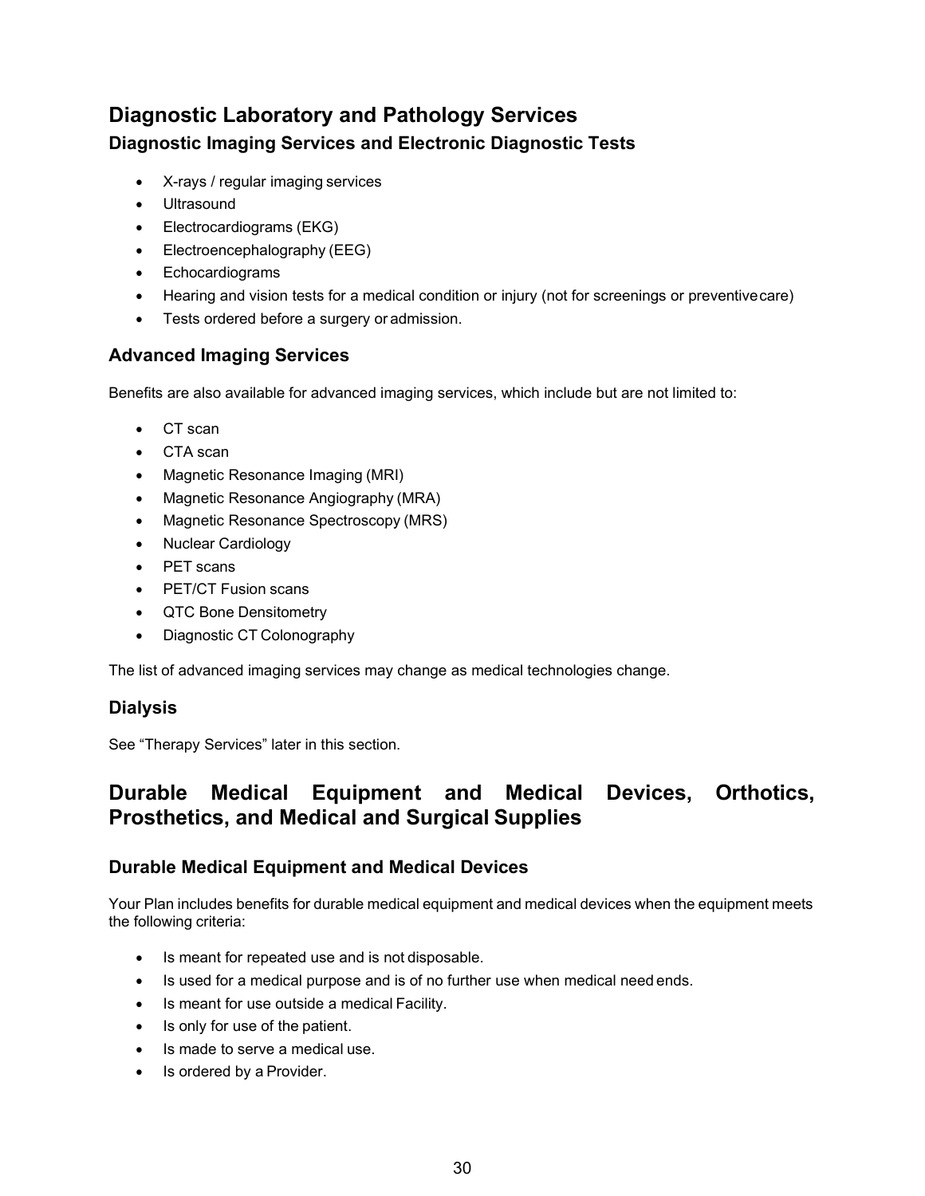## Diagnostic Laboratory and Pathology Services

### Diagnostic Imaging Services and Electronic Diagnostic Tests

- X-rays / regular imaging services
- Ultrasound
- Electrocardiograms (EKG)
- Electroencephalography (EEG)
- Echocardiograms
- Hearing and vision tests for a medical condition or injury (not for screenings or preventive care)
- Tests ordered before a surgery or admission.

### Advanced Imaging Services

Benefits are also available for advanced imaging services, which include but are not limited to:

- CT scan
- CTA scan
- Magnetic Resonance Imaging (MRI)
- Magnetic Resonance Angiography (MRA)
- Magnetic Resonance Spectroscopy (MRS)
- Nuclear Cardiology
- PET scans
- PET/CT Fusion scans
- QTC Bone Densitometry
- Diagnostic CT Colonography

The list of advanced imaging services may change as medical technologies change.

### Dialysis

See "Therapy Services" later in this section.

## Durable Medical Equipment and Medical Devices, Orthotics, Prosthetics, and Medical and Surgical Supplies

### Durable Medical Equipment and Medical Devices

Your Plan includes benefits for durable medical equipment and medical devices when the equipment meets the following criteria:

- Is meant for repeated use and is not disposable.
- Is used for a medical purpose and is of no further use when medical need ends.
- Is meant for use outside a medical Facility.
- Is only for use of the patient.
- Is made to serve a medical use.
- Is ordered by a Provider.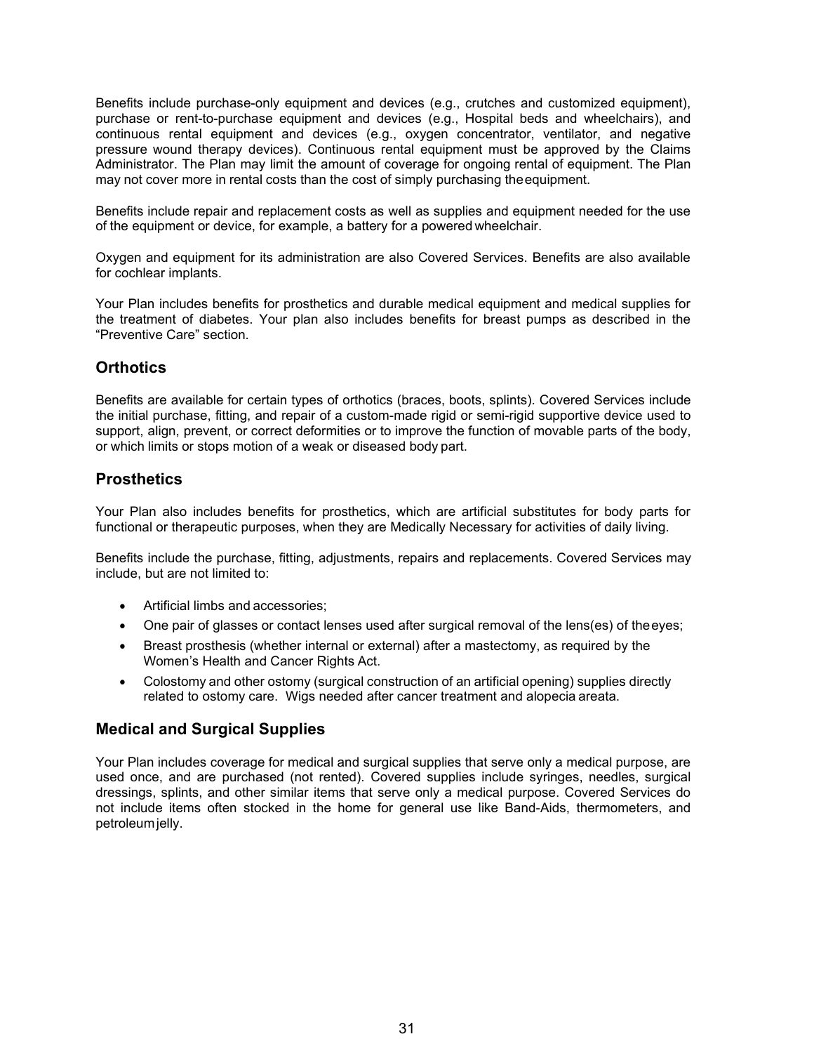Benefits include purchase-only equipment and devices (e.g., crutches and customized equipment), purchase or rent-to-purchase equipment and devices (e.g., Hospital beds and wheelchairs), and continuous rental equipment and devices (e.g., oxygen concentrator, ventilator, and negative pressure wound therapy devices). Continuous rental equipment must be approved by the Claims Administrator. The Plan may limit the amount of coverage for ongoing rental of equipment. The Plan may not cover more in rental costs than the cost of simply purchasing the equipment.

Benefits include repair and replacement costs as well as supplies and equipment needed for the use of the equipment or device, for example, a battery for a powered wheelchair.

Oxygen and equipment for its administration are also Covered Services. Benefits are also available for cochlear implants.

Your Plan includes benefits for prosthetics and durable medical equipment and medical supplies for the treatment of diabetes. Your plan also includes benefits for breast pumps as described in the "Preventive Care" section.

## Orthotics

Benefits are available for certain types of orthotics (braces, boots, splints). Covered Services include the initial purchase, fitting, and repair of a custom-made rigid or semi-rigid supportive device used to support, align, prevent, or correct deformities or to improve the function of movable parts of the body, or which limits or stops motion of a weak or diseased body part.

## Prosthetics

Your Plan also includes benefits for prosthetics, which are artificial substitutes for body parts for functional or therapeutic purposes, when they are Medically Necessary for activities of daily living.

Benefits include the purchase, fitting, adjustments, repairs and replacements. Covered Services may include, but are not limited to:

- Artificial limbs and accessories;
- One pair of glasses or contact lenses used after surgical removal of the lens(es) of the eyes;
- Breast prosthesis (whether internal or external) after a mastectomy, as required by the Women's Health and Cancer Rights Act.
- Colostomy and other ostomy (surgical construction of an artificial opening) supplies directly related to ostomy care. Wigs needed after cancer treatment and alopecia areata.

## Medical and Surgical Supplies

Your Plan includes coverage for medical and surgical supplies that serve only a medical purpose, are used once, and are purchased (not rented). Covered supplies include syringes, needles, surgical dressings, splints, and other similar items that serve only a medical purpose. Covered Services do not include items often stocked in the home for general use like Band-Aids, thermometers, and petroleum jelly.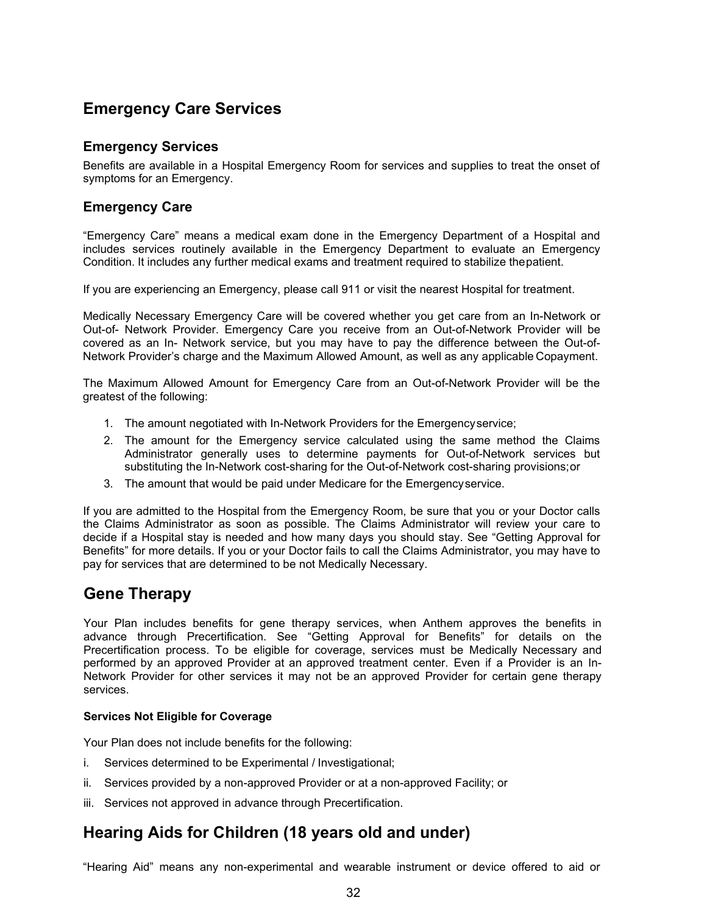## Emergency Care Services

### Emergency Services

Benefits are available in a Hospital Emergency Room for services and supplies to treat the onset of symptoms for an Emergency.

### Emergency Care

"Emergency Care" means a medical exam done in the Emergency Department of a Hospital and includes services routinely available in the Emergency Department to evaluate an Emergency Condition. It includes any further medical exams and treatment required to stabilize the patient.

If you are experiencing an Emergency, please call 911 or visit the nearest Hospital for treatment.

Medically Necessary Emergency Care will be covered whether you get care from an In-Network or Out-of- Network Provider. Emergency Care you receive from an Out-of-Network Provider will be covered as an In- Network service, but you may have to pay the difference between the Out-of-Network Provider's charge and the Maximum Allowed Amount, as well as any applicable Copayment.

The Maximum Allowed Amount for Emergency Care from an Out-of-Network Provider will be the greatest of the following:

1. The amount negotiated with In-Network Providers for the Emergency service;
2. The amount for the Emergency service calculated using the same method the Claims Administrator generally uses to determine payments for Out-of-Network services but substituting the In-Network cost-sharing for the Out-of-Network cost-sharing provisions; or
3. The amount that would be paid under Medicare for the Emergency service.

If you are admitted to the Hospital from the Emergency Room, be sure that you or your Doctor calls the Claims Administrator as soon as possible. The Claims Administrator will review your care to decide if a Hospital stay is needed and how many days you should stay. See "Getting Approval for Benefits" for more details. If you or your Doctor fails to call the Claims Administrator, you may have to pay for services that are determined to be not Medically Necessary.

## Gene Therapy

Your Plan includes benefits for gene therapy services, when Anthem approves the benefits in advance through Precertification. See "Getting Approval for Benefits" for details on the Precertification process. To be eligible for coverage, services must be Medically Necessary and performed by an approved Provider at an approved treatment center. Even if a Provider is an In-Network Provider for other services it may not be an approved Provider for certain gene therapy services.

#### Services Not Eligible for Coverage

Your Plan does not include benefits for the following:

i. Services determined to be Experimental / Investigational;

ii. Services provided by a non-approved Provider or at a non-approved Facility; or

iii. Services not approved in advance through Precertification.

## Hearing Aids for Children (18 years old and under)

"Hearing Aid" means any non-experimental and wearable instrument or device offered to aid or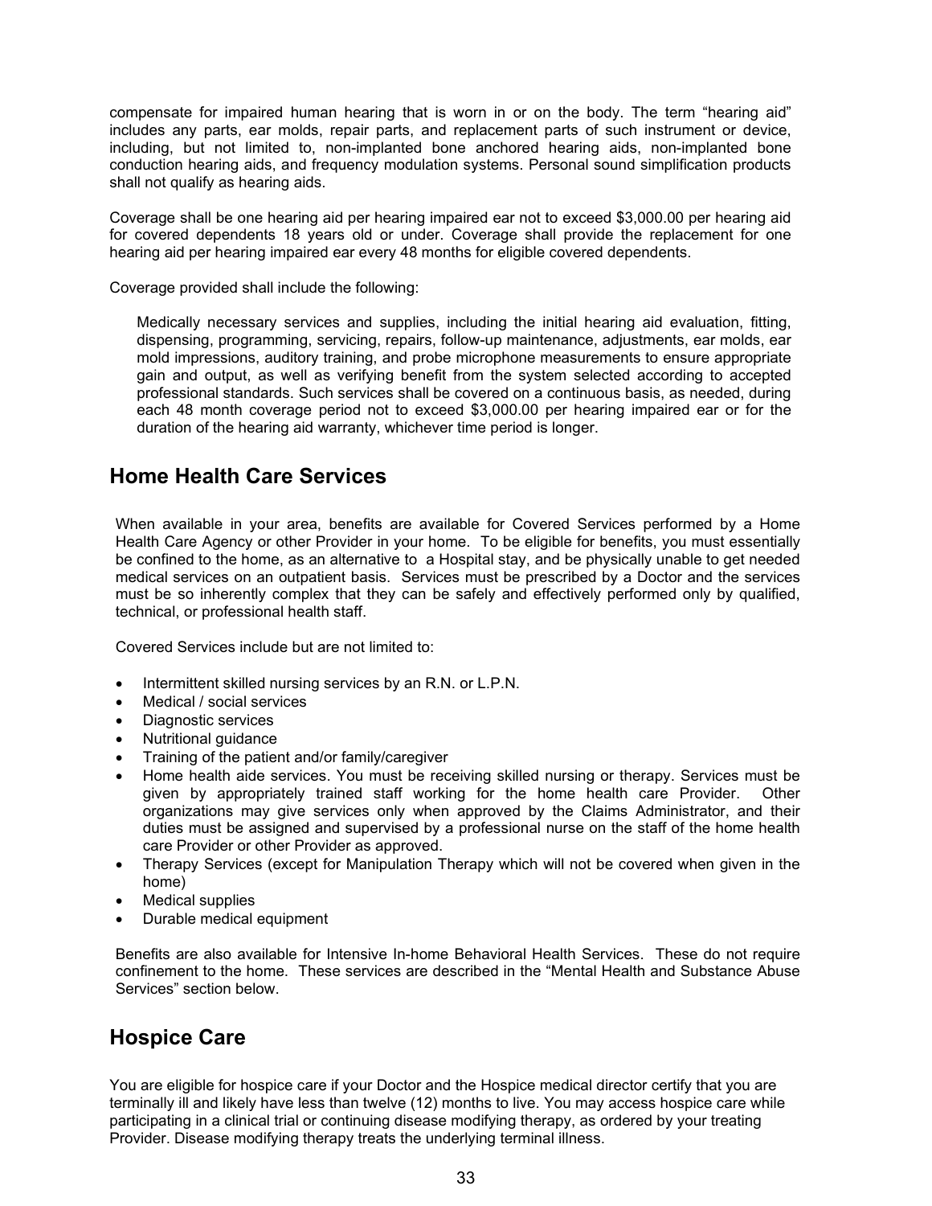compensate for impaired human hearing that is worn in or on the body. The term "hearing aid" includes any parts, ear molds, repair parts, and replacement parts of such instrument or device, including, but not limited to, non-implanted bone anchored hearing aids, non-implanted bone conduction hearing aids, and frequency modulation systems. Personal sound simplification products shall not qualify as hearing aids.

Coverage shall be one hearing aid per hearing impaired ear not to exceed $3,000.00 per hearing aid for covered dependents 18 years old or under. Coverage shall provide the replacement for one hearing aid per hearing impaired ear every 48 months for eligible covered dependents.

Coverage provided shall include the following:

> Medically necessary services and supplies, including the initial hearing aid evaluation, fitting, dispensing, programming, servicing, repairs, follow-up maintenance, adjustments, ear molds, ear mold impressions, auditory training, and probe microphone measurements to ensure appropriate gain and output, as well as verifying benefit from the system selected according to accepted professional standards. Such services shall be covered on a continuous basis, as needed, during each 48 month coverage period not to exceed $3,000.00 per hearing impaired ear or for the duration of the hearing aid warranty, whichever time period is longer.

## Home Health Care Services

When available in your area, benefits are available for Covered Services performed by a Home Health Care Agency or other Provider in your home. To be eligible for benefits, you must essentially be confined to the home, as an alternative to a Hospital stay, and be physically unable to get needed medical services on an outpatient basis. Services must be prescribed by a Doctor and the services must be so inherently complex that they can be safely and effectively performed only by qualified, technical, or professional health staff.

Covered Services include but are not limited to:

- Intermittent skilled nursing services by an R.N. or L.P.N.
- Medical / social services
- Diagnostic services
- Nutritional guidance
- Training of the patient and/or family/caregiver
- Home health aide services. You must be receiving skilled nursing or therapy. Services must be given by appropriately trained staff working for the home health care Provider. Other organizations may give services only when approved by the Claims Administrator, and their duties must be assigned and supervised by a professional nurse on the staff of the home health care Provider or other Provider as approved.
- Therapy Services (except for Manipulation Therapy which will not be covered when given in the home)
- Medical supplies
- Durable medical equipment

Benefits are also available for Intensive In-home Behavioral Health Services. These do not require confinement to the home. These services are described in the "Mental Health and Substance Abuse Services" section below.

## Hospice Care

You are eligible for hospice care if your Doctor and the Hospice medical director certify that you are terminally ill and likely have less than twelve (12) months to live. You may access hospice care while participating in a clinical trial or continuing disease modifying therapy, as ordered by your treating Provider. Disease modifying therapy treats the underlying terminal illness.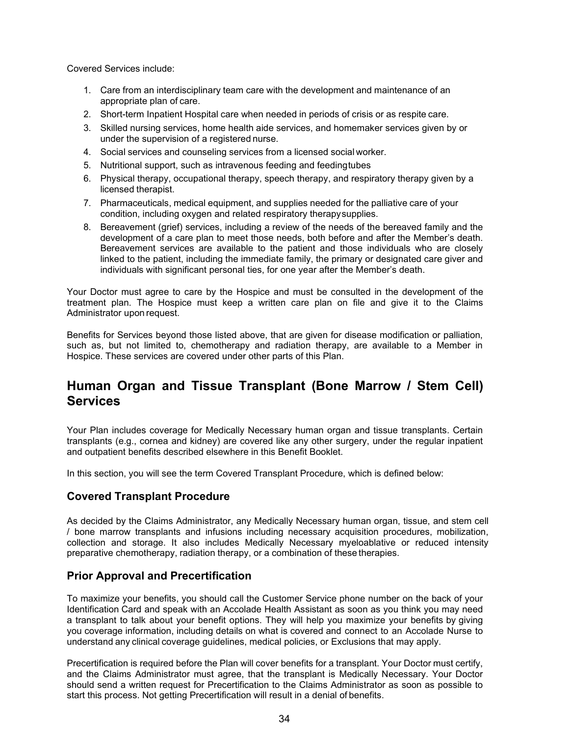Covered Services include:

1. Care from an interdisciplinary team care with the development and maintenance of an appropriate plan of care.
2. Short-term Inpatient Hospital care when needed in periods of crisis or as respite care.
3. Skilled nursing services, home health aide services, and homemaker services given by or under the supervision of a registered nurse.
4. Social services and counseling services from a licensed social worker.
5. Nutritional support, such as intravenous feeding and feeding tubes
6. Physical therapy, occupational therapy, speech therapy, and respiratory therapy given by a licensed therapist.
7. Pharmaceuticals, medical equipment, and supplies needed for the palliative care of your condition, including oxygen and related respiratory therapy supplies.
8. Bereavement (grief) services, including a review of the needs of the bereaved family and the development of a care plan to meet those needs, both before and after the Member's death. Bereavement services are available to the patient and those individuals who are closely linked to the patient, including the immediate family, the primary or designated care giver and individuals with significant personal ties, for one year after the Member's death.

Your Doctor must agree to care by the Hospice and must be consulted in the development of the treatment plan. The Hospice must keep a written care plan on file and give it to the Claims Administrator upon request.

Benefits for Services beyond those listed above, that are given for disease modification or palliation, such as, but not limited to, chemotherapy and radiation therapy, are available to a Member in Hospice. These services are covered under other parts of this Plan.

## Human Organ and Tissue Transplant (Bone Marrow / Stem Cell) Services

Your Plan includes coverage for Medically Necessary human organ and tissue transplants. Certain transplants (e.g., cornea and kidney) are covered like any other surgery, under the regular inpatient and outpatient benefits described elsewhere in this Benefit Booklet.

In this section, you will see the term Covered Transplant Procedure, which is defined below:

### Covered Transplant Procedure

As decided by the Claims Administrator, any Medically Necessary human organ, tissue, and stem cell / bone marrow transplants and infusions including necessary acquisition procedures, mobilization, collection and storage. It also includes Medically Necessary myeloablative or reduced intensity preparative chemotherapy, radiation therapy, or a combination of these therapies.

### Prior Approval and Precertification

To maximize your benefits, you should call the Customer Service phone number on the back of your Identification Card and speak with an Accolade Health Assistant as soon as you think you may need a transplant to talk about your benefit options. They will help you maximize your benefits by giving you coverage information, including details on what is covered and connect to an Accolade Nurse to understand any clinical coverage guidelines, medical policies, or Exclusions that may apply.

Precertification is required before the Plan will cover benefits for a transplant. Your Doctor must certify, and the Claims Administrator must agree, that the transplant is Medically Necessary. Your Doctor should send a written request for Precertification to the Claims Administrator as soon as possible to start this process. Not getting Precertification will result in a denial of benefits.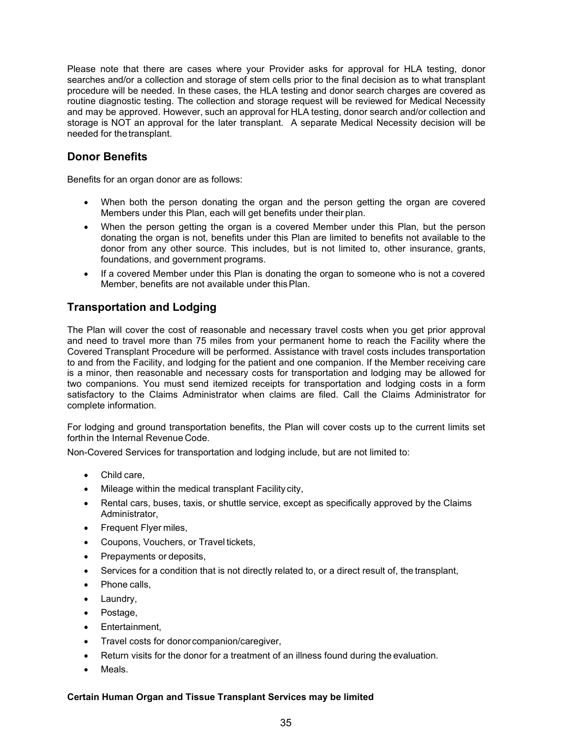Please note that there are cases where your Provider asks for approval for HLA testing, donor searches and/or a collection and storage of stem cells prior to the final decision as to what transplant procedure will be needed. In these cases, the HLA testing and donor search charges are covered as routine diagnostic testing. The collection and storage request will be reviewed for Medical Necessity and may be approved. However, such an approval for HLA testing, donor search and/or collection and storage is NOT an approval for the later transplant. A separate Medical Necessity decision will be needed for the transplant.

## Donor Benefits

Benefits for an organ donor are as follows:

- When both the person donating the organ and the person getting the organ are covered Members under this Plan, each will get benefits under their plan.
- When the person getting the organ is a covered Member under this Plan, but the person donating the organ is not, benefits under this Plan are limited to benefits not available to the donor from any other source. This includes, but is not limited to, other insurance, grants, foundations, and government programs.
- If a covered Member under this Plan is donating the organ to someone who is not a covered Member, benefits are not available under this Plan.

## Transportation and Lodging

The Plan will cover the cost of reasonable and necessary travel costs when you get prior approval and need to travel more than 75 miles from your permanent home to reach the Facility where the Covered Transplant Procedure will be performed. Assistance with travel costs includes transportation to and from the Facility, and lodging for the patient and one companion. If the Member receiving care is a minor, then reasonable and necessary costs for transportation and lodging may be allowed for two companions. You must send itemized receipts for transportation and lodging costs in a form satisfactory to the Claims Administrator when claims are filed. Call the Claims Administrator for complete information.

For lodging and ground transportation benefits, the Plan will cover costs up to the current limits set forth in the Internal Revenue Code.

Non-Covered Services for transportation and lodging include, but are not limited to:

- Child care,
- Mileage within the medical transplant Facility city,
- Rental cars, buses, taxis, or shuttle service, except as specifically approved by the Claims Administrator,
- Frequent Flyer miles,
- Coupons, Vouchers, or Travel tickets,
- Prepayments or deposits,
- Services for a condition that is not directly related to, or a direct result of, the transplant,
- Phone calls,
- Laundry,
- Postage,
- Entertainment,
- Travel costs for donor companion/caregiver,
- Return visits for the donor for a treatment of an illness found during the evaluation.
- Meals.

**Certain Human Organ and Tissue Transplant Services may be limited**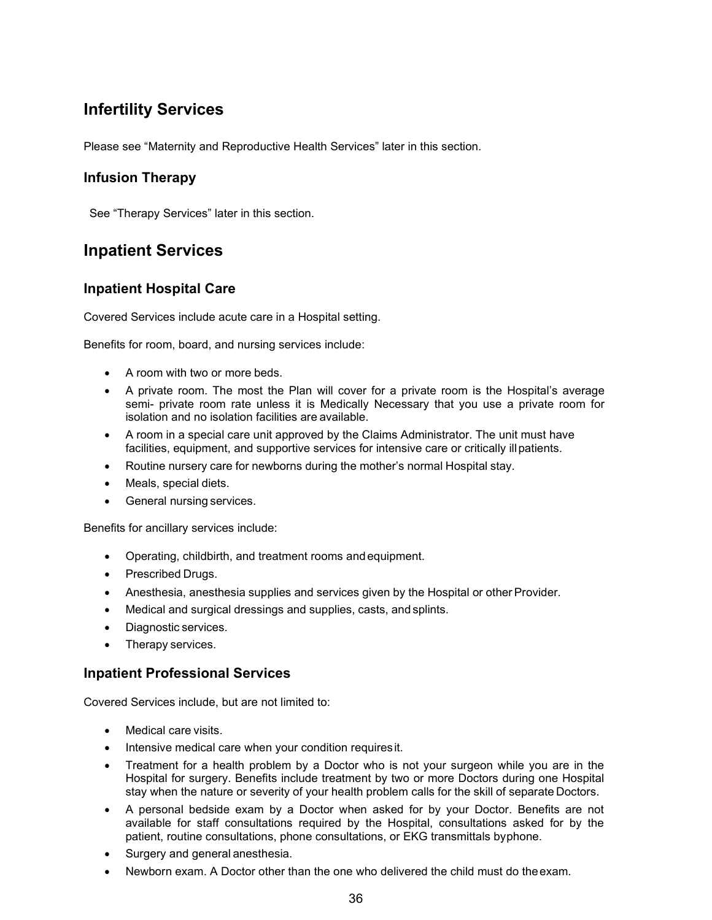## Infertility Services

Please see "Maternity and Reproductive Health Services" later in this section.

### Infusion Therapy

See "Therapy Services" later in this section.

## Inpatient Services

### Inpatient Hospital Care

Covered Services include acute care in a Hospital setting.

Benefits for room, board, and nursing services include:

- A room with two or more beds.
- A private room. The most the Plan will cover for a private room is the Hospital's average semi- private room rate unless it is Medically Necessary that you use a private room for isolation and no isolation facilities are available.
- A room in a special care unit approved by the Claims Administrator. The unit must have facilities, equipment, and supportive services for intensive care or critically ill patients.
- Routine nursery care for newborns during the mother's normal Hospital stay.
- Meals, special diets.
- General nursing services.

Benefits for ancillary services include:

- Operating, childbirth, and treatment rooms and equipment.
- Prescribed Drugs.
- Anesthesia, anesthesia supplies and services given by the Hospital or other Provider.
- Medical and surgical dressings and supplies, casts, and splints.
- Diagnostic services.
- Therapy services.

### Inpatient Professional Services

Covered Services include, but are not limited to:

- Medical care visits.
- Intensive medical care when your condition requires it.
- Treatment for a health problem by a Doctor who is not your surgeon while you are in the Hospital for surgery. Benefits include treatment by two or more Doctors during one Hospital stay when the nature or severity of your health problem calls for the skill of separate Doctors.
- A personal bedside exam by a Doctor when asked for by your Doctor. Benefits are not available for staff consultations required by the Hospital, consultations asked for by the patient, routine consultations, phone consultations, or EKG transmittals by phone.
- Surgery and general anesthesia.
- Newborn exam. A Doctor other than the one who delivered the child must do the exam.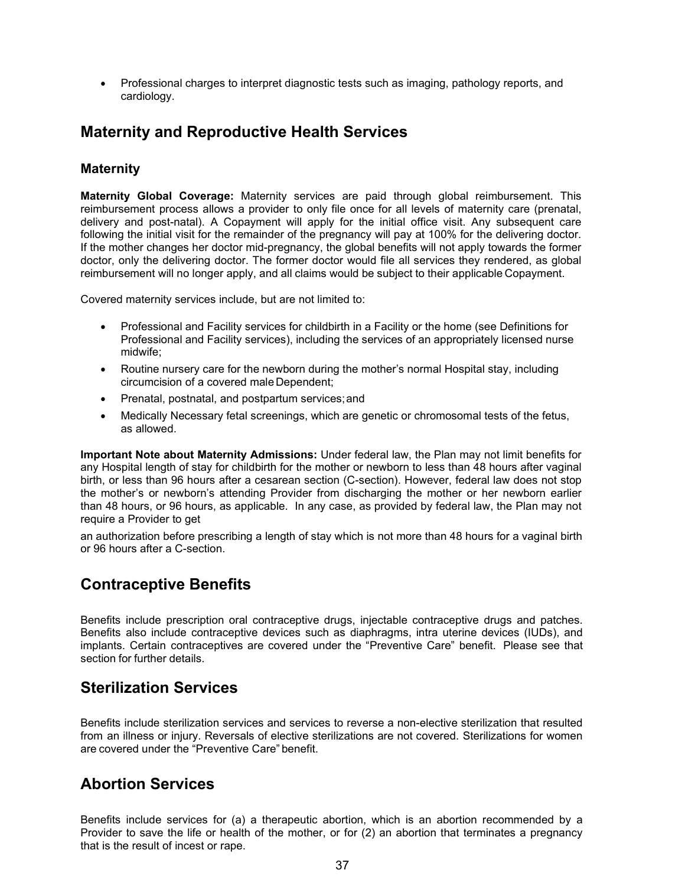- Professional charges to interpret diagnostic tests such as imaging, pathology reports, and cardiology.

## Maternity and Reproductive Health Services

### Maternity

**Maternity Global Coverage:** Maternity services are paid through global reimbursement. This reimbursement process allows a provider to only file once for all levels of maternity care (prenatal, delivery and post-natal). A Copayment will apply for the initial office visit. Any subsequent care following the initial visit for the remainder of the pregnancy will pay at 100% for the delivering doctor. If the mother changes her doctor mid-pregnancy, the global benefits will not apply towards the former doctor, only the delivering doctor. The former doctor would file all services they rendered, as global reimbursement will no longer apply, and all claims would be subject to their applicable Copayment.

Covered maternity services include, but are not limited to:

- Professional and Facility services for childbirth in a Facility or the home (see Definitions for Professional and Facility services), including the services of an appropriately licensed nurse midwife;
- Routine nursery care for the newborn during the mother's normal Hospital stay, including circumcision of a covered male Dependent;
- Prenatal, postnatal, and postpartum services; and
- Medically Necessary fetal screenings, which are genetic or chromosomal tests of the fetus, as allowed.

**Important Note about Maternity Admissions:** Under federal law, the Plan may not limit benefits for any Hospital length of stay for childbirth for the mother or newborn to less than 48 hours after vaginal birth, or less than 96 hours after a cesarean section (C-section). However, federal law does not stop the mother's or newborn's attending Provider from discharging the mother or her newborn earlier than 48 hours, or 96 hours, as applicable. In any case, as provided by federal law, the Plan may not require a Provider to get an authorization before prescribing a length of stay which is not more than 48 hours for a vaginal birth or 96 hours after a C-section.

## Contraceptive Benefits

Benefits include prescription oral contraceptive drugs, injectable contraceptive drugs and patches. Benefits also include contraceptive devices such as diaphragms, intra uterine devices (IUDs), and implants. Certain contraceptives are covered under the "Preventive Care" benefit. Please see that section for further details.

## Sterilization Services

Benefits include sterilization services and services to reverse a non-elective sterilization that resulted from an illness or injury. Reversals of elective sterilizations are not covered. Sterilizations for women are covered under the "Preventive Care" benefit.

## Abortion Services

Benefits include services for (a) a therapeutic abortion, which is an abortion recommended by a Provider to save the life or health of the mother, or for (2) an abortion that terminates a pregnancy that is the result of incest or rape.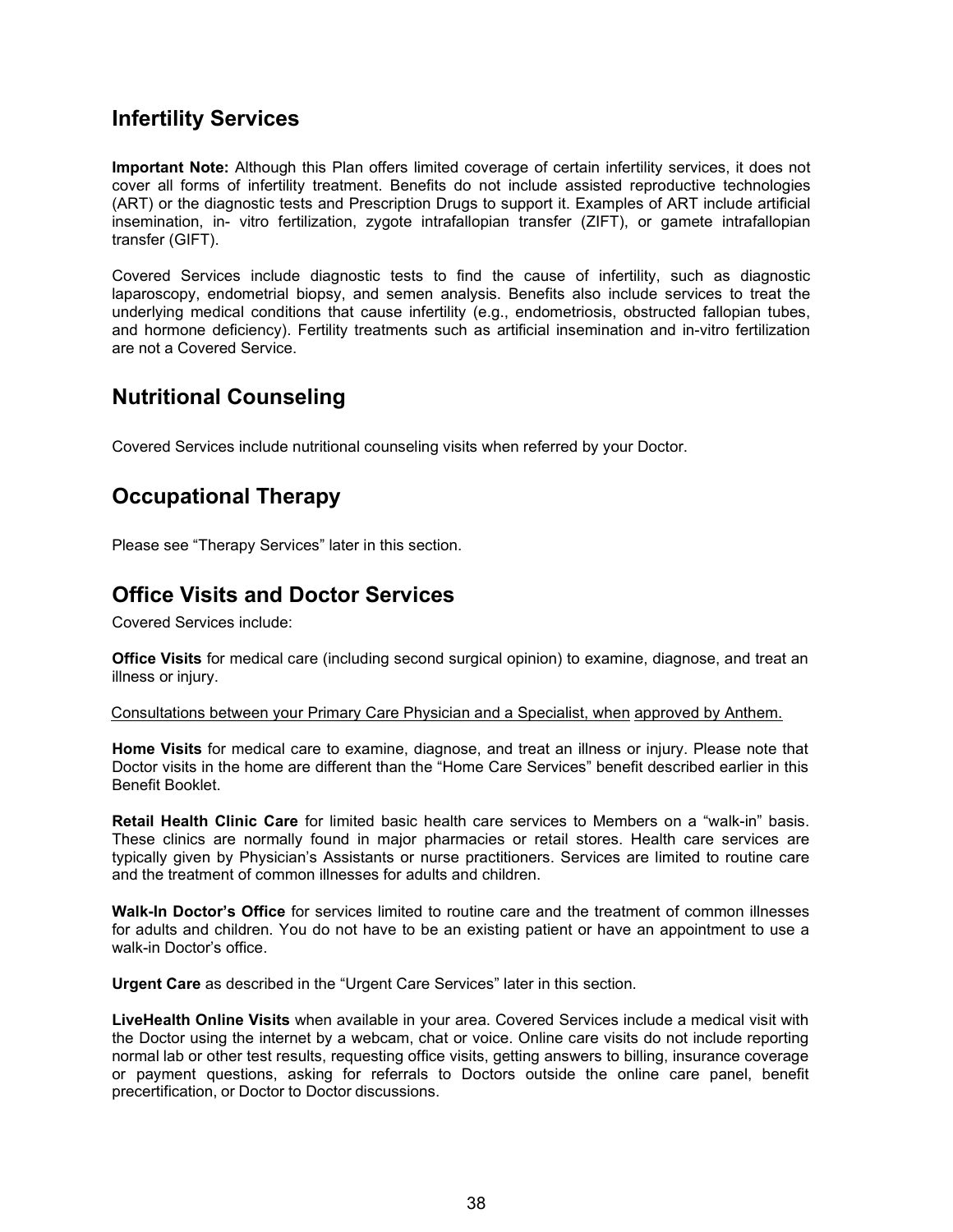## Infertility Services

**Important Note:** Although this Plan offers limited coverage of certain infertility services, it does not cover all forms of infertility treatment. Benefits do not include assisted reproductive technologies (ART) or the diagnostic tests and Prescription Drugs to support it. Examples of ART include artificial insemination, in- vitro fertilization, zygote intrafallopian transfer (ZIFT), or gamete intrafallopian transfer (GIFT).

Covered Services include diagnostic tests to find the cause of infertility, such as diagnostic laparoscopy, endometrial biopsy, and semen analysis. Benefits also include services to treat the underlying medical conditions that cause infertility (e.g., endometriosis, obstructed fallopian tubes, and hormone deficiency). Fertility treatments such as artificial insemination and in-vitro fertilization are not a Covered Service.

## Nutritional Counseling

Covered Services include nutritional counseling visits when referred by your Doctor.

## Occupational Therapy

Please see "Therapy Services" later in this section.

## Office Visits and Doctor Services

Covered Services include:

**Office Visits** for medical care (including second surgical opinion) to examine, diagnose, and treat an illness or injury.

Consultations between your Primary Care Physician and a Specialist, when approved by Anthem.

**Home Visits** for medical care to examine, diagnose, and treat an illness or injury. Please note that Doctor visits in the home are different than the "Home Care Services" benefit described earlier in this Benefit Booklet.

**Retail Health Clinic Care** for limited basic health care services to Members on a "walk-in" basis. These clinics are normally found in major pharmacies or retail stores. Health care services are typically given by Physician's Assistants or nurse practitioners. Services are limited to routine care and the treatment of common illnesses for adults and children.

**Walk-In Doctor's Office** for services limited to routine care and the treatment of common illnesses for adults and children. You do not have to be an existing patient or have an appointment to use a walk-in Doctor's office.

**Urgent Care** as described in the "Urgent Care Services" later in this section.

**LiveHealth Online Visits** when available in your area. Covered Services include a medical visit with the Doctor using the internet by a webcam, chat or voice. Online care visits do not include reporting normal lab or other test results, requesting office visits, getting answers to billing, insurance coverage or payment questions, asking for referrals to Doctors outside the online care panel, benefit precertification, or Doctor to Doctor discussions.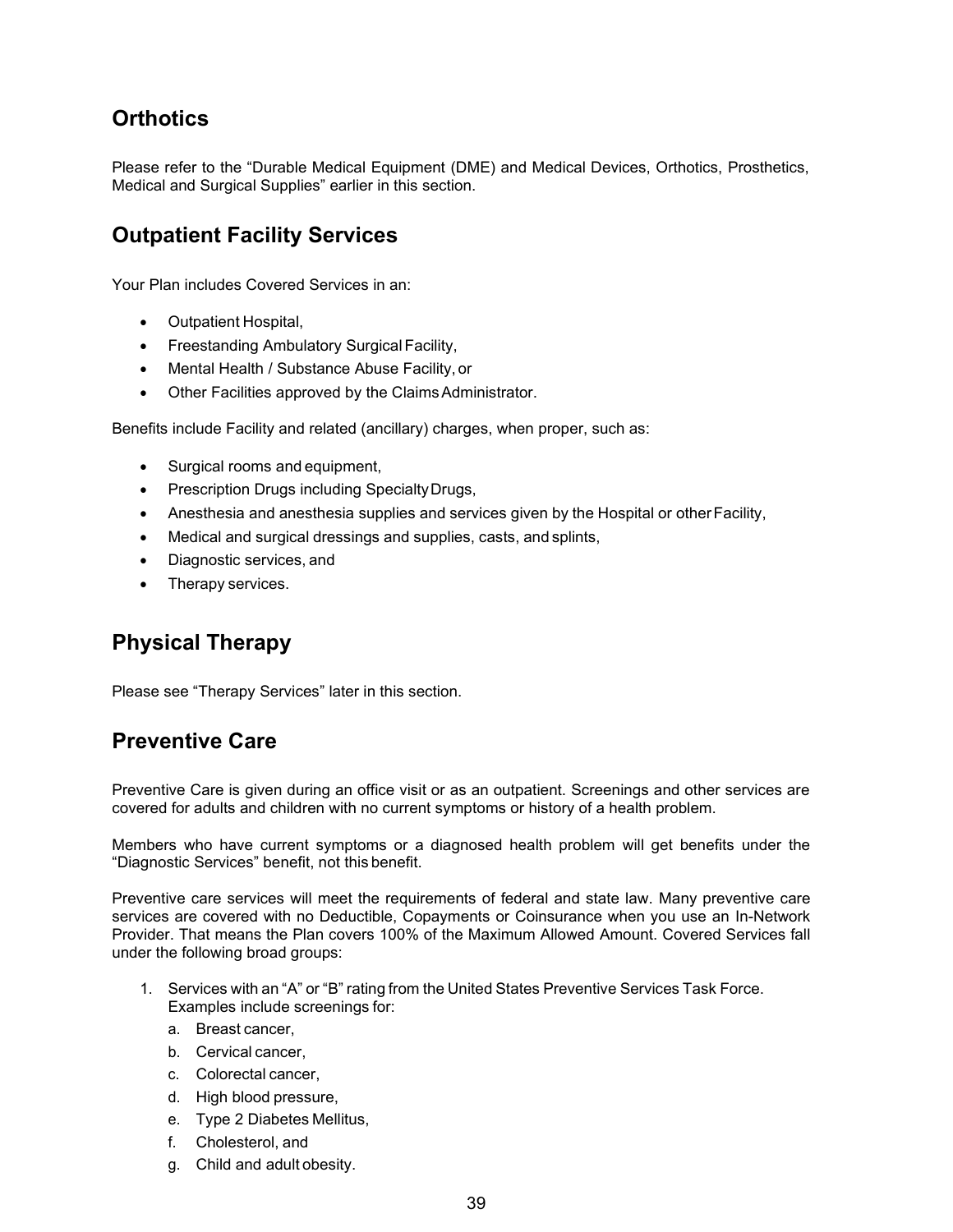## Orthotics

Please refer to the "Durable Medical Equipment (DME) and Medical Devices, Orthotics, Prosthetics, Medical and Surgical Supplies" earlier in this section.

## Outpatient Facility Services

Your Plan includes Covered Services in an:

- Outpatient Hospital,
- Freestanding Ambulatory Surgical Facility,
- Mental Health / Substance Abuse Facility, or
- Other Facilities approved by the Claims Administrator.

Benefits include Facility and related (ancillary) charges, when proper, such as:

- Surgical rooms and equipment,
- Prescription Drugs including Specialty Drugs,
- Anesthesia and anesthesia supplies and services given by the Hospital or other Facility,
- Medical and surgical dressings and supplies, casts, and splints,
- Diagnostic services, and
- Therapy services.

## Physical Therapy

Please see "Therapy Services" later in this section.

## Preventive Care

Preventive Care is given during an office visit or as an outpatient. Screenings and other services are covered for adults and children with no current symptoms or history of a health problem.

Members who have current symptoms or a diagnosed health problem will get benefits under the "Diagnostic Services" benefit, not this benefit.

Preventive care services will meet the requirements of federal and state law. Many preventive care services are covered with no Deductible, Copayments or Coinsurance when you use an In-Network Provider. That means the Plan covers 100% of the Maximum Allowed Amount. Covered Services fall under the following broad groups:

1. Services with an "A" or "B" rating from the United States Preventive Services Task Force. Examples include screenings for:
    a. Breast cancer,
    b. Cervical cancer,
    c. Colorectal cancer,
    d. High blood pressure,
    e. Type 2 Diabetes Mellitus,
    f. Cholesterol, and
    g. Child and adult obesity.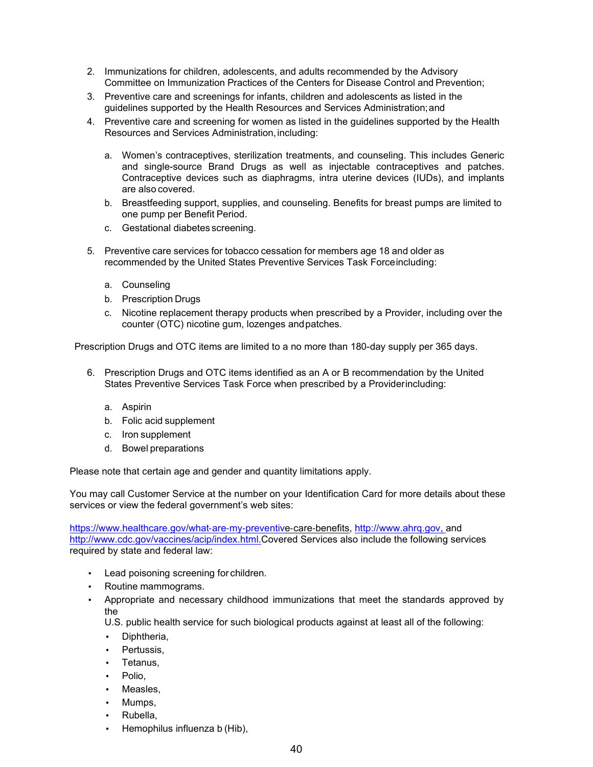2. Immunizations for children, adolescents, and adults recommended by the Advisory Committee on Immunization Practices of the Centers for Disease Control and Prevention;
3. Preventive care and screenings for infants, children and adolescents as listed in the guidelines supported by the Health Resources and Services Administration; and
4. Preventive care and screening for women as listed in the guidelines supported by the Health Resources and Services Administration, including:

    a. Women's contraceptives, sterilization treatments, and counseling. This includes Generic and single-source Brand Drugs as well as injectable contraceptives and patches. Contraceptive devices such as diaphragms, intra uterine devices (IUDs), and implants are also covered.
    b. Breastfeeding support, supplies, and counseling. Benefits for breast pumps are limited to one pump per Benefit Period.
    c. Gestational diabetes screening.

5. Preventive care services for tobacco cessation for members age 18 and older as recommended by the United States Preventive Services Task Force including:

    a. Counseling
    b. Prescription Drugs
    c. Nicotine replacement therapy products when prescribed by a Provider, including over the counter (OTC) nicotine gum, lozenges and patches.

Prescription Drugs and OTC items are limited to a no more than 180-day supply per 365 days.

6. Prescription Drugs and OTC items identified as an A or B recommendation by the United States Preventive Services Task Force when prescribed by a Provider including:

    a. Aspirin
    b. Folic acid supplement
    c. Iron supplement
    d. Bowel preparations

Please note that certain age and gender and quantity limitations apply.

You may call Customer Service at the number on your Identification Card for more details about these services or view the federal government's web sites:

https://www.healthcare.gov/what-are-my-preventive-care-benefits, http://www.ahrq.gov, and http://www.cdc.gov/vaccines/acip/index.html. Covered Services also include the following services required by state and federal law:

- Lead poisoning screening for children.
- Routine mammograms.
- Appropriate and necessary childhood immunizations that meet the standards approved by the U.S. public health service for such biological products against at least all of the following:
    - Diphtheria,
    - Pertussis,
    - Tetanus,
    - Polio,
    - Measles,
    - Mumps,
    - Rubella,
    - Hemophilus influenza b (Hib),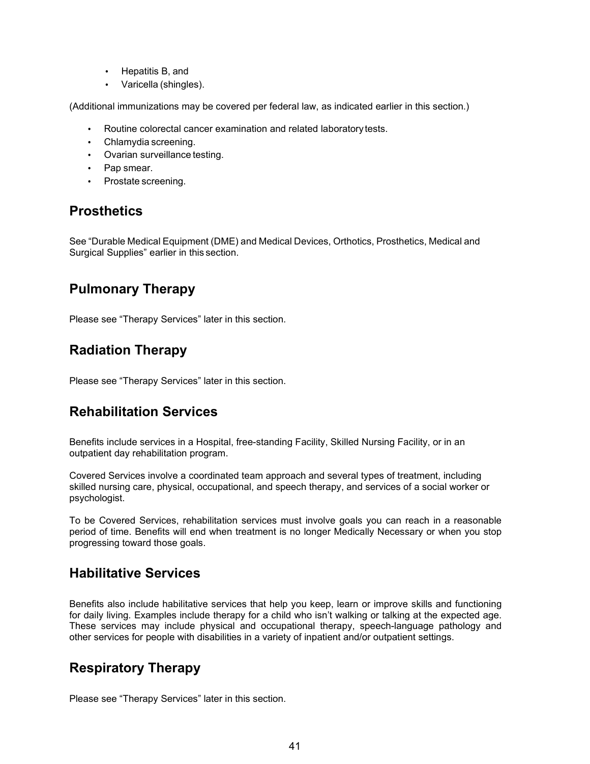- Hepatitis B, and
- Varicella (shingles).

(Additional immunizations may be covered per federal law, as indicated earlier in this section.)

- Routine colorectal cancer examination and related laboratory tests.
- Chlamydia screening.
- Ovarian surveillance testing.
- Pap smear.
- Prostate screening.

## Prosthetics

See "Durable Medical Equipment (DME) and Medical Devices, Orthotics, Prosthetics, Medical and Surgical Supplies" earlier in this section.

## Pulmonary Therapy

Please see "Therapy Services" later in this section.

## Radiation Therapy

Please see "Therapy Services" later in this section.

## Rehabilitation Services

Benefits include services in a Hospital, free-standing Facility, Skilled Nursing Facility, or in an outpatient day rehabilitation program.

Covered Services involve a coordinated team approach and several types of treatment, including skilled nursing care, physical, occupational, and speech therapy, and services of a social worker or psychologist.

To be Covered Services, rehabilitation services must involve goals you can reach in a reasonable period of time. Benefits will end when treatment is no longer Medically Necessary or when you stop progressing toward those goals.

## Habilitative Services

Benefits also include habilitative services that help you keep, learn or improve skills and functioning for daily living. Examples include therapy for a child who isn't walking or talking at the expected age. These services may include physical and occupational therapy, speech-language pathology and other services for people with disabilities in a variety of inpatient and/or outpatient settings.

## Respiratory Therapy

Please see "Therapy Services" later in this section.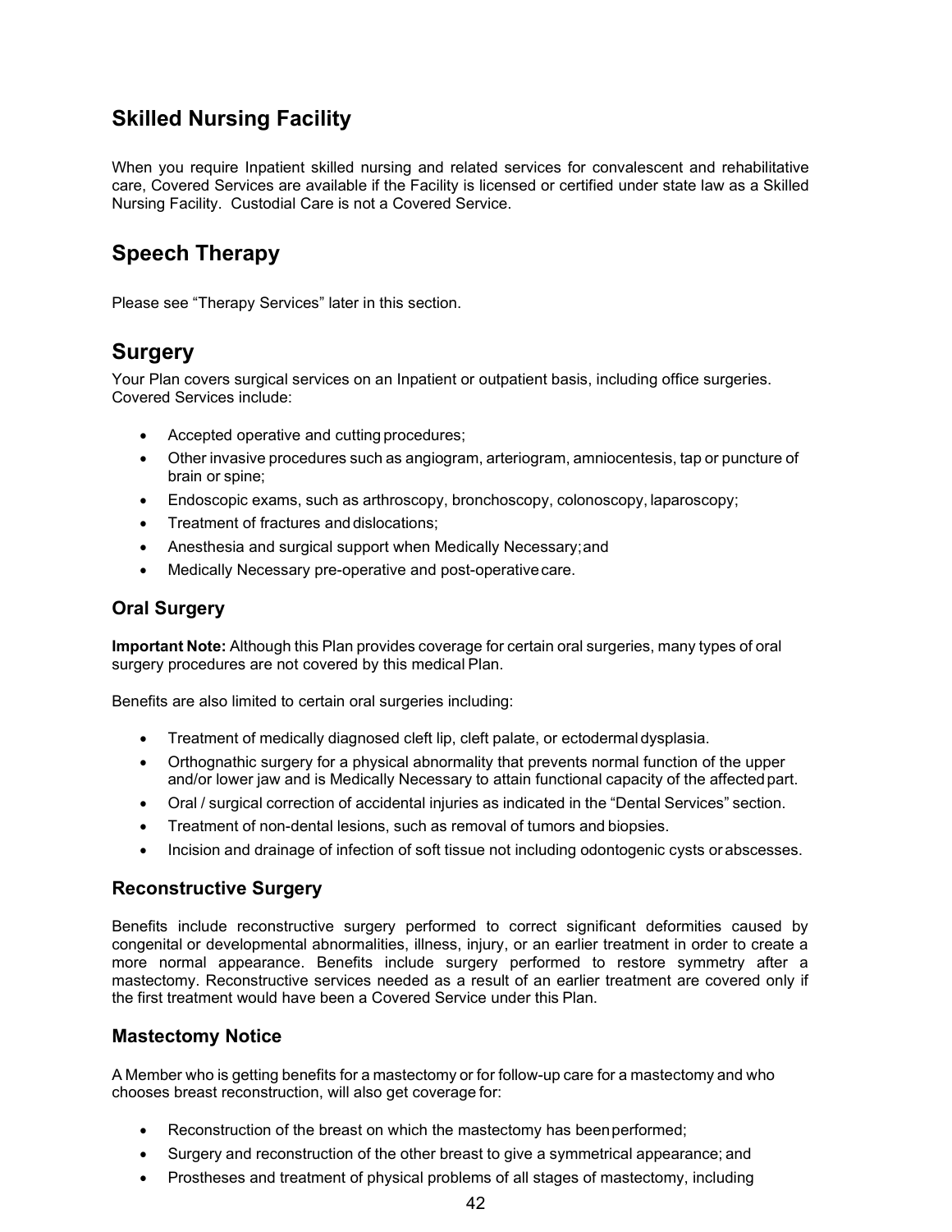## Skilled Nursing Facility

When you require Inpatient skilled nursing and related services for convalescent and rehabilitative care, Covered Services are available if the Facility is licensed or certified under state law as a Skilled Nursing Facility. Custodial Care is not a Covered Service.

## Speech Therapy

Please see "Therapy Services" later in this section.

## Surgery

Your Plan covers surgical services on an Inpatient or outpatient basis, including office surgeries. Covered Services include:

- Accepted operative and cutting procedures;
- Other invasive procedures such as angiogram, arteriogram, amniocentesis, tap or puncture of brain or spine;
- Endoscopic exams, such as arthroscopy, bronchoscopy, colonoscopy, laparoscopy;
- Treatment of fractures and dislocations;
- Anesthesia and surgical support when Medically Necessary; and
- Medically Necessary pre-operative and post-operative care.

### Oral Surgery

**Important Note:** Although this Plan provides coverage for certain oral surgeries, many types of oral surgery procedures are not covered by this medical Plan.

Benefits are also limited to certain oral surgeries including:

- Treatment of medically diagnosed cleft lip, cleft palate, or ectodermal dysplasia.
- Orthognathic surgery for a physical abnormality that prevents normal function of the upper and/or lower jaw and is Medically Necessary to attain functional capacity of the affected part.
- Oral / surgical correction of accidental injuries as indicated in the "Dental Services" section.
- Treatment of non-dental lesions, such as removal of tumors and biopsies.
- Incision and drainage of infection of soft tissue not including odontogenic cysts or abscesses.

### Reconstructive Surgery

Benefits include reconstructive surgery performed to correct significant deformities caused by congenital or developmental abnormalities, illness, injury, or an earlier treatment in order to create a more normal appearance. Benefits include surgery performed to restore symmetry after a mastectomy. Reconstructive services needed as a result of an earlier treatment are covered only if the first treatment would have been a Covered Service under this Plan.

### Mastectomy Notice

A Member who is getting benefits for a mastectomy or for follow-up care for a mastectomy and who chooses breast reconstruction, will also get coverage for:

- Reconstruction of the breast on which the mastectomy has been performed;
- Surgery and reconstruction of the other breast to give a symmetrical appearance; and
- Prostheses and treatment of physical problems of all stages of mastectomy, including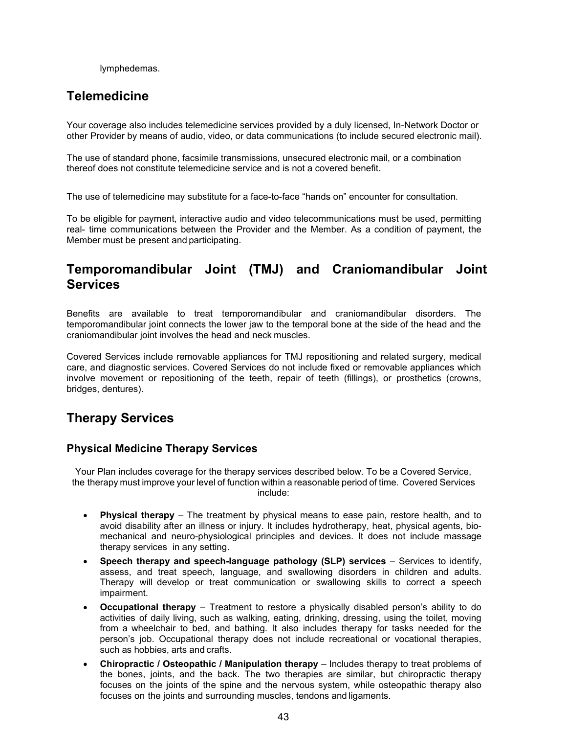lymphedemas.

## Telemedicine

Your coverage also includes telemedicine services provided by a duly licensed, In-Network Doctor or other Provider by means of audio, video, or data communications (to include secured electronic mail).

The use of standard phone, facsimile transmissions, unsecured electronic mail, or a combination thereof does not constitute telemedicine service and is not a covered benefit.

The use of telemedicine may substitute for a face-to-face "hands on" encounter for consultation.

To be eligible for payment, interactive audio and video telecommunications must be used, permitting real- time communications between the Provider and the Member. As a condition of payment, the Member must be present and participating.

## Temporomandibular Joint (TMJ) and Craniomandibular Joint Services

Benefits are available to treat temporomandibular and craniomandibular disorders. The temporomandibular joint connects the lower jaw to the temporal bone at the side of the head and the craniomandibular joint involves the head and neck muscles.

Covered Services include removable appliances for TMJ repositioning and related surgery, medical care, and diagnostic services. Covered Services do not include fixed or removable appliances which involve movement or repositioning of the teeth, repair of teeth (fillings), or prosthetics (crowns, bridges, dentures).

## Therapy Services

### Physical Medicine Therapy Services

Your Plan includes coverage for the therapy services described below. To be a Covered Service, the therapy must improve your level of function within a reasonable period of time. Covered Services include:

- **Physical therapy** – The treatment by physical means to ease pain, restore health, and to avoid disability after an illness or injury. It includes hydrotherapy, heat, physical agents, bio-mechanical and neuro-physiological principles and devices. It does not include massage therapy services in any setting.
- **Speech therapy and speech-language pathology (SLP) services** – Services to identify, assess, and treat speech, language, and swallowing disorders in children and adults. Therapy will develop or treat communication or swallowing skills to correct a speech impairment.
- **Occupational therapy** – Treatment to restore a physically disabled person's ability to do activities of daily living, such as walking, eating, drinking, dressing, using the toilet, moving from a wheelchair to bed, and bathing. It also includes therapy for tasks needed for the person's job. Occupational therapy does not include recreational or vocational therapies, such as hobbies, arts and crafts.
- **Chiropractic / Osteopathic / Manipulation therapy** – Includes therapy to treat problems of the bones, joints, and the back. The two therapies are similar, but chiropractic therapy focuses on the joints of the spine and the nervous system, while osteopathic therapy also focuses on the joints and surrounding muscles, tendons and ligaments.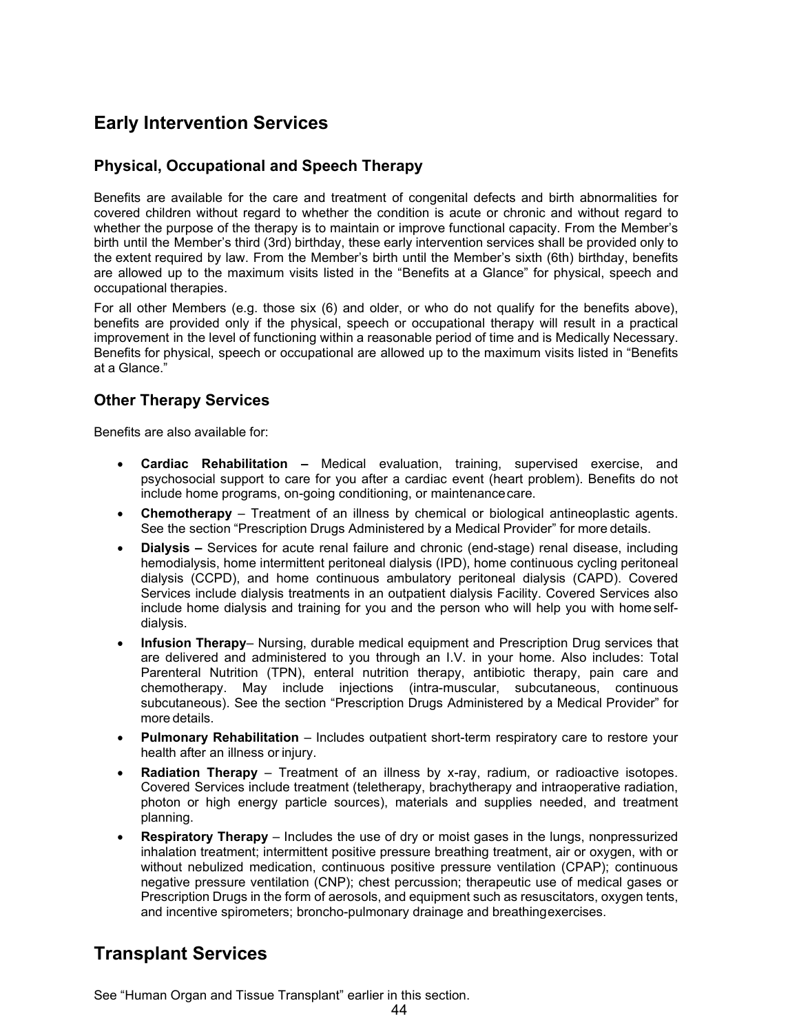## Early Intervention Services

### Physical, Occupational and Speech Therapy

Benefits are available for the care and treatment of congenital defects and birth abnormalities for covered children without regard to whether the condition is acute or chronic and without regard to whether the purpose of the therapy is to maintain or improve functional capacity. From the Member's birth until the Member's third (3rd) birthday, these early intervention services shall be provided only to the extent required by law. From the Member's birth until the Member's sixth (6th) birthday, benefits are allowed up to the maximum visits listed in the "Benefits at a Glance" for physical, speech and occupational therapies.

For all other Members (e.g. those six (6) and older, or who do not qualify for the benefits above), benefits are provided only if the physical, speech or occupational therapy will result in a practical improvement in the level of functioning within a reasonable period of time and is Medically Necessary. Benefits for physical, speech or occupational are allowed up to the maximum visits listed in "Benefits at a Glance."

### Other Therapy Services

Benefits are also available for:

- **Cardiac Rehabilitation –** Medical evaluation, training, supervised exercise, and psychosocial support to care for you after a cardiac event (heart problem). Benefits do not include home programs, on-going conditioning, or maintenance care.
- **Chemotherapy** – Treatment of an illness by chemical or biological antineoplastic agents. See the section "Prescription Drugs Administered by a Medical Provider" for more details.
- **Dialysis –** Services for acute renal failure and chronic (end-stage) renal disease, including hemodialysis, home intermittent peritoneal dialysis (IPD), home continuous cycling peritoneal dialysis (CCPD), and home continuous ambulatory peritoneal dialysis (CAPD). Covered Services include dialysis treatments in an outpatient dialysis Facility. Covered Services also include home dialysis and training for you and the person who will help you with home self-dialysis.
- **Infusion Therapy**– Nursing, durable medical equipment and Prescription Drug services that are delivered and administered to you through an I.V. in your home. Also includes: Total Parenteral Nutrition (TPN), enteral nutrition therapy, antibiotic therapy, pain care and chemotherapy. May include injections (intra-muscular, subcutaneous, continuous subcutaneous). See the section "Prescription Drugs Administered by a Medical Provider" for more details.
- **Pulmonary Rehabilitation** – Includes outpatient short-term respiratory care to restore your health after an illness or injury.
- **Radiation Therapy** – Treatment of an illness by x-ray, radium, or radioactive isotopes. Covered Services include treatment (teletherapy, brachytherapy and intraoperative radiation, photon or high energy particle sources), materials and supplies needed, and treatment planning.
- **Respiratory Therapy** – Includes the use of dry or moist gases in the lungs, nonpressurized inhalation treatment; intermittent positive pressure breathing treatment, air or oxygen, with or without nebulized medication, continuous positive pressure ventilation (CPAP); continuous negative pressure ventilation (CNP); chest percussion; therapeutic use of medical gases or Prescription Drugs in the form of aerosols, and equipment such as resuscitators, oxygen tents, and incentive spirometers; broncho-pulmonary drainage and breathing exercises.

## Transplant Services

See "Human Organ and Tissue Transplant" earlier in this section.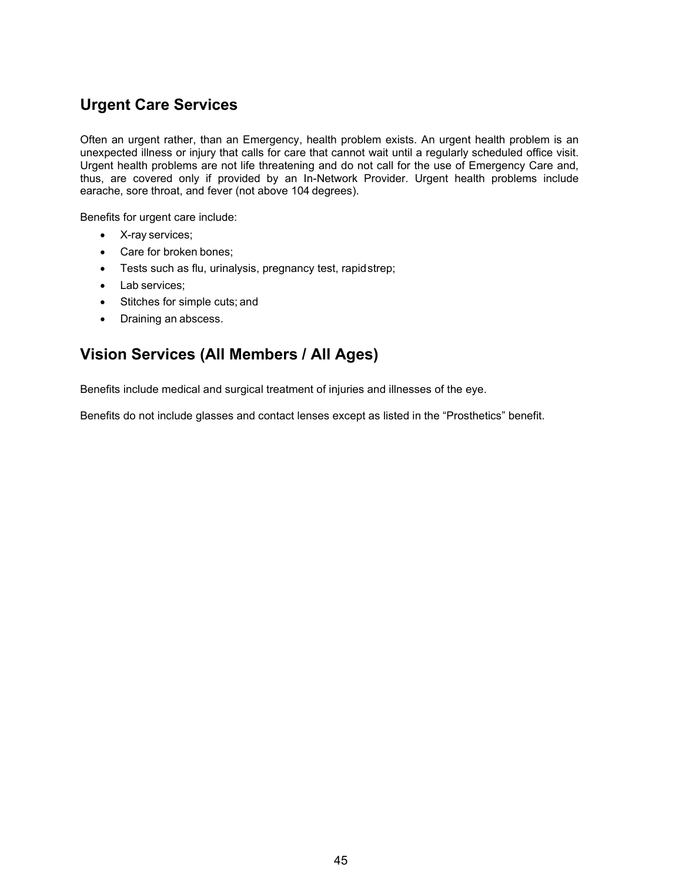## Urgent Care Services

Often an urgent rather, than an Emergency, health problem exists. An urgent health problem is an unexpected illness or injury that calls for care that cannot wait until a regularly scheduled office visit. Urgent health problems are not life threatening and do not call for the use of Emergency Care and, thus, are covered only if provided by an In-Network Provider. Urgent health problems include earache, sore throat, and fever (not above 104 degrees).

Benefits for urgent care include:

- X-ray services;
- Care for broken bones;
- Tests such as flu, urinalysis, pregnancy test, rapid strep;
- Lab services;
- Stitches for simple cuts; and
- Draining an abscess.

## Vision Services (All Members / All Ages)

Benefits include medical and surgical treatment of injuries and illnesses of the eye.

Benefits do not include glasses and contact lenses except as listed in the "Prosthetics" benefit.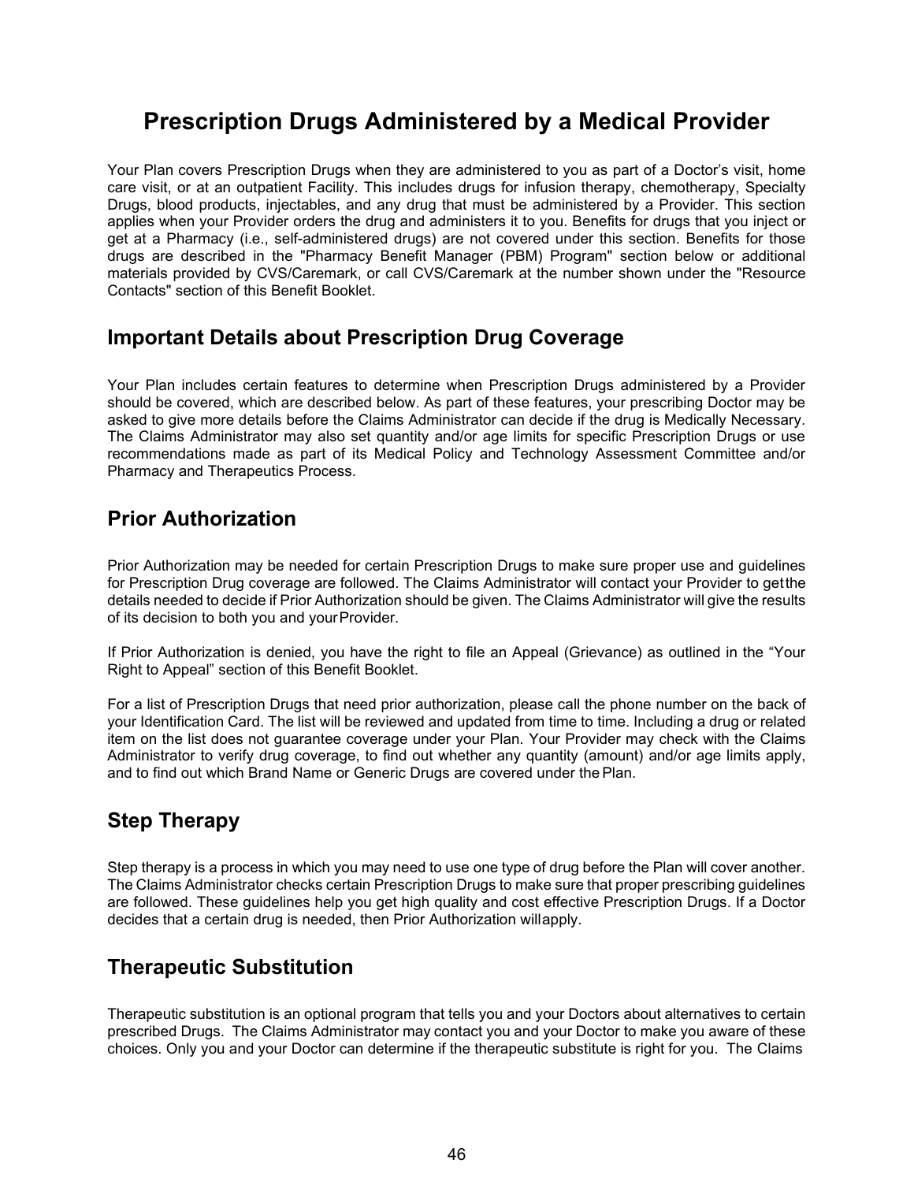# Prescription Drugs Administered by a Medical Provider

Your Plan covers Prescription Drugs when they are administered to you as part of a Doctor's visit, home care visit, or at an outpatient Facility. This includes drugs for infusion therapy, chemotherapy, Specialty Drugs, blood products, injectables, and any drug that must be administered by a Provider. This section applies when your Provider orders the drug and administers it to you. Benefits for drugs that you inject or get at a Pharmacy (i.e., self-administered drugs) are not covered under this section. Benefits for those drugs are described in the "Pharmacy Benefit Manager (PBM) Program" section below or additional materials provided by CVS/Caremark, or call CVS/Caremark at the number shown under the "Resource Contacts" section of this Benefit Booklet.

## Important Details about Prescription Drug Coverage

Your Plan includes certain features to determine when Prescription Drugs administered by a Provider should be covered, which are described below. As part of these features, your prescribing Doctor may be asked to give more details before the Claims Administrator can decide if the drug is Medically Necessary. The Claims Administrator may also set quantity and/or age limits for specific Prescription Drugs or use recommendations made as part of its Medical Policy and Technology Assessment Committee and/or Pharmacy and Therapeutics Process.

## Prior Authorization

Prior Authorization may be needed for certain Prescription Drugs to make sure proper use and guidelines for Prescription Drug coverage are followed. The Claims Administrator will contact your Provider to get the details needed to decide if Prior Authorization should be given. The Claims Administrator will give the results of its decision to both you and your Provider.

If Prior Authorization is denied, you have the right to file an Appeal (Grievance) as outlined in the "Your Right to Appeal" section of this Benefit Booklet.

For a list of Prescription Drugs that need prior authorization, please call the phone number on the back of your Identification Card. The list will be reviewed and updated from time to time. Including a drug or related item on the list does not guarantee coverage under your Plan. Your Provider may check with the Claims Administrator to verify drug coverage, to find out whether any quantity (amount) and/or age limits apply, and to find out which Brand Name or Generic Drugs are covered under the Plan.

## Step Therapy

Step therapy is a process in which you may need to use one type of drug before the Plan will cover another. The Claims Administrator checks certain Prescription Drugs to make sure that proper prescribing guidelines are followed. These guidelines help you get high quality and cost effective Prescription Drugs. If a Doctor decides that a certain drug is needed, then Prior Authorization will apply.

## Therapeutic Substitution

Therapeutic substitution is an optional program that tells you and your Doctors about alternatives to certain prescribed Drugs. The Claims Administrator may contact you and your Doctor to make you aware of these choices. Only you and your Doctor can determine if the therapeutic substitute is right for you. The Claims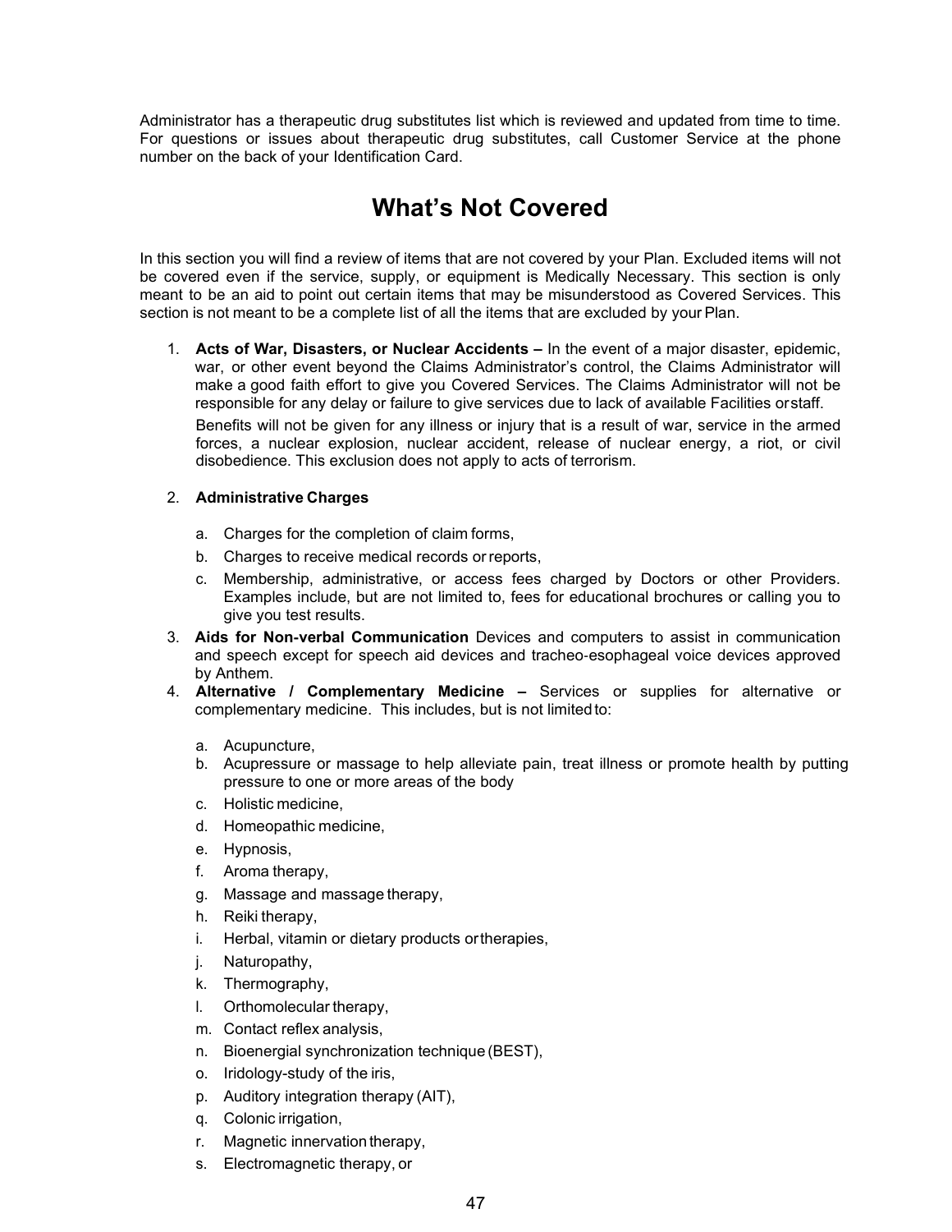Administrator has a therapeutic drug substitutes list which is reviewed and updated from time to time. For questions or issues about therapeutic drug substitutes, call Customer Service at the phone number on the back of your Identification Card.

# What's Not Covered

In this section you will find a review of items that are not covered by your Plan. Excluded items will not be covered even if the service, supply, or equipment is Medically Necessary. This section is only meant to be an aid to point out certain items that may be misunderstood as Covered Services. This section is not meant to be a complete list of all the items that are excluded by your Plan.

1. **Acts of War, Disasters, or Nuclear Accidents –** In the event of a major disaster, epidemic, war, or other event beyond the Claims Administrator's control, the Claims Administrator will make a good faith effort to give you Covered Services. The Claims Administrator will not be responsible for any delay or failure to give services due to lack of available Facilities or staff.

   Benefits will not be given for any illness or injury that is a result of war, service in the armed forces, a nuclear explosion, nuclear accident, release of nuclear energy, a riot, or civil disobedience. This exclusion does not apply to acts of terrorism.

2. **Administrative Charges**

   a. Charges for the completion of claim forms,
   b. Charges to receive medical records or reports,
   c. Membership, administrative, or access fees charged by Doctors or other Providers. Examples include, but are not limited to, fees for educational brochures or calling you to give you test results.

3. **Aids for Non-verbal Communication** Devices and computers to assist in communication and speech except for speech aid devices and tracheo-esophageal voice devices approved by Anthem.
4. **Alternative / Complementary Medicine –** Services or supplies for alternative or complementary medicine. This includes, but is not limited to:

   a. Acupuncture,
   b. Acupressure or massage to help alleviate pain, treat illness or promote health by putting pressure to one or more areas of the body
   c. Holistic medicine,
   d. Homeopathic medicine,
   e. Hypnosis,
   f. Aroma therapy,
   g. Massage and massage therapy,
   h. Reiki therapy,
   i. Herbal, vitamin or dietary products or therapies,
   j. Naturopathy,
   k. Thermography,
   l. Orthomolecular therapy,
   m. Contact reflex analysis,
   n. Bioenergial synchronization technique (BEST),
   o. Iridology-study of the iris,
   p. Auditory integration therapy (AIT),
   q. Colonic irrigation,
   r. Magnetic innervation therapy,
   s. Electromagnetic therapy, or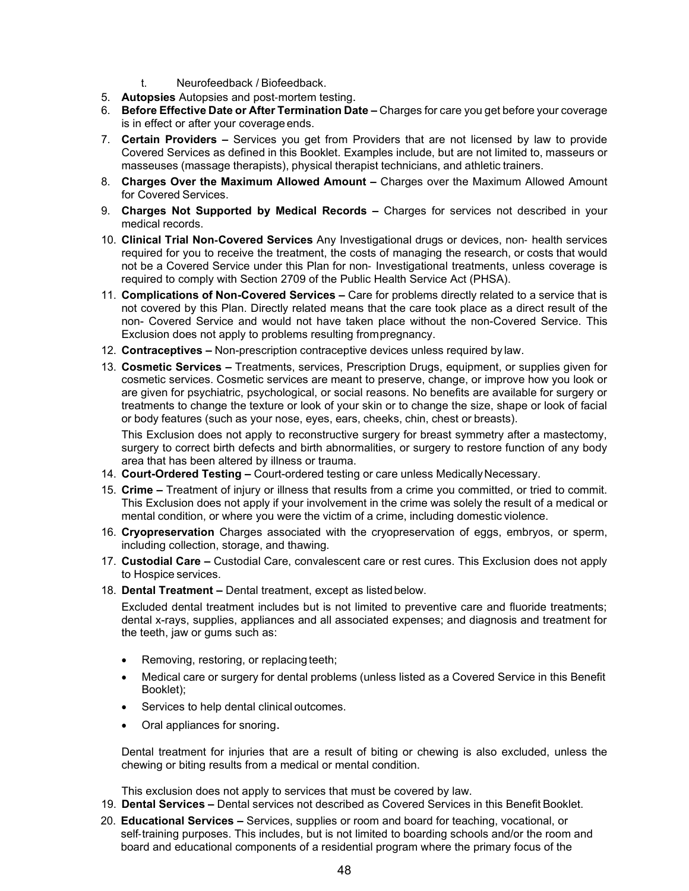t. Neurofeedback / Biofeedback.

5. **Autopsies** Autopsies and post-mortem testing.
6. **Before Effective Date or After Termination Date –** Charges for care you get before your coverage is in effect or after your coverage ends.
7. **Certain Providers –** Services you get from Providers that are not licensed by law to provide Covered Services as defined in this Booklet. Examples include, but are not limited to, masseurs or masseuses (massage therapists), physical therapist technicians, and athletic trainers.
8. **Charges Over the Maximum Allowed Amount –** Charges over the Maximum Allowed Amount for Covered Services.
9. **Charges Not Supported by Medical Records –** Charges for services not described in your medical records.
10. **Clinical Trial Non-Covered Services** Any Investigational drugs or devices, non- health services required for you to receive the treatment, the costs of managing the research, or costs that would not be a Covered Service under this Plan for non- Investigational treatments, unless coverage is required to comply with Section 2709 of the Public Health Service Act (PHSA).
11. **Complications of Non-Covered Services –** Care for problems directly related to a service that is not covered by this Plan. Directly related means that the care took place as a direct result of the non- Covered Service and would not have taken place without the non-Covered Service. This Exclusion does not apply to problems resulting from pregnancy.
12. **Contraceptives –** Non-prescription contraceptive devices unless required by law.
13. **Cosmetic Services –** Treatments, services, Prescription Drugs, equipment, or supplies given for cosmetic services. Cosmetic services are meant to preserve, change, or improve how you look or are given for psychiatric, psychological, or social reasons. No benefits are available for surgery or treatments to change the texture or look of your skin or to change the size, shape or look of facial or body features (such as your nose, eyes, ears, cheeks, chin, chest or breasts).

    This Exclusion does not apply to reconstructive surgery for breast symmetry after a mastectomy, surgery to correct birth defects and birth abnormalities, or surgery to restore function of any body area that has been altered by illness or trauma.
14. **Court-Ordered Testing –** Court-ordered testing or care unless Medically Necessary.
15. **Crime –** Treatment of injury or illness that results from a crime you committed, or tried to commit. This Exclusion does not apply if your involvement in the crime was solely the result of a medical or mental condition, or where you were the victim of a crime, including domestic violence.
16. **Cryopreservation** Charges associated with the cryopreservation of eggs, embryos, or sperm, including collection, storage, and thawing.
17. **Custodial Care –** Custodial Care, convalescent care or rest cures. This Exclusion does not apply to Hospice services.
18. **Dental Treatment –** Dental treatment, except as listed below.

    Excluded dental treatment includes but is not limited to preventive care and fluoride treatments; dental x-rays, supplies, appliances and all associated expenses; and diagnosis and treatment for the teeth, jaw or gums such as:

    - Removing, restoring, or replacing teeth;
    - Medical care or surgery for dental problems (unless listed as a Covered Service in this Benefit Booklet);
    - Services to help dental clinical outcomes.
    - Oral appliances for snoring.

    Dental treatment for injuries that are a result of biting or chewing is also excluded, unless the chewing or biting results from a medical or mental condition.

    This exclusion does not apply to services that must be covered by law.
19. **Dental Services –** Dental services not described as Covered Services in this Benefit Booklet.
20. **Educational Services –** Services, supplies or room and board for teaching, vocational, or self-training purposes. This includes, but is not limited to boarding schools and/or the room and board and educational components of a residential program where the primary focus of the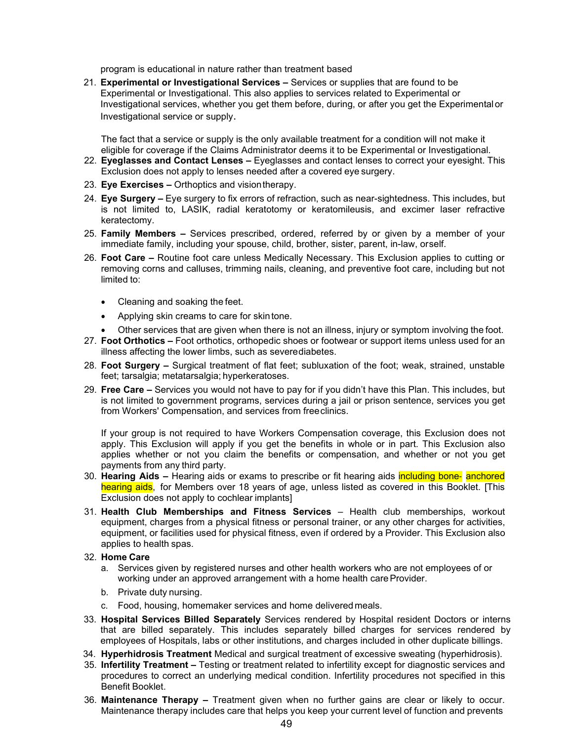program is educational in nature rather than treatment based

21. **Experimental or Investigational Services –** Services or supplies that are found to be Experimental or Investigational. This also applies to services related to Experimental or Investigational services, whether you get them before, during, or after you get the Experimental or Investigational service or supply.

    The fact that a service or supply is the only available treatment for a condition will not make it eligible for coverage if the Claims Administrator deems it to be Experimental or Investigational.
22. **Eyeglasses and Contact Lenses –** Eyeglasses and contact lenses to correct your eyesight. This Exclusion does not apply to lenses needed after a covered eye surgery.
23. **Eye Exercises –** Orthoptics and vision therapy.
24. **Eye Surgery –** Eye surgery to fix errors of refraction, such as near-sightedness. This includes, but is not limited to, LASIK, radial keratotomy or keratomileusis, and excimer laser refractive keratectomy.
25. **Family Members –** Services prescribed, ordered, referred by or given by a member of your immediate family, including your spouse, child, brother, sister, parent, in-law, or self.
26. **Foot Care –** Routine foot care unless Medically Necessary. This Exclusion applies to cutting or removing corns and calluses, trimming nails, cleaning, and preventive foot care, including but not limited to:
    - Cleaning and soaking the feet.
    - Applying skin creams to care for skin tone.
    - Other services that are given when there is not an illness, injury or symptom involving the foot.
27. **Foot Orthotics –** Foot orthotics, orthopedic shoes or footwear or support items unless used for an illness affecting the lower limbs, such as severe diabetes.
28. **Foot Surgery –** Surgical treatment of flat feet; subluxation of the foot; weak, strained, unstable feet; tarsalgia; metatarsalgia; hyperkeratoses.
29. **Free Care –** Services you would not have to pay for if you didn't have this Plan. This includes, but is not limited to government programs, services during a jail or prison sentence, services you get from Workers' Compensation, and services from free clinics.

    If your group is not required to have Workers Compensation coverage, this Exclusion does not apply. This Exclusion will apply if you get the benefits in whole or in part. This Exclusion also applies whether or not you claim the benefits or compensation, and whether or not you get payments from any third party.
30. **Hearing Aids –** Hearing aids or exams to prescribe or fit hearing aids including bone- anchored hearing aids, for Members over 18 years of age, unless listed as covered in this Booklet. [This Exclusion does not apply to cochlear implants]
31. **Health Club Memberships and Fitness Services** – Health club memberships, workout equipment, charges from a physical fitness or personal trainer, or any other charges for activities, equipment, or facilities used for physical fitness, even if ordered by a Provider. This Exclusion also applies to health spas.
32. **Home Care**
    a. Services given by registered nurses and other health workers who are not employees of or working under an approved arrangement with a home health care Provider.
    b. Private duty nursing.
    c. Food, housing, homemaker services and home delivered meals.
33. **Hospital Services Billed Separately** Services rendered by Hospital resident Doctors or interns that are billed separately. This includes separately billed charges for services rendered by employees of Hospitals, labs or other institutions, and charges included in other duplicate billings.
34. **Hyperhidrosis Treatment** Medical and surgical treatment of excessive sweating (hyperhidrosis).
35. **Infertility Treatment –** Testing or treatment related to infertility except for diagnostic services and procedures to correct an underlying medical condition. Infertility procedures not specified in this Benefit Booklet.
36. **Maintenance Therapy –** Treatment given when no further gains are clear or likely to occur. Maintenance therapy includes care that helps you keep your current level of function and prevents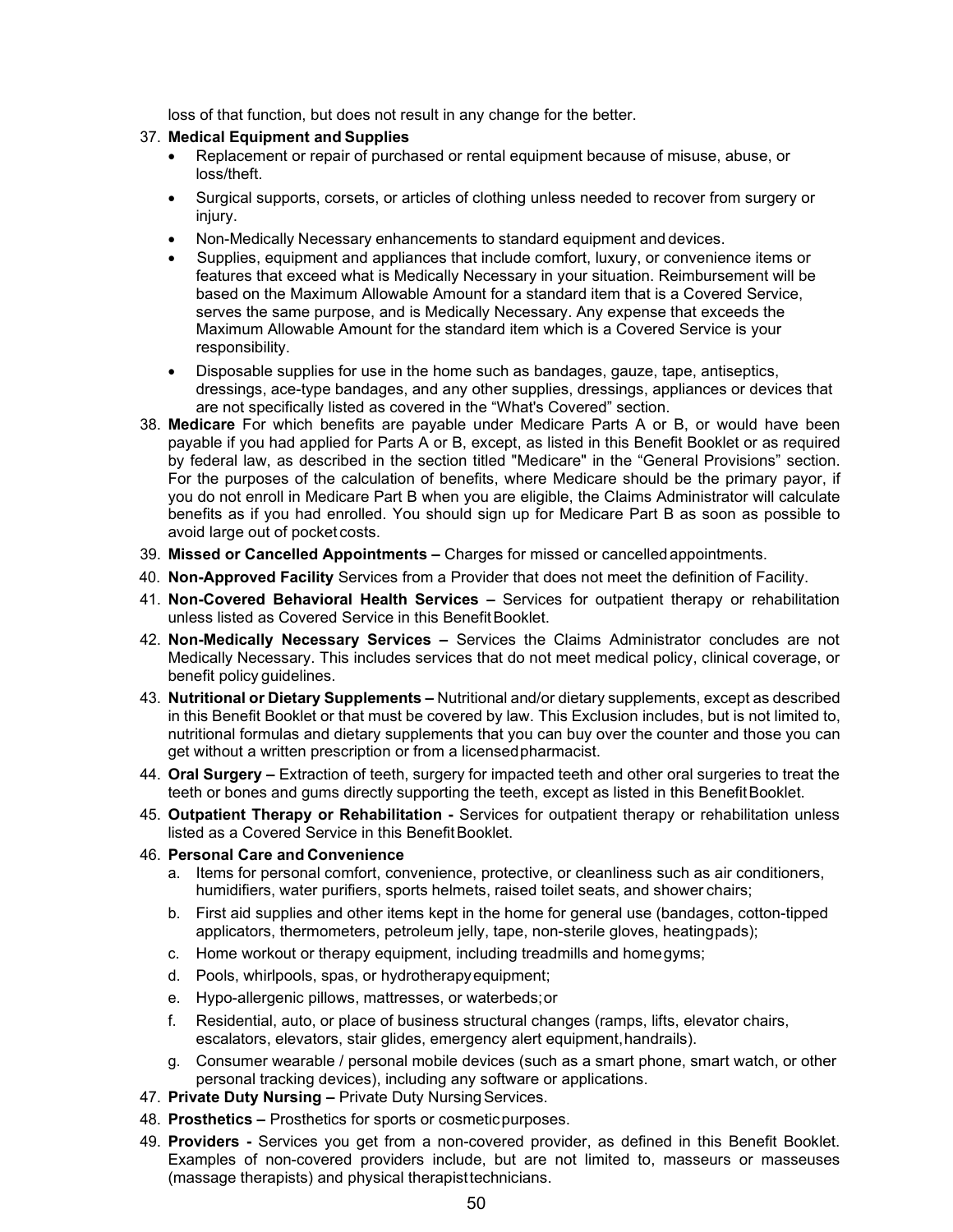loss of that function, but does not result in any change for the better.

37. **Medical Equipment and Supplies**
    - Replacement or repair of purchased or rental equipment because of misuse, abuse, or loss/theft.
    - Surgical supports, corsets, or articles of clothing unless needed to recover from surgery or injury.
    - Non-Medically Necessary enhancements to standard equipment and devices.
    - Supplies, equipment and appliances that include comfort, luxury, or convenience items or features that exceed what is Medically Necessary in your situation. Reimbursement will be based on the Maximum Allowable Amount for a standard item that is a Covered Service, serves the same purpose, and is Medically Necessary. Any expense that exceeds the Maximum Allowable Amount for the standard item which is a Covered Service is your responsibility.
    - Disposable supplies for use in the home such as bandages, gauze, tape, antiseptics, dressings, ace-type bandages, and any other supplies, dressings, appliances or devices that are not specifically listed as covered in the "What's Covered" section.
38. **Medicare** For which benefits are payable under Medicare Parts A or B, or would have been payable if you had applied for Parts A or B, except, as listed in this Benefit Booklet or as required by federal law, as described in the section titled "Medicare" in the "General Provisions" section. For the purposes of the calculation of benefits, where Medicare should be the primary payor, if you do not enroll in Medicare Part B when you are eligible, the Claims Administrator will calculate benefits as if you had enrolled. You should sign up for Medicare Part B as soon as possible to avoid large out of pocket costs.
39. **Missed or Cancelled Appointments –** Charges for missed or cancelled appointments.
40. **Non-Approved Facility** Services from a Provider that does not meet the definition of Facility.
41. **Non-Covered Behavioral Health Services –** Services for outpatient therapy or rehabilitation unless listed as Covered Service in this Benefit Booklet.
42. **Non-Medically Necessary Services –** Services the Claims Administrator concludes are not Medically Necessary. This includes services that do not meet medical policy, clinical coverage, or benefit policy guidelines.
43. **Nutritional or Dietary Supplements –** Nutritional and/or dietary supplements, except as described in this Benefit Booklet or that must be covered by law. This Exclusion includes, but is not limited to, nutritional formulas and dietary supplements that you can buy over the counter and those you can get without a written prescription or from a licensed pharmacist.
44. **Oral Surgery –** Extraction of teeth, surgery for impacted teeth and other oral surgeries to treat the teeth or bones and gums directly supporting the teeth, except as listed in this Benefit Booklet.
45. **Outpatient Therapy or Rehabilitation -** Services for outpatient therapy or rehabilitation unless listed as a Covered Service in this Benefit Booklet.
46. **Personal Care and Convenience**
    a. Items for personal comfort, convenience, protective, or cleanliness such as air conditioners, humidifiers, water purifiers, sports helmets, raised toilet seats, and shower chairs;
    b. First aid supplies and other items kept in the home for general use (bandages, cotton-tipped applicators, thermometers, petroleum jelly, tape, non-sterile gloves, heating pads);
    c. Home workout or therapy equipment, including treadmills and home gyms;
    d. Pools, whirlpools, spas, or hydrotherapy equipment;
    e. Hypo-allergenic pillows, mattresses, or waterbeds; or
    f. Residential, auto, or place of business structural changes (ramps, lifts, elevator chairs, escalators, elevators, stair glides, emergency alert equipment, handrails).
    g. Consumer wearable / personal mobile devices (such as a smart phone, smart watch, or other personal tracking devices), including any software or applications.
47. **Private Duty Nursing –** Private Duty Nursing Services.
48. **Prosthetics –** Prosthetics for sports or cosmetic purposes.
49. **Providers -** Services you get from a non-covered provider, as defined in this Benefit Booklet. Examples of non-covered providers include, but are not limited to, masseurs or masseuses (massage therapists) and physical therapist technicians.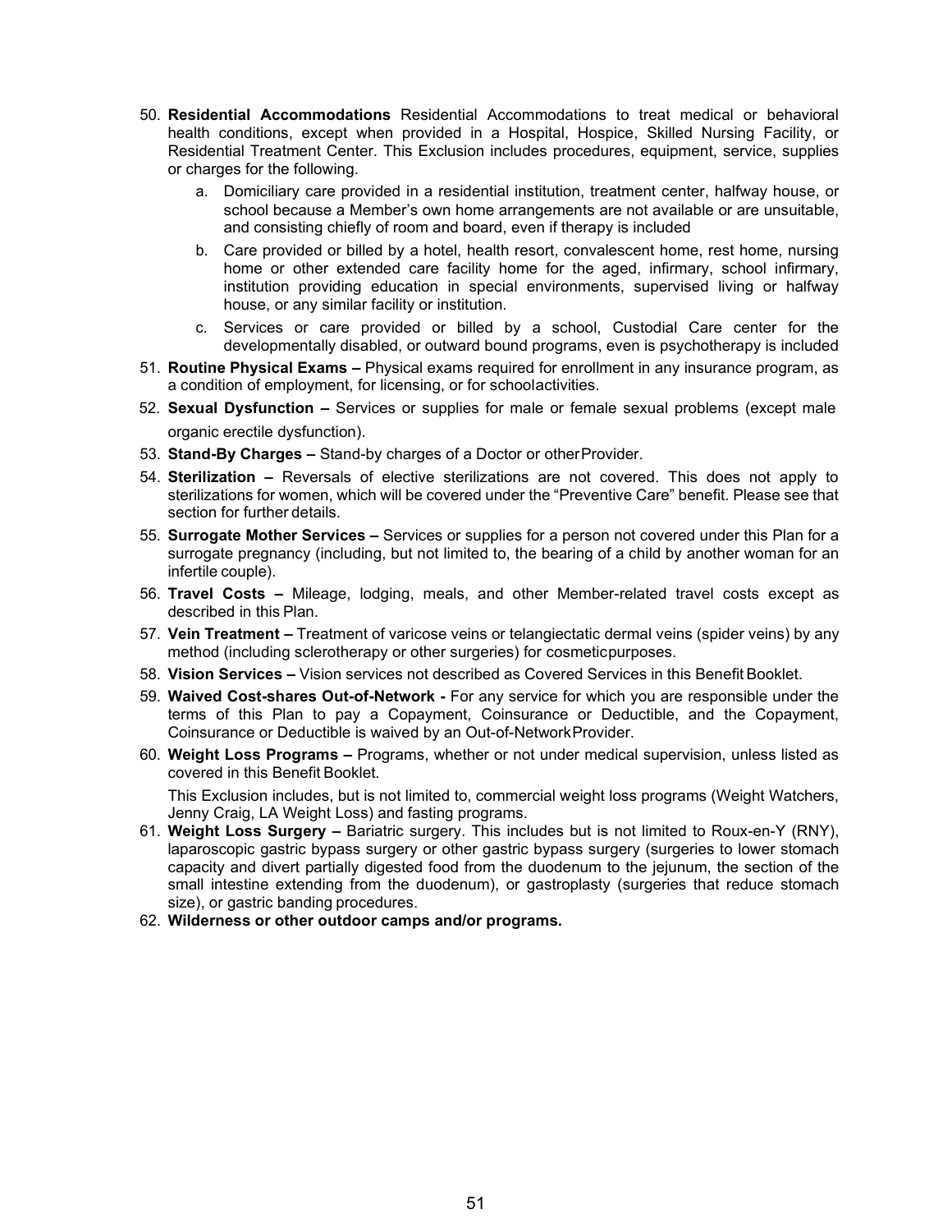50. **Residential Accommodations** Residential Accommodations to treat medical or behavioral health conditions, except when provided in a Hospital, Hospice, Skilled Nursing Facility, or Residential Treatment Center. This Exclusion includes procedures, equipment, service, supplies or charges for the following.
    a. Domiciliary care provided in a residential institution, treatment center, halfway house, or school because a Member's own home arrangements are not available or are unsuitable, and consisting chiefly of room and board, even if therapy is included
    b. Care provided or billed by a hotel, health resort, convalescent home, rest home, nursing home or other extended care facility home for the aged, infirmary, school infirmary, institution providing education in special environments, supervised living or halfway house, or any similar facility or institution.
    c. Services or care provided or billed by a school, Custodial Care center for the developmentally disabled, or outward bound programs, even is psychotherapy is included
51. **Routine Physical Exams –** Physical exams required for enrollment in any insurance program, as a condition of employment, for licensing, or for schoolactivities.
52. **Sexual Dysfunction –** Services or supplies for male or female sexual problems (except male organic erectile dysfunction).
53. **Stand-By Charges –** Stand-by charges of a Doctor or otherProvider.
54. **Sterilization –** Reversals of elective sterilizations are not covered. This does not apply to sterilizations for women, which will be covered under the "Preventive Care" benefit. Please see that section for further details.
55. **Surrogate Mother Services –** Services or supplies for a person not covered under this Plan for a surrogate pregnancy (including, but not limited to, the bearing of a child by another woman for an infertile couple).
56. **Travel Costs –** Mileage, lodging, meals, and other Member-related travel costs except as described in this Plan.
57. **Vein Treatment –** Treatment of varicose veins or telangiectatic dermal veins (spider veins) by any method (including sclerotherapy or other surgeries) for cosmeticpurposes.
58. **Vision Services –** Vision services not described as Covered Services in this Benefit Booklet.
59. **Waived Cost-shares Out-of-Network -** For any service for which you are responsible under the terms of this Plan to pay a Copayment, Coinsurance or Deductible, and the Copayment, Coinsurance or Deductible is waived by an Out-of-NetworkProvider.
60. **Weight Loss Programs –** Programs, whether or not under medical supervision, unless listed as covered in this Benefit Booklet.

    This Exclusion includes, but is not limited to, commercial weight loss programs (Weight Watchers, Jenny Craig, LA Weight Loss) and fasting programs.
61. **Weight Loss Surgery –** Bariatric surgery. This includes but is not limited to Roux-en-Y (RNY), laparoscopic gastric bypass surgery or other gastric bypass surgery (surgeries to lower stomach capacity and divert partially digested food from the duodenum to the jejunum, the section of the small intestine extending from the duodenum), or gastroplasty (surgeries that reduce stomach size), or gastric banding procedures.
62. **Wilderness or other outdoor camps and/or programs.**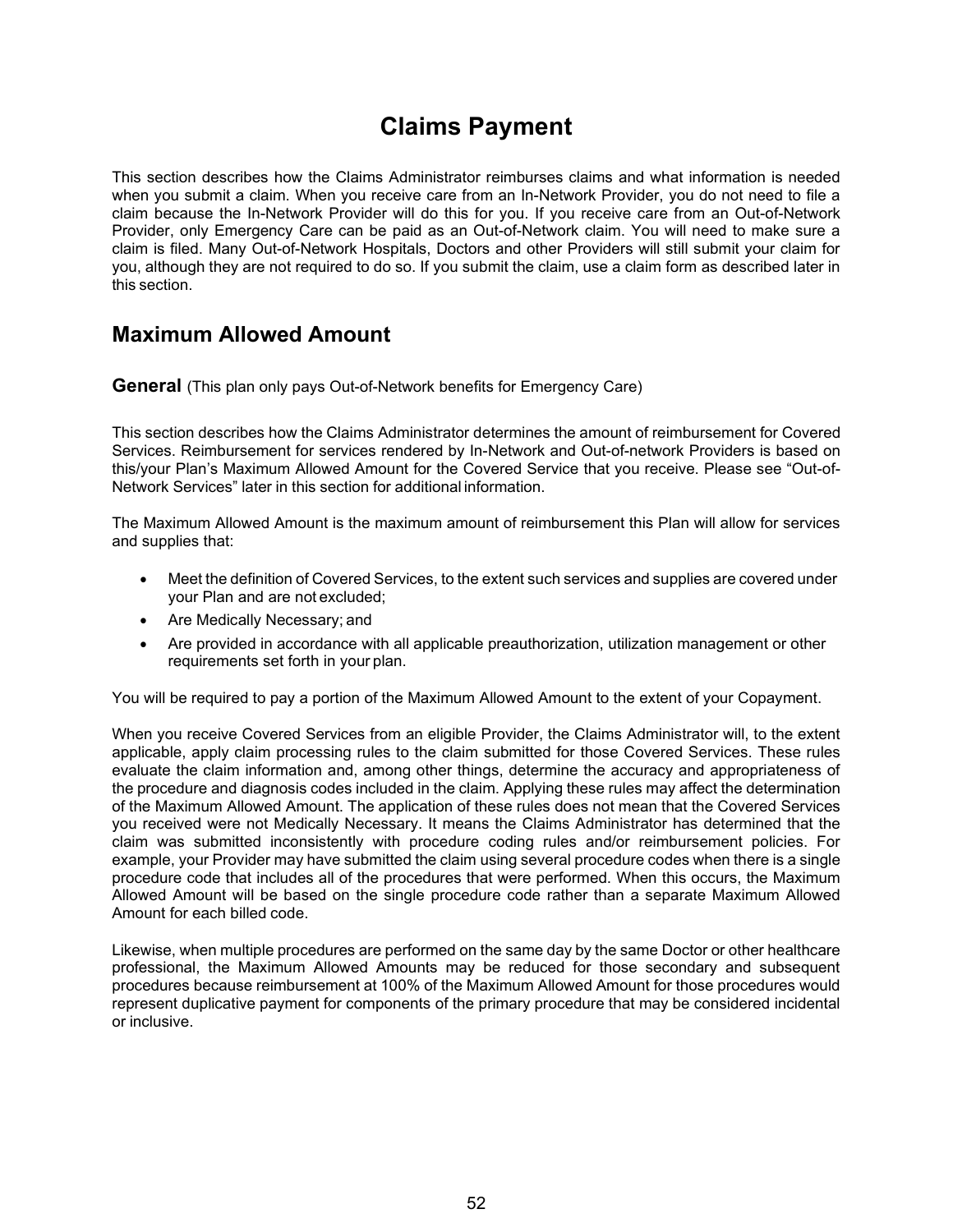# Claims Payment

This section describes how the Claims Administrator reimburses claims and what information is needed when you submit a claim. When you receive care from an In-Network Provider, you do not need to file a claim because the In-Network Provider will do this for you. If you receive care from an Out-of-Network Provider, only Emergency Care can be paid as an Out-of-Network claim. You will need to make sure a claim is filed. Many Out-of-Network Hospitals, Doctors and other Providers will still submit your claim for you, although they are not required to do so. If you submit the claim, use a claim form as described later in this section.

## Maximum Allowed Amount

### General (This plan only pays Out-of-Network benefits for Emergency Care)

This section describes how the Claims Administrator determines the amount of reimbursement for Covered Services. Reimbursement for services rendered by In-Network and Out-of-network Providers is based on this/your Plan's Maximum Allowed Amount for the Covered Service that you receive. Please see "Out-of-Network Services" later in this section for additional information.

The Maximum Allowed Amount is the maximum amount of reimbursement this Plan will allow for services and supplies that:

- Meet the definition of Covered Services, to the extent such services and supplies are covered under your Plan and are not excluded;
- Are Medically Necessary; and
- Are provided in accordance with all applicable preauthorization, utilization management or other requirements set forth in your plan.

You will be required to pay a portion of the Maximum Allowed Amount to the extent of your Copayment.

When you receive Covered Services from an eligible Provider, the Claims Administrator will, to the extent applicable, apply claim processing rules to the claim submitted for those Covered Services. These rules evaluate the claim information and, among other things, determine the accuracy and appropriateness of the procedure and diagnosis codes included in the claim. Applying these rules may affect the determination of the Maximum Allowed Amount. The application of these rules does not mean that the Covered Services you received were not Medically Necessary. It means the Claims Administrator has determined that the claim was submitted inconsistently with procedure coding rules and/or reimbursement policies. For example, your Provider may have submitted the claim using several procedure codes when there is a single procedure code that includes all of the procedures that were performed. When this occurs, the Maximum Allowed Amount will be based on the single procedure code rather than a separate Maximum Allowed Amount for each billed code.

Likewise, when multiple procedures are performed on the same day by the same Doctor or other healthcare professional, the Maximum Allowed Amounts may be reduced for those secondary and subsequent procedures because reimbursement at 100% of the Maximum Allowed Amount for those procedures would represent duplicative payment for components of the primary procedure that may be considered incidental or inclusive.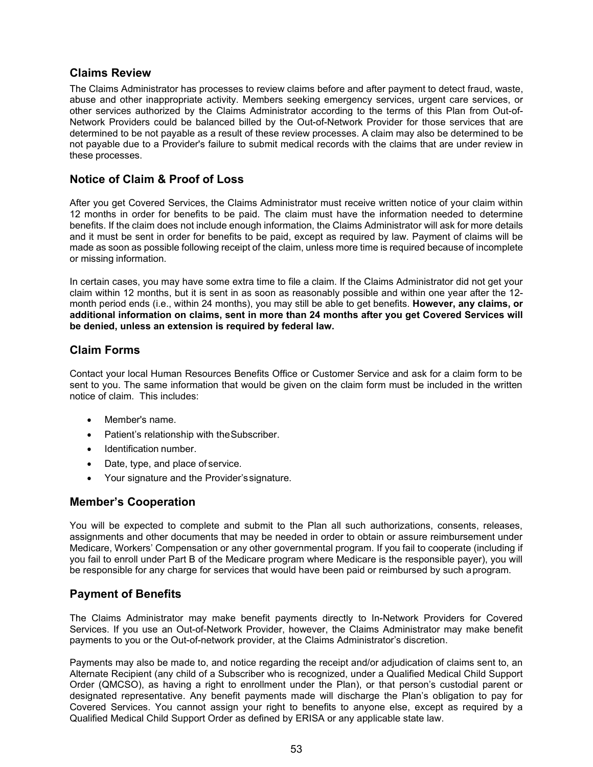## Claims Review

The Claims Administrator has processes to review claims before and after payment to detect fraud, waste, abuse and other inappropriate activity. Members seeking emergency services, urgent care services, or other services authorized by the Claims Administrator according to the terms of this Plan from Out-of-Network Providers could be balanced billed by the Out-of-Network Provider for those services that are determined to be not payable as a result of these review processes. A claim may also be determined to be not payable due to a Provider's failure to submit medical records with the claims that are under review in these processes.

## Notice of Claim & Proof of Loss

After you get Covered Services, the Claims Administrator must receive written notice of your claim within 12 months in order for benefits to be paid. The claim must have the information needed to determine benefits. If the claim does not include enough information, the Claims Administrator will ask for more details and it must be sent in order for benefits to be paid, except as required by law. Payment of claims will be made as soon as possible following receipt of the claim, unless more time is required because of incomplete or missing information.

In certain cases, you may have some extra time to file a claim. If the Claims Administrator did not get your claim within 12 months, but it is sent in as soon as reasonably possible and within one year after the 12-month period ends (i.e., within 24 months), you may still be able to get benefits. **However, any claims, or additional information on claims, sent in more than 24 months after you get Covered Services will be denied, unless an extension is required by federal law.**

## Claim Forms

Contact your local Human Resources Benefits Office or Customer Service and ask for a claim form to be sent to you. The same information that would be given on the claim form must be included in the written notice of claim. This includes:

- Member's name.
- Patient's relationship with the Subscriber.
- Identification number.
- Date, type, and place of service.
- Your signature and the Provider's signature.

## Member's Cooperation

You will be expected to complete and submit to the Plan all such authorizations, consents, releases, assignments and other documents that may be needed in order to obtain or assure reimbursement under Medicare, Workers' Compensation or any other governmental program. If you fail to cooperate (including if you fail to enroll under Part B of the Medicare program where Medicare is the responsible payer), you will be responsible for any charge for services that would have been paid or reimbursed by such a program.

## Payment of Benefits

The Claims Administrator may make benefit payments directly to In-Network Providers for Covered Services. If you use an Out-of-Network Provider, however, the Claims Administrator may make benefit payments to you or the Out-of-network provider, at the Claims Administrator's discretion.

Payments may also be made to, and notice regarding the receipt and/or adjudication of claims sent to, an Alternate Recipient (any child of a Subscriber who is recognized, under a Qualified Medical Child Support Order (QMCSO), as having a right to enrollment under the Plan), or that person's custodial parent or designated representative. Any benefit payments made will discharge the Plan's obligation to pay for Covered Services. You cannot assign your right to benefits to anyone else, except as required by a Qualified Medical Child Support Order as defined by ERISA or any applicable state law.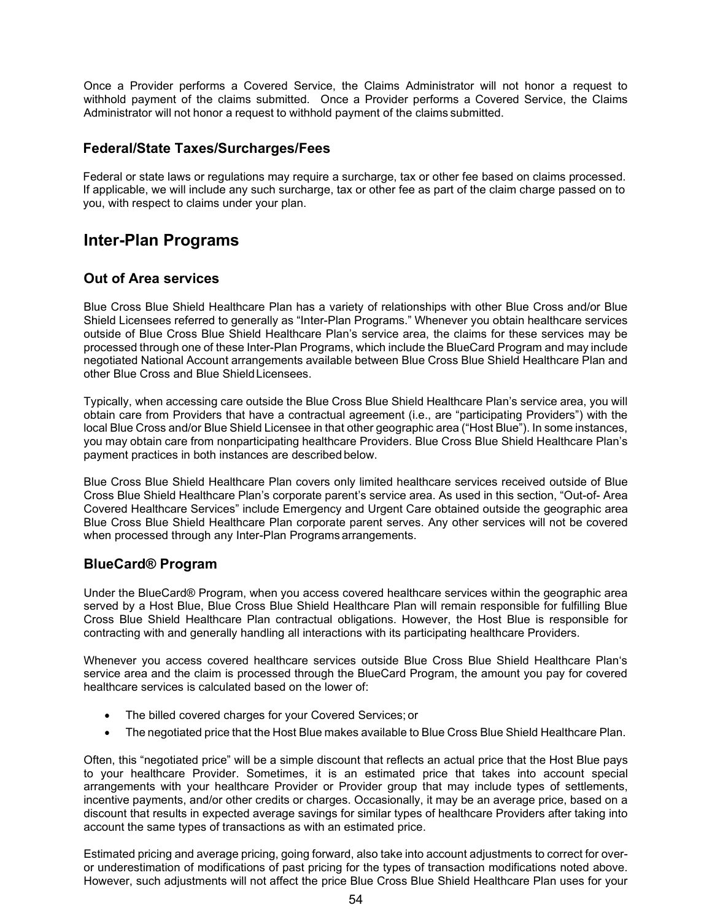Once a Provider performs a Covered Service, the Claims Administrator will not honor a request to withhold payment of the claims submitted. Once a Provider performs a Covered Service, the Claims Administrator will not honor a request to withhold payment of the claims submitted.

### Federal/State Taxes/Surcharges/Fees

Federal or state laws or regulations may require a surcharge, tax or other fee based on claims processed. If applicable, we will include any such surcharge, tax or other fee as part of the claim charge passed on to you, with respect to claims under your plan.

## Inter-Plan Programs

### Out of Area services

Blue Cross Blue Shield Healthcare Plan has a variety of relationships with other Blue Cross and/or Blue Shield Licensees referred to generally as "Inter-Plan Programs." Whenever you obtain healthcare services outside of Blue Cross Blue Shield Healthcare Plan's service area, the claims for these services may be processed through one of these Inter-Plan Programs, which include the BlueCard Program and may include negotiated National Account arrangements available between Blue Cross Blue Shield Healthcare Plan and other Blue Cross and Blue Shield Licensees.

Typically, when accessing care outside the Blue Cross Blue Shield Healthcare Plan's service area, you will obtain care from Providers that have a contractual agreement (i.e., are "participating Providers") with the local Blue Cross and/or Blue Shield Licensee in that other geographic area ("Host Blue"). In some instances, you may obtain care from nonparticipating healthcare Providers. Blue Cross Blue Shield Healthcare Plan's payment practices in both instances are described below.

Blue Cross Blue Shield Healthcare Plan covers only limited healthcare services received outside of Blue Cross Blue Shield Healthcare Plan's corporate parent's service area. As used in this section, "Out-of- Area Covered Healthcare Services" include Emergency and Urgent Care obtained outside the geographic area Blue Cross Blue Shield Healthcare Plan corporate parent serves. Any other services will not be covered when processed through any Inter-Plan Programs arrangements.

### BlueCard® Program

Under the BlueCard® Program, when you access covered healthcare services within the geographic area served by a Host Blue, Blue Cross Blue Shield Healthcare Plan will remain responsible for fulfilling Blue Cross Blue Shield Healthcare Plan contractual obligations. However, the Host Blue is responsible for contracting with and generally handling all interactions with its participating healthcare Providers.

Whenever you access covered healthcare services outside Blue Cross Blue Shield Healthcare Plan's service area and the claim is processed through the BlueCard Program, the amount you pay for covered healthcare services is calculated based on the lower of:

- The billed covered charges for your Covered Services; or
- The negotiated price that the Host Blue makes available to Blue Cross Blue Shield Healthcare Plan.

Often, this "negotiated price" will be a simple discount that reflects an actual price that the Host Blue pays to your healthcare Provider. Sometimes, it is an estimated price that takes into account special arrangements with your healthcare Provider or Provider group that may include types of settlements, incentive payments, and/or other credits or charges. Occasionally, it may be an average price, based on a discount that results in expected average savings for similar types of healthcare Providers after taking into account the same types of transactions as with an estimated price.

Estimated pricing and average pricing, going forward, also take into account adjustments to correct for over- or underestimation of modifications of past pricing for the types of transaction modifications noted above. However, such adjustments will not affect the price Blue Cross Blue Shield Healthcare Plan uses for your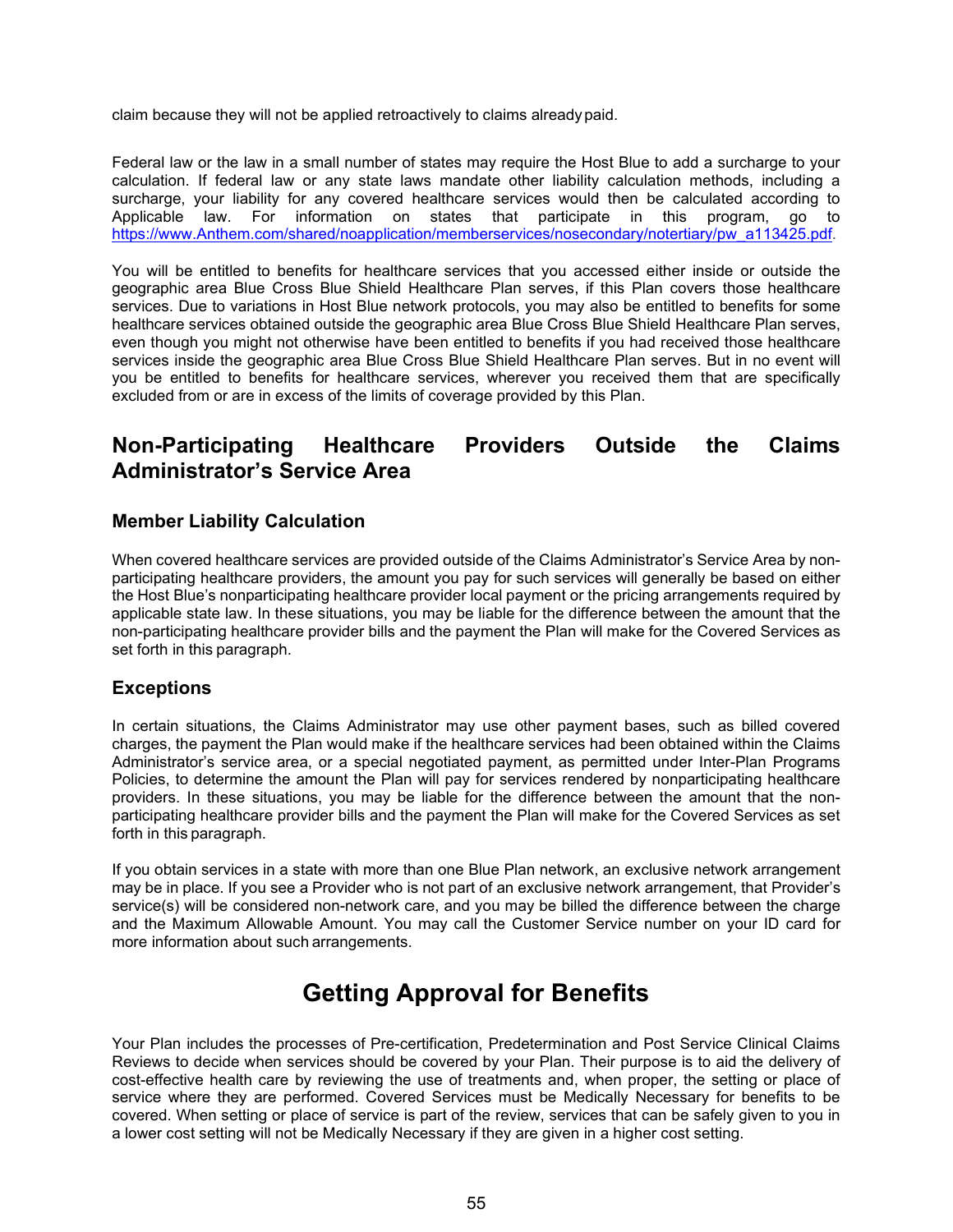claim because they will not be applied retroactively to claims already paid.

Federal law or the law in a small number of states may require the Host Blue to add a surcharge to your calculation. If federal law or any state laws mandate other liability calculation methods, including a surcharge, your liability for any covered healthcare services would then be calculated according to Applicable law. For information on states that participate in this program, go to https://www.Anthem.com/shared/noapplication/memberservices/nosecondary/notertiary/pw_a113425.pdf.

You will be entitled to benefits for healthcare services that you accessed either inside or outside the geographic area Blue Cross Blue Shield Healthcare Plan serves, if this Plan covers those healthcare services. Due to variations in Host Blue network protocols, you may also be entitled to benefits for some healthcare services obtained outside the geographic area Blue Cross Blue Shield Healthcare Plan serves, even though you might not otherwise have been entitled to benefits if you had received those healthcare services inside the geographic area Blue Cross Blue Shield Healthcare Plan serves. But in no event will you be entitled to benefits for healthcare services, wherever you received them that are specifically excluded from or are in excess of the limits of coverage provided by this Plan.

## Non-Participating Healthcare Providers Outside the Claims Administrator's Service Area

### Member Liability Calculation

When covered healthcare services are provided outside of the Claims Administrator's Service Area by non-participating healthcare providers, the amount you pay for such services will generally be based on either the Host Blue's nonparticipating healthcare provider local payment or the pricing arrangements required by applicable state law. In these situations, you may be liable for the difference between the amount that the non-participating healthcare provider bills and the payment the Plan will make for the Covered Services as set forth in this paragraph.

### Exceptions

In certain situations, the Claims Administrator may use other payment bases, such as billed covered charges, the payment the Plan would make if the healthcare services had been obtained within the Claims Administrator's service area, or a special negotiated payment, as permitted under Inter-Plan Programs Policies, to determine the amount the Plan will pay for services rendered by nonparticipating healthcare providers. In these situations, you may be liable for the difference between the amount that the non-participating healthcare provider bills and the payment the Plan will make for the Covered Services as set forth in this paragraph.

If you obtain services in a state with more than one Blue Plan network, an exclusive network arrangement may be in place. If you see a Provider who is not part of an exclusive network arrangement, that Provider's service(s) will be considered non-network care, and you may be billed the difference between the charge and the Maximum Allowable Amount. You may call the Customer Service number on your ID card for more information about such arrangements.

# Getting Approval for Benefits

Your Plan includes the processes of Pre-certification, Predetermination and Post Service Clinical Claims Reviews to decide when services should be covered by your Plan. Their purpose is to aid the delivery of cost-effective health care by reviewing the use of treatments and, when proper, the setting or place of service where they are performed. Covered Services must be Medically Necessary for benefits to be covered. When setting or place of service is part of the review, services that can be safely given to you in a lower cost setting will not be Medically Necessary if they are given in a higher cost setting.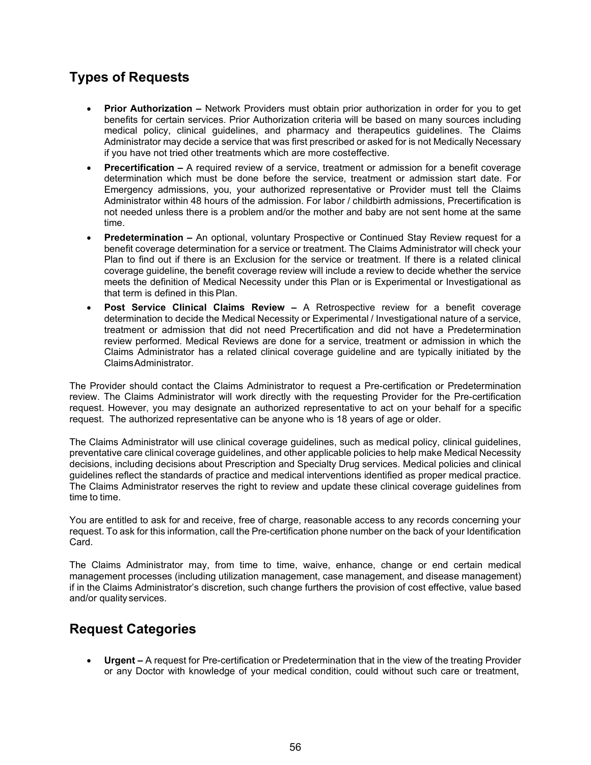## Types of Requests

- **Prior Authorization –** Network Providers must obtain prior authorization in order for you to get benefits for certain services. Prior Authorization criteria will be based on many sources including medical policy, clinical guidelines, and pharmacy and therapeutics guidelines. The Claims Administrator may decide a service that was first prescribed or asked for is not Medically Necessary if you have not tried other treatments which are more costeffective.
- **Precertification –** A required review of a service, treatment or admission for a benefit coverage determination which must be done before the service, treatment or admission start date. For Emergency admissions, you, your authorized representative or Provider must tell the Claims Administrator within 48 hours of the admission. For labor / childbirth admissions, Precertification is not needed unless there is a problem and/or the mother and baby are not sent home at the same time.
- **Predetermination –** An optional, voluntary Prospective or Continued Stay Review request for a benefit coverage determination for a service or treatment. The Claims Administrator will check your Plan to find out if there is an Exclusion for the service or treatment. If there is a related clinical coverage guideline, the benefit coverage review will include a review to decide whether the service meets the definition of Medical Necessity under this Plan or is Experimental or Investigational as that term is defined in this Plan.
- **Post Service Clinical Claims Review –** A Retrospective review for a benefit coverage determination to decide the Medical Necessity or Experimental / Investigational nature of a service, treatment or admission that did not need Precertification and did not have a Predetermination review performed. Medical Reviews are done for a service, treatment or admission in which the Claims Administrator has a related clinical coverage guideline and are typically initiated by the Claims Administrator.

The Provider should contact the Claims Administrator to request a Pre-certification or Predetermination review. The Claims Administrator will work directly with the requesting Provider for the Pre-certification request. However, you may designate an authorized representative to act on your behalf for a specific request. The authorized representative can be anyone who is 18 years of age or older.

The Claims Administrator will use clinical coverage guidelines, such as medical policy, clinical guidelines, preventative care clinical coverage guidelines, and other applicable policies to help make Medical Necessity decisions, including decisions about Prescription and Specialty Drug services. Medical policies and clinical guidelines reflect the standards of practice and medical interventions identified as proper medical practice. The Claims Administrator reserves the right to review and update these clinical coverage guidelines from time to time.

You are entitled to ask for and receive, free of charge, reasonable access to any records concerning your request. To ask for this information, call the Pre-certification phone number on the back of your Identification Card.

The Claims Administrator may, from time to time, waive, enhance, change or end certain medical management processes (including utilization management, case management, and disease management) if in the Claims Administrator's discretion, such change furthers the provision of cost effective, value based and/or quality services.

## Request Categories

- **Urgent –** A request for Pre-certification or Predetermination that in the view of the treating Provider or any Doctor with knowledge of your medical condition, could without such care or treatment,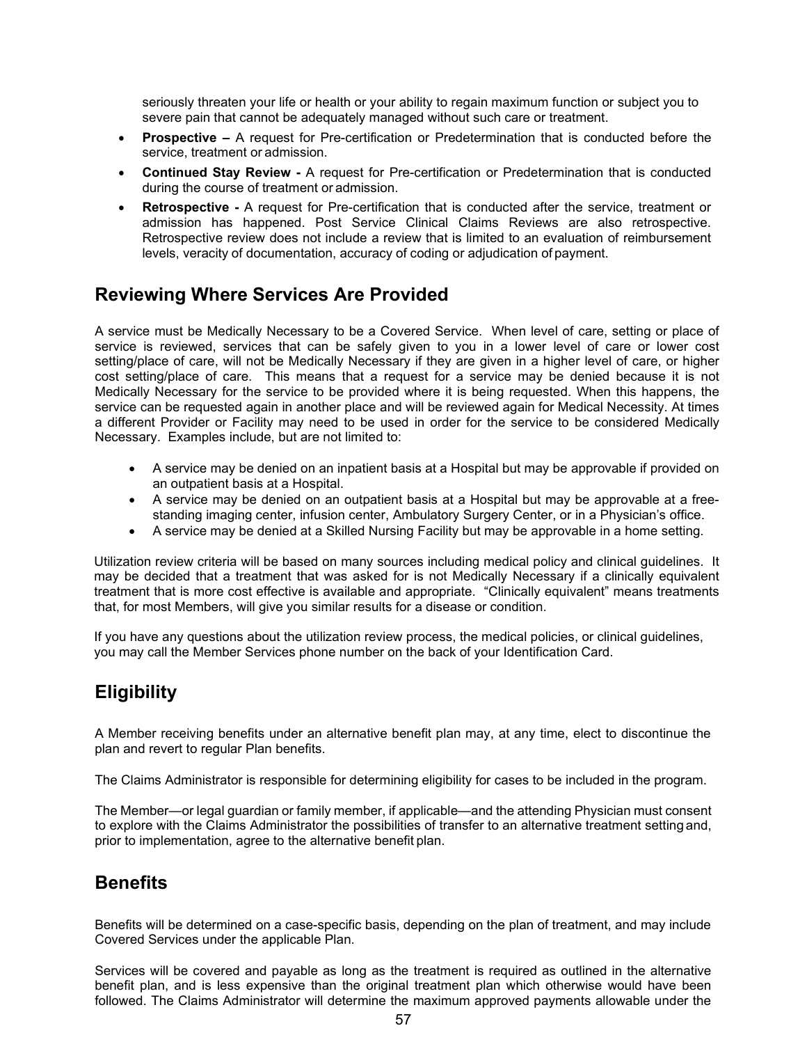seriously threaten your life or health or your ability to regain maximum function or subject you to severe pain that cannot be adequately managed without such care or treatment.

- **Prospective –** A request for Pre-certification or Predetermination that is conducted before the service, treatment or admission.
- **Continued Stay Review -** A request for Pre-certification or Predetermination that is conducted during the course of treatment or admission.
- **Retrospective -** A request for Pre-certification that is conducted after the service, treatment or admission has happened. Post Service Clinical Claims Reviews are also retrospective. Retrospective review does not include a review that is limited to an evaluation of reimbursement levels, veracity of documentation, accuracy of coding or adjudication of payment.

## Reviewing Where Services Are Provided

A service must be Medically Necessary to be a Covered Service. When level of care, setting or place of service is reviewed, services that can be safely given to you in a lower level of care or lower cost setting/place of care, will not be Medically Necessary if they are given in a higher level of care, or higher cost setting/place of care. This means that a request for a service may be denied because it is not Medically Necessary for the service to be provided where it is being requested. When this happens, the service can be requested again in another place and will be reviewed again for Medical Necessity. At times a different Provider or Facility may need to be used in order for the service to be considered Medically Necessary. Examples include, but are not limited to:

- A service may be denied on an inpatient basis at a Hospital but may be approvable if provided on an outpatient basis at a Hospital.
- A service may be denied on an outpatient basis at a Hospital but may be approvable at a free-standing imaging center, infusion center, Ambulatory Surgery Center, or in a Physician's office.
- A service may be denied at a Skilled Nursing Facility but may be approvable in a home setting.

Utilization review criteria will be based on many sources including medical policy and clinical guidelines. It may be decided that a treatment that was asked for is not Medically Necessary if a clinically equivalent treatment that is more cost effective is available and appropriate. "Clinically equivalent" means treatments that, for most Members, will give you similar results for a disease or condition.

If you have any questions about the utilization review process, the medical policies, or clinical guidelines, you may call the Member Services phone number on the back of your Identification Card.

## Eligibility

A Member receiving benefits under an alternative benefit plan may, at any time, elect to discontinue the plan and revert to regular Plan benefits.

The Claims Administrator is responsible for determining eligibility for cases to be included in the program.

The Member—or legal guardian or family member, if applicable—and the attending Physician must consent to explore with the Claims Administrator the possibilities of transfer to an alternative treatment setting and, prior to implementation, agree to the alternative benefit plan.

## Benefits

Benefits will be determined on a case-specific basis, depending on the plan of treatment, and may include Covered Services under the applicable Plan.

Services will be covered and payable as long as the treatment is required as outlined in the alternative benefit plan, and is less expensive than the original treatment plan which otherwise would have been followed. The Claims Administrator will determine the maximum approved payments allowable under the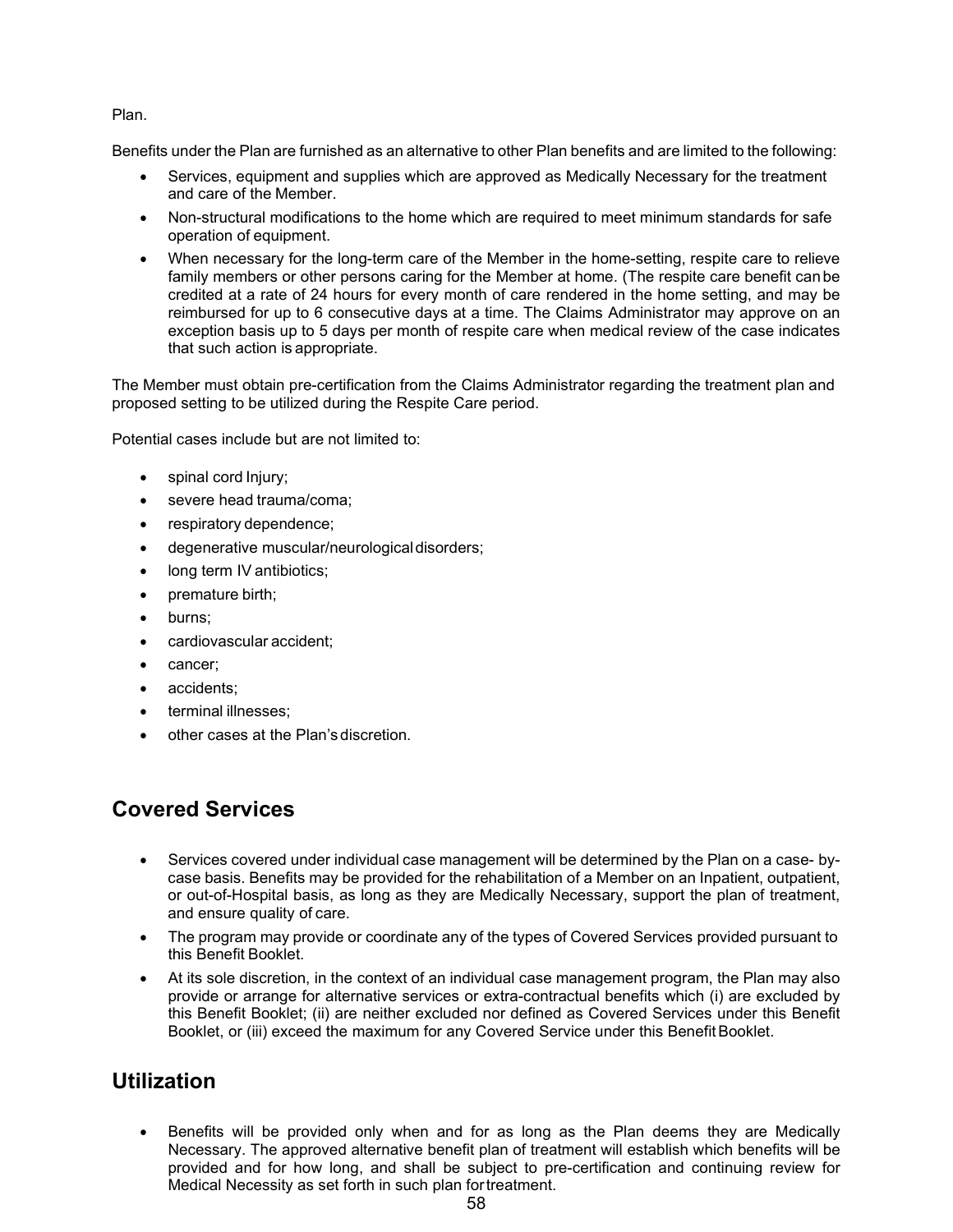Plan.

Benefits under the Plan are furnished as an alternative to other Plan benefits and are limited to the following:

- Services, equipment and supplies which are approved as Medically Necessary for the treatment and care of the Member.
- Non-structural modifications to the home which are required to meet minimum standards for safe operation of equipment.
- When necessary for the long-term care of the Member in the home-setting, respite care to relieve family members or other persons caring for the Member at home. (The respite care benefit can be credited at a rate of 24 hours for every month of care rendered in the home setting, and may be reimbursed for up to 6 consecutive days at a time. The Claims Administrator may approve on an exception basis up to 5 days per month of respite care when medical review of the case indicates that such action is appropriate.

The Member must obtain pre-certification from the Claims Administrator regarding the treatment plan and proposed setting to be utilized during the Respite Care period.

Potential cases include but are not limited to:

- spinal cord Injury;
- severe head trauma/coma;
- respiratory dependence;
- degenerative muscular/neurological disorders;
- long term IV antibiotics;
- premature birth;
- burns;
- cardiovascular accident;
- cancer;
- accidents;
- terminal illnesses;
- other cases at the Plan's discretion.

## Covered Services

- Services covered under individual case management will be determined by the Plan on a case- by-case basis. Benefits may be provided for the rehabilitation of a Member on an Inpatient, outpatient, or out-of-Hospital basis, as long as they are Medically Necessary, support the plan of treatment, and ensure quality of care.
- The program may provide or coordinate any of the types of Covered Services provided pursuant to this Benefit Booklet.
- At its sole discretion, in the context of an individual case management program, the Plan may also provide or arrange for alternative services or extra-contractual benefits which (i) are excluded by this Benefit Booklet; (ii) are neither excluded nor defined as Covered Services under this Benefit Booklet, or (iii) exceed the maximum for any Covered Service under this Benefit Booklet.

## Utilization

- Benefits will be provided only when and for as long as the Plan deems they are Medically Necessary. The approved alternative benefit plan of treatment will establish which benefits will be provided and for how long, and shall be subject to pre-certification and continuing review for Medical Necessity as set forth in such plan for treatment.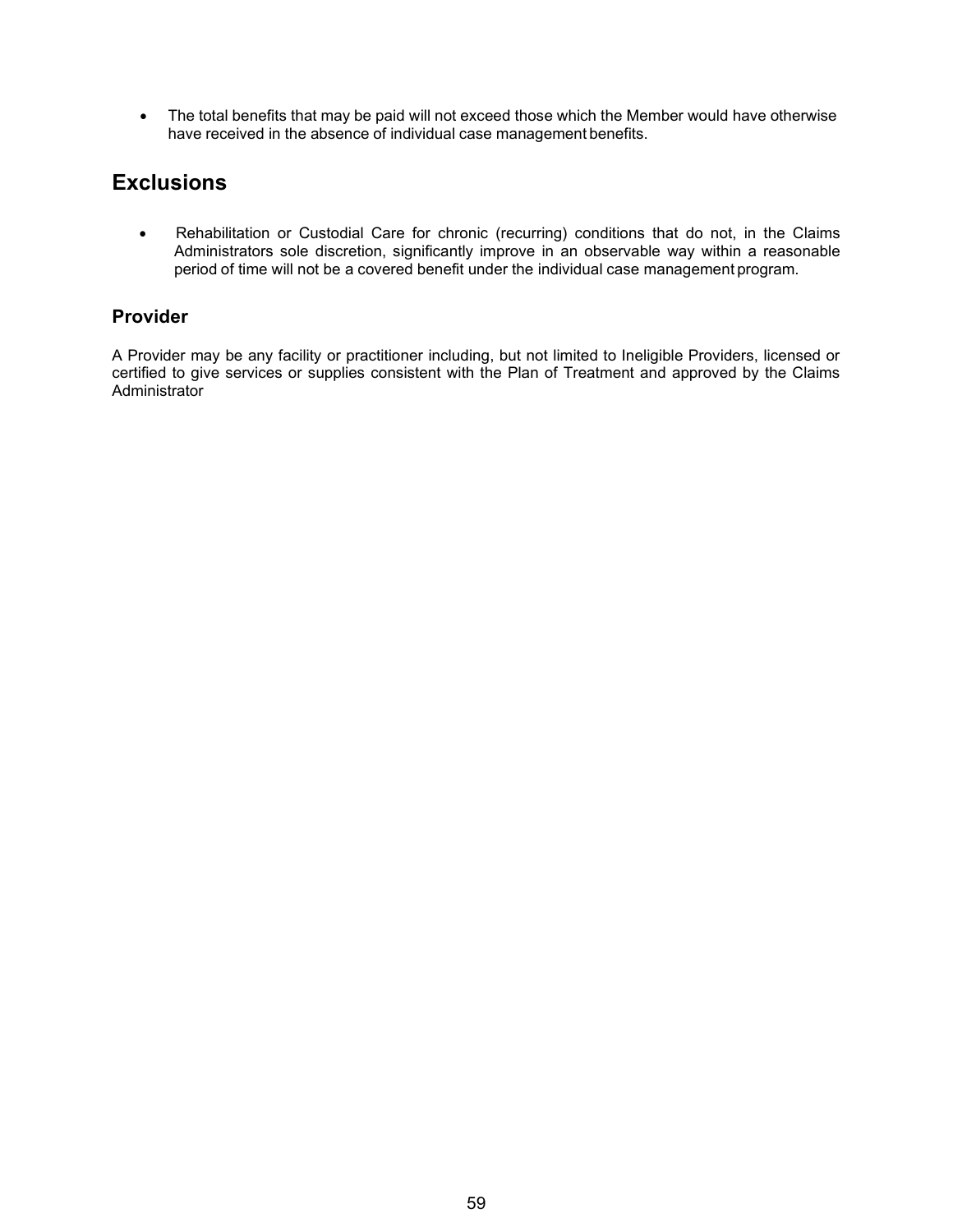- The total benefits that may be paid will not exceed those which the Member would have otherwise have received in the absence of individual case management benefits.

## Exclusions

- Rehabilitation or Custodial Care for chronic (recurring) conditions that do not, in the Claims Administrators sole discretion, significantly improve in an observable way within a reasonable period of time will not be a covered benefit under the individual case management program.

### Provider

A Provider may be any facility or practitioner including, but not limited to Ineligible Providers, licensed or certified to give services or supplies consistent with the Plan of Treatment and approved by the Claims Administrator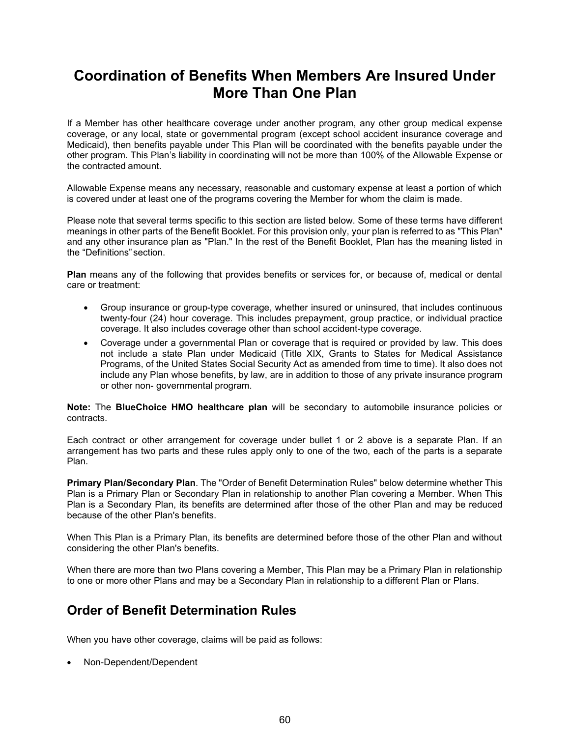# Coordination of Benefits When Members Are Insured Under More Than One Plan

If a Member has other healthcare coverage under another program, any other group medical expense coverage, or any local, state or governmental program (except school accident insurance coverage and Medicaid), then benefits payable under This Plan will be coordinated with the benefits payable under the other program. This Plan's liability in coordinating will not be more than 100% of the Allowable Expense or the contracted amount.

Allowable Expense means any necessary, reasonable and customary expense at least a portion of which is covered under at least one of the programs covering the Member for whom the claim is made.

Please note that several terms specific to this section are listed below. Some of these terms have different meanings in other parts of the Benefit Booklet. For this provision only, your plan is referred to as "This Plan" and any other insurance plan as "Plan." In the rest of the Benefit Booklet, Plan has the meaning listed in the "Definitions" section.

**Plan** means any of the following that provides benefits or services for, or because of, medical or dental care or treatment:

- Group insurance or group-type coverage, whether insured or uninsured, that includes continuous twenty-four (24) hour coverage. This includes prepayment, group practice, or individual practice coverage. It also includes coverage other than school accident-type coverage.
- Coverage under a governmental Plan or coverage that is required or provided by law. This does not include a state Plan under Medicaid (Title XIX, Grants to States for Medical Assistance Programs, of the United States Social Security Act as amended from time to time). It also does not include any Plan whose benefits, by law, are in addition to those of any private insurance program or other non- governmental program.

**Note:** The **BlueChoice HMO healthcare plan** will be secondary to automobile insurance policies or contracts.

Each contract or other arrangement for coverage under bullet 1 or 2 above is a separate Plan. If an arrangement has two parts and these rules apply only to one of the two, each of the parts is a separate Plan.

**Primary Plan/Secondary Plan**. The "Order of Benefit Determination Rules" below determine whether This Plan is a Primary Plan or Secondary Plan in relationship to another Plan covering a Member. When This Plan is a Secondary Plan, its benefits are determined after those of the other Plan and may be reduced because of the other Plan's benefits.

When This Plan is a Primary Plan, its benefits are determined before those of the other Plan and without considering the other Plan's benefits.

When there are more than two Plans covering a Member, This Plan may be a Primary Plan in relationship to one or more other Plans and may be a Secondary Plan in relationship to a different Plan or Plans.

## Order of Benefit Determination Rules

When you have other coverage, claims will be paid as follows:

- <u>Non-Dependent/Dependent</u>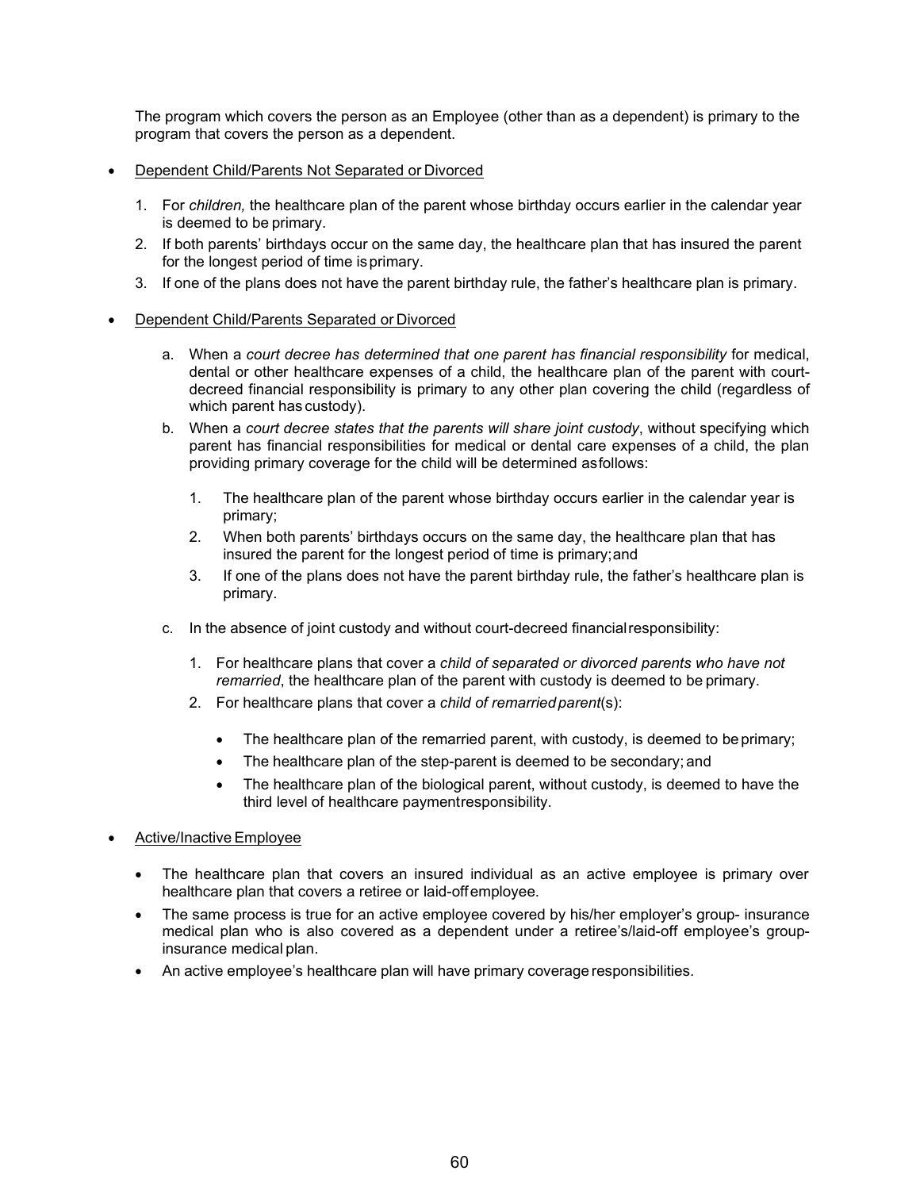The program which covers the person as an Employee (other than as a dependent) is primary to the program that covers the person as a dependent.

- Dependent Child/Parents Not Separated or Divorced

  1. For *children,* the healthcare plan of the parent whose birthday occurs earlier in the calendar year is deemed to be primary.
  2. If both parents' birthdays occur on the same day, the healthcare plan that has insured the parent for the longest period of time is primary.
  3. If one of the plans does not have the parent birthday rule, the father's healthcare plan is primary.

- Dependent Child/Parents Separated or Divorced

  a. When a *court decree has determined that one parent has financial responsibility* for medical, dental or other healthcare expenses of a child, the healthcare plan of the parent with court-decreed financial responsibility is primary to any other plan covering the child (regardless of which parent has custody).

  b. When a *court decree states that the parents will share joint custody*, without specifying which parent has financial responsibilities for medical or dental care expenses of a child, the plan providing primary coverage for the child will be determined as follows:

     1. The healthcare plan of the parent whose birthday occurs earlier in the calendar year is primary;
     2. When both parents' birthdays occurs on the same day, the healthcare plan that has insured the parent for the longest period of time is primary; and
     3. If one of the plans does not have the parent birthday rule, the father's healthcare plan is primary.

  c. In the absence of joint custody and without court-decreed financial responsibility:

     1. For healthcare plans that cover a *child of separated or divorced parents who have not remarried*, the healthcare plan of the parent with custody is deemed to be primary.
     2. For healthcare plans that cover a *child of remarried parent*(s):
        - The healthcare plan of the remarried parent, with custody, is deemed to be primary;
        - The healthcare plan of the step-parent is deemed to be secondary; and
        - The healthcare plan of the biological parent, without custody, is deemed to have the third level of healthcare payment responsibility.

- Active/Inactive Employee

  - The healthcare plan that covers an insured individual as an active employee is primary over healthcare plan that covers a retiree or laid-off employee.
  - The same process is true for an active employee covered by his/her employer's group- insurance medical plan who is also covered as a dependent under a retiree's/laid-off employee's group-insurance medical plan.
  - An active employee's healthcare plan will have primary coverage responsibilities.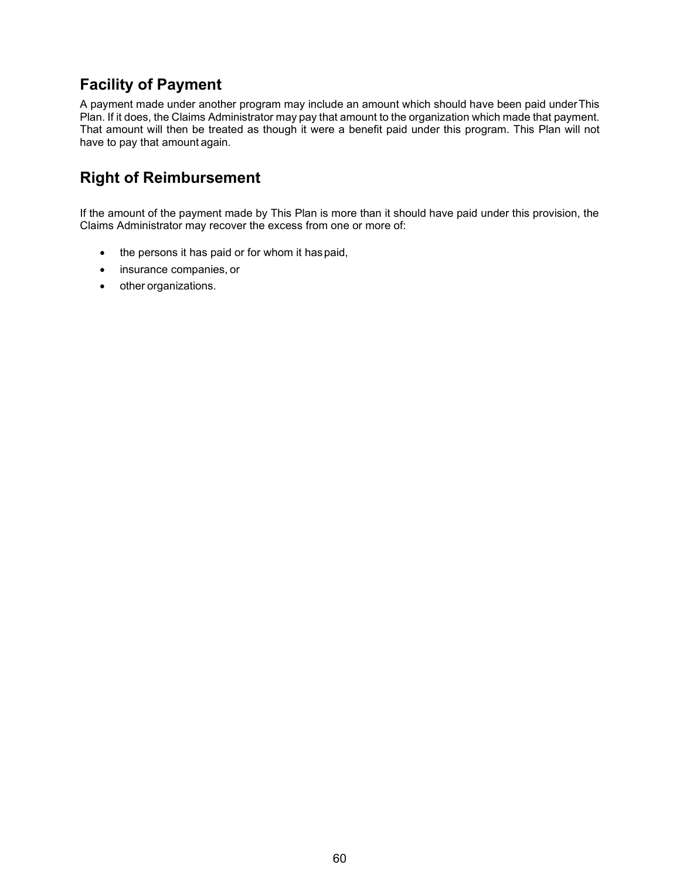## Facility of Payment

A payment made under another program may include an amount which should have been paid under This Plan. If it does, the Claims Administrator may pay that amount to the organization which made that payment. That amount will then be treated as though it were a benefit paid under this program. This Plan will not have to pay that amount again.

## Right of Reimbursement

If the amount of the payment made by This Plan is more than it should have paid under this provision, the Claims Administrator may recover the excess from one or more of:

- the persons it has paid or for whom it has paid,
- insurance companies, or
- other organizations.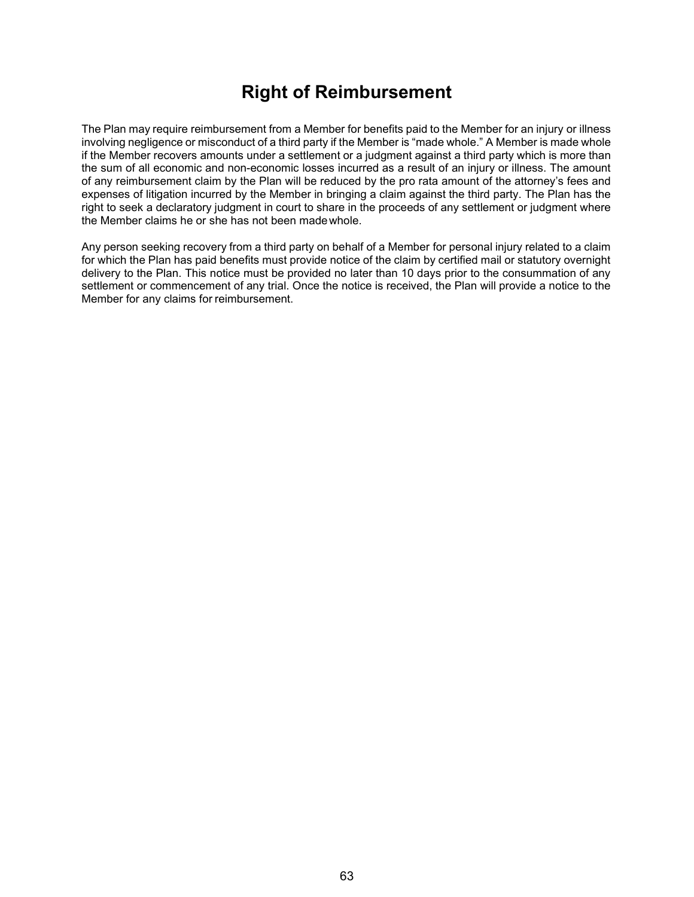# Right of Reimbursement

The Plan may require reimbursement from a Member for benefits paid to the Member for an injury or illness involving negligence or misconduct of a third party if the Member is "made whole." A Member is made whole if the Member recovers amounts under a settlement or a judgment against a third party which is more than the sum of all economic and non-economic losses incurred as a result of an injury or illness. The amount of any reimbursement claim by the Plan will be reduced by the pro rata amount of the attorney's fees and expenses of litigation incurred by the Member in bringing a claim against the third party. The Plan has the right to seek a declaratory judgment in court to share in the proceeds of any settlement or judgment where the Member claims he or she has not been made whole.

Any person seeking recovery from a third party on behalf of a Member for personal injury related to a claim for which the Plan has paid benefits must provide notice of the claim by certified mail or statutory overnight delivery to the Plan. This notice must be provided no later than 10 days prior to the consummation of any settlement or commencement of any trial. Once the notice is received, the Plan will provide a notice to the Member for any claims for reimbursement.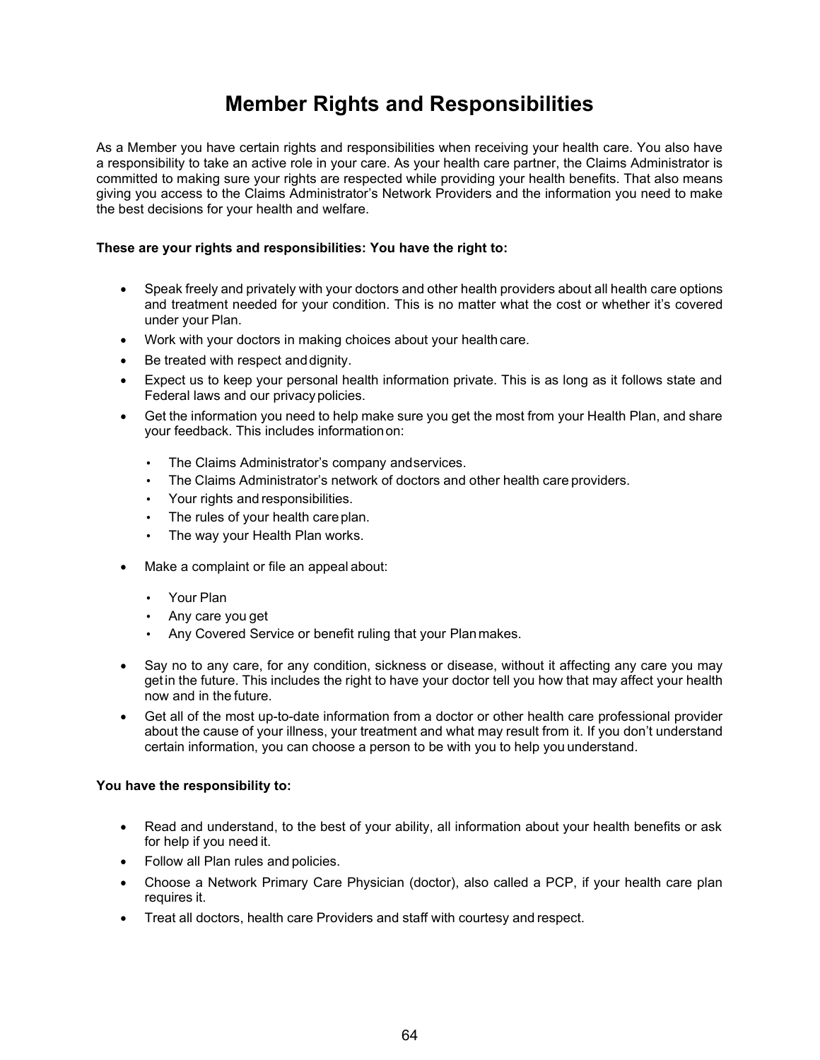# Member Rights and Responsibilities

As a Member you have certain rights and responsibilities when receiving your health care. You also have a responsibility to take an active role in your care. As your health care partner, the Claims Administrator is committed to making sure your rights are respected while providing your health benefits. That also means giving you access to the Claims Administrator's Network Providers and the information you need to make the best decisions for your health and welfare.

**These are your rights and responsibilities: You have the right to:**

- Speak freely and privately with your doctors and other health providers about all health care options and treatment needed for your condition. This is no matter what the cost or whether it's covered under your Plan.
- Work with your doctors in making choices about your health care.
- Be treated with respect and dignity.
- Expect us to keep your personal health information private. This is as long as it follows state and Federal laws and our privacy policies.
- Get the information you need to help make sure you get the most from your Health Plan, and share your feedback. This includes information on:
  - The Claims Administrator's company and services.
  - The Claims Administrator's network of doctors and other health care providers.
  - Your rights and responsibilities.
  - The rules of your health care plan.
  - The way your Health Plan works.
- Make a complaint or file an appeal about:
  - Your Plan
  - Any care you get
  - Any Covered Service or benefit ruling that your Plan makes.
- Say no to any care, for any condition, sickness or disease, without it affecting any care you may get in the future. This includes the right to have your doctor tell you how that may affect your health now and in the future.
- Get all of the most up-to-date information from a doctor or other health care professional provider about the cause of your illness, your treatment and what may result from it. If you don't understand certain information, you can choose a person to be with you to help you understand.

**You have the responsibility to:**

- Read and understand, to the best of your ability, all information about your health benefits or ask for help if you need it.
- Follow all Plan rules and policies.
- Choose a Network Primary Care Physician (doctor), also called a PCP, if your health care plan requires it.
- Treat all doctors, health care Providers and staff with courtesy and respect.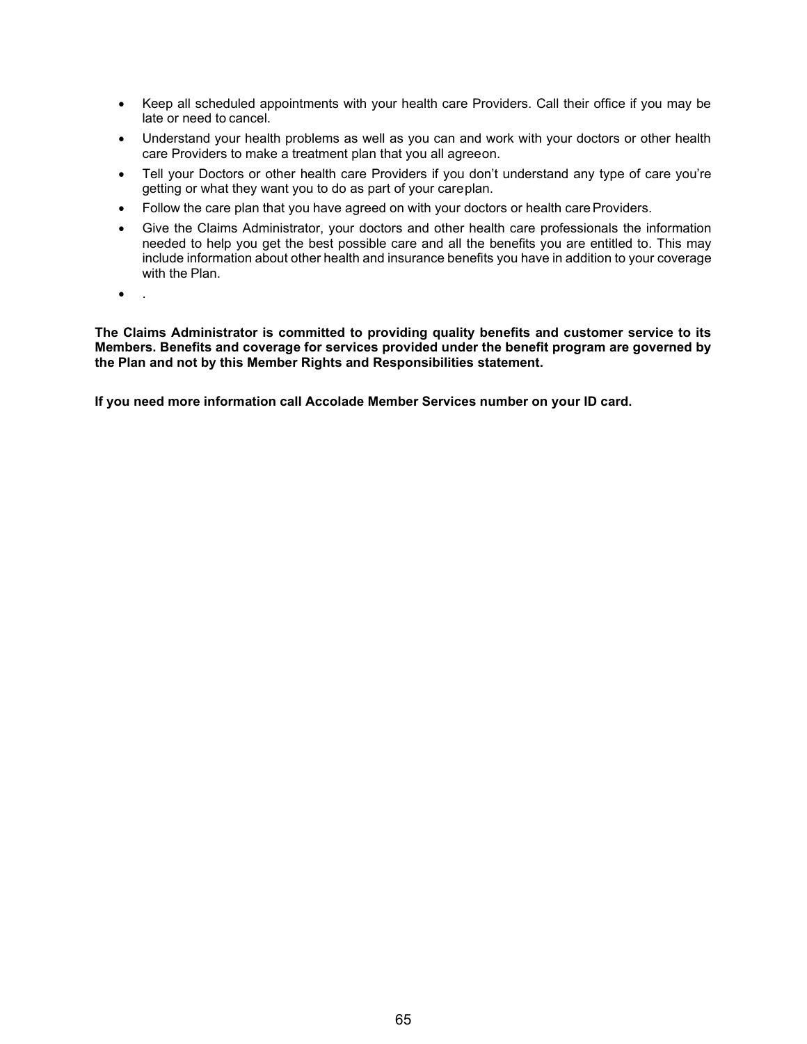- Keep all scheduled appointments with your health care Providers. Call their office if you may be late or need to cancel.
- Understand your health problems as well as you can and work with your doctors or other health care Providers to make a treatment plan that you all agreeon.
- Tell your Doctors or other health care Providers if you don't understand any type of care you're getting or what they want you to do as part of your careplan.
- Follow the care plan that you have agreed on with your doctors or health care Providers.
- Give the Claims Administrator, your doctors and other health care professionals the information needed to help you get the best possible care and all the benefits you are entitled to. This may include information about other health and insurance benefits you have in addition to your coverage with the Plan.
- .

**The Claims Administrator is committed to providing quality benefits and customer service to its Members. Benefits and coverage for services provided under the benefit program are governed by the Plan and not by this Member Rights and Responsibilities statement.**

**If you need more information call Accolade Member Services number on your ID card.**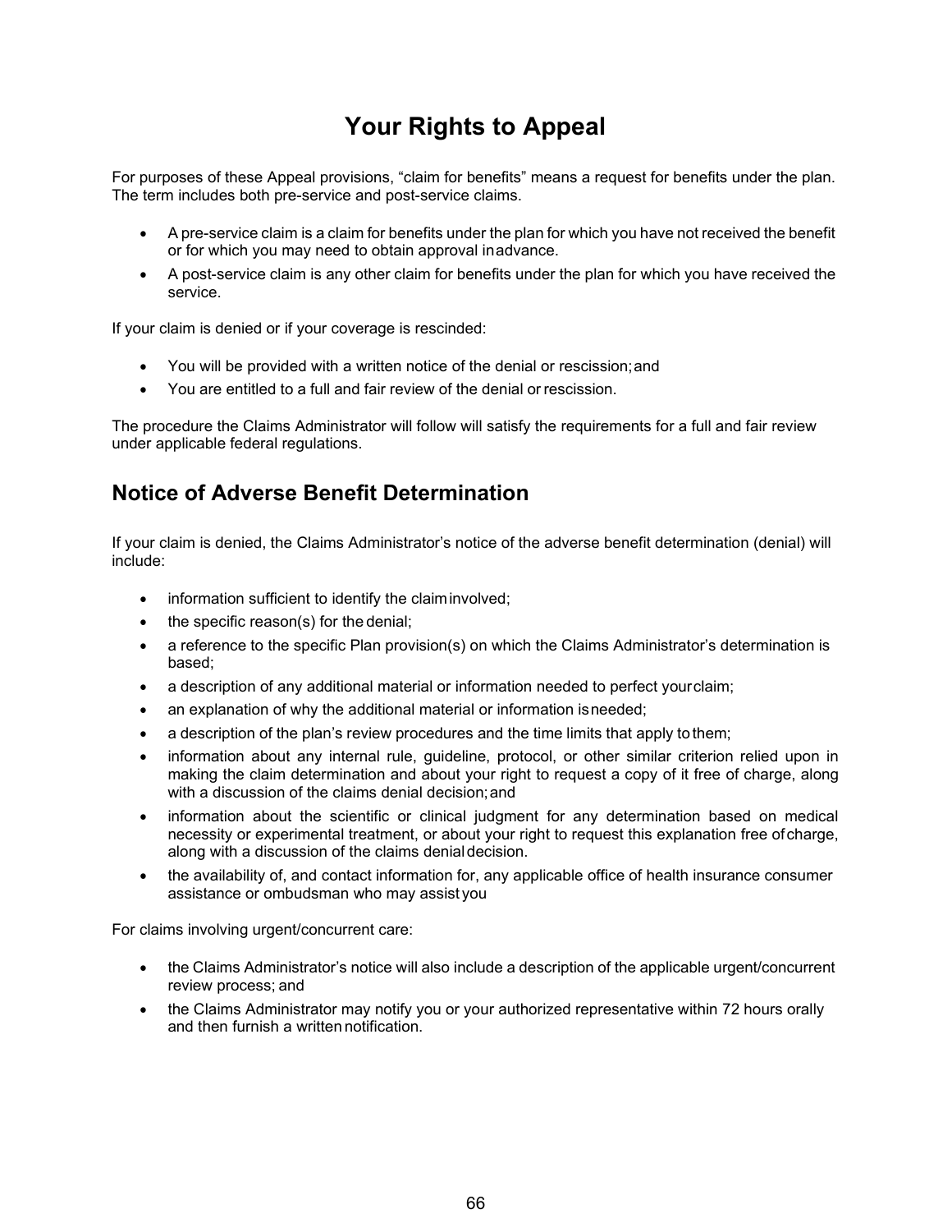# Your Rights to Appeal

For purposes of these Appeal provisions, "claim for benefits" means a request for benefits under the plan. The term includes both pre-service and post-service claims.

- A pre-service claim is a claim for benefits under the plan for which you have not received the benefit or for which you may need to obtain approval in advance.
- A post-service claim is any other claim for benefits under the plan for which you have received the service.

If your claim is denied or if your coverage is rescinded:

- You will be provided with a written notice of the denial or rescission; and
- You are entitled to a full and fair review of the denial or rescission.

The procedure the Claims Administrator will follow will satisfy the requirements for a full and fair review under applicable federal regulations.

## Notice of Adverse Benefit Determination

If your claim is denied, the Claims Administrator's notice of the adverse benefit determination (denial) will include:

- information sufficient to identify the claim involved;
- the specific reason(s) for the denial;
- a reference to the specific Plan provision(s) on which the Claims Administrator's determination is based;
- a description of any additional material or information needed to perfect your claim;
- an explanation of why the additional material or information is needed;
- a description of the plan's review procedures and the time limits that apply to them;
- information about any internal rule, guideline, protocol, or other similar criterion relied upon in making the claim determination and about your right to request a copy of it free of charge, along with a discussion of the claims denial decision; and
- information about the scientific or clinical judgment for any determination based on medical necessity or experimental treatment, or about your right to request this explanation free of charge, along with a discussion of the claims denial decision.
- the availability of, and contact information for, any applicable office of health insurance consumer assistance or ombudsman who may assist you

For claims involving urgent/concurrent care:

- the Claims Administrator's notice will also include a description of the applicable urgent/concurrent review process; and
- the Claims Administrator may notify you or your authorized representative within 72 hours orally and then furnish a written notification.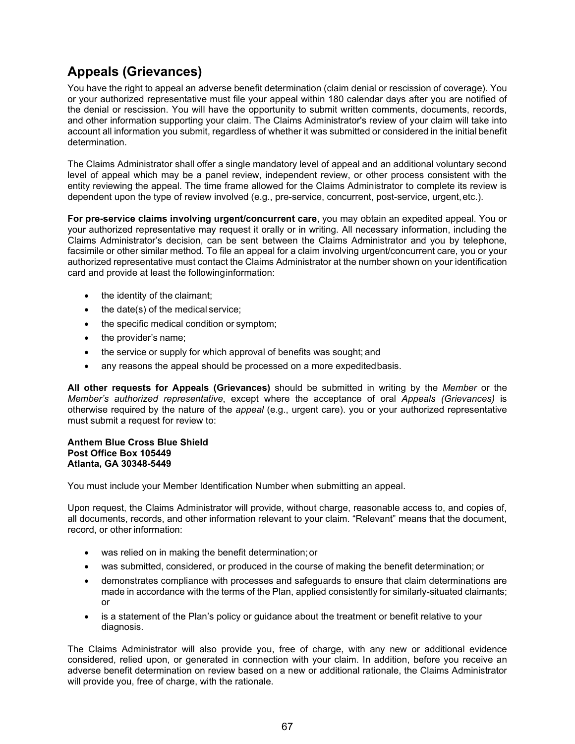## Appeals (Grievances)

You have the right to appeal an adverse benefit determination (claim denial or rescission of coverage). You or your authorized representative must file your appeal within 180 calendar days after you are notified of the denial or rescission. You will have the opportunity to submit written comments, documents, records, and other information supporting your claim. The Claims Administrator's review of your claim will take into account all information you submit, regardless of whether it was submitted or considered in the initial benefit determination.

The Claims Administrator shall offer a single mandatory level of appeal and an additional voluntary second level of appeal which may be a panel review, independent review, or other process consistent with the entity reviewing the appeal. The time frame allowed for the Claims Administrator to complete its review is dependent upon the type of review involved (e.g., pre-service, concurrent, post-service, urgent, etc.).

**For pre-service claims involving urgent/concurrent care**, you may obtain an expedited appeal. You or your authorized representative may request it orally or in writing. All necessary information, including the Claims Administrator's decision, can be sent between the Claims Administrator and you by telephone, facsimile or other similar method. To file an appeal for a claim involving urgent/concurrent care, you or your authorized representative must contact the Claims Administrator at the number shown on your identification card and provide at least the following information:

- the identity of the claimant;
- the date(s) of the medical service;
- the specific medical condition or symptom;
- the provider's name;
- the service or supply for which approval of benefits was sought; and
- any reasons the appeal should be processed on a more expedited basis.

**All other requests for Appeals (Grievances)** should be submitted in writing by the *Member* or the *Member's authorized representative*, except where the acceptance of oral *Appeals (Grievances)* is otherwise required by the nature of the *appeal* (e.g., urgent care). you or your authorized representative must submit a request for review to:

**Anthem Blue Cross Blue Shield**
**Post Office Box 105449**
**Atlanta, GA 30348-5449**

You must include your Member Identification Number when submitting an appeal.

Upon request, the Claims Administrator will provide, without charge, reasonable access to, and copies of, all documents, records, and other information relevant to your claim. "Relevant" means that the document, record, or other information:

- was relied on in making the benefit determination; or
- was submitted, considered, or produced in the course of making the benefit determination; or
- demonstrates compliance with processes and safeguards to ensure that claim determinations are made in accordance with the terms of the Plan, applied consistently for similarly-situated claimants; or
- is a statement of the Plan's policy or guidance about the treatment or benefit relative to your diagnosis.

The Claims Administrator will also provide you, free of charge, with any new or additional evidence considered, relied upon, or generated in connection with your claim. In addition, before you receive an adverse benefit determination on review based on a new or additional rationale, the Claims Administrator will provide you, free of charge, with the rationale.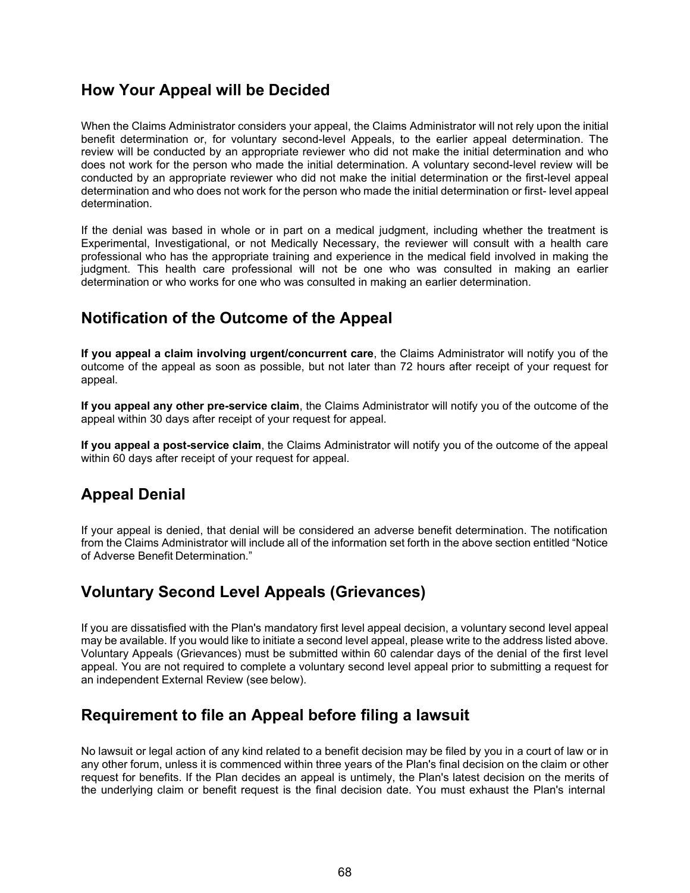## How Your Appeal will be Decided

When the Claims Administrator considers your appeal, the Claims Administrator will not rely upon the initial benefit determination or, for voluntary second-level Appeals, to the earlier appeal determination. The review will be conducted by an appropriate reviewer who did not make the initial determination and who does not work for the person who made the initial determination. A voluntary second-level review will be conducted by an appropriate reviewer who did not make the initial determination or the first-level appeal determination and who does not work for the person who made the initial determination or first- level appeal determination.

If the denial was based in whole or in part on a medical judgment, including whether the treatment is Experimental, Investigational, or not Medically Necessary, the reviewer will consult with a health care professional who has the appropriate training and experience in the medical field involved in making the judgment. This health care professional will not be one who was consulted in making an earlier determination or who works for one who was consulted in making an earlier determination.

## Notification of the Outcome of the Appeal

**If you appeal a claim involving urgent/concurrent care**, the Claims Administrator will notify you of the outcome of the appeal as soon as possible, but not later than 72 hours after receipt of your request for appeal.

**If you appeal any other pre-service claim**, the Claims Administrator will notify you of the outcome of the appeal within 30 days after receipt of your request for appeal.

**If you appeal a post-service claim**, the Claims Administrator will notify you of the outcome of the appeal within 60 days after receipt of your request for appeal.

## Appeal Denial

If your appeal is denied, that denial will be considered an adverse benefit determination. The notification from the Claims Administrator will include all of the information set forth in the above section entitled "Notice of Adverse Benefit Determination."

## Voluntary Second Level Appeals (Grievances)

If you are dissatisfied with the Plan's mandatory first level appeal decision, a voluntary second level appeal may be available. If you would like to initiate a second level appeal, please write to the address listed above. Voluntary Appeals (Grievances) must be submitted within 60 calendar days of the denial of the first level appeal. You are not required to complete a voluntary second level appeal prior to submitting a request for an independent External Review (see below).

## Requirement to file an Appeal before filing a lawsuit

No lawsuit or legal action of any kind related to a benefit decision may be filed by you in a court of law or in any other forum, unless it is commenced within three years of the Plan's final decision on the claim or other request for benefits. If the Plan decides an appeal is untimely, the Plan's latest decision on the merits of the underlying claim or benefit request is the final decision date. You must exhaust the Plan's internal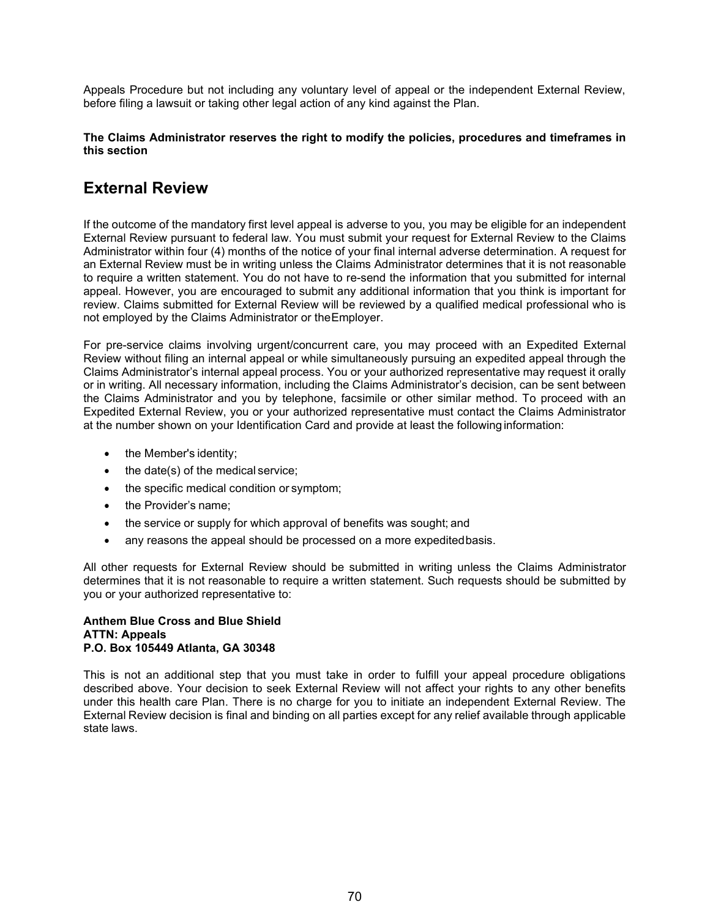Appeals Procedure but not including any voluntary level of appeal or the independent External Review, before filing a lawsuit or taking other legal action of any kind against the Plan.

**The Claims Administrator reserves the right to modify the policies, procedures and timeframes in this section**

## External Review

If the outcome of the mandatory first level appeal is adverse to you, you may be eligible for an independent External Review pursuant to federal law. You must submit your request for External Review to the Claims Administrator within four (4) months of the notice of your final internal adverse determination. A request for an External Review must be in writing unless the Claims Administrator determines that it is not reasonable to require a written statement. You do not have to re-send the information that you submitted for internal appeal. However, you are encouraged to submit any additional information that you think is important for review. Claims submitted for External Review will be reviewed by a qualified medical professional who is not employed by the Claims Administrator or the Employer.

For pre-service claims involving urgent/concurrent care, you may proceed with an Expedited External Review without filing an internal appeal or while simultaneously pursuing an expedited appeal through the Claims Administrator's internal appeal process. You or your authorized representative may request it orally or in writing. All necessary information, including the Claims Administrator's decision, can be sent between the Claims Administrator and you by telephone, facsimile or other similar method. To proceed with an Expedited External Review, you or your authorized representative must contact the Claims Administrator at the number shown on your Identification Card and provide at least the following information:

- the Member's identity;
- the date(s) of the medical service;
- the specific medical condition or symptom;
- the Provider's name;
- the service or supply for which approval of benefits was sought; and
- any reasons the appeal should be processed on a more expedited basis.

All other requests for External Review should be submitted in writing unless the Claims Administrator determines that it is not reasonable to require a written statement. Such requests should be submitted by you or your authorized representative to:

**Anthem Blue Cross and Blue Shield**
**ATTN: Appeals**
**P.O. Box 105449 Atlanta, GA 30348**

This is not an additional step that you must take in order to fulfill your appeal procedure obligations described above. Your decision to seek External Review will not affect your rights to any other benefits under this health care Plan. There is no charge for you to initiate an independent External Review. The External Review decision is final and binding on all parties except for any relief available through applicable state laws.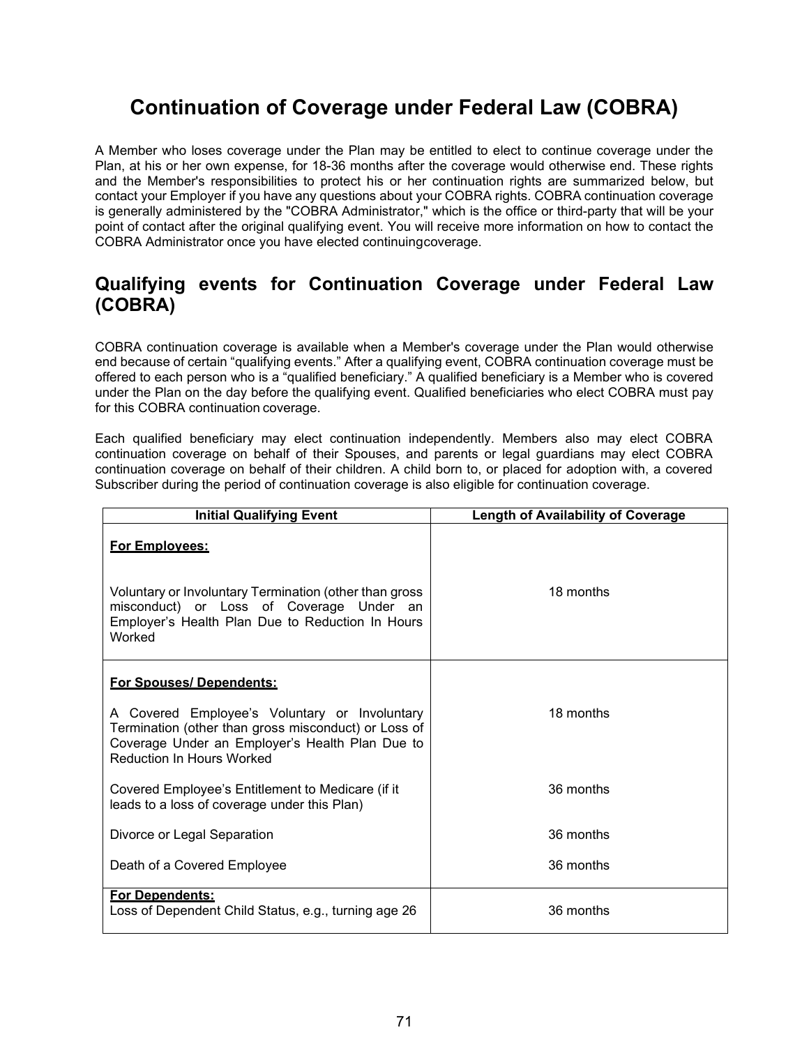# Continuation of Coverage under Federal Law (COBRA)

A Member who loses coverage under the Plan may be entitled to elect to continue coverage under the Plan, at his or her own expense, for 18-36 months after the coverage would otherwise end. These rights and the Member's responsibilities to protect his or her continuation rights are summarized below, but contact your Employer if you have any questions about your COBRA rights. COBRA continuation coverage is generally administered by the "COBRA Administrator," which is the office or third-party that will be your point of contact after the original qualifying event. You will receive more information on how to contact the COBRA Administrator once you have elected continuingcoverage.

## Qualifying events for Continuation Coverage under Federal Law (COBRA)

COBRA continuation coverage is available when a Member's coverage under the Plan would otherwise end because of certain "qualifying events." After a qualifying event, COBRA continuation coverage must be offered to each person who is a "qualified beneficiary." A qualified beneficiary is a Member who is covered under the Plan on the day before the qualifying event. Qualified beneficiaries who elect COBRA must pay for this COBRA continuation coverage.

Each qualified beneficiary may elect continuation independently. Members also may elect COBRA continuation coverage on behalf of their Spouses, and parents or legal guardians may elect COBRA continuation coverage on behalf of their children. A child born to, or placed for adoption with, a covered Subscriber during the period of continuation coverage is also eligible for continuation coverage.

| Initial Qualifying Event | Length of Availability of Coverage |
|---|---|
| **For Employees:** | |
| Voluntary or Involuntary Termination (other than gross misconduct) or Loss of Coverage Under an Employer's Health Plan Due to Reduction In Hours Worked | 18 months |
| **For Spouses/ Dependents:** | |
| A Covered Employee's Voluntary or Involuntary Termination (other than gross misconduct) or Loss of Coverage Under an Employer's Health Plan Due to Reduction In Hours Worked | 18 months |
| Covered Employee's Entitlement to Medicare (if it leads to a loss of coverage under this Plan) | 36 months |
| Divorce or Legal Separation | 36 months |
| Death of a Covered Employee | 36 months |
| **For Dependents:** Loss of Dependent Child Status, e.g., turning age 26 | 36 months |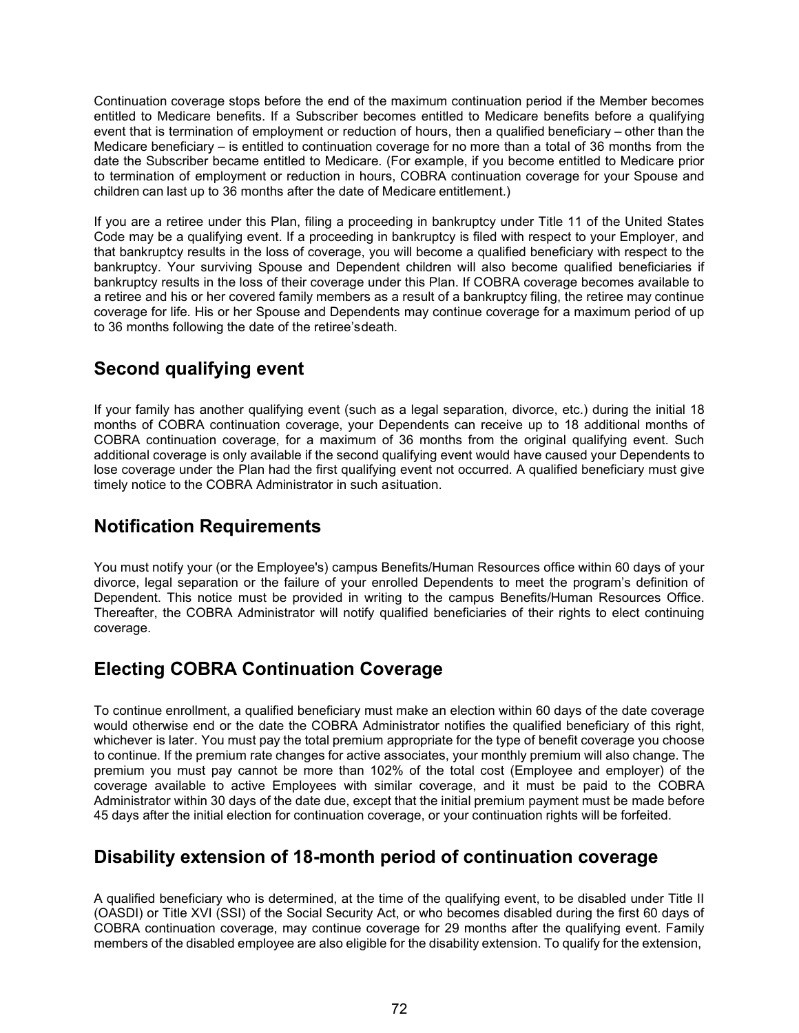Continuation coverage stops before the end of the maximum continuation period if the Member becomes entitled to Medicare benefits. If a Subscriber becomes entitled to Medicare benefits before a qualifying event that is termination of employment or reduction of hours, then a qualified beneficiary – other than the Medicare beneficiary – is entitled to continuation coverage for no more than a total of 36 months from the date the Subscriber became entitled to Medicare. (For example, if you become entitled to Medicare prior to termination of employment or reduction in hours, COBRA continuation coverage for your Spouse and children can last up to 36 months after the date of Medicare entitlement.)

If you are a retiree under this Plan, filing a proceeding in bankruptcy under Title 11 of the United States Code may be a qualifying event. If a proceeding in bankruptcy is filed with respect to your Employer, and that bankruptcy results in the loss of coverage, you will become a qualified beneficiary with respect to the bankruptcy. Your surviving Spouse and Dependent children will also become qualified beneficiaries if bankruptcy results in the loss of their coverage under this Plan. If COBRA coverage becomes available to a retiree and his or her covered family members as a result of a bankruptcy filing, the retiree may continue coverage for life. His or her Spouse and Dependents may continue coverage for a maximum period of up to 36 months following the date of the retiree'sdeath.

## Second qualifying event

If your family has another qualifying event (such as a legal separation, divorce, etc.) during the initial 18 months of COBRA continuation coverage, your Dependents can receive up to 18 additional months of COBRA continuation coverage, for a maximum of 36 months from the original qualifying event. Such additional coverage is only available if the second qualifying event would have caused your Dependents to lose coverage under the Plan had the first qualifying event not occurred. A qualified beneficiary must give timely notice to the COBRA Administrator in such asituation.

## Notification Requirements

You must notify your (or the Employee's) campus Benefits/Human Resources office within 60 days of your divorce, legal separation or the failure of your enrolled Dependents to meet the program's definition of Dependent. This notice must be provided in writing to the campus Benefits/Human Resources Office. Thereafter, the COBRA Administrator will notify qualified beneficiaries of their rights to elect continuing coverage.

## Electing COBRA Continuation Coverage

To continue enrollment, a qualified beneficiary must make an election within 60 days of the date coverage would otherwise end or the date the COBRA Administrator notifies the qualified beneficiary of this right, whichever is later. You must pay the total premium appropriate for the type of benefit coverage you choose to continue. If the premium rate changes for active associates, your monthly premium will also change. The premium you must pay cannot be more than 102% of the total cost (Employee and employer) of the coverage available to active Employees with similar coverage, and it must be paid to the COBRA Administrator within 30 days of the date due, except that the initial premium payment must be made before 45 days after the initial election for continuation coverage, or your continuation rights will be forfeited.

## Disability extension of 18-month period of continuation coverage

A qualified beneficiary who is determined, at the time of the qualifying event, to be disabled under Title II (OASDI) or Title XVI (SSI) of the Social Security Act, or who becomes disabled during the first 60 days of COBRA continuation coverage, may continue coverage for 29 months after the qualifying event. Family members of the disabled employee are also eligible for the disability extension. To qualify for the extension,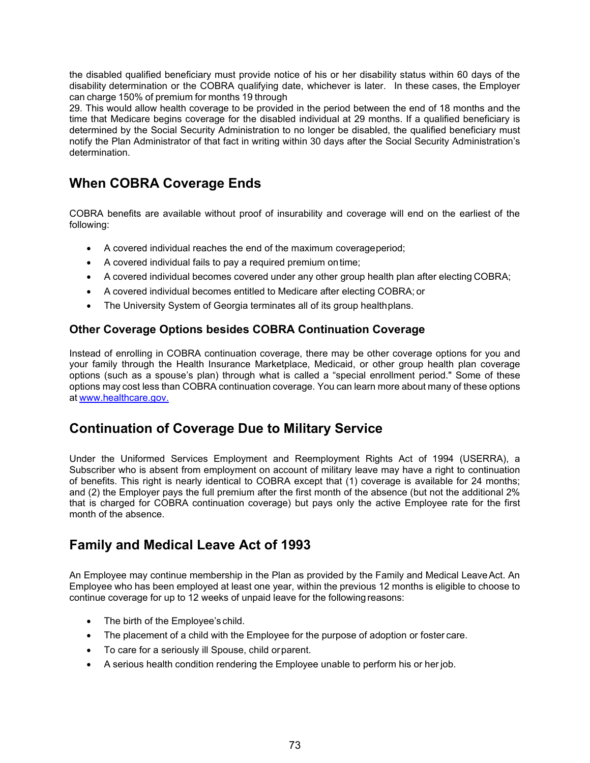the disabled qualified beneficiary must provide notice of his or her disability status within 60 days of the disability determination or the COBRA qualifying date, whichever is later. In these cases, the Employer can charge 150% of premium for months 19 through 29. This would allow health coverage to be provided in the period between the end of 18 months and the time that Medicare begins coverage for the disabled individual at 29 months. If a qualified beneficiary is determined by the Social Security Administration to no longer be disabled, the qualified beneficiary must notify the Plan Administrator of that fact in writing within 30 days after the Social Security Administration's determination.

## When COBRA Coverage Ends

COBRA benefits are available without proof of insurability and coverage will end on the earliest of the following:

- A covered individual reaches the end of the maximum coverage period;
- A covered individual fails to pay a required premium on time;
- A covered individual becomes covered under any other group health plan after electing COBRA;
- A covered individual becomes entitled to Medicare after electing COBRA; or
- The University System of Georgia terminates all of its group health plans.

### Other Coverage Options besides COBRA Continuation Coverage

Instead of enrolling in COBRA continuation coverage, there may be other coverage options for you and your family through the Health Insurance Marketplace, Medicaid, or other group health plan coverage options (such as a spouse's plan) through what is called a "special enrollment period." Some of these options may cost less than COBRA continuation coverage. You can learn more about many of these options at www.healthcare.gov.

## Continuation of Coverage Due to Military Service

Under the Uniformed Services Employment and Reemployment Rights Act of 1994 (USERRA), a Subscriber who is absent from employment on account of military leave may have a right to continuation of benefits. This right is nearly identical to COBRA except that (1) coverage is available for 24 months; and (2) the Employer pays the full premium after the first month of the absence (but not the additional 2% that is charged for COBRA continuation coverage) but pays only the active Employee rate for the first month of the absence.

## Family and Medical Leave Act of 1993

An Employee may continue membership in the Plan as provided by the Family and Medical Leave Act. An Employee who has been employed at least one year, within the previous 12 months is eligible to choose to continue coverage for up to 12 weeks of unpaid leave for the following reasons:

- The birth of the Employee's child.
- The placement of a child with the Employee for the purpose of adoption or foster care.
- To care for a seriously ill Spouse, child or parent.
- A serious health condition rendering the Employee unable to perform his or her job.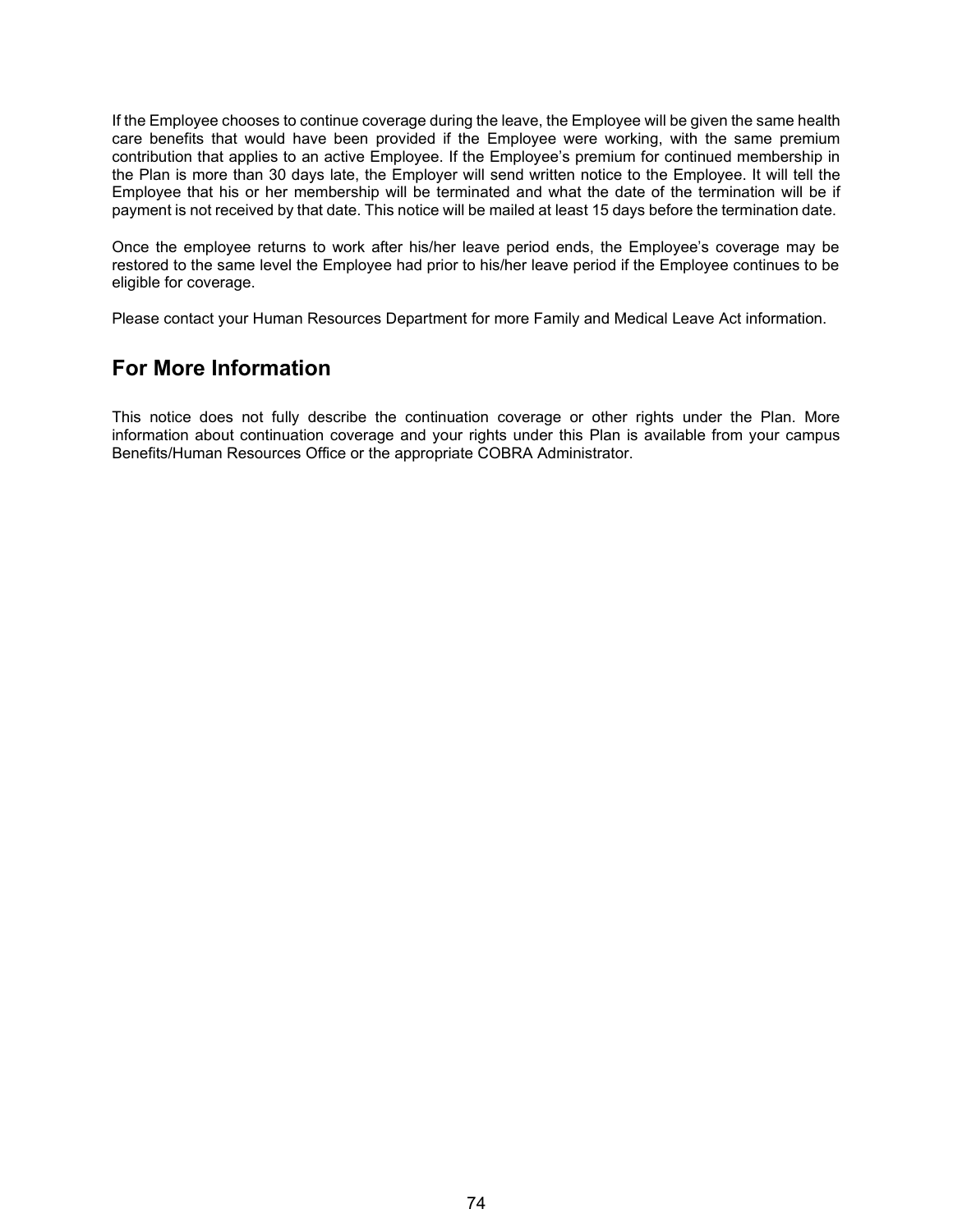If the Employee chooses to continue coverage during the leave, the Employee will be given the same health care benefits that would have been provided if the Employee were working, with the same premium contribution that applies to an active Employee. If the Employee's premium for continued membership in the Plan is more than 30 days late, the Employer will send written notice to the Employee. It will tell the Employee that his or her membership will be terminated and what the date of the termination will be if payment is not received by that date. This notice will be mailed at least 15 days before the termination date.

Once the employee returns to work after his/her leave period ends, the Employee's coverage may be restored to the same level the Employee had prior to his/her leave period if the Employee continues to be eligible for coverage.

Please contact your Human Resources Department for more Family and Medical Leave Act information.

## For More Information

This notice does not fully describe the continuation coverage or other rights under the Plan. More information about continuation coverage and your rights under this Plan is available from your campus Benefits/Human Resources Office or the appropriate COBRA Administrator.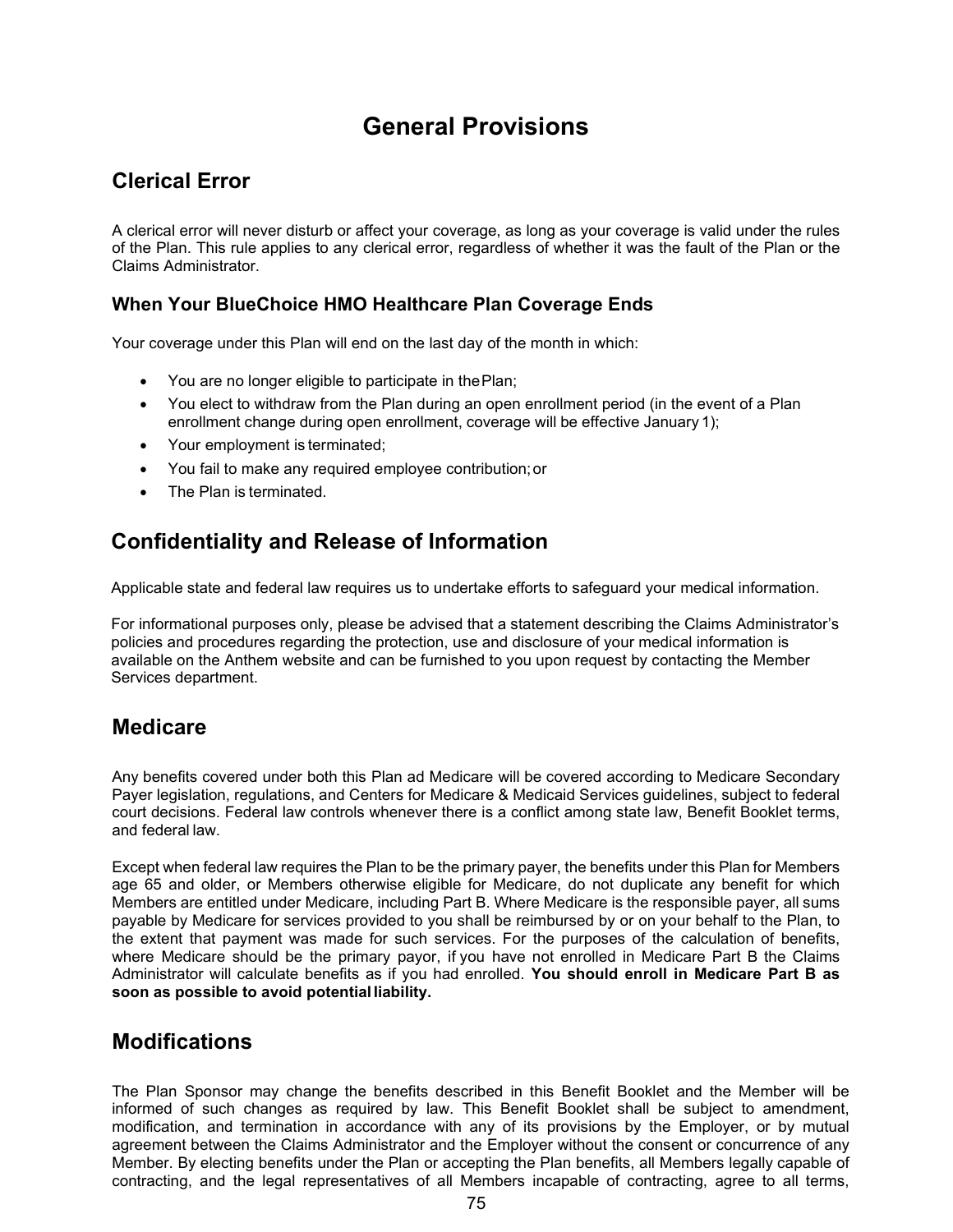# General Provisions

## Clerical Error

A clerical error will never disturb or affect your coverage, as long as your coverage is valid under the rules of the Plan. This rule applies to any clerical error, regardless of whether it was the fault of the Plan or the Claims Administrator.

### When Your BlueChoice HMO Healthcare Plan Coverage Ends

Your coverage under this Plan will end on the last day of the month in which:

- You are no longer eligible to participate in the Plan;
- You elect to withdraw from the Plan during an open enrollment period (in the event of a Plan enrollment change during open enrollment, coverage will be effective January 1);
- Your employment is terminated;
- You fail to make any required employee contribution; or
- The Plan is terminated.

## Confidentiality and Release of Information

Applicable state and federal law requires us to undertake efforts to safeguard your medical information.

For informational purposes only, please be advised that a statement describing the Claims Administrator's policies and procedures regarding the protection, use and disclosure of your medical information is available on the Anthem website and can be furnished to you upon request by contacting the Member Services department.

## Medicare

Any benefits covered under both this Plan ad Medicare will be covered according to Medicare Secondary Payer legislation, regulations, and Centers for Medicare & Medicaid Services guidelines, subject to federal court decisions. Federal law controls whenever there is a conflict among state law, Benefit Booklet terms, and federal law.

Except when federal law requires the Plan to be the primary payer, the benefits under this Plan for Members age 65 and older, or Members otherwise eligible for Medicare, do not duplicate any benefit for which Members are entitled under Medicare, including Part B. Where Medicare is the responsible payer, all sums payable by Medicare for services provided to you shall be reimbursed by or on your behalf to the Plan, to the extent that payment was made for such services. For the purposes of the calculation of benefits, where Medicare should be the primary payor, if you have not enrolled in Medicare Part B the Claims Administrator will calculate benefits as if you had enrolled. **You should enroll in Medicare Part B as soon as possible to avoid potential liability.**

## Modifications

The Plan Sponsor may change the benefits described in this Benefit Booklet and the Member will be informed of such changes as required by law. This Benefit Booklet shall be subject to amendment, modification, and termination in accordance with any of its provisions by the Employer, or by mutual agreement between the Claims Administrator and the Employer without the consent or concurrence of any Member. By electing benefits under the Plan or accepting the Plan benefits, all Members legally capable of contracting, and the legal representatives of all Members incapable of contracting, agree to all terms,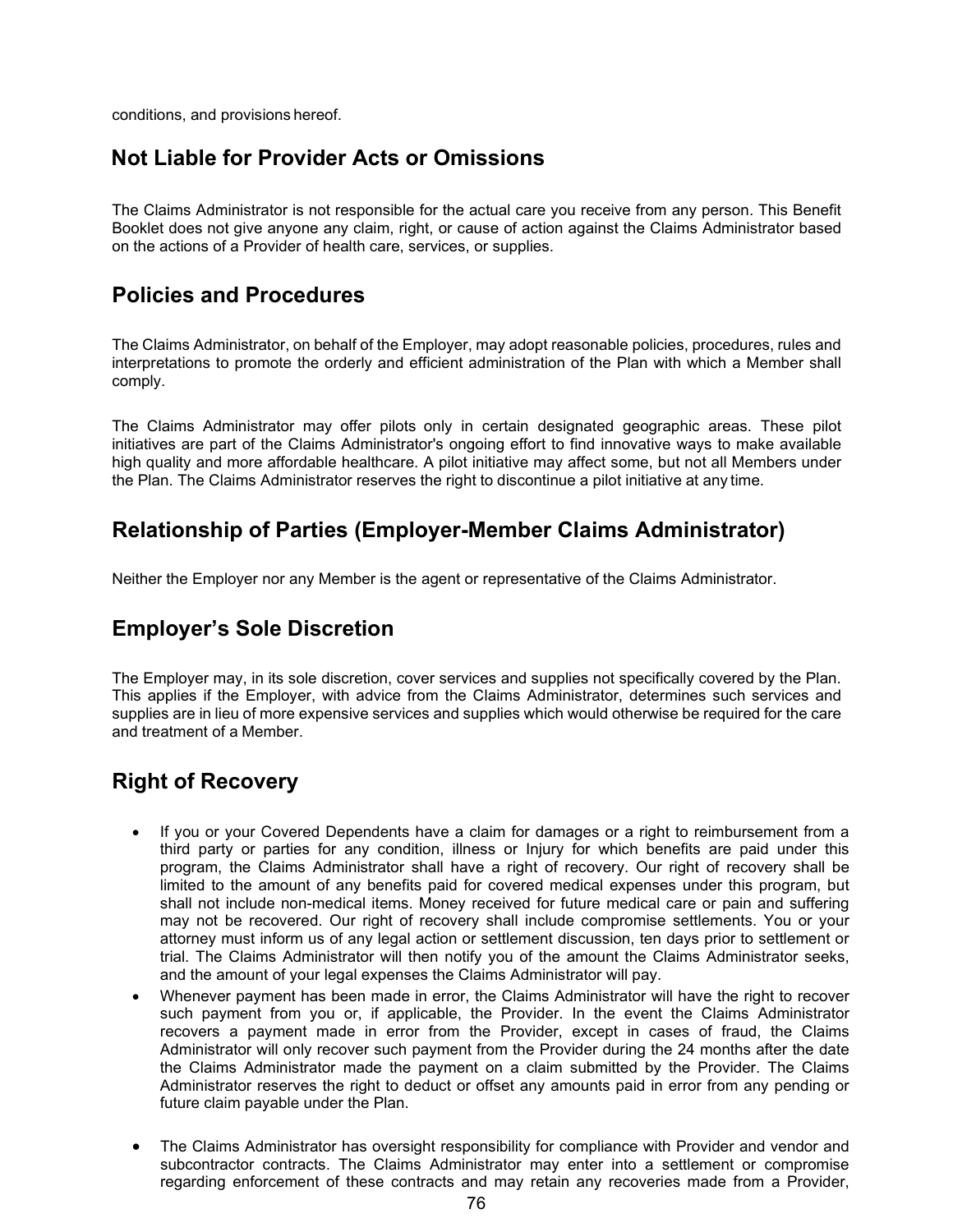conditions, and provisions hereof.

## Not Liable for Provider Acts or Omissions

The Claims Administrator is not responsible for the actual care you receive from any person. This Benefit Booklet does not give anyone any claim, right, or cause of action against the Claims Administrator based on the actions of a Provider of health care, services, or supplies.

## Policies and Procedures

The Claims Administrator, on behalf of the Employer, may adopt reasonable policies, procedures, rules and interpretations to promote the orderly and efficient administration of the Plan with which a Member shall comply.

The Claims Administrator may offer pilots only in certain designated geographic areas. These pilot initiatives are part of the Claims Administrator's ongoing effort to find innovative ways to make available high quality and more affordable healthcare. A pilot initiative may affect some, but not all Members under the Plan. The Claims Administrator reserves the right to discontinue a pilot initiative at any time.

## Relationship of Parties (Employer-Member Claims Administrator)

Neither the Employer nor any Member is the agent or representative of the Claims Administrator.

## Employer's Sole Discretion

The Employer may, in its sole discretion, cover services and supplies not specifically covered by the Plan. This applies if the Employer, with advice from the Claims Administrator, determines such services and supplies are in lieu of more expensive services and supplies which would otherwise be required for the care and treatment of a Member.

## Right of Recovery

- If you or your Covered Dependents have a claim for damages or a right to reimbursement from a third party or parties for any condition, illness or Injury for which benefits are paid under this program, the Claims Administrator shall have a right of recovery. Our right of recovery shall be limited to the amount of any benefits paid for covered medical expenses under this program, but shall not include non-medical items. Money received for future medical care or pain and suffering may not be recovered. Our right of recovery shall include compromise settlements. You or your attorney must inform us of any legal action or settlement discussion, ten days prior to settlement or trial. The Claims Administrator will then notify you of the amount the Claims Administrator seeks, and the amount of your legal expenses the Claims Administrator will pay.
- Whenever payment has been made in error, the Claims Administrator will have the right to recover such payment from you or, if applicable, the Provider. In the event the Claims Administrator recovers a payment made in error from the Provider, except in cases of fraud, the Claims Administrator will only recover such payment from the Provider during the 24 months after the date the Claims Administrator made the payment on a claim submitted by the Provider. The Claims Administrator reserves the right to deduct or offset any amounts paid in error from any pending or future claim payable under the Plan.
- The Claims Administrator has oversight responsibility for compliance with Provider and vendor and subcontractor contracts. The Claims Administrator may enter into a settlement or compromise regarding enforcement of these contracts and may retain any recoveries made from a Provider,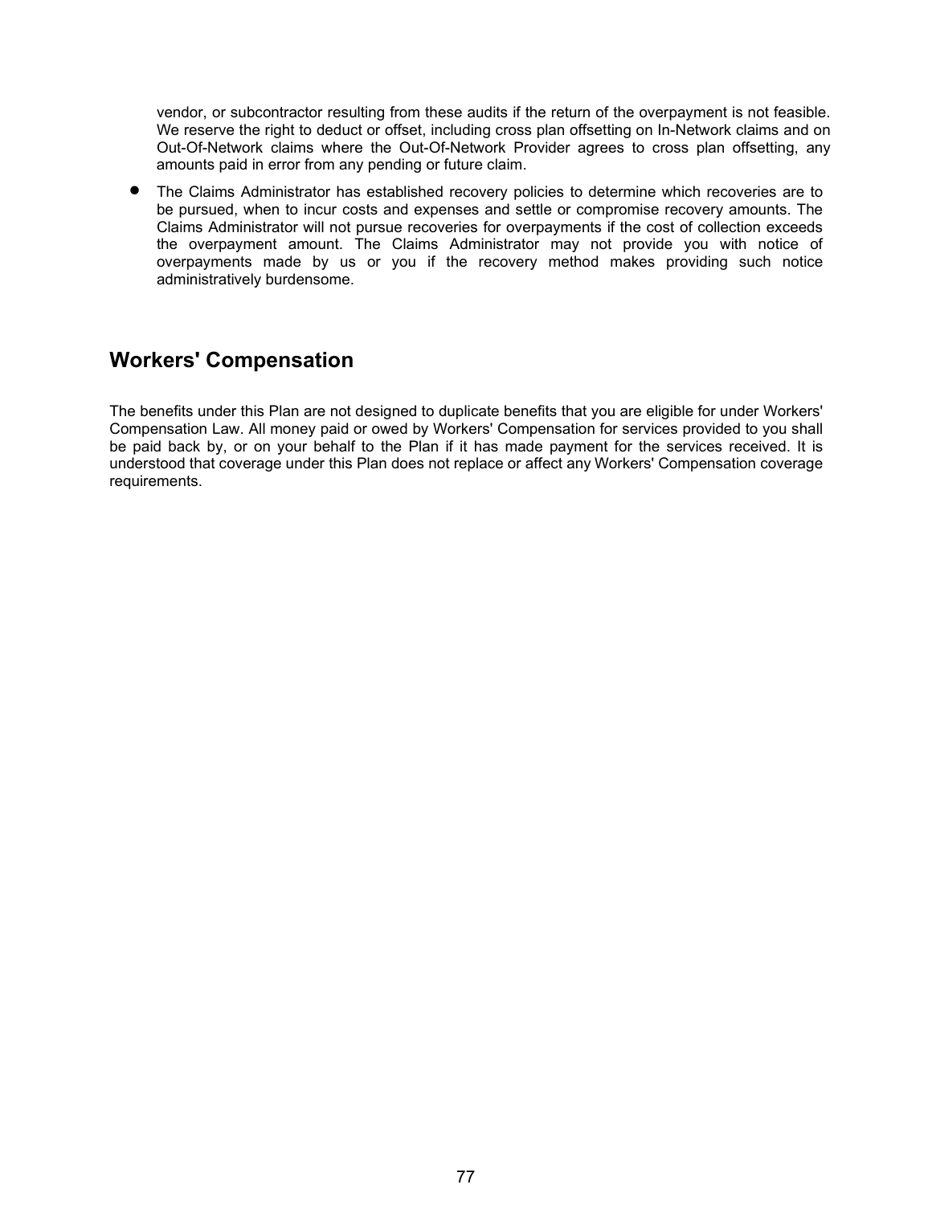vendor, or subcontractor resulting from these audits if the return of the overpayment is not feasible. We reserve the right to deduct or offset, including cross plan offsetting on In-Network claims and on Out-Of-Network claims where the Out-Of-Network Provider agrees to cross plan offsetting, any amounts paid in error from any pending or future claim.

- The Claims Administrator has established recovery policies to determine which recoveries are to be pursued, when to incur costs and expenses and settle or compromise recovery amounts. The Claims Administrator will not pursue recoveries for overpayments if the cost of collection exceeds the overpayment amount. The Claims Administrator may not provide you with notice of overpayments made by us or you if the recovery method makes providing such notice administratively burdensome.

## Workers' Compensation

The benefits under this Plan are not designed to duplicate benefits that you are eligible for under Workers' Compensation Law. All money paid or owed by Workers' Compensation for services provided to you shall be paid back by, or on your behalf to the Plan if it has made payment for the services received. It is understood that coverage under this Plan does not replace or affect any Workers' Compensation coverage requirements.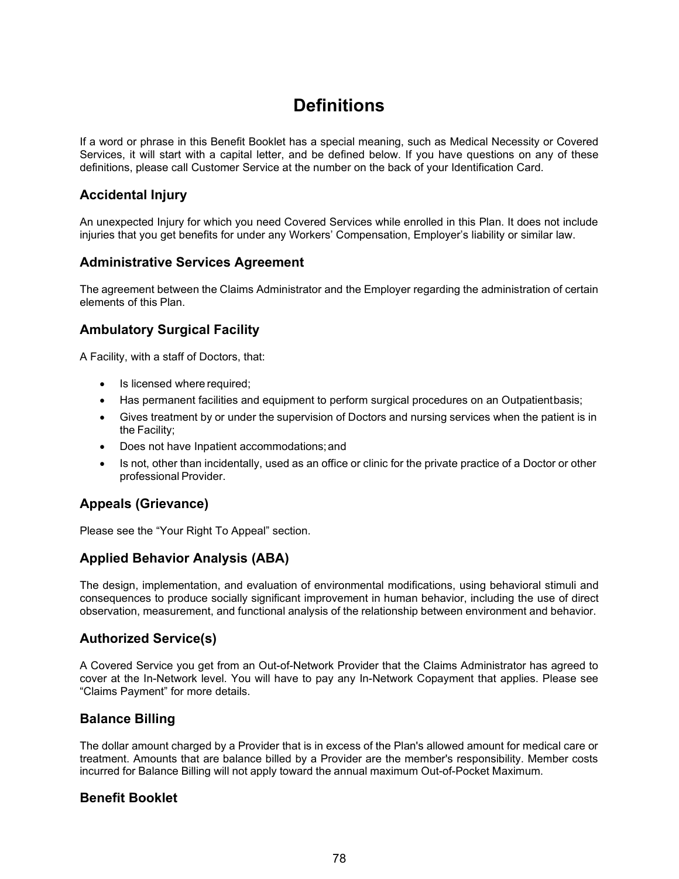# Definitions

If a word or phrase in this Benefit Booklet has a special meaning, such as Medical Necessity or Covered Services, it will start with a capital letter, and be defined below. If you have questions on any of these definitions, please call Customer Service at the number on the back of your Identification Card.

## Accidental Injury

An unexpected Injury for which you need Covered Services while enrolled in this Plan. It does not include injuries that you get benefits for under any Workers' Compensation, Employer's liability or similar law.

## Administrative Services Agreement

The agreement between the Claims Administrator and the Employer regarding the administration of certain elements of this Plan.

## Ambulatory Surgical Facility

A Facility, with a staff of Doctors, that:

- Is licensed where required;
- Has permanent facilities and equipment to perform surgical procedures on an Outpatient basis;
- Gives treatment by or under the supervision of Doctors and nursing services when the patient is in the Facility;
- Does not have Inpatient accommodations; and
- Is not, other than incidentally, used as an office or clinic for the private practice of a Doctor or other professional Provider.

## Appeals (Grievance)

Please see the "Your Right To Appeal" section.

## Applied Behavior Analysis (ABA)

The design, implementation, and evaluation of environmental modifications, using behavioral stimuli and consequences to produce socially significant improvement in human behavior, including the use of direct observation, measurement, and functional analysis of the relationship between environment and behavior.

## Authorized Service(s)

A Covered Service you get from an Out-of-Network Provider that the Claims Administrator has agreed to cover at the In-Network level. You will have to pay any In-Network Copayment that applies. Please see "Claims Payment" for more details.

## Balance Billing

The dollar amount charged by a Provider that is in excess of the Plan's allowed amount for medical care or treatment. Amounts that are balance billed by a Provider are the member's responsibility. Member costs incurred for Balance Billing will not apply toward the annual maximum Out-of-Pocket Maximum.

## Benefit Booklet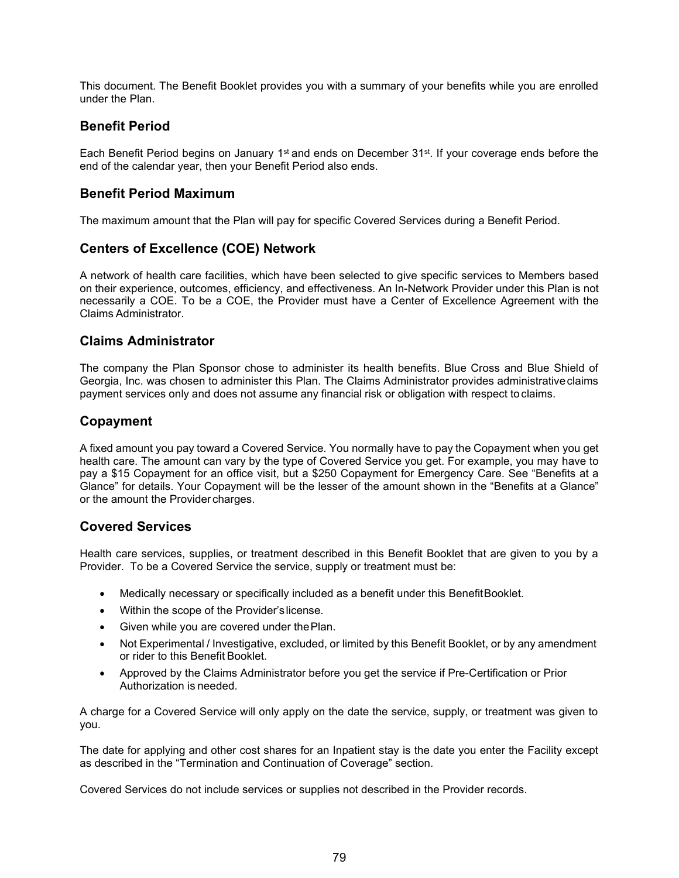This document. The Benefit Booklet provides you with a summary of your benefits while you are enrolled under the Plan.

## Benefit Period

Each Benefit Period begins on January 1st and ends on December 31st. If your coverage ends before the end of the calendar year, then your Benefit Period also ends.

## Benefit Period Maximum

The maximum amount that the Plan will pay for specific Covered Services during a Benefit Period.

## Centers of Excellence (COE) Network

A network of health care facilities, which have been selected to give specific services to Members based on their experience, outcomes, efficiency, and effectiveness. An In-Network Provider under this Plan is not necessarily a COE. To be a COE, the Provider must have a Center of Excellence Agreement with the Claims Administrator.

## Claims Administrator

The company the Plan Sponsor chose to administer its health benefits. Blue Cross and Blue Shield of Georgia, Inc. was chosen to administer this Plan. The Claims Administrator provides administrative claims payment services only and does not assume any financial risk or obligation with respect to claims.

## Copayment

A fixed amount you pay toward a Covered Service. You normally have to pay the Copayment when you get health care. The amount can vary by the type of Covered Service you get. For example, you may have to pay a $15 Copayment for an office visit, but a $250 Copayment for Emergency Care. See "Benefits at a Glance" for details. Your Copayment will be the lesser of the amount shown in the "Benefits at a Glance" or the amount the Provider charges.

## Covered Services

Health care services, supplies, or treatment described in this Benefit Booklet that are given to you by a Provider. To be a Covered Service the service, supply or treatment must be:

- Medically necessary or specifically included as a benefit under this Benefit Booklet.
- Within the scope of the Provider's license.
- Given while you are covered under the Plan.
- Not Experimental / Investigative, excluded, or limited by this Benefit Booklet, or by any amendment or rider to this Benefit Booklet.
- Approved by the Claims Administrator before you get the service if Pre-Certification or Prior Authorization is needed.

A charge for a Covered Service will only apply on the date the service, supply, or treatment was given to you.

The date for applying and other cost shares for an Inpatient stay is the date you enter the Facility except as described in the "Termination and Continuation of Coverage" section.

Covered Services do not include services or supplies not described in the Provider records.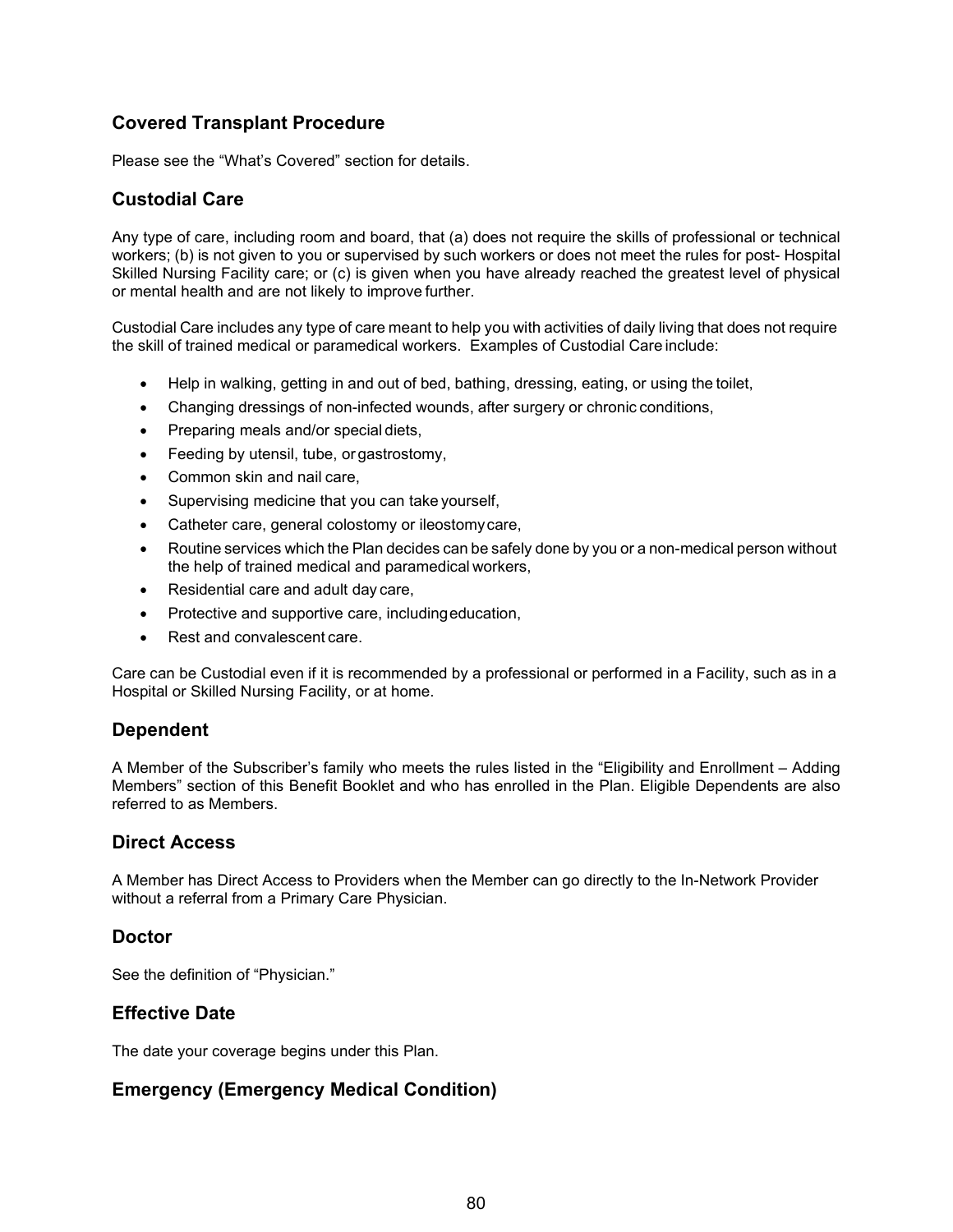## Covered Transplant Procedure

Please see the "What's Covered" section for details.

## Custodial Care

Any type of care, including room and board, that (a) does not require the skills of professional or technical workers; (b) is not given to you or supervised by such workers or does not meet the rules for post- Hospital Skilled Nursing Facility care; or (c) is given when you have already reached the greatest level of physical or mental health and are not likely to improve further.

Custodial Care includes any type of care meant to help you with activities of daily living that does not require the skill of trained medical or paramedical workers. Examples of Custodial Care include:

- Help in walking, getting in and out of bed, bathing, dressing, eating, or using the toilet,
- Changing dressings of non-infected wounds, after surgery or chronic conditions,
- Preparing meals and/or special diets,
- Feeding by utensil, tube, or gastrostomy,
- Common skin and nail care,
- Supervising medicine that you can take yourself,
- Catheter care, general colostomy or ileostomy care,
- Routine services which the Plan decides can be safely done by you or a non-medical person without the help of trained medical and paramedical workers,
- Residential care and adult day care,
- Protective and supportive care, including education,
- Rest and convalescent care.

Care can be Custodial even if it is recommended by a professional or performed in a Facility, such as in a Hospital or Skilled Nursing Facility, or at home.

## Dependent

A Member of the Subscriber's family who meets the rules listed in the "Eligibility and Enrollment – Adding Members" section of this Benefit Booklet and who has enrolled in the Plan. Eligible Dependents are also referred to as Members.

## Direct Access

A Member has Direct Access to Providers when the Member can go directly to the In-Network Provider without a referral from a Primary Care Physician.

## Doctor

See the definition of "Physician."

## Effective Date

The date your coverage begins under this Plan.

## Emergency (Emergency Medical Condition)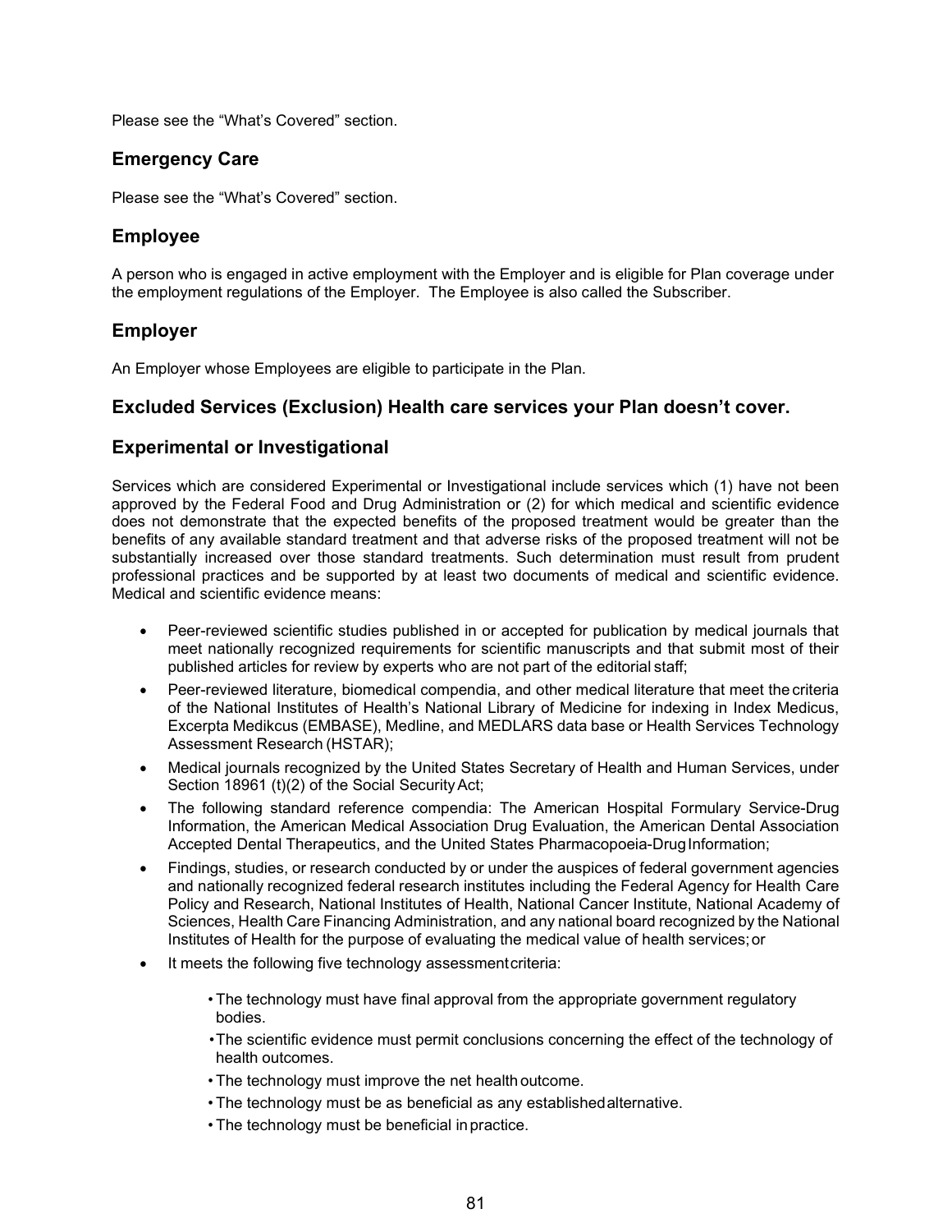Please see the "What's Covered" section.

## Emergency Care

Please see the "What's Covered" section.

## Employee

A person who is engaged in active employment with the Employer and is eligible for Plan coverage under the employment regulations of the Employer. The Employee is also called the Subscriber.

## Employer

An Employer whose Employees are eligible to participate in the Plan.

## Excluded Services (Exclusion) Health care services your Plan doesn't cover.

## Experimental or Investigational

Services which are considered Experimental or Investigational include services which (1) have not been approved by the Federal Food and Drug Administration or (2) for which medical and scientific evidence does not demonstrate that the expected benefits of the proposed treatment would be greater than the benefits of any available standard treatment and that adverse risks of the proposed treatment will not be substantially increased over those standard treatments. Such determination must result from prudent professional practices and be supported by at least two documents of medical and scientific evidence. Medical and scientific evidence means:

- Peer-reviewed scientific studies published in or accepted for publication by medical journals that meet nationally recognized requirements for scientific manuscripts and that submit most of their published articles for review by experts who are not part of the editorial staff;
- Peer-reviewed literature, biomedical compendia, and other medical literature that meet the criteria of the National Institutes of Health's National Library of Medicine for indexing in Index Medicus, Excerpta Medikcus (EMBASE), Medline, and MEDLARS data base or Health Services Technology Assessment Research (HSTAR);
- Medical journals recognized by the United States Secretary of Health and Human Services, under Section 18961 (t)(2) of the Social Security Act;
- The following standard reference compendia: The American Hospital Formulary Service-Drug Information, the American Medical Association Drug Evaluation, the American Dental Association Accepted Dental Therapeutics, and the United States Pharmacopoeia-Drug Information;
- Findings, studies, or research conducted by or under the auspices of federal government agencies and nationally recognized federal research institutes including the Federal Agency for Health Care Policy and Research, National Institutes of Health, National Cancer Institute, National Academy of Sciences, Health Care Financing Administration, and any national board recognized by the National Institutes of Health for the purpose of evaluating the medical value of health services; or
- It meets the following five technology assessment criteria:
  - The technology must have final approval from the appropriate government regulatory bodies.
  - The scientific evidence must permit conclusions concerning the effect of the technology of health outcomes.
  - The technology must improve the net health outcome.
  - The technology must be as beneficial as any established alternative.
  - The technology must be beneficial in practice.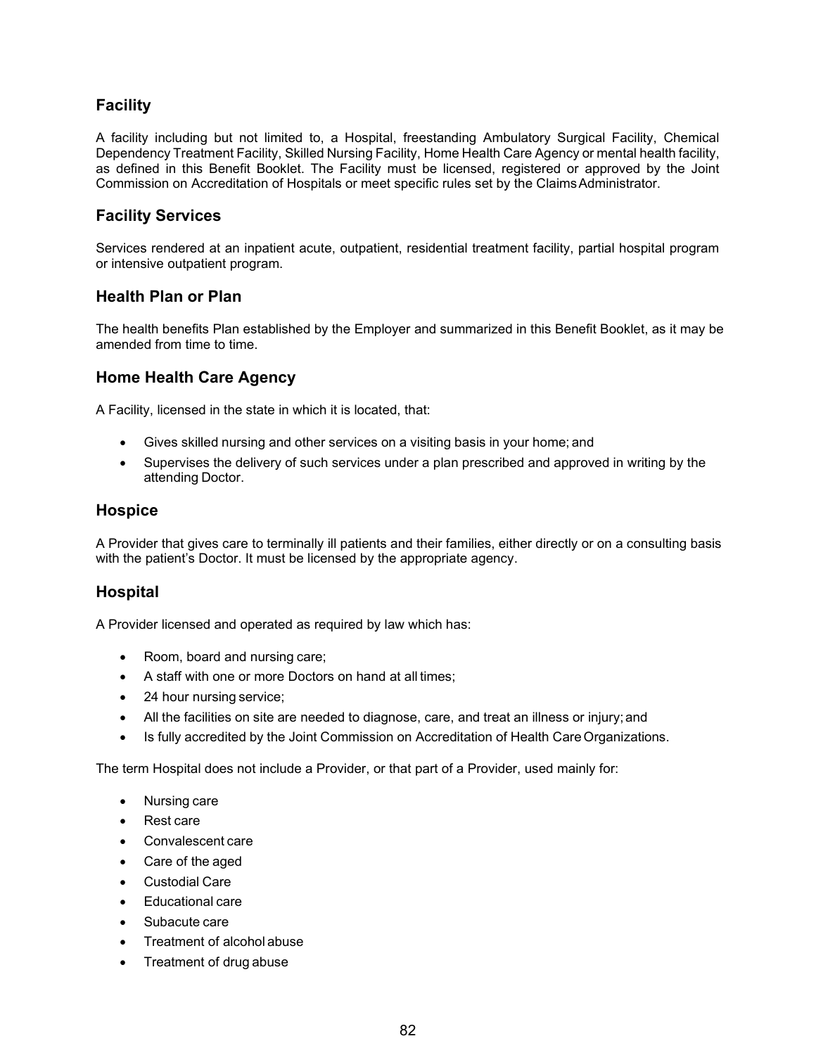## Facility

A facility including but not limited to, a Hospital, freestanding Ambulatory Surgical Facility, Chemical Dependency Treatment Facility, Skilled Nursing Facility, Home Health Care Agency or mental health facility, as defined in this Benefit Booklet. The Facility must be licensed, registered or approved by the Joint Commission on Accreditation of Hospitals or meet specific rules set by the Claims Administrator.

## Facility Services

Services rendered at an inpatient acute, outpatient, residential treatment facility, partial hospital program or intensive outpatient program.

## Health Plan or Plan

The health benefits Plan established by the Employer and summarized in this Benefit Booklet, as it may be amended from time to time.

## Home Health Care Agency

A Facility, licensed in the state in which it is located, that:

- Gives skilled nursing and other services on a visiting basis in your home; and
- Supervises the delivery of such services under a plan prescribed and approved in writing by the attending Doctor.

## Hospice

A Provider that gives care to terminally ill patients and their families, either directly or on a consulting basis with the patient's Doctor. It must be licensed by the appropriate agency.

## Hospital

A Provider licensed and operated as required by law which has:

- Room, board and nursing care;
- A staff with one or more Doctors on hand at all times;
- 24 hour nursing service;
- All the facilities on site are needed to diagnose, care, and treat an illness or injury; and
- Is fully accredited by the Joint Commission on Accreditation of Health Care Organizations.

The term Hospital does not include a Provider, or that part of a Provider, used mainly for:

- Nursing care
- Rest care
- Convalescent care
- Care of the aged
- Custodial Care
- Educational care
- Subacute care
- Treatment of alcohol abuse
- Treatment of drug abuse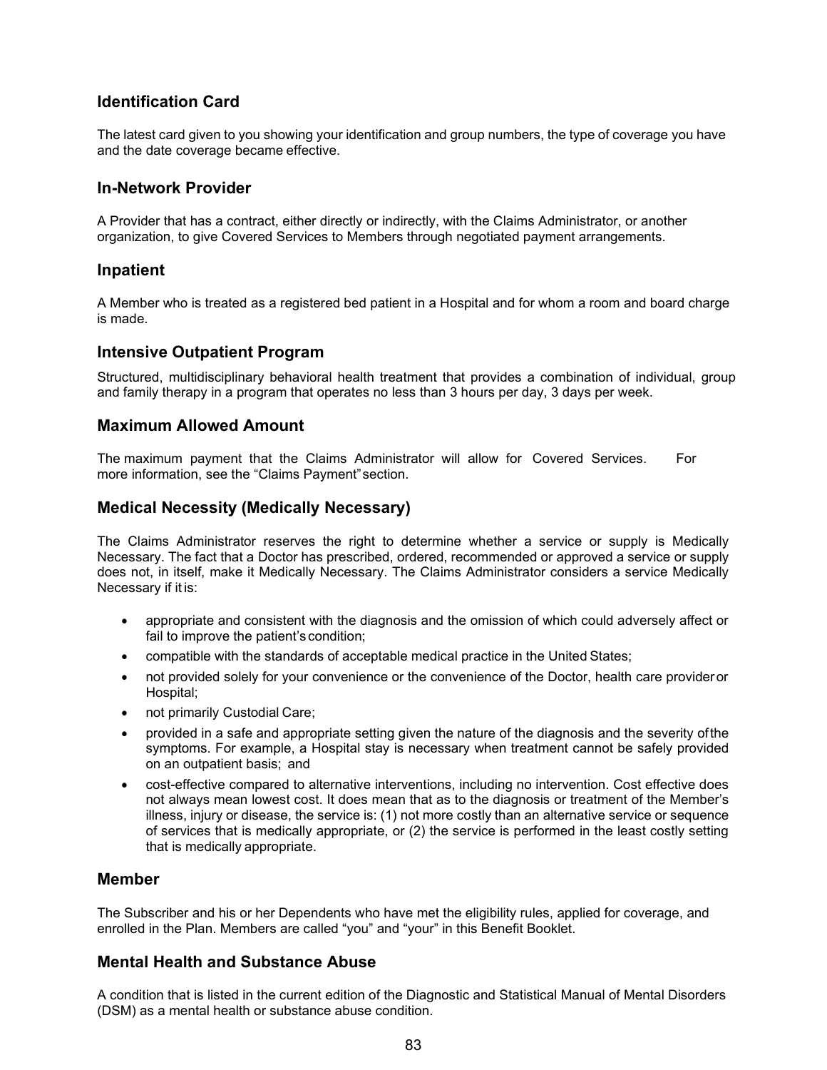## Identification Card

The latest card given to you showing your identification and group numbers, the type of coverage you have and the date coverage became effective.

## In-Network Provider

A Provider that has a contract, either directly or indirectly, with the Claims Administrator, or another organization, to give Covered Services to Members through negotiated payment arrangements.

## Inpatient

A Member who is treated as a registered bed patient in a Hospital and for whom a room and board charge is made.

## Intensive Outpatient Program

Structured, multidisciplinary behavioral health treatment that provides a combination of individual, group and family therapy in a program that operates no less than 3 hours per day, 3 days per week.

## Maximum Allowed Amount

The maximum payment that the Claims Administrator will allow for Covered Services. For more information, see the "Claims Payment" section.

## Medical Necessity (Medically Necessary)

The Claims Administrator reserves the right to determine whether a service or supply is Medically Necessary. The fact that a Doctor has prescribed, ordered, recommended or approved a service or supply does not, in itself, make it Medically Necessary. The Claims Administrator considers a service Medically Necessary if it is:

- appropriate and consistent with the diagnosis and the omission of which could adversely affect or fail to improve the patient's condition;
- compatible with the standards of acceptable medical practice in the United States;
- not provided solely for your convenience or the convenience of the Doctor, health care provider or Hospital;
- not primarily Custodial Care;
- provided in a safe and appropriate setting given the nature of the diagnosis and the severity of the symptoms. For example, a Hospital stay is necessary when treatment cannot be safely provided on an outpatient basis; and
- cost-effective compared to alternative interventions, including no intervention. Cost effective does not always mean lowest cost. It does mean that as to the diagnosis or treatment of the Member's illness, injury or disease, the service is: (1) not more costly than an alternative service or sequence of services that is medically appropriate, or (2) the service is performed in the least costly setting that is medically appropriate.

## Member

The Subscriber and his or her Dependents who have met the eligibility rules, applied for coverage, and enrolled in the Plan. Members are called "you" and "your" in this Benefit Booklet.

## Mental Health and Substance Abuse

A condition that is listed in the current edition of the Diagnostic and Statistical Manual of Mental Disorders (DSM) as a mental health or substance abuse condition.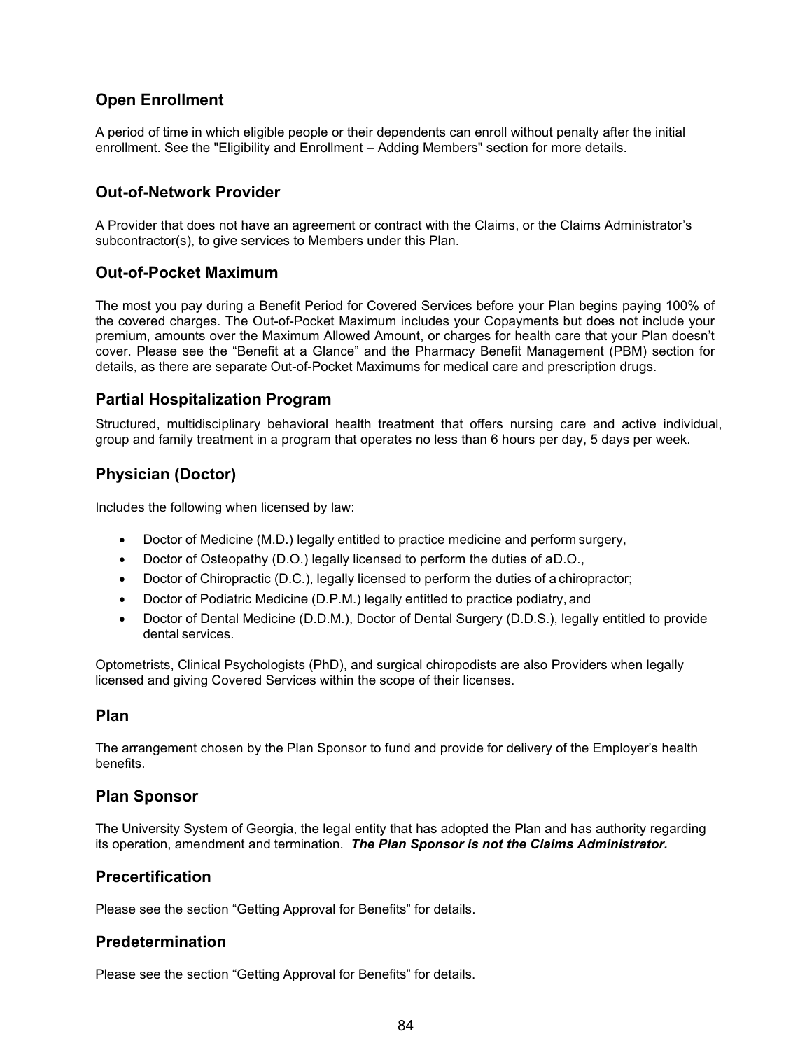## Open Enrollment

A period of time in which eligible people or their dependents can enroll without penalty after the initial enrollment. See the "Eligibility and Enrollment – Adding Members" section for more details.

## Out-of-Network Provider

A Provider that does not have an agreement or contract with the Claims, or the Claims Administrator's subcontractor(s), to give services to Members under this Plan.

## Out-of-Pocket Maximum

The most you pay during a Benefit Period for Covered Services before your Plan begins paying 100% of the covered charges. The Out-of-Pocket Maximum includes your Copayments but does not include your premium, amounts over the Maximum Allowed Amount, or charges for health care that your Plan doesn't cover. Please see the "Benefit at a Glance" and the Pharmacy Benefit Management (PBM) section for details, as there are separate Out-of-Pocket Maximums for medical care and prescription drugs.

## Partial Hospitalization Program

Structured, multidisciplinary behavioral health treatment that offers nursing care and active individual, group and family treatment in a program that operates no less than 6 hours per day, 5 days per week.

## Physician (Doctor)

Includes the following when licensed by law:

- Doctor of Medicine (M.D.) legally entitled to practice medicine and perform surgery,
- Doctor of Osteopathy (D.O.) legally licensed to perform the duties of aD.O.,
- Doctor of Chiropractic (D.C.), legally licensed to perform the duties of a chiropractor;
- Doctor of Podiatric Medicine (D.P.M.) legally entitled to practice podiatry, and
- Doctor of Dental Medicine (D.D.M.), Doctor of Dental Surgery (D.D.S.), legally entitled to provide dental services.

Optometrists, Clinical Psychologists (PhD), and surgical chiropodists are also Providers when legally licensed and giving Covered Services within the scope of their licenses.

## Plan

The arrangement chosen by the Plan Sponsor to fund and provide for delivery of the Employer's health benefits.

## Plan Sponsor

The University System of Georgia, the legal entity that has adopted the Plan and has authority regarding its operation, amendment and termination. ***The Plan Sponsor is not the Claims Administrator.***

## Precertification

Please see the section "Getting Approval for Benefits" for details.

## Predetermination

Please see the section "Getting Approval for Benefits" for details.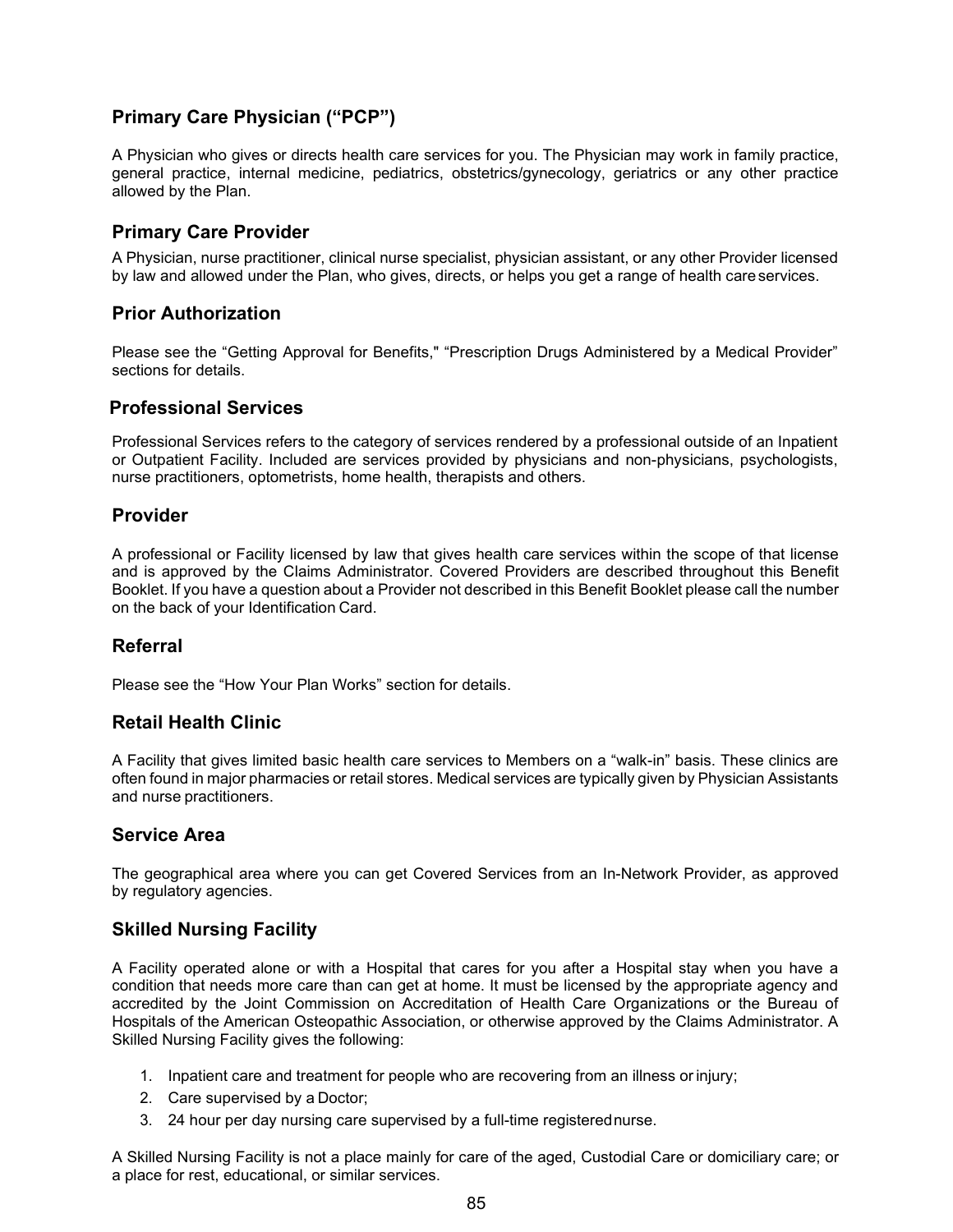## Primary Care Physician ("PCP")

A Physician who gives or directs health care services for you. The Physician may work in family practice, general practice, internal medicine, pediatrics, obstetrics/gynecology, geriatrics or any other practice allowed by the Plan.

## Primary Care Provider

A Physician, nurse practitioner, clinical nurse specialist, physician assistant, or any other Provider licensed by law and allowed under the Plan, who gives, directs, or helps you get a range of health care services.

## Prior Authorization

Please see the "Getting Approval for Benefits," "Prescription Drugs Administered by a Medical Provider" sections for details.

## Professional Services

Professional Services refers to the category of services rendered by a professional outside of an Inpatient or Outpatient Facility. Included are services provided by physicians and non-physicians, psychologists, nurse practitioners, optometrists, home health, therapists and others.

## Provider

A professional or Facility licensed by law that gives health care services within the scope of that license and is approved by the Claims Administrator. Covered Providers are described throughout this Benefit Booklet. If you have a question about a Provider not described in this Benefit Booklet please call the number on the back of your Identification Card.

## Referral

Please see the "How Your Plan Works" section for details.

## Retail Health Clinic

A Facility that gives limited basic health care services to Members on a "walk-in" basis. These clinics are often found in major pharmacies or retail stores. Medical services are typically given by Physician Assistants and nurse practitioners.

## Service Area

The geographical area where you can get Covered Services from an In-Network Provider, as approved by regulatory agencies.

## Skilled Nursing Facility

A Facility operated alone or with a Hospital that cares for you after a Hospital stay when you have a condition that needs more care than can get at home. It must be licensed by the appropriate agency and accredited by the Joint Commission on Accreditation of Health Care Organizations or the Bureau of Hospitals of the American Osteopathic Association, or otherwise approved by the Claims Administrator. A Skilled Nursing Facility gives the following:

1. Inpatient care and treatment for people who are recovering from an illness or injury;
2. Care supervised by a Doctor;
3. 24 hour per day nursing care supervised by a full-time registered nurse.

A Skilled Nursing Facility is not a place mainly for care of the aged, Custodial Care or domiciliary care; or a place for rest, educational, or similar services.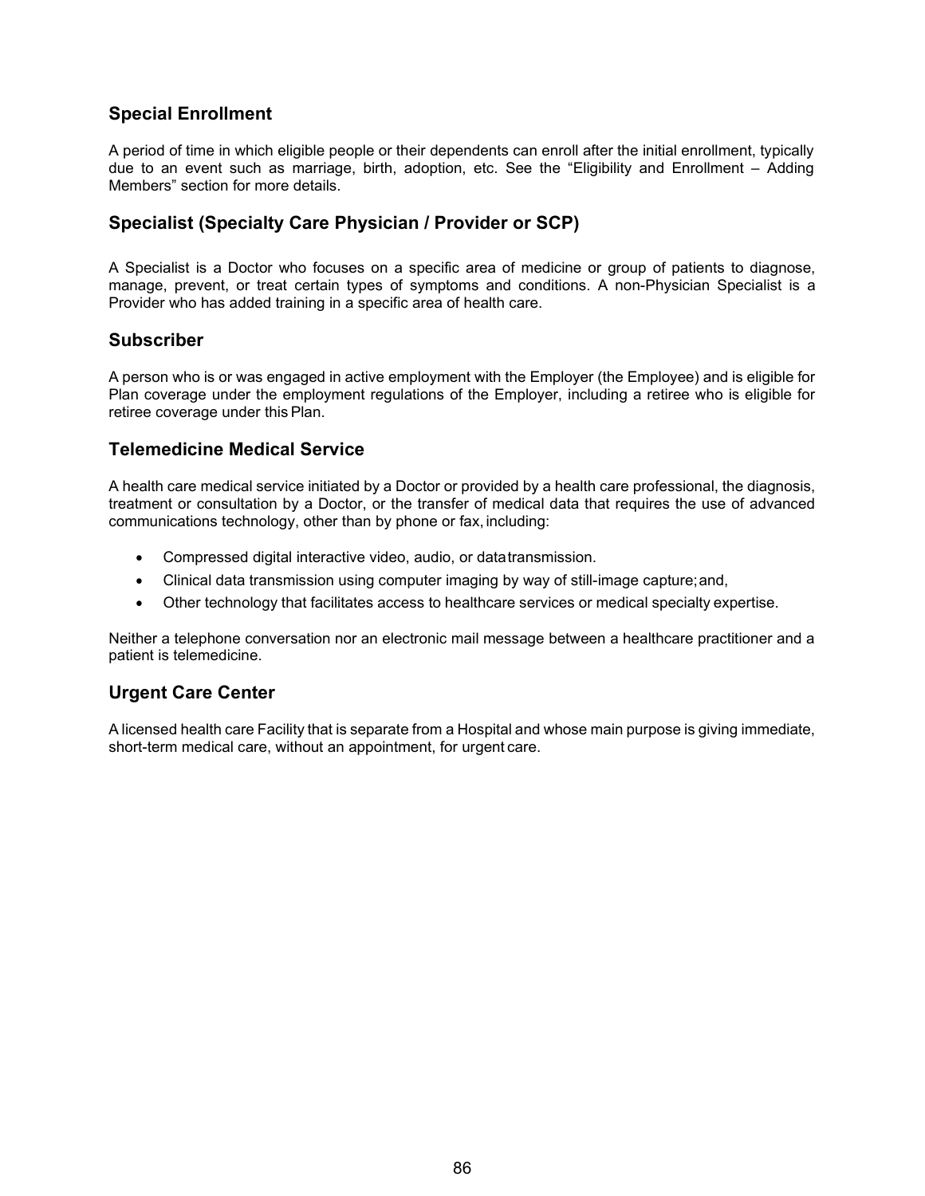## Special Enrollment

A period of time in which eligible people or their dependents can enroll after the initial enrollment, typically due to an event such as marriage, birth, adoption, etc. See the "Eligibility and Enrollment – Adding Members" section for more details.

## Specialist (Specialty Care Physician / Provider or SCP)

A Specialist is a Doctor who focuses on a specific area of medicine or group of patients to diagnose, manage, prevent, or treat certain types of symptoms and conditions. A non-Physician Specialist is a Provider who has added training in a specific area of health care.

## Subscriber

A person who is or was engaged in active employment with the Employer (the Employee) and is eligible for Plan coverage under the employment regulations of the Employer, including a retiree who is eligible for retiree coverage under this Plan.

## Telemedicine Medical Service

A health care medical service initiated by a Doctor or provided by a health care professional, the diagnosis, treatment or consultation by a Doctor, or the transfer of medical data that requires the use of advanced communications technology, other than by phone or fax, including:

- Compressed digital interactive video, audio, or data transmission.
- Clinical data transmission using computer imaging by way of still-image capture; and,
- Other technology that facilitates access to healthcare services or medical specialty expertise.

Neither a telephone conversation nor an electronic mail message between a healthcare practitioner and a patient is telemedicine.

## Urgent Care Center

A licensed health care Facility that is separate from a Hospital and whose main purpose is giving immediate, short-term medical care, without an appointment, for urgent care.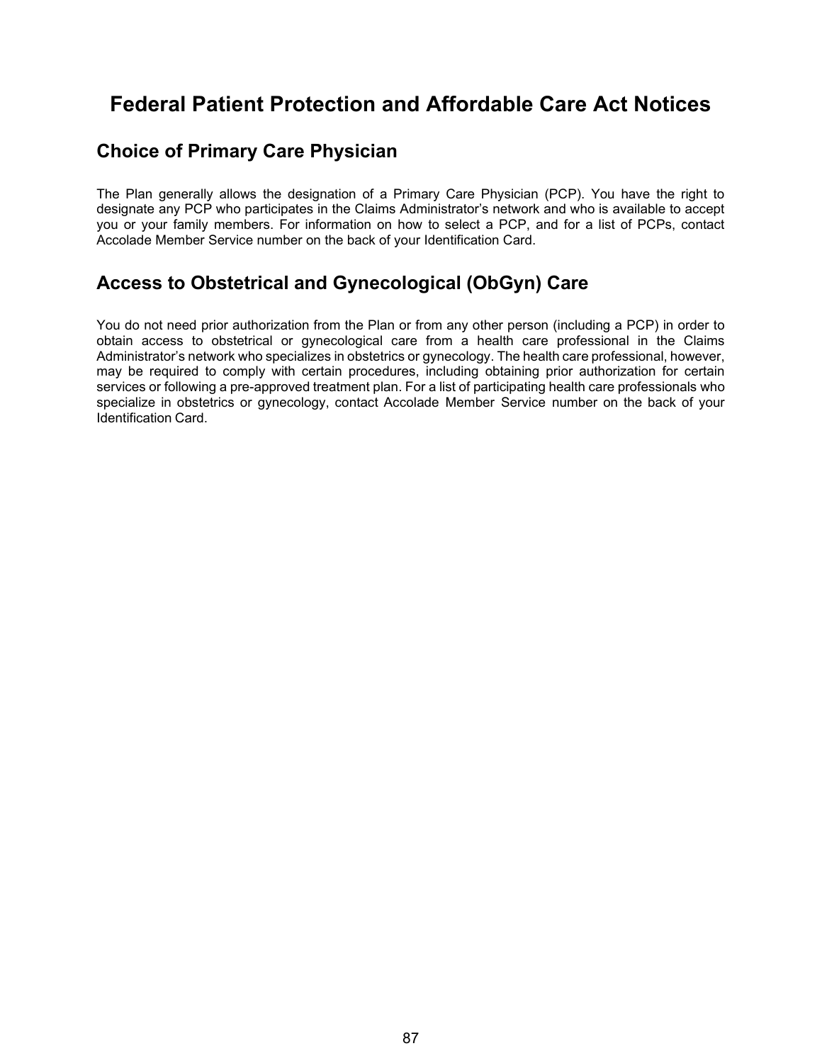# Federal Patient Protection and Affordable Care Act Notices

## Choice of Primary Care Physician

The Plan generally allows the designation of a Primary Care Physician (PCP). You have the right to designate any PCP who participates in the Claims Administrator's network and who is available to accept you or your family members. For information on how to select a PCP, and for a list of PCPs, contact Accolade Member Service number on the back of your Identification Card.

## Access to Obstetrical and Gynecological (ObGyn) Care

You do not need prior authorization from the Plan or from any other person (including a PCP) in order to obtain access to obstetrical or gynecological care from a health care professional in the Claims Administrator's network who specializes in obstetrics or gynecology. The health care professional, however, may be required to comply with certain procedures, including obtaining prior authorization for certain services or following a pre-approved treatment plan. For a list of participating health care professionals who specialize in obstetrics or gynecology, contact Accolade Member Service number on the back of your Identification Card.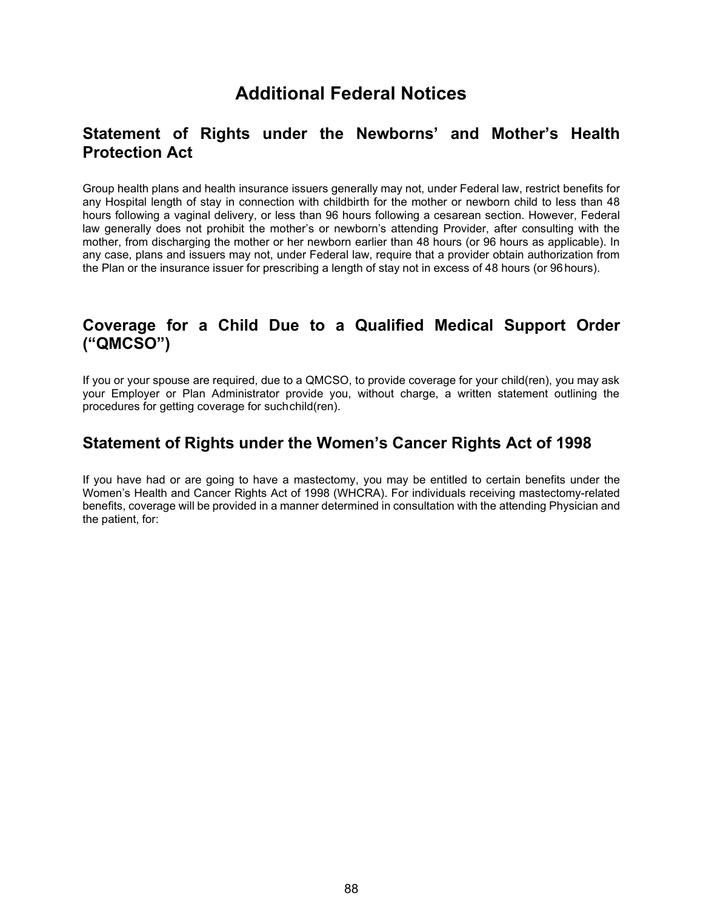# Additional Federal Notices

## Statement of Rights under the Newborns' and Mother's Health Protection Act

Group health plans and health insurance issuers generally may not, under Federal law, restrict benefits for any Hospital length of stay in connection with childbirth for the mother or newborn child to less than 48 hours following a vaginal delivery, or less than 96 hours following a cesarean section. However, Federal law generally does not prohibit the mother's or newborn's attending Provider, after consulting with the mother, from discharging the mother or her newborn earlier than 48 hours (or 96 hours as applicable). In any case, plans and issuers may not, under Federal law, require that a provider obtain authorization from the Plan or the insurance issuer for prescribing a length of stay not in excess of 48 hours (or 96 hours).

## Coverage for a Child Due to a Qualified Medical Support Order ("QMCSO")

If you or your spouse are required, due to a QMCSO, to provide coverage for your child(ren), you may ask your Employer or Plan Administrator provide you, without charge, a written statement outlining the procedures for getting coverage for such child(ren).

## Statement of Rights under the Women's Cancer Rights Act of 1998

If you have had or are going to have a mastectomy, you may be entitled to certain benefits under the Women's Health and Cancer Rights Act of 1998 (WHCRA). For individuals receiving mastectomy-related benefits, coverage will be provided in a manner determined in consultation with the attending Physician and the patient, for: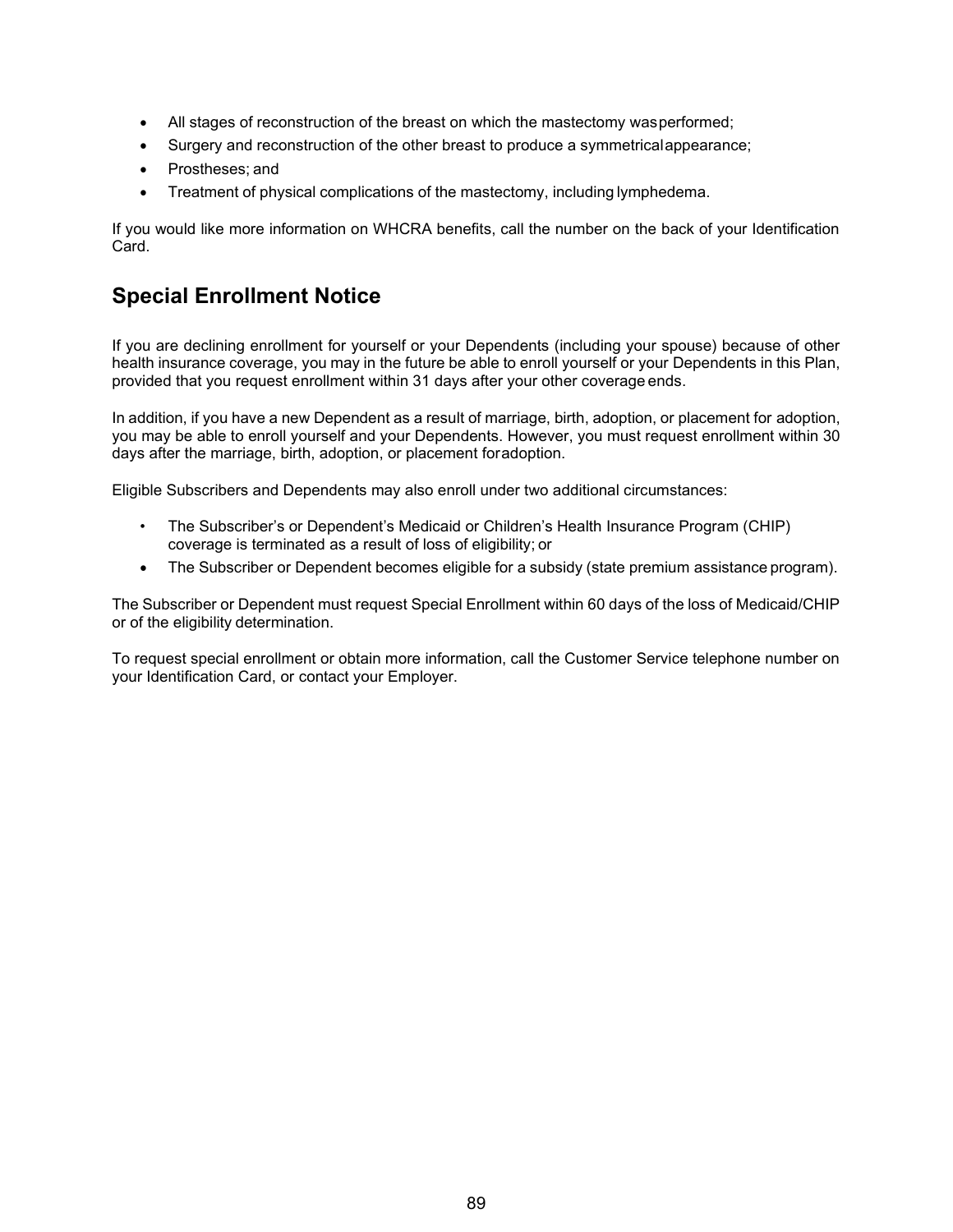- All stages of reconstruction of the breast on which the mastectomy was performed;
- Surgery and reconstruction of the other breast to produce a symmetrical appearance;
- Prostheses; and
- Treatment of physical complications of the mastectomy, including lymphedema.

If you would like more information on WHCRA benefits, call the number on the back of your Identification Card.

## Special Enrollment Notice

If you are declining enrollment for yourself or your Dependents (including your spouse) because of other health insurance coverage, you may in the future be able to enroll yourself or your Dependents in this Plan, provided that you request enrollment within 31 days after your other coverage ends.

In addition, if you have a new Dependent as a result of marriage, birth, adoption, or placement for adoption, you may be able to enroll yourself and your Dependents. However, you must request enrollment within 30 days after the marriage, birth, adoption, or placement for adoption.

Eligible Subscribers and Dependents may also enroll under two additional circumstances:

- The Subscriber's or Dependent's Medicaid or Children's Health Insurance Program (CHIP) coverage is terminated as a result of loss of eligibility; or
- The Subscriber or Dependent becomes eligible for a subsidy (state premium assistance program).

The Subscriber or Dependent must request Special Enrollment within 60 days of the loss of Medicaid/CHIP or of the eligibility determination.

To request special enrollment or obtain more information, call the Customer Service telephone number on your Identification Card, or contact your Employer.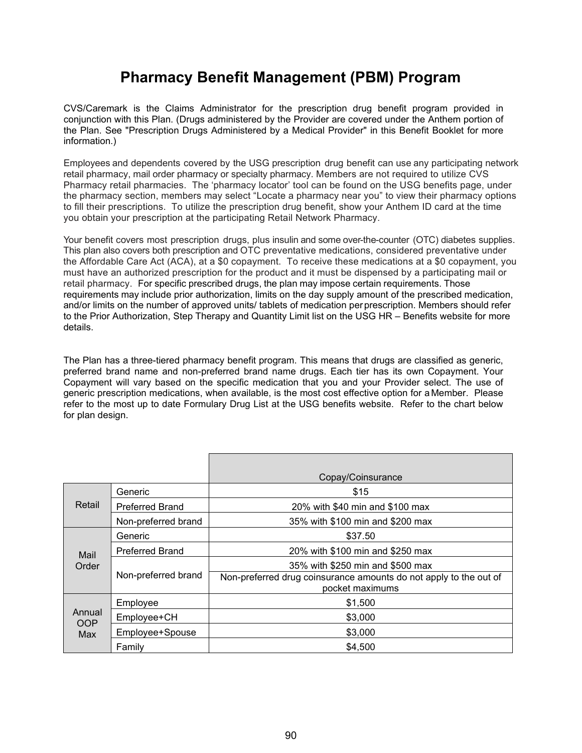# Pharmacy Benefit Management (PBM) Program

CVS/Caremark is the Claims Administrator for the prescription drug benefit program provided in conjunction with this Plan. (Drugs administered by the Provider are covered under the Anthem portion of the Plan. See "Prescription Drugs Administered by a Medical Provider" in this Benefit Booklet for more information.)

Employees and dependents covered by the USG prescription drug benefit can use any participating network retail pharmacy, mail order pharmacy or specialty pharmacy. Members are not required to utilize CVS Pharmacy retail pharmacies. The 'pharmacy locator' tool can be found on the USG benefits page, under the pharmacy section, members may select "Locate a pharmacy near you" to view their pharmacy options to fill their prescriptions. To utilize the prescription drug benefit, show your Anthem ID card at the time you obtain your prescription at the participating Retail Network Pharmacy.

Your benefit covers most prescription drugs, plus insulin and some over-the-counter (OTC) diabetes supplies. This plan also covers both prescription and OTC preventative medications, considered preventative under the Affordable Care Act (ACA), at a $0 copayment. To receive these medications at a $0 copayment, you must have an authorized prescription for the product and it must be dispensed by a participating mail or retail pharmacy. For specific prescribed drugs, the plan may impose certain requirements. Those requirements may include prior authorization, limits on the day supply amount of the prescribed medication, and/or limits on the number of approved units/ tablets of medication per prescription. Members should refer to the Prior Authorization, Step Therapy and Quantity Limit list on the USG HR – Benefits website for more details.

The Plan has a three-tiered pharmacy benefit program. This means that drugs are classified as generic, preferred brand name and non-preferred brand name drugs. Each tier has its own Copayment. Your Copayment will vary based on the specific medication that you and your Provider select. The use of generic prescription medications, when available, is the most cost effective option for a Member. Please refer to the most up to date Formulary Drug List at the USG benefits website. Refer to the chart below for plan design.

| | | Copay/Coinsurance |
|---|---|---|
| Retail | Generic | $15 |
| | Preferred Brand | 20% with $40 min and $100 max |
| | Non-preferred brand | 35% with $100 min and $200 max |
| Mail Order | Generic | $37.50 |
| | Preferred Brand | 20% with $100 min and $250 max |
| | Non-preferred brand | 35% with $250 min and $500 max |
| | | Non-preferred drug coinsurance amounts do not apply to the out of pocket maximums |
| Annual OOP Max | Employee | $1,500 |
| | Employee+CH | $3,000 |
| | Employee+Spouse | $3,000 |
| | Family | $4,500 |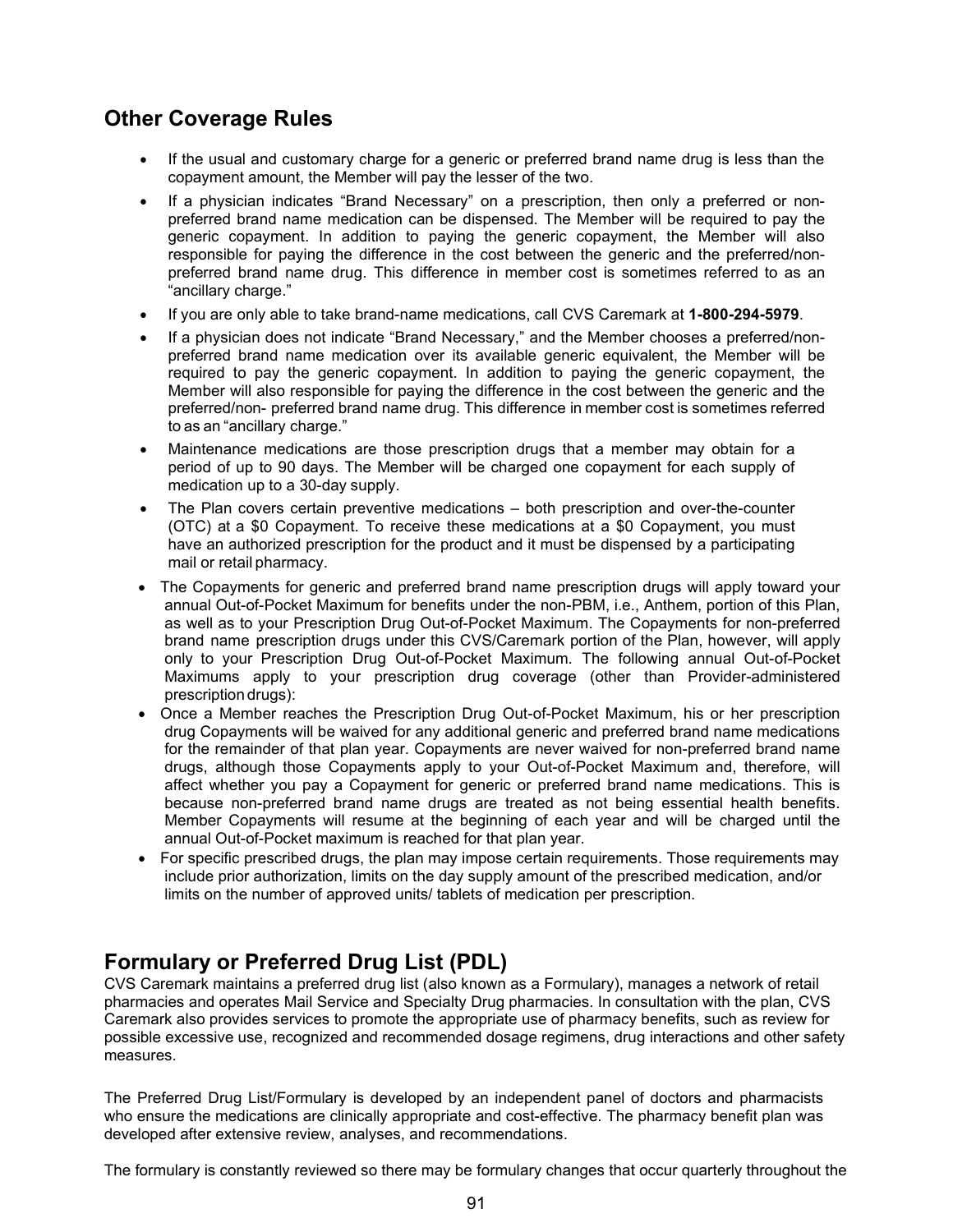## Other Coverage Rules

- If the usual and customary charge for a generic or preferred brand name drug is less than the copayment amount, the Member will pay the lesser of the two.
- If a physician indicates "Brand Necessary" on a prescription, then only a preferred or non-preferred brand name medication can be dispensed. The Member will be required to pay the generic copayment. In addition to paying the generic copayment, the Member will also responsible for paying the difference in the cost between the generic and the preferred/non-preferred brand name drug. This difference in member cost is sometimes referred to as an "ancillary charge."
- If you are only able to take brand-name medications, call CVS Caremark at **1-800-294-5979**.
- If a physician does not indicate "Brand Necessary," and the Member chooses a preferred/non-preferred brand name medication over its available generic equivalent, the Member will be required to pay the generic copayment. In addition to paying the generic copayment, the Member will also responsible for paying the difference in the cost between the generic and the preferred/non- preferred brand name drug. This difference in member cost is sometimes referred to as an "ancillary charge."
- Maintenance medications are those prescription drugs that a member may obtain for a period of up to 90 days. The Member will be charged one copayment for each supply of medication up to a 30-day supply.
- The Plan covers certain preventive medications – both prescription and over-the-counter (OTC) at a $0 Copayment. To receive these medications at a $0 Copayment, you must have an authorized prescription for the product and it must be dispensed by a participating mail or retail pharmacy.
- The Copayments for generic and preferred brand name prescription drugs will apply toward your annual Out-of-Pocket Maximum for benefits under the non-PBM, i.e., Anthem, portion of this Plan, as well as to your Prescription Drug Out-of-Pocket Maximum. The Copayments for non-preferred brand name prescription drugs under this CVS/Caremark portion of the Plan, however, will apply only to your Prescription Drug Out-of-Pocket Maximum. The following annual Out-of-Pocket Maximums apply to your prescription drug coverage (other than Provider-administered prescription drugs):
- Once a Member reaches the Prescription Drug Out-of-Pocket Maximum, his or her prescription drug Copayments will be waived for any additional generic and preferred brand name medications for the remainder of that plan year. Copayments are never waived for non-preferred brand name drugs, although those Copayments apply to your Out-of-Pocket Maximum and, therefore, will affect whether you pay a Copayment for generic or preferred brand name medications. This is because non-preferred brand name drugs are treated as not being essential health benefits. Member Copayments will resume at the beginning of each year and will be charged until the annual Out-of-Pocket maximum is reached for that plan year.
- For specific prescribed drugs, the plan may impose certain requirements. Those requirements may include prior authorization, limits on the day supply amount of the prescribed medication, and/or limits on the number of approved units/ tablets of medication per prescription.

## Formulary or Preferred Drug List (PDL)

CVS Caremark maintains a preferred drug list (also known as a Formulary), manages a network of retail pharmacies and operates Mail Service and Specialty Drug pharmacies. In consultation with the plan, CVS Caremark also provides services to promote the appropriate use of pharmacy benefits, such as review for possible excessive use, recognized and recommended dosage regimens, drug interactions and other safety measures.

The Preferred Drug List/Formulary is developed by an independent panel of doctors and pharmacists who ensure the medications are clinically appropriate and cost-effective. The pharmacy benefit plan was developed after extensive review, analyses, and recommendations.

The formulary is constantly reviewed so there may be formulary changes that occur quarterly throughout the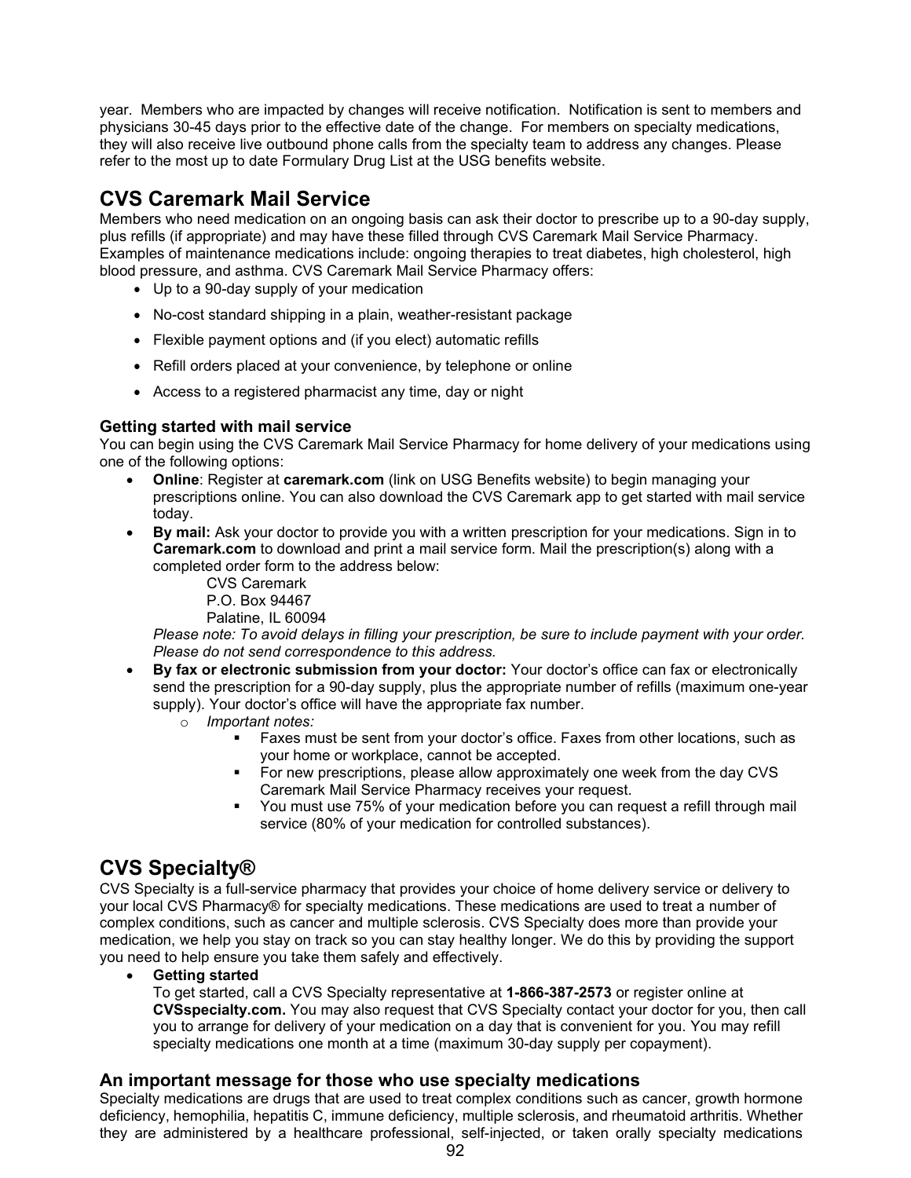year. Members who are impacted by changes will receive notification. Notification is sent to members and physicians 30-45 days prior to the effective date of the change. For members on specialty medications, they will also receive live outbound phone calls from the specialty team to address any changes. Please refer to the most up to date Formulary Drug List at the USG benefits website.

## CVS Caremark Mail Service

Members who need medication on an ongoing basis can ask their doctor to prescribe up to a 90-day supply, plus refills (if appropriate) and may have these filled through CVS Caremark Mail Service Pharmacy. Examples of maintenance medications include: ongoing therapies to treat diabetes, high cholesterol, high blood pressure, and asthma. CVS Caremark Mail Service Pharmacy offers:

- Up to a 90-day supply of your medication
- No-cost standard shipping in a plain, weather-resistant package
- Flexible payment options and (if you elect) automatic refills
- Refill orders placed at your convenience, by telephone or online
- Access to a registered pharmacist any time, day or night

### Getting started with mail service

You can begin using the CVS Caremark Mail Service Pharmacy for home delivery of your medications using one of the following options:

- **Online**: Register at **caremark.com** (link on USG Benefits website) to begin managing your prescriptions online. You can also download the CVS Caremark app to get started with mail service today.
- **By mail:** Ask your doctor to provide you with a written prescription for your medications. Sign in to **Caremark.com** to download and print a mail service form. Mail the prescription(s) along with a completed order form to the address below:

  CVS Caremark
  P.O. Box 94467
  Palatine, IL 60094

  *Please note: To avoid delays in filling your prescription, be sure to include payment with your order. Please do not send correspondence to this address.*
- **By fax or electronic submission from your doctor:** Your doctor's office can fax or electronically send the prescription for a 90-day supply, plus the appropriate number of refills (maximum one-year supply). Your doctor's office will have the appropriate fax number.
  - *Important notes:*
    - Faxes must be sent from your doctor's office. Faxes from other locations, such as your home or workplace, cannot be accepted.
    - For new prescriptions, please allow approximately one week from the day CVS Caremark Mail Service Pharmacy receives your request.
    - You must use 75% of your medication before you can request a refill through mail service (80% of your medication for controlled substances).

## CVS Specialty®

CVS Specialty is a full-service pharmacy that provides your choice of home delivery service or delivery to your local CVS Pharmacy® for specialty medications. These medications are used to treat a number of complex conditions, such as cancer and multiple sclerosis. CVS Specialty does more than provide your medication, we help you stay on track so you can stay healthy longer. We do this by providing the support you need to help ensure you take them safely and effectively.

- **Getting started**
  To get started, call a CVS Specialty representative at **1-866-387-2573** or register online at **CVSspecialty.com.** You may also request that CVS Specialty contact your doctor for you, then call you to arrange for delivery of your medication on a day that is convenient for you. You may refill specialty medications one month at a time (maximum 30-day supply per copayment).

### An important message for those who use specialty medications

Specialty medications are drugs that are used to treat complex conditions such as cancer, growth hormone deficiency, hemophilia, hepatitis C, immune deficiency, multiple sclerosis, and rheumatoid arthritis. Whether they are administered by a healthcare professional, self-injected, or taken orally specialty medications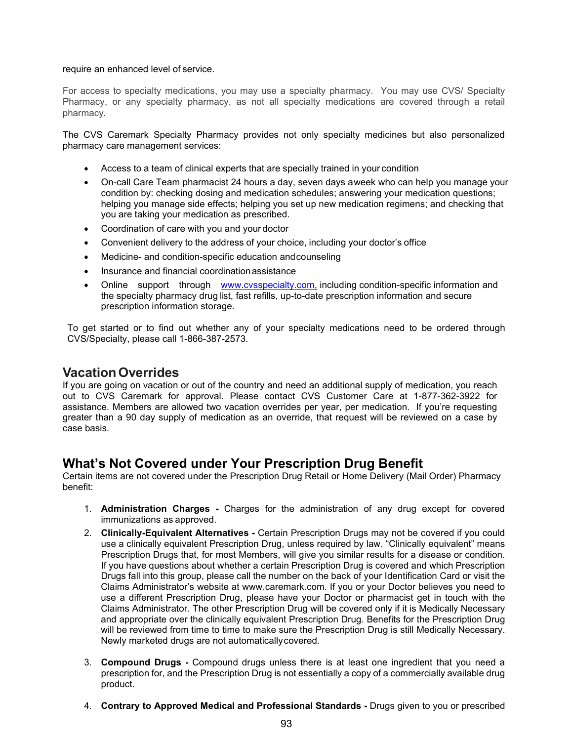require an enhanced level of service.

For access to specialty medications, you may use a specialty pharmacy. You may use CVS/ Specialty Pharmacy, or any specialty pharmacy, as not all specialty medications are covered through a retail pharmacy.

The CVS Caremark Specialty Pharmacy provides not only specialty medicines but also personalized pharmacy care management services:

- Access to a team of clinical experts that are specially trained in your condition
- On-call Care Team pharmacist 24 hours a day, seven days aweek who can help you manage your condition by: checking dosing and medication schedules; answering your medication questions; helping you manage side effects; helping you set up new medication regimens; and checking that you are taking your medication as prescribed.
- Coordination of care with you and your doctor
- Convenient delivery to the address of your choice, including your doctor's office
- Medicine- and condition-specific education andcounseling
- Insurance and financial coordinationassistance
- Online support through [www.cvsspecialty.com,](http://www.cvsspecialty.com) including condition-specific information and the specialty pharmacy druglist, fast refills, up-to-date prescription information and secure prescription information storage.

To get started or to find out whether any of your specialty medications need to be ordered through CVS/Specialty, please call 1-866-387-2573.

## Vacation Overrides

If you are going on vacation or out of the country and need an additional supply of medication, you reach out to CVS Caremark for approval. Please contact CVS Customer Care at 1-877-362-3922 for assistance. Members are allowed two vacation overrides per year, per medication. If you're requesting greater than a 90 day supply of medication as an override, that request will be reviewed on a case by case basis.

## What's Not Covered under Your Prescription Drug Benefit

Certain items are not covered under the Prescription Drug Retail or Home Delivery (Mail Order) Pharmacy benefit:

1. **Administration Charges -** Charges for the administration of any drug except for covered immunizations as approved.
2. **Clinically-Equivalent Alternatives -** Certain Prescription Drugs may not be covered if you could use a clinically equivalent Prescription Drug, unless required by law. "Clinically equivalent" means Prescription Drugs that, for most Members, will give you similar results for a disease or condition. If you have questions about whether a certain Prescription Drug is covered and which Prescription Drugs fall into this group, please call the number on the back of your Identification Card or visit the Claims Administrator's website at www.caremark.com. If you or your Doctor believes you need to use a different Prescription Drug, please have your Doctor or pharmacist get in touch with the Claims Administrator. The other Prescription Drug will be covered only if it is Medically Necessary and appropriate over the clinically equivalent Prescription Drug. Benefits for the Prescription Drug will be reviewed from time to time to make sure the Prescription Drug is still Medically Necessary. Newly marketed drugs are not automaticallycovered.
3. **Compound Drugs -** Compound drugs unless there is at least one ingredient that you need a prescription for, and the Prescription Drug is not essentially a copy of a commercially available drug product.
4. **Contrary to Approved Medical and Professional Standards -** Drugs given to you or prescribed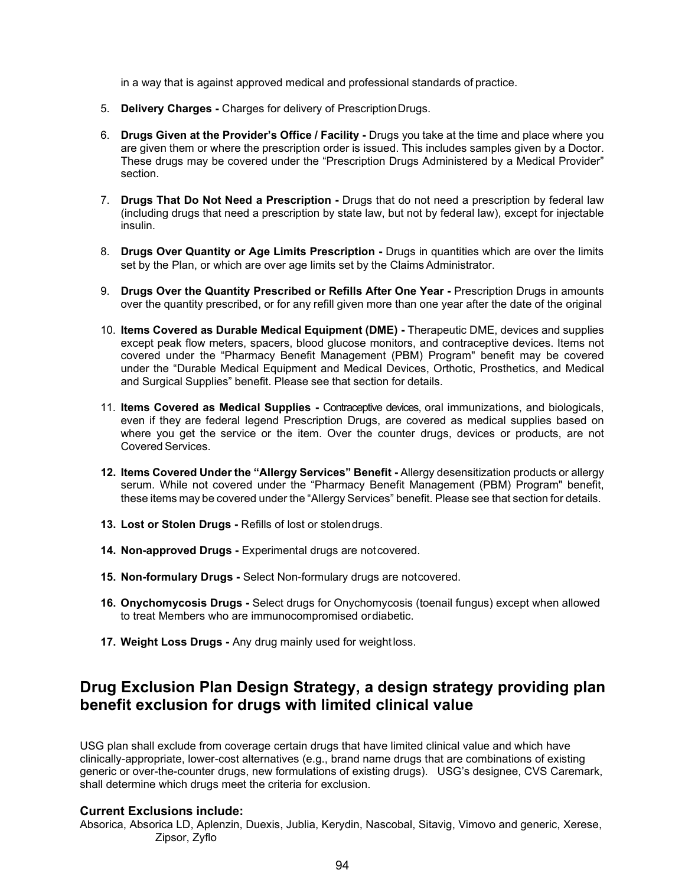in a way that is against approved medical and professional standards of practice.

5. **Delivery Charges -** Charges for delivery of Prescription Drugs.

6. **Drugs Given at the Provider's Office / Facility -** Drugs you take at the time and place where you are given them or where the prescription order is issued. This includes samples given by a Doctor. These drugs may be covered under the "Prescription Drugs Administered by a Medical Provider" section.

7. **Drugs That Do Not Need a Prescription -** Drugs that do not need a prescription by federal law (including drugs that need a prescription by state law, but not by federal law), except for injectable insulin.

8. **Drugs Over Quantity or Age Limits Prescription -** Drugs in quantities which are over the limits set by the Plan, or which are over age limits set by the Claims Administrator.

9. **Drugs Over the Quantity Prescribed or Refills After One Year -** Prescription Drugs in amounts over the quantity prescribed, or for any refill given more than one year after the date of the original

10. **Items Covered as Durable Medical Equipment (DME) -** Therapeutic DME, devices and supplies except peak flow meters, spacers, blood glucose monitors, and contraceptive devices. Items not covered under the "Pharmacy Benefit Management (PBM) Program" benefit may be covered under the "Durable Medical Equipment and Medical Devices, Orthotic, Prosthetics, and Medical and Surgical Supplies" benefit. Please see that section for details.

11. **Items Covered as Medical Supplies -** Contraceptive devices, oral immunizations, and biologicals, even if they are federal legend Prescription Drugs, are covered as medical supplies based on where you get the service or the item. Over the counter drugs, devices or products, are not Covered Services.

12. **Items Covered Under the "Allergy Services" Benefit -** Allergy desensitization products or allergy serum. While not covered under the "Pharmacy Benefit Management (PBM) Program" benefit, these items may be covered under the "Allergy Services" benefit. Please see that section for details.

13. **Lost or Stolen Drugs -** Refills of lost or stolen drugs.

14. **Non-approved Drugs -** Experimental drugs are not covered.

15. **Non-formulary Drugs -** Select Non-formulary drugs are not covered.

16. **Onychomycosis Drugs -** Select drugs for Onychomycosis (toenail fungus) except when allowed to treat Members who are immunocompromised or diabetic.

17. **Weight Loss Drugs -** Any drug mainly used for weight loss.

## Drug Exclusion Plan Design Strategy, a design strategy providing plan benefit exclusion for drugs with limited clinical value

USG plan shall exclude from coverage certain drugs that have limited clinical value and which have clinically-appropriate, lower-cost alternatives (e.g., brand name drugs that are combinations of existing generic or over-the-counter drugs, new formulations of existing drugs). USG's designee, CVS Caremark, shall determine which drugs meet the criteria for exclusion.

### Current Exclusions include:

Absorica, Absorica LD, Aplenzin, Duexis, Jublia, Kerydin, Nascobal, Sitavig, Vimovo and generic, Xerese, Zipsor, Zyflo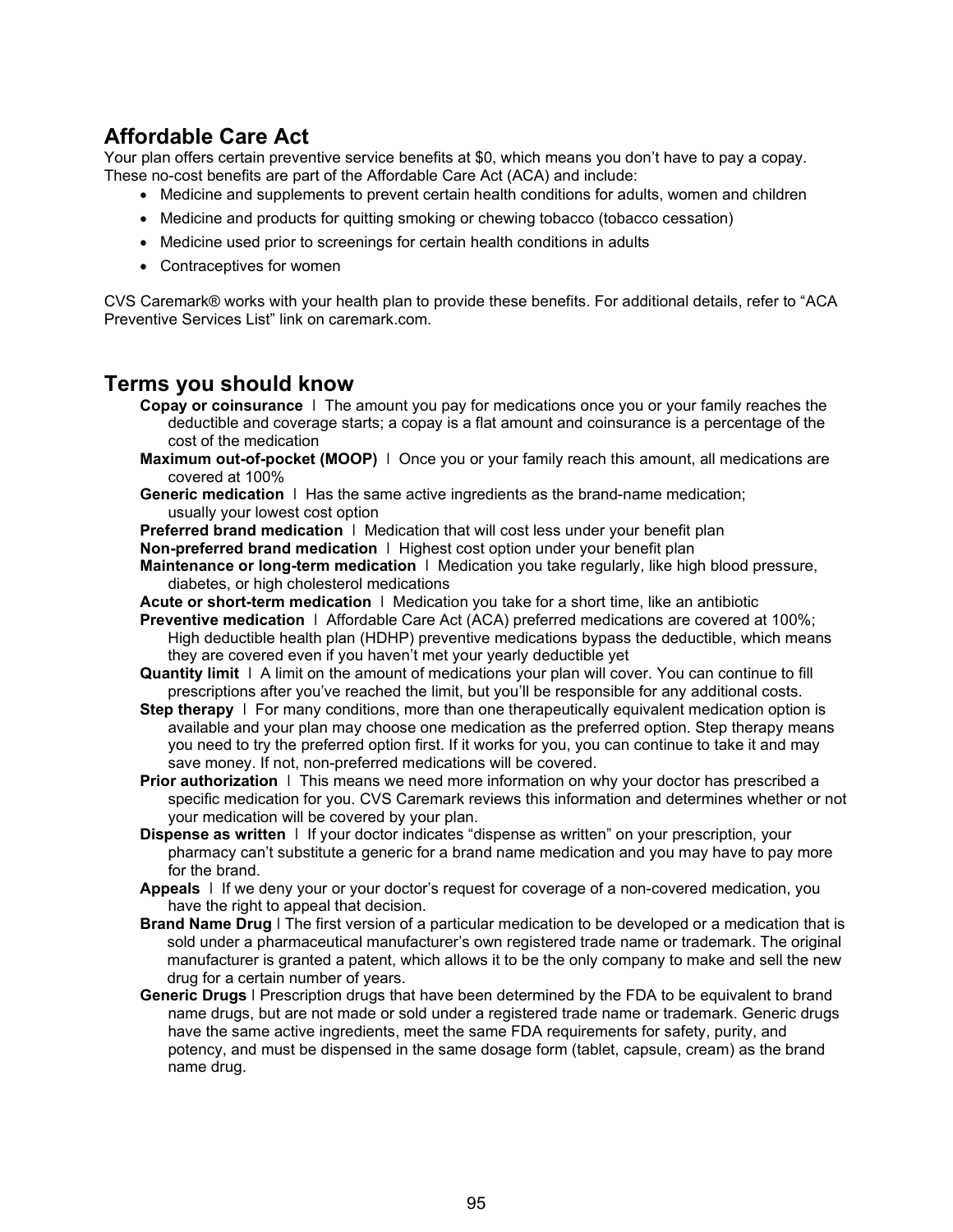## Affordable Care Act

Your plan offers certain preventive service benefits at $0, which means you don't have to pay a copay. These no-cost benefits are part of the Affordable Care Act (ACA) and include:

- Medicine and supplements to prevent certain health conditions for adults, women and children
- Medicine and products for quitting smoking or chewing tobacco (tobacco cessation)
- Medicine used prior to screenings for certain health conditions in adults
- Contraceptives for women

CVS Caremark® works with your health plan to provide these benefits. For additional details, refer to "ACA Preventive Services List" link on caremark.com.

## Terms you should know

**Copay or coinsurance** l The amount you pay for medications once you or your family reaches the deductible and coverage starts; a copay is a flat amount and coinsurance is a percentage of the cost of the medication

**Maximum out-of-pocket (MOOP)** l Once you or your family reach this amount, all medications are covered at 100%

**Generic medication** l Has the same active ingredients as the brand-name medication; usually your lowest cost option

**Preferred brand medication** l Medication that will cost less under your benefit plan

**Non-preferred brand medication** l Highest cost option under your benefit plan

**Maintenance or long-term medication** l Medication you take regularly, like high blood pressure, diabetes, or high cholesterol medications

**Acute or short-term medication** l Medication you take for a short time, like an antibiotic

**Preventive medication** l Affordable Care Act (ACA) preferred medications are covered at 100%; High deductible health plan (HDHP) preventive medications bypass the deductible, which means they are covered even if you haven't met your yearly deductible yet

**Quantity limit** l A limit on the amount of medications your plan will cover. You can continue to fill prescriptions after you've reached the limit, but you'll be responsible for any additional costs.

**Step therapy** l For many conditions, more than one therapeutically equivalent medication option is available and your plan may choose one medication as the preferred option. Step therapy means you need to try the preferred option first. If it works for you, you can continue to take it and may save money. If not, non-preferred medications will be covered.

**Prior authorization** l This means we need more information on why your doctor has prescribed a specific medication for you. CVS Caremark reviews this information and determines whether or not your medication will be covered by your plan.

**Dispense as written** l If your doctor indicates "dispense as written" on your prescription, your pharmacy can't substitute a generic for a brand name medication and you may have to pay more for the brand.

**Appeals** l If we deny your or your doctor's request for coverage of a non-covered medication, you have the right to appeal that decision.

**Brand Name Drug** l The first version of a particular medication to be developed or a medication that is sold under a pharmaceutical manufacturer's own registered trade name or trademark. The original manufacturer is granted a patent, which allows it to be the only company to make and sell the new drug for a certain number of years.

**Generic Drugs** l Prescription drugs that have been determined by the FDA to be equivalent to brand name drugs, but are not made or sold under a registered trade name or trademark. Generic drugs have the same active ingredients, meet the same FDA requirements for safety, purity, and potency, and must be dispensed in the same dosage form (tablet, capsule, cream) as the brand name drug.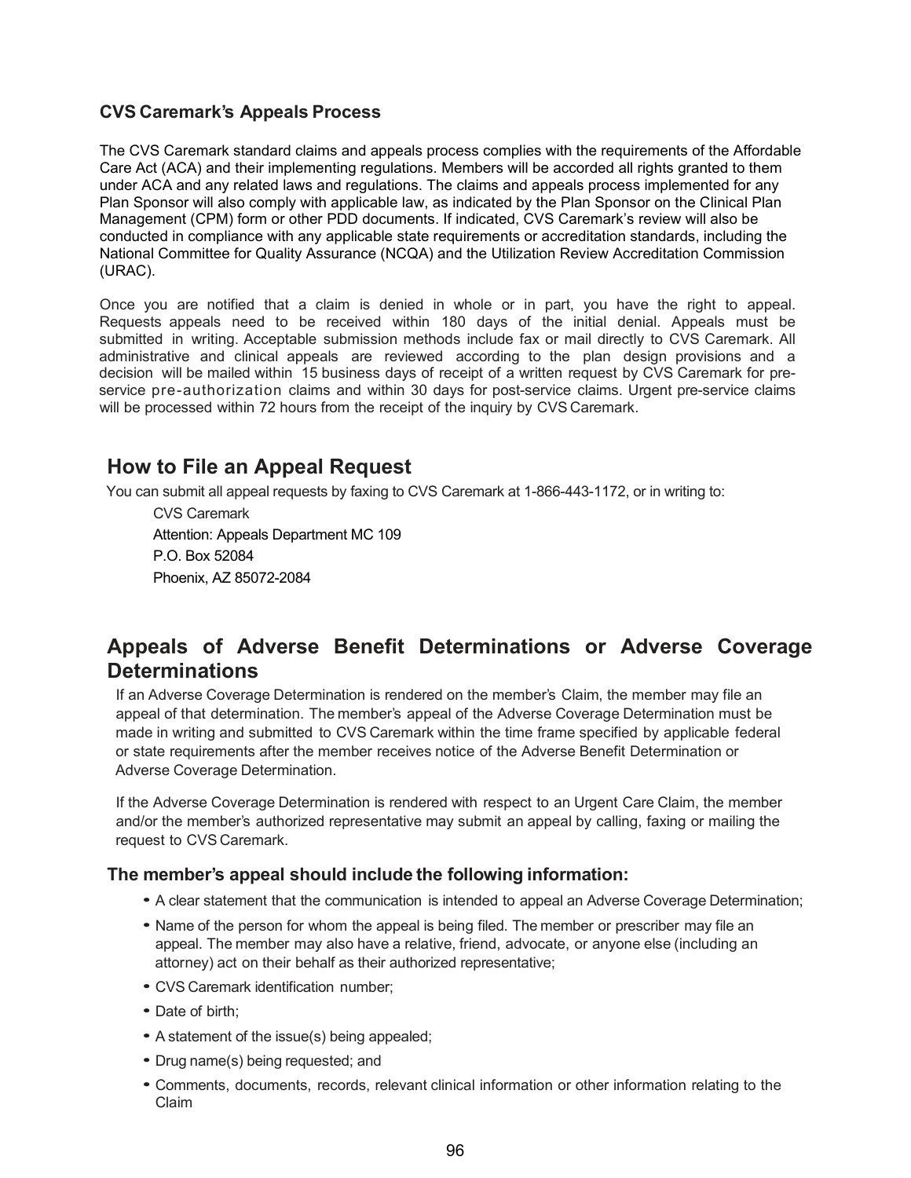### CVS Caremark's Appeals Process

The CVS Caremark standard claims and appeals process complies with the requirements of the Affordable Care Act (ACA) and their implementing regulations. Members will be accorded all rights granted to them under ACA and any related laws and regulations. The claims and appeals process implemented for any Plan Sponsor will also comply with applicable law, as indicated by the Plan Sponsor on the Clinical Plan Management (CPM) form or other PDD documents. If indicated, CVS Caremark's review will also be conducted in compliance with any applicable state requirements or accreditation standards, including the National Committee for Quality Assurance (NCQA) and the Utilization Review Accreditation Commission (URAC).

Once you are notified that a claim is denied in whole or in part, you have the right to appeal. Requests appeals need to be received within 180 days of the initial denial. Appeals must be submitted in writing. Acceptable submission methods include fax or mail directly to CVS Caremark. All administrative and clinical appeals are reviewed according to the plan design provisions and a decision will be mailed within 15 business days of receipt of a written request by CVS Caremark for pre-service pre-authorization claims and within 30 days for post-service claims. Urgent pre-service claims will be processed within 72 hours from the receipt of the inquiry by CVS Caremark.

## How to File an Appeal Request

You can submit all appeal requests by faxing to CVS Caremark at 1-866-443-1172, or in writing to:

CVS Caremark
Attention: Appeals Department MC 109
P.O. Box 52084
Phoenix, AZ 85072-2084

## Appeals of Adverse Benefit Determinations or Adverse Coverage Determinations

If an Adverse Coverage Determination is rendered on the member's Claim, the member may file an appeal of that determination. The member's appeal of the Adverse Coverage Determination must be made in writing and submitted to CVS Caremark within the time frame specified by applicable federal or state requirements after the member receives notice of the Adverse Benefit Determination or Adverse Coverage Determination.

If the Adverse Coverage Determination is rendered with respect to an Urgent Care Claim, the member and/or the member's authorized representative may submit an appeal by calling, faxing or mailing the request to CVS Caremark.

### The member's appeal should include the following information:

- A clear statement that the communication is intended to appeal an Adverse Coverage Determination;
- Name of the person for whom the appeal is being filed. The member or prescriber may file an appeal. The member may also have a relative, friend, advocate, or anyone else (including an attorney) act on their behalf as their authorized representative;
- CVS Caremark identification number;
- Date of birth;
- A statement of the issue(s) being appealed;
- Drug name(s) being requested; and
- Comments, documents, records, relevant clinical information or other information relating to the Claim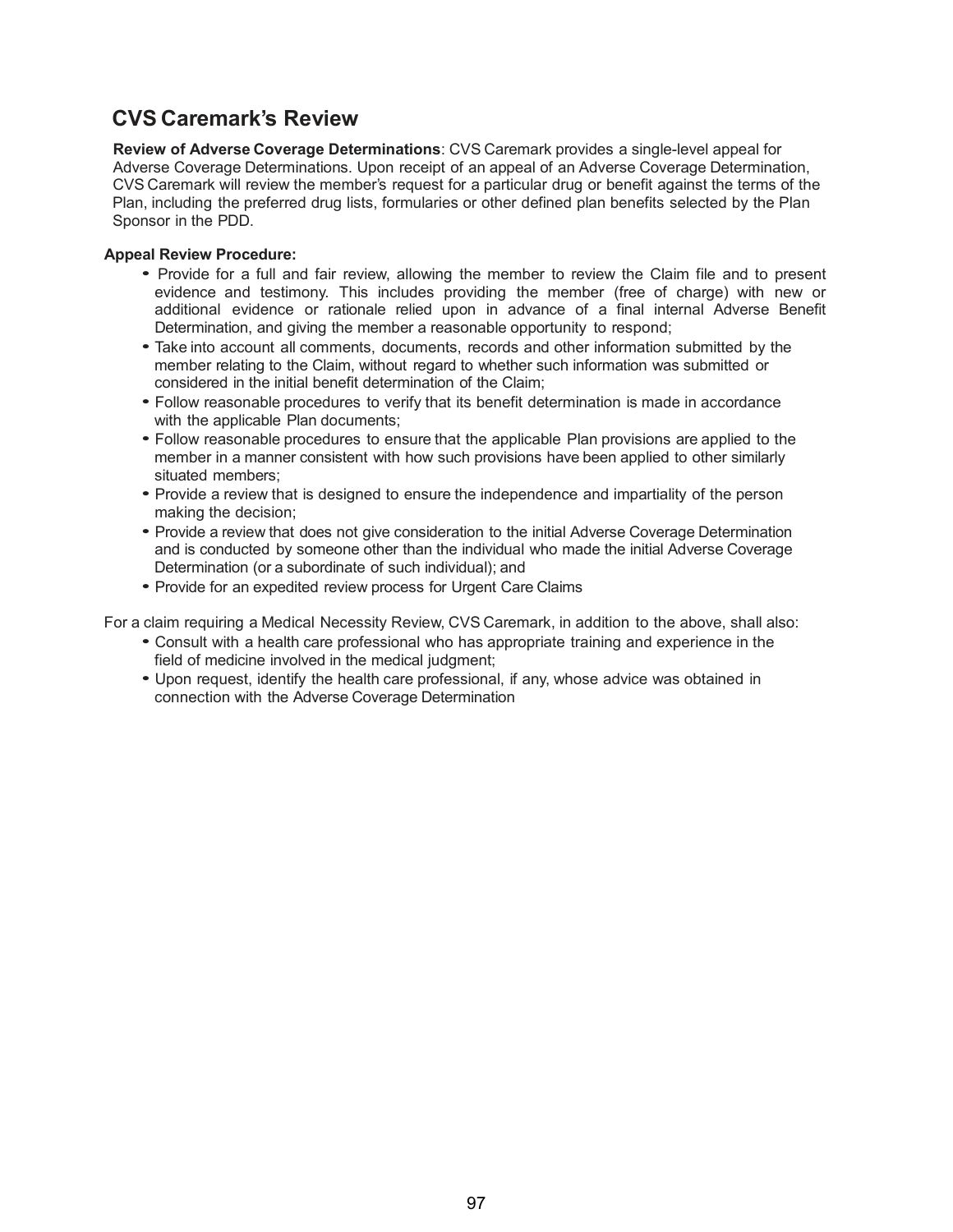## CVS Caremark's Review

**Review of Adverse Coverage Determinations**: CVS Caremark provides a single-level appeal for Adverse Coverage Determinations. Upon receipt of an appeal of an Adverse Coverage Determination, CVS Caremark will review the member's request for a particular drug or benefit against the terms of the Plan, including the preferred drug lists, formularies or other defined plan benefits selected by the Plan Sponsor in the PDD.

**Appeal Review Procedure:**

- Provide for a full and fair review, allowing the member to review the Claim file and to present evidence and testimony. This includes providing the member (free of charge) with new or additional evidence or rationale relied upon in advance of a final internal Adverse Benefit Determination, and giving the member a reasonable opportunity to respond;
- Take into account all comments, documents, records and other information submitted by the member relating to the Claim, without regard to whether such information was submitted or considered in the initial benefit determination of the Claim;
- Follow reasonable procedures to verify that its benefit determination is made in accordance with the applicable Plan documents;
- Follow reasonable procedures to ensure that the applicable Plan provisions are applied to the member in a manner consistent with how such provisions have been applied to other similarly situated members;
- Provide a review that is designed to ensure the independence and impartiality of the person making the decision;
- Provide a review that does not give consideration to the initial Adverse Coverage Determination and is conducted by someone other than the individual who made the initial Adverse Coverage Determination (or a subordinate of such individual); and
- Provide for an expedited review process for Urgent Care Claims

For a claim requiring a Medical Necessity Review, CVS Caremark, in addition to the above, shall also:

- Consult with a health care professional who has appropriate training and experience in the field of medicine involved in the medical judgment;
- Upon request, identify the health care professional, if any, whose advice was obtained in connection with the Adverse Coverage Determination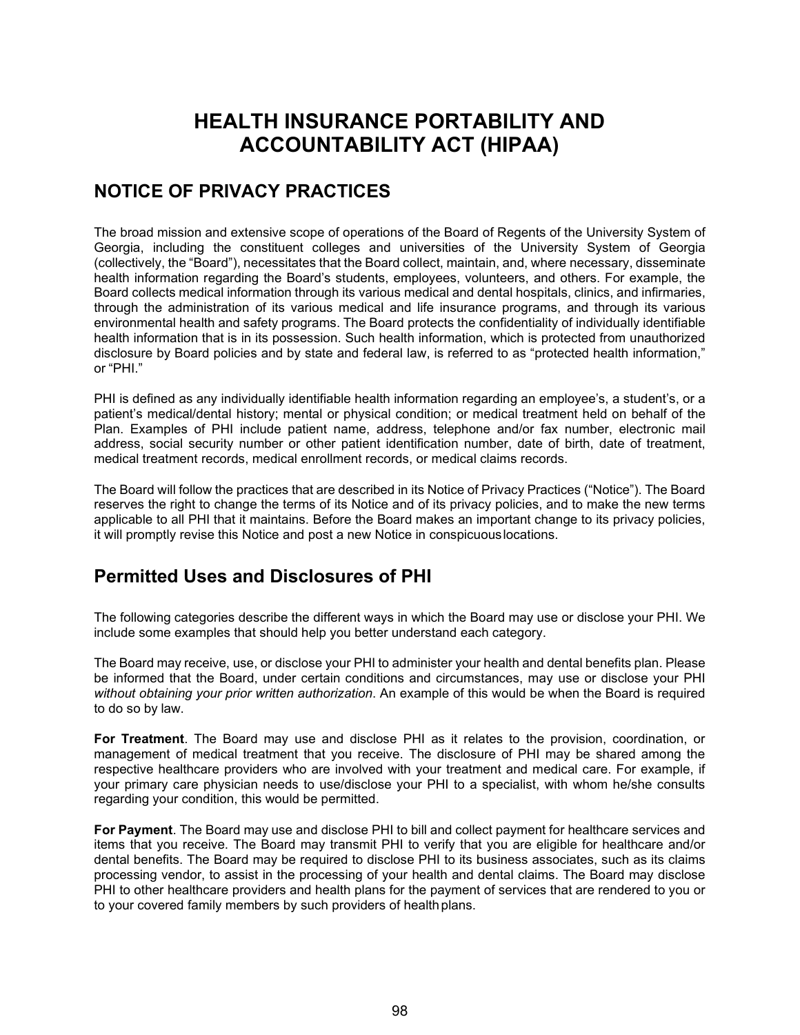# HEALTH INSURANCE PORTABILITY AND ACCOUNTABILITY ACT (HIPAA)

## NOTICE OF PRIVACY PRACTICES

The broad mission and extensive scope of operations of the Board of Regents of the University System of Georgia, including the constituent colleges and universities of the University System of Georgia (collectively, the "Board"), necessitates that the Board collect, maintain, and, where necessary, disseminate health information regarding the Board's students, employees, volunteers, and others. For example, the Board collects medical information through its various medical and dental hospitals, clinics, and infirmaries, through the administration of its various medical and life insurance programs, and through its various environmental health and safety programs. The Board protects the confidentiality of individually identifiable health information that is in its possession. Such health information, which is protected from unauthorized disclosure by Board policies and by state and federal law, is referred to as "protected health information," or "PHI."

PHI is defined as any individually identifiable health information regarding an employee's, a student's, or a patient's medical/dental history; mental or physical condition; or medical treatment held on behalf of the Plan. Examples of PHI include patient name, address, telephone and/or fax number, electronic mail address, social security number or other patient identification number, date of birth, date of treatment, medical treatment records, medical enrollment records, or medical claims records.

The Board will follow the practices that are described in its Notice of Privacy Practices ("Notice"). The Board reserves the right to change the terms of its Notice and of its privacy policies, and to make the new terms applicable to all PHI that it maintains. Before the Board makes an important change to its privacy policies, it will promptly revise this Notice and post a new Notice in conspicuous locations.

## Permitted Uses and Disclosures of PHI

The following categories describe the different ways in which the Board may use or disclose your PHI. We include some examples that should help you better understand each category.

The Board may receive, use, or disclose your PHI to administer your health and dental benefits plan. Please be informed that the Board, under certain conditions and circumstances, may use or disclose your PHI *without obtaining your prior written authorization*. An example of this would be when the Board is required to do so by law.

**For Treatment**. The Board may use and disclose PHI as it relates to the provision, coordination, or management of medical treatment that you receive. The disclosure of PHI may be shared among the respective healthcare providers who are involved with your treatment and medical care. For example, if your primary care physician needs to use/disclose your PHI to a specialist, with whom he/she consults regarding your condition, this would be permitted.

**For Payment**. The Board may use and disclose PHI to bill and collect payment for healthcare services and items that you receive. The Board may transmit PHI to verify that you are eligible for healthcare and/or dental benefits. The Board may be required to disclose PHI to its business associates, such as its claims processing vendor, to assist in the processing of your health and dental claims. The Board may disclose PHI to other healthcare providers and health plans for the payment of services that are rendered to you or to your covered family members by such providers of health plans.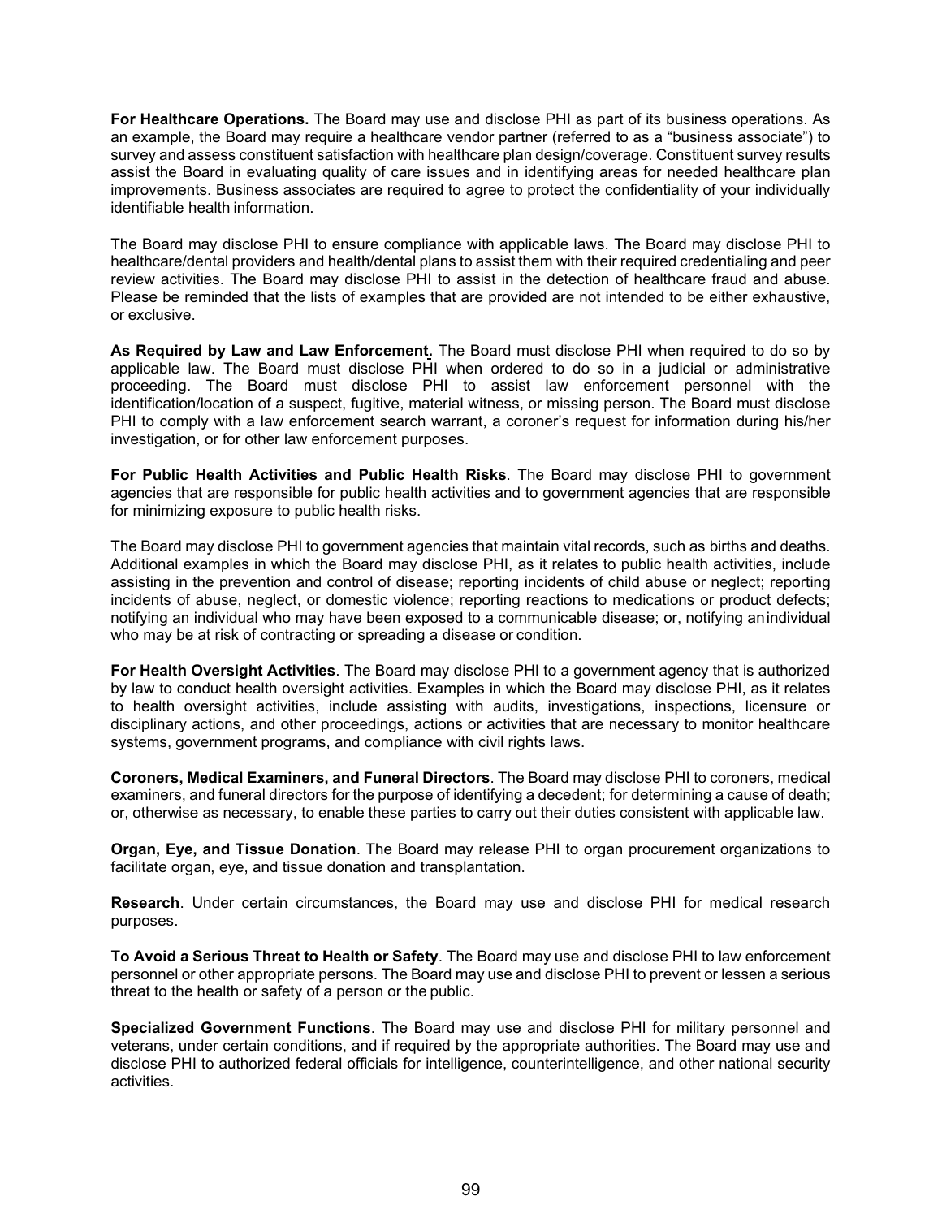**For Healthcare Operations.** The Board may use and disclose PHI as part of its business operations. As an example, the Board may require a healthcare vendor partner (referred to as a "business associate") to survey and assess constituent satisfaction with healthcare plan design/coverage. Constituent survey results assist the Board in evaluating quality of care issues and in identifying areas for needed healthcare plan improvements. Business associates are required to agree to protect the confidentiality of your individually identifiable health information.

The Board may disclose PHI to ensure compliance with applicable laws. The Board may disclose PHI to healthcare/dental providers and health/dental plans to assist them with their required credentialing and peer review activities. The Board may disclose PHI to assist in the detection of healthcare fraud and abuse. Please be reminded that the lists of examples that are provided are not intended to be either exhaustive, or exclusive.

**As Required by Law and Law Enforcement.** The Board must disclose PHI when required to do so by applicable law. The Board must disclose PHI when ordered to do so in a judicial or administrative proceeding. The Board must disclose PHI to assist law enforcement personnel with the identification/location of a suspect, fugitive, material witness, or missing person. The Board must disclose PHI to comply with a law enforcement search warrant, a coroner's request for information during his/her investigation, or for other law enforcement purposes.

**For Public Health Activities and Public Health Risks**. The Board may disclose PHI to government agencies that are responsible for public health activities and to government agencies that are responsible for minimizing exposure to public health risks.

The Board may disclose PHI to government agencies that maintain vital records, such as births and deaths. Additional examples in which the Board may disclose PHI, as it relates to public health activities, include assisting in the prevention and control of disease; reporting incidents of child abuse or neglect; reporting incidents of abuse, neglect, or domestic violence; reporting reactions to medications or product defects; notifying an individual who may have been exposed to a communicable disease; or, notifying an individual who may be at risk of contracting or spreading a disease or condition.

**For Health Oversight Activities**. The Board may disclose PHI to a government agency that is authorized by law to conduct health oversight activities. Examples in which the Board may disclose PHI, as it relates to health oversight activities, include assisting with audits, investigations, inspections, licensure or disciplinary actions, and other proceedings, actions or activities that are necessary to monitor healthcare systems, government programs, and compliance with civil rights laws.

**Coroners, Medical Examiners, and Funeral Directors**. The Board may disclose PHI to coroners, medical examiners, and funeral directors for the purpose of identifying a decedent; for determining a cause of death; or, otherwise as necessary, to enable these parties to carry out their duties consistent with applicable law.

**Organ, Eye, and Tissue Donation**. The Board may release PHI to organ procurement organizations to facilitate organ, eye, and tissue donation and transplantation.

**Research**. Under certain circumstances, the Board may use and disclose PHI for medical research purposes.

**To Avoid a Serious Threat to Health or Safety**. The Board may use and disclose PHI to law enforcement personnel or other appropriate persons. The Board may use and disclose PHI to prevent or lessen a serious threat to the health or safety of a person or the public.

**Specialized Government Functions**. The Board may use and disclose PHI for military personnel and veterans, under certain conditions, and if required by the appropriate authorities. The Board may use and disclose PHI to authorized federal officials for intelligence, counterintelligence, and other national security activities.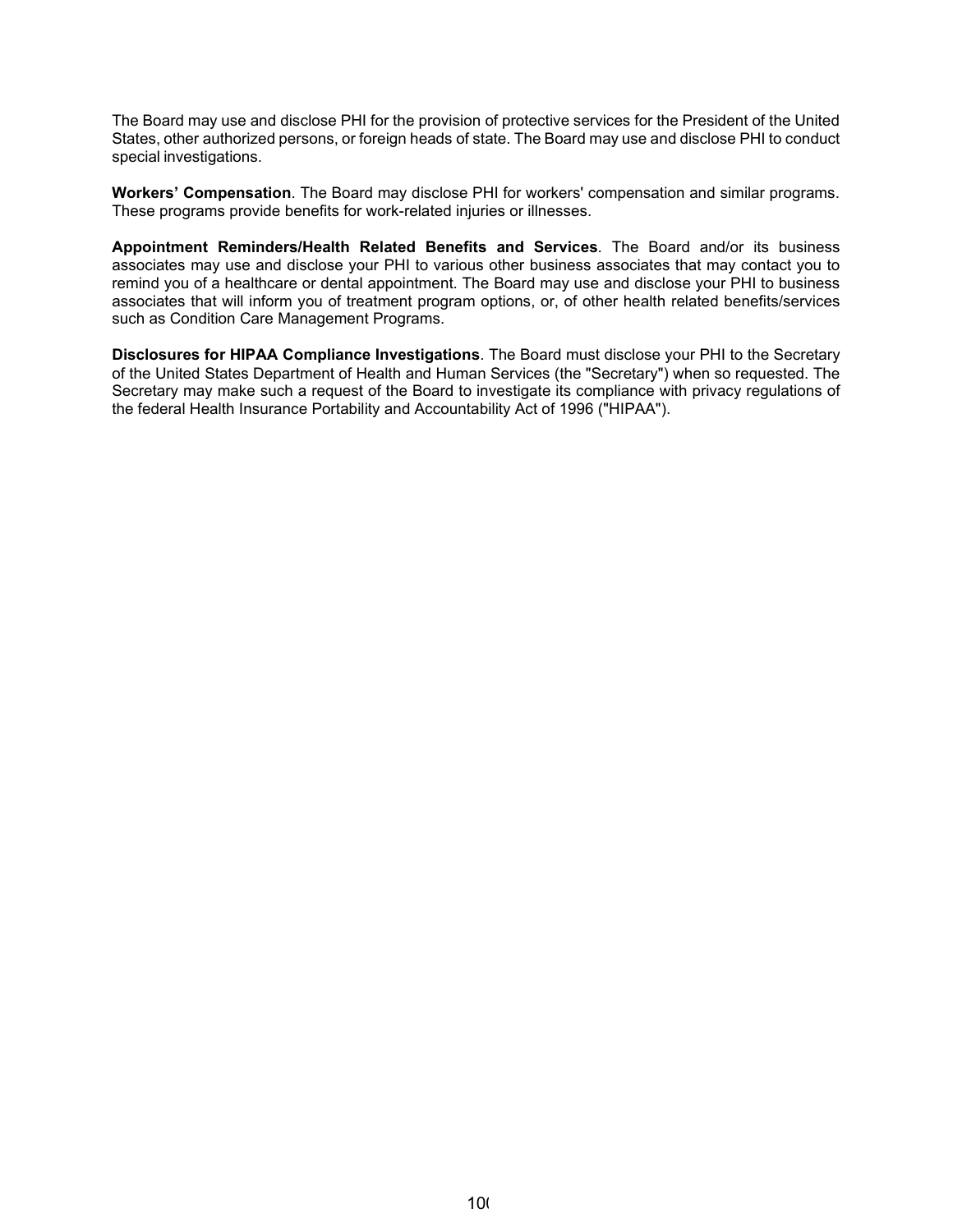The Board may use and disclose PHI for the provision of protective services for the President of the United States, other authorized persons, or foreign heads of state. The Board may use and disclose PHI to conduct special investigations.

**Workers' Compensation**. The Board may disclose PHI for workers' compensation and similar programs. These programs provide benefits for work-related injuries or illnesses.

**Appointment Reminders/Health Related Benefits and Services**. The Board and/or its business associates may use and disclose your PHI to various other business associates that may contact you to remind you of a healthcare or dental appointment. The Board may use and disclose your PHI to business associates that will inform you of treatment program options, or, of other health related benefits/services such as Condition Care Management Programs.

**Disclosures for HIPAA Compliance Investigations**. The Board must disclose your PHI to the Secretary of the United States Department of Health and Human Services (the "Secretary") when so requested. The Secretary may make such a request of the Board to investigate its compliance with privacy regulations of the federal Health Insurance Portability and Accountability Act of 1996 ("HIPAA").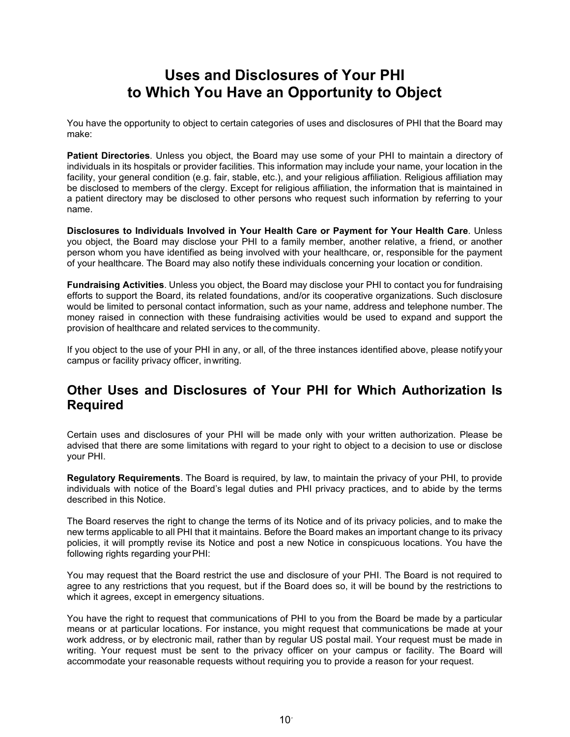# Uses and Disclosures of Your PHI to Which You Have an Opportunity to Object

You have the opportunity to object to certain categories of uses and disclosures of PHI that the Board may make:

**Patient Directories**. Unless you object, the Board may use some of your PHI to maintain a directory of individuals in its hospitals or provider facilities. This information may include your name, your location in the facility, your general condition (e.g. fair, stable, etc.), and your religious affiliation. Religious affiliation may be disclosed to members of the clergy. Except for religious affiliation, the information that is maintained in a patient directory may be disclosed to other persons who request such information by referring to your name.

**Disclosures to Individuals Involved in Your Health Care or Payment for Your Health Care**. Unless you object, the Board may disclose your PHI to a family member, another relative, a friend, or another person whom you have identified as being involved with your healthcare, or, responsible for the payment of your healthcare. The Board may also notify these individuals concerning your location or condition.

**Fundraising Activities**. Unless you object, the Board may disclose your PHI to contact you for fundraising efforts to support the Board, its related foundations, and/or its cooperative organizations. Such disclosure would be limited to personal contact information, such as your name, address and telephone number. The money raised in connection with these fundraising activities would be used to expand and support the provision of healthcare and related services to the community.

If you object to the use of your PHI in any, or all, of the three instances identified above, please notify your campus or facility privacy officer, in writing.

## Other Uses and Disclosures of Your PHI for Which Authorization Is Required

Certain uses and disclosures of your PHI will be made only with your written authorization. Please be advised that there are some limitations with regard to your right to object to a decision to use or disclose your PHI.

**Regulatory Requirements**. The Board is required, by law, to maintain the privacy of your PHI, to provide individuals with notice of the Board's legal duties and PHI privacy practices, and to abide by the terms described in this Notice.

The Board reserves the right to change the terms of its Notice and of its privacy policies, and to make the new terms applicable to all PHI that it maintains. Before the Board makes an important change to its privacy policies, it will promptly revise its Notice and post a new Notice in conspicuous locations. You have the following rights regarding your PHI:

You may request that the Board restrict the use and disclosure of your PHI. The Board is not required to agree to any restrictions that you request, but if the Board does so, it will be bound by the restrictions to which it agrees, except in emergency situations.

You have the right to request that communications of PHI to you from the Board be made by a particular means or at particular locations. For instance, you might request that communications be made at your work address, or by electronic mail, rather than by regular US postal mail. Your request must be made in writing. Your request must be sent to the privacy officer on your campus or facility. The Board will accommodate your reasonable requests without requiring you to provide a reason for your request.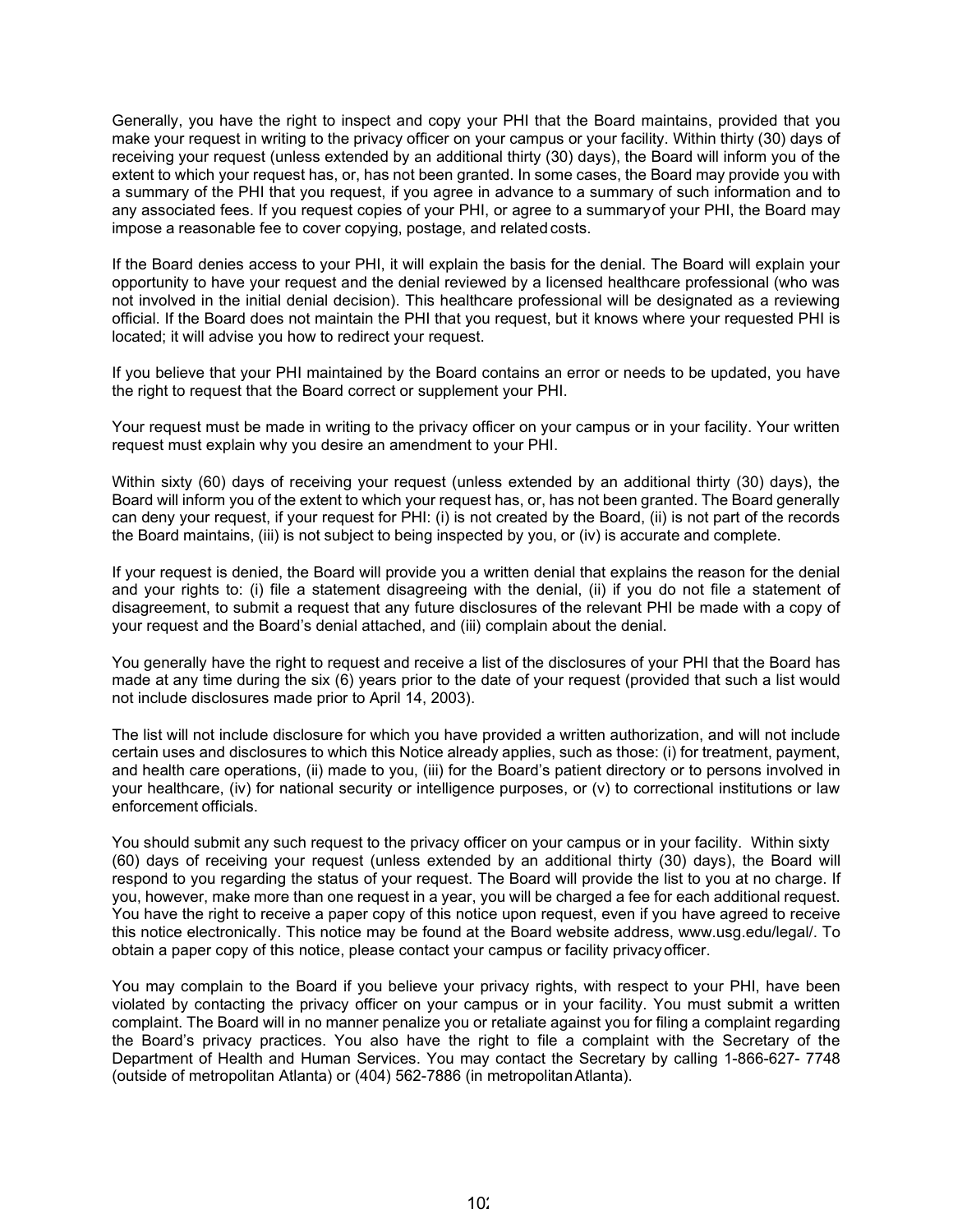Generally, you have the right to inspect and copy your PHI that the Board maintains, provided that you make your request in writing to the privacy officer on your campus or your facility. Within thirty (30) days of receiving your request (unless extended by an additional thirty (30) days), the Board will inform you of the extent to which your request has, or, has not been granted. In some cases, the Board may provide you with a summary of the PHI that you request, if you agree in advance to a summary of such information and to any associated fees. If you request copies of your PHI, or agree to a summary of your PHI, the Board may impose a reasonable fee to cover copying, postage, and related costs.

If the Board denies access to your PHI, it will explain the basis for the denial. The Board will explain your opportunity to have your request and the denial reviewed by a licensed healthcare professional (who was not involved in the initial denial decision). This healthcare professional will be designated as a reviewing official. If the Board does not maintain the PHI that you request, but it knows where your requested PHI is located; it will advise you how to redirect your request.

If you believe that your PHI maintained by the Board contains an error or needs to be updated, you have the right to request that the Board correct or supplement your PHI.

Your request must be made in writing to the privacy officer on your campus or in your facility. Your written request must explain why you desire an amendment to your PHI.

Within sixty (60) days of receiving your request (unless extended by an additional thirty (30) days), the Board will inform you of the extent to which your request has, or, has not been granted. The Board generally can deny your request, if your request for PHI: (i) is not created by the Board, (ii) is not part of the records the Board maintains, (iii) is not subject to being inspected by you, or (iv) is accurate and complete.

If your request is denied, the Board will provide you a written denial that explains the reason for the denial and your rights to: (i) file a statement disagreeing with the denial, (ii) if you do not file a statement of disagreement, to submit a request that any future disclosures of the relevant PHI be made with a copy of your request and the Board's denial attached, and (iii) complain about the denial.

You generally have the right to request and receive a list of the disclosures of your PHI that the Board has made at any time during the six (6) years prior to the date of your request (provided that such a list would not include disclosures made prior to April 14, 2003).

The list will not include disclosure for which you have provided a written authorization, and will not include certain uses and disclosures to which this Notice already applies, such as those: (i) for treatment, payment, and health care operations, (ii) made to you, (iii) for the Board's patient directory or to persons involved in your healthcare, (iv) for national security or intelligence purposes, or (v) to correctional institutions or law enforcement officials.

You should submit any such request to the privacy officer on your campus or in your facility. Within sixty (60) days of receiving your request (unless extended by an additional thirty (30) days), the Board will respond to you regarding the status of your request. The Board will provide the list to you at no charge. If you, however, make more than one request in a year, you will be charged a fee for each additional request. You have the right to receive a paper copy of this notice upon request, even if you have agreed to receive this notice electronically. This notice may be found at the Board website address, www.usg.edu/legal/. To obtain a paper copy of this notice, please contact your campus or facility privacy officer.

You may complain to the Board if you believe your privacy rights, with respect to your PHI, have been violated by contacting the privacy officer on your campus or in your facility. You must submit a written complaint. The Board will in no manner penalize you or retaliate against you for filing a complaint regarding the Board's privacy practices. You also have the right to file a complaint with the Secretary of the Department of Health and Human Services. You may contact the Secretary by calling 1-866-627- 7748 (outside of metropolitan Atlanta) or (404) 562-7886 (in metropolitan Atlanta).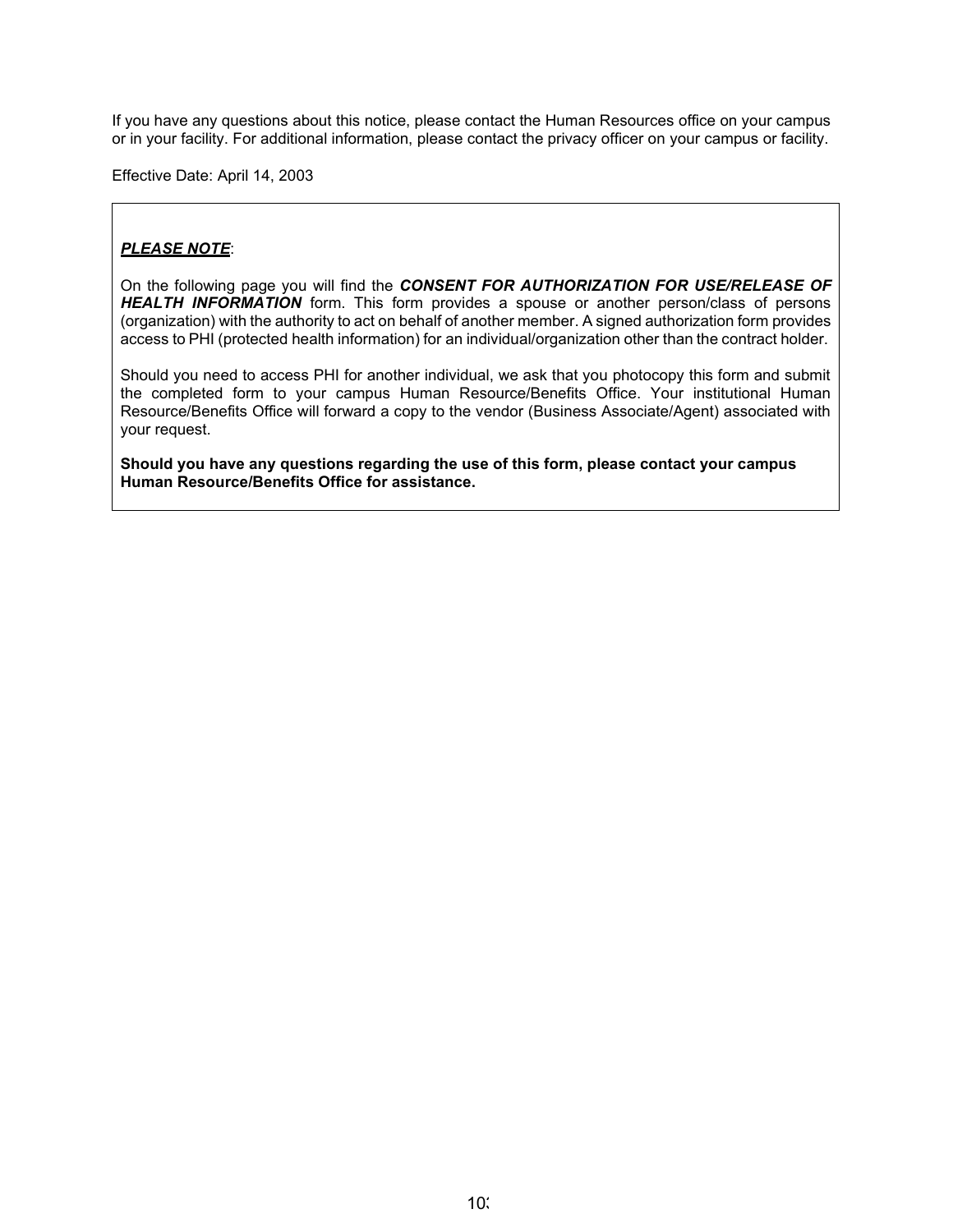If you have any questions about this notice, please contact the Human Resources office on your campus or in your facility. For additional information, please contact the privacy officer on your campus or facility.

Effective Date: April 14, 2003

***PLEASE NOTE***:

On the following page you will find the ***CONSENT FOR AUTHORIZATION FOR USE/RELEASE OF HEALTH INFORMATION*** form. This form provides a spouse or another person/class of persons (organization) with the authority to act on behalf of another member. A signed authorization form provides access to PHI (protected health information) for an individual/organization other than the contract holder.

Should you need to access PHI for another individual, we ask that you photocopy this form and submit the completed form to your campus Human Resource/Benefits Office. Your institutional Human Resource/Benefits Office will forward a copy to the vendor (Business Associate/Agent) associated with your request.

**Should you have any questions regarding the use of this form, please contact your campus Human Resource/Benefits Office for assistance.**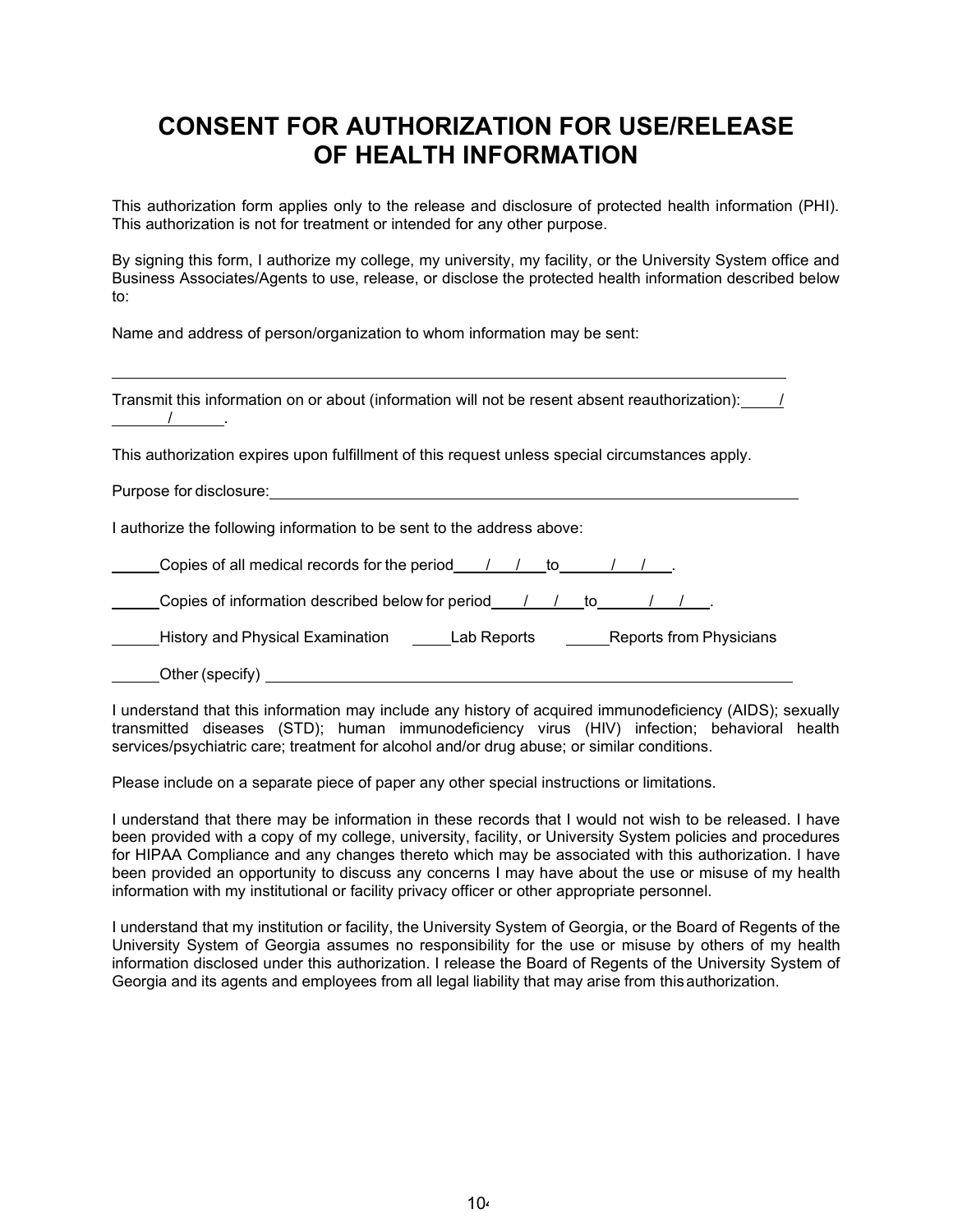# CONSENT FOR AUTHORIZATION FOR USE/RELEASE OF HEALTH INFORMATION

This authorization form applies only to the release and disclosure of protected health information (PHI). This authorization is not for treatment or intended for any other purpose.

By signing this form, I authorize my college, my university, my facility, or the University System office and Business Associates/Agents to use, release, or disclose the protected health information described below to:

Name and address of person/organization to whom information may be sent:

_______________________________________________________________________________

Transmit this information on or about (information will not be resent absent reauthorization): ____/ ______/______.

This authorization expires upon fulfillment of this request unless special circumstances apply.

Purpose for disclosure: _______________________________________________________________

I authorize the following information to be sent to the address above:

_____Copies of all medical records for the period ___/___/___to______/___/___.

_____Copies of information described below for period ___/___/___to______/___/___.

_____History and Physical Examination     _____Lab Reports     _____Reports from Physicians

_____Other (specify) _______________________________________________________________

I understand that this information may include any history of acquired immunodeficiency (AIDS); sexually transmitted diseases (STD); human immunodeficiency virus (HIV) infection; behavioral health services/psychiatric care; treatment for alcohol and/or drug abuse; or similar conditions.

Please include on a separate piece of paper any other special instructions or limitations.

I understand that there may be information in these records that I would not wish to be released. I have been provided with a copy of my college, university, facility, or University System policies and procedures for HIPAA Compliance and any changes thereto which may be associated with this authorization. I have been provided an opportunity to discuss any concerns I may have about the use or misuse of my health information with my institutional or facility privacy officer or other appropriate personnel.

I understand that my institution or facility, the University System of Georgia, or the Board of Regents of the University System of Georgia assumes no responsibility for the use or misuse by others of my health information disclosed under this authorization. I release the Board of Regents of the University System of Georgia and its agents and employees from all legal liability that may arise from this authorization.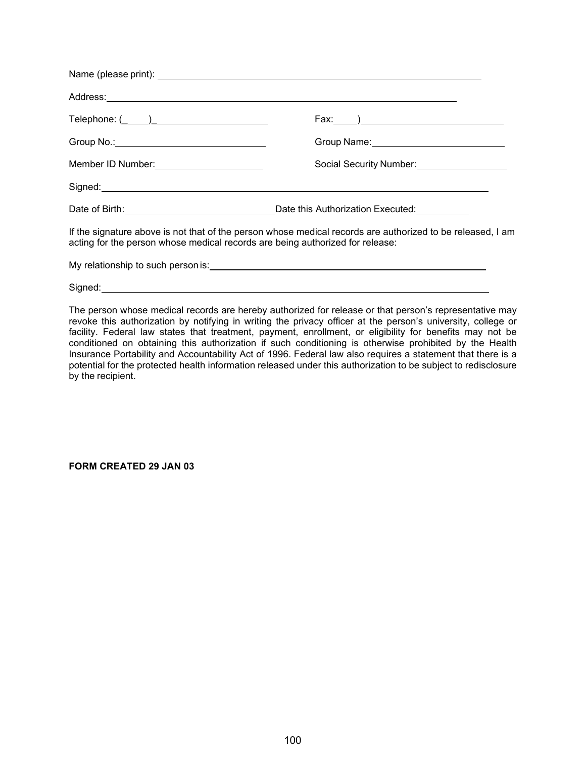Name (please print): ____________________________________________

Address: ____________________________________________

Telephone: (_____)_______________________ Fax:_____)____________________________

Group No.: ____________________________ Group Name: __________________________

Member ID Number: ____________________ Social Security Number: __________________

Signed: ____________________________________________

Date of Birth: ____________________________ Date this Authorization Executed: __________

If the signature above is not that of the person whose medical records are authorized to be released, I am acting for the person whose medical records are being authorized for release:

My relationship to such person is: ____________________________________________

Signed: ____________________________________________

The person whose medical records are hereby authorized for release or that person's representative may revoke this authorization by notifying in writing the privacy officer at the person's university, college or facility. Federal law states that treatment, payment, enrollment, or eligibility for benefits may not be conditioned on obtaining this authorization if such conditioning is otherwise prohibited by the Health Insurance Portability and Accountability Act of 1996. Federal law also requires a statement that there is a potential for the protected health information released under this authorization to be subject to redisclosure by the recipient.

**FORM CREATED 29 JAN 03**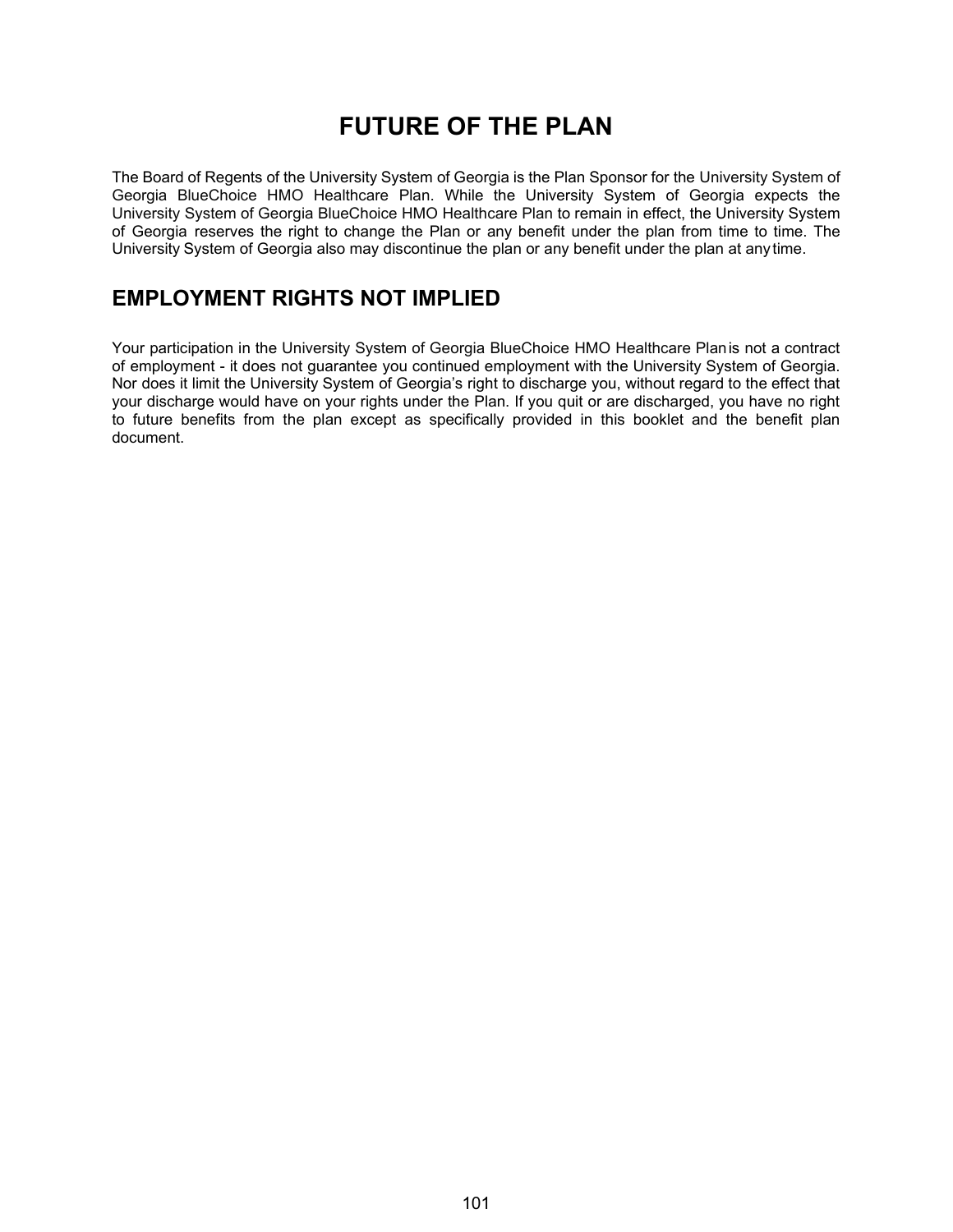# FUTURE OF THE PLAN

The Board of Regents of the University System of Georgia is the Plan Sponsor for the University System of Georgia BlueChoice HMO Healthcare Plan. While the University System of Georgia expects the University System of Georgia BlueChoice HMO Healthcare Plan to remain in effect, the University System of Georgia reserves the right to change the Plan or any benefit under the plan from time to time. The University System of Georgia also may discontinue the plan or any benefit under the plan at any time.

## EMPLOYMENT RIGHTS NOT IMPLIED

Your participation in the University System of Georgia BlueChoice HMO Healthcare Plan is not a contract of employment - it does not guarantee you continued employment with the University System of Georgia. Nor does it limit the University System of Georgia's right to discharge you, without regard to the effect that your discharge would have on your rights under the Plan. If you quit or are discharged, you have no right to future benefits from the plan except as specifically provided in this booklet and the benefit plan document.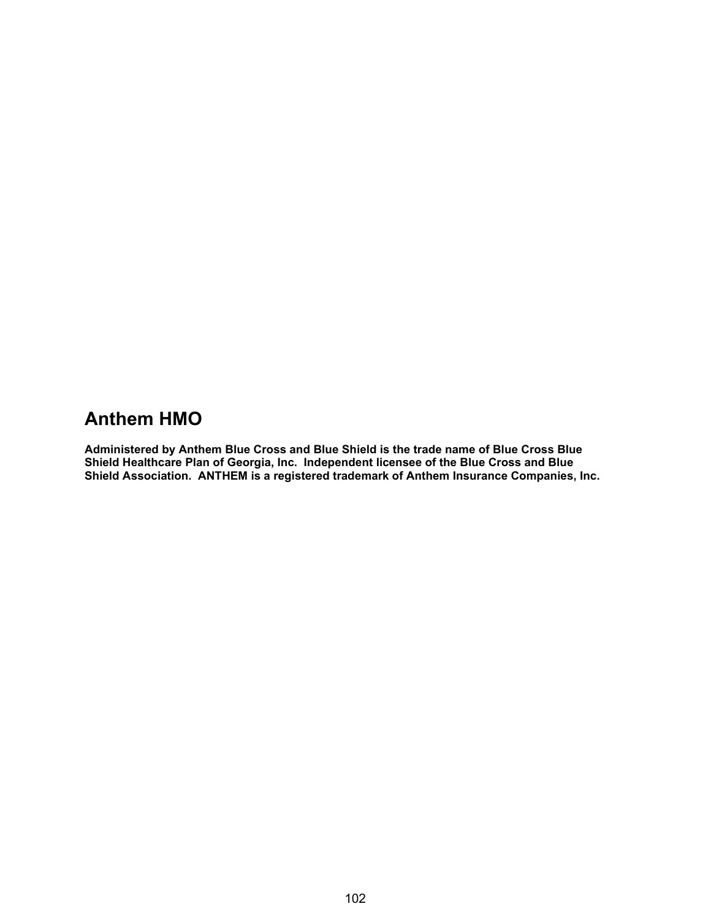## Anthem HMO

**Administered by Anthem Blue Cross and Blue Shield is the trade name of Blue Cross Blue Shield Healthcare Plan of Georgia, Inc. Independent licensee of the Blue Cross and Blue Shield Association. ANTHEM is a registered trademark of Anthem Insurance Companies, Inc.**